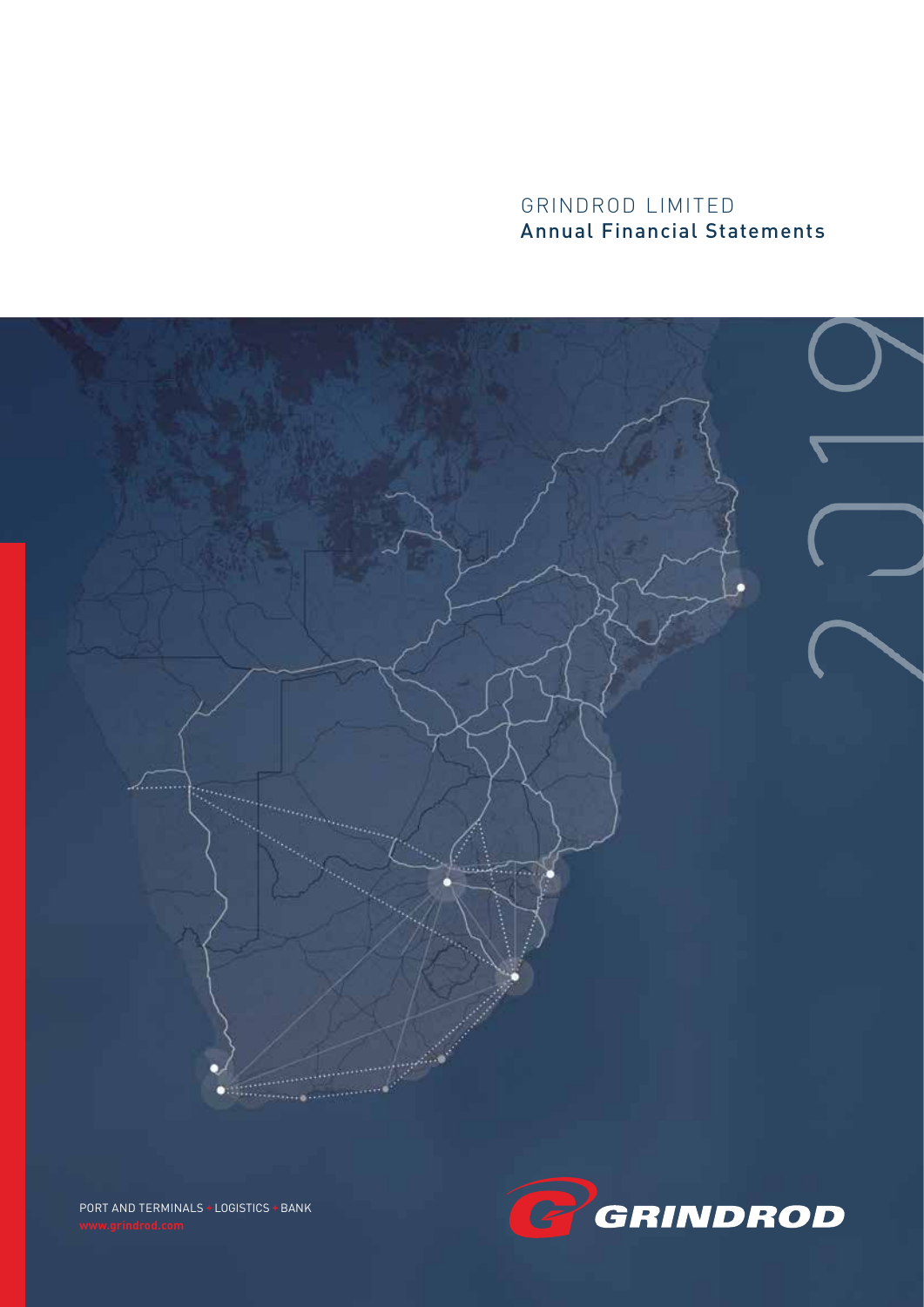GRINDROD LIMITED

# Annual Financial Statements

2019

PORT AND TERMINALS • LOGISTICS • BANK

www.grindrod.com

GRINDROD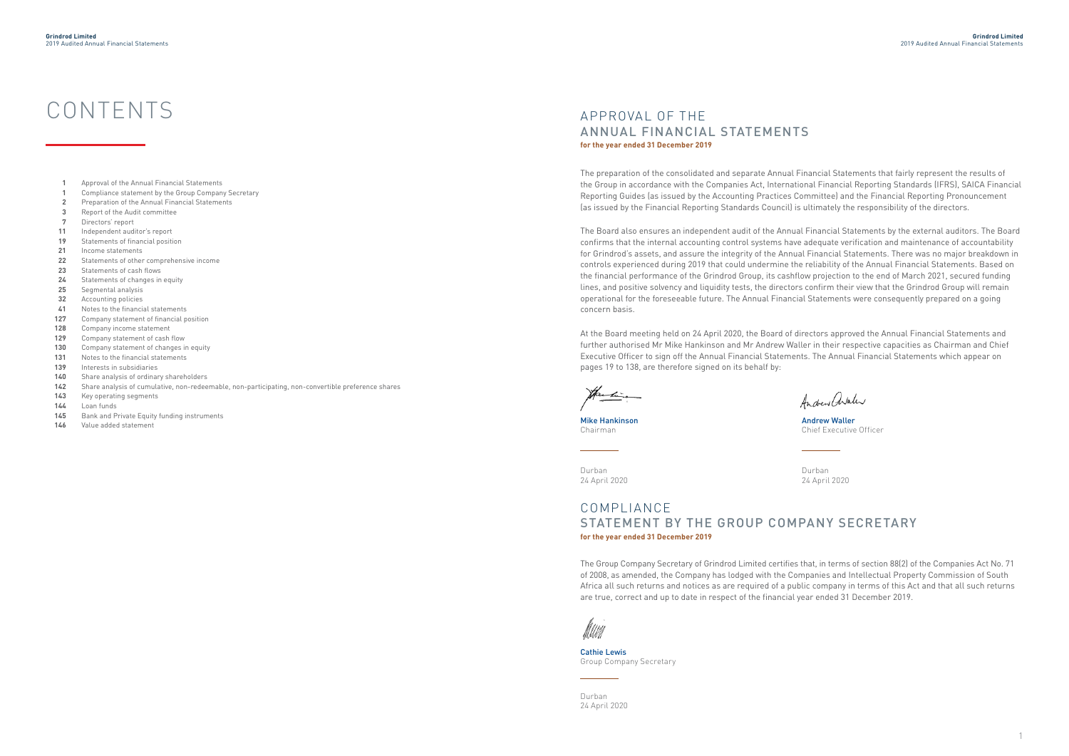# CONTENTS

| Page | Section |
|---|---|
| 1 | Approval of the Annual Financial Statements |
| 1 | Compliance statement by the Group Company Secretary |
| 2 | Preparation of the Annual Financial Statements |
| 3 | Report of the Audit committee |
| 7 | Directors' report |
| 11 | Independent auditor's report |
| 19 | Statements of financial position |
| 21 | Income statements |
| 22 | Statements of other comprehensive income |
| 23 | Statements of cash flows |
| 24 | Statements of changes in equity |
| 25 | Segmental analysis |
| 32 | Accounting policies |
| 41 | Notes to the financial statements |
| 127 | Company statement of financial position |
| 128 | Company income statement |
| 129 | Company statement of cash flow |
| 130 | Company statement of changes in equity |
| 131 | Notes to the financial statements |
| 139 | Interests in subsidiaries |
| 140 | Share analysis of ordinary shareholders |
| 142 | Share analysis of cumulative, non-redeemable, non-participating, non-convertible preference shares |
| 143 | Key operating segments |
| 144 | Loan funds |
| 145 | Bank and Private Equity funding instruments |
| 146 | Value added statement |

# APPROVAL OF THE ANNUAL FINANCIAL STATEMENTS

**for the year ended 31 December 2019**

The preparation of the consolidated and separate Annual Financial Statements that fairly represent the results of the Group in accordance with the Companies Act, International Financial Reporting Standards (IFRS), SAICA Financial Reporting Guides (as issued by the Accounting Practices Committee) and the Financial Reporting Pronouncement (as issued by the Financial Reporting Standards Council) is ultimately the responsibility of the directors.

The Board also ensures an independent audit of the Annual Financial Statements by the external auditors. The Board confirms that the internal accounting control systems have adequate verification and maintenance of accountability for Grindrod's assets, and assure the integrity of the Annual Financial Statements. There was no major breakdown in controls experienced during 2019 that could undermine the reliability of the Annual Financial Statements. Based on the financial performance of the Grindrod Group, its cashflow projection to the end of March 2021, secured funding lines, and positive solvency and liquidity tests, the directors confirm their view that the Grindrod Group will remain operational for the foreseeable future. The Annual Financial Statements were consequently prepared on a going concern basis.

At the Board meeting held on 24 April 2020, the Board of directors approved the Annual Financial Statements and further authorised Mr Mike Hankinson and Mr Andrew Waller in their respective capacities as Chairman and Chief Executive Officer to sign off the Annual Financial Statements. The Annual Financial Statements which appear on pages 19 to 138, are therefore signed on its behalf by:

**Mike Hankinson**
Chairman

Durban
24 April 2020

**Andrew Waller**
Chief Executive Officer

Durban
24 April 2020

# COMPLIANCE STATEMENT BY THE GROUP COMPANY SECRETARY

**for the year ended 31 December 2019**

The Group Company Secretary of Grindrod Limited certifies that, in terms of section 88(2) of the Companies Act No. 71 of 2008, as amended, the Company has lodged with the Companies and Intellectual Property Commission of South Africa all such returns and notices as are required of a public company in terms of this Act and that all such returns are true, correct and up to date in respect of the financial year ended 31 December 2019.

**Cathie Lewis**
Group Company Secretary

Durban
24 April 2020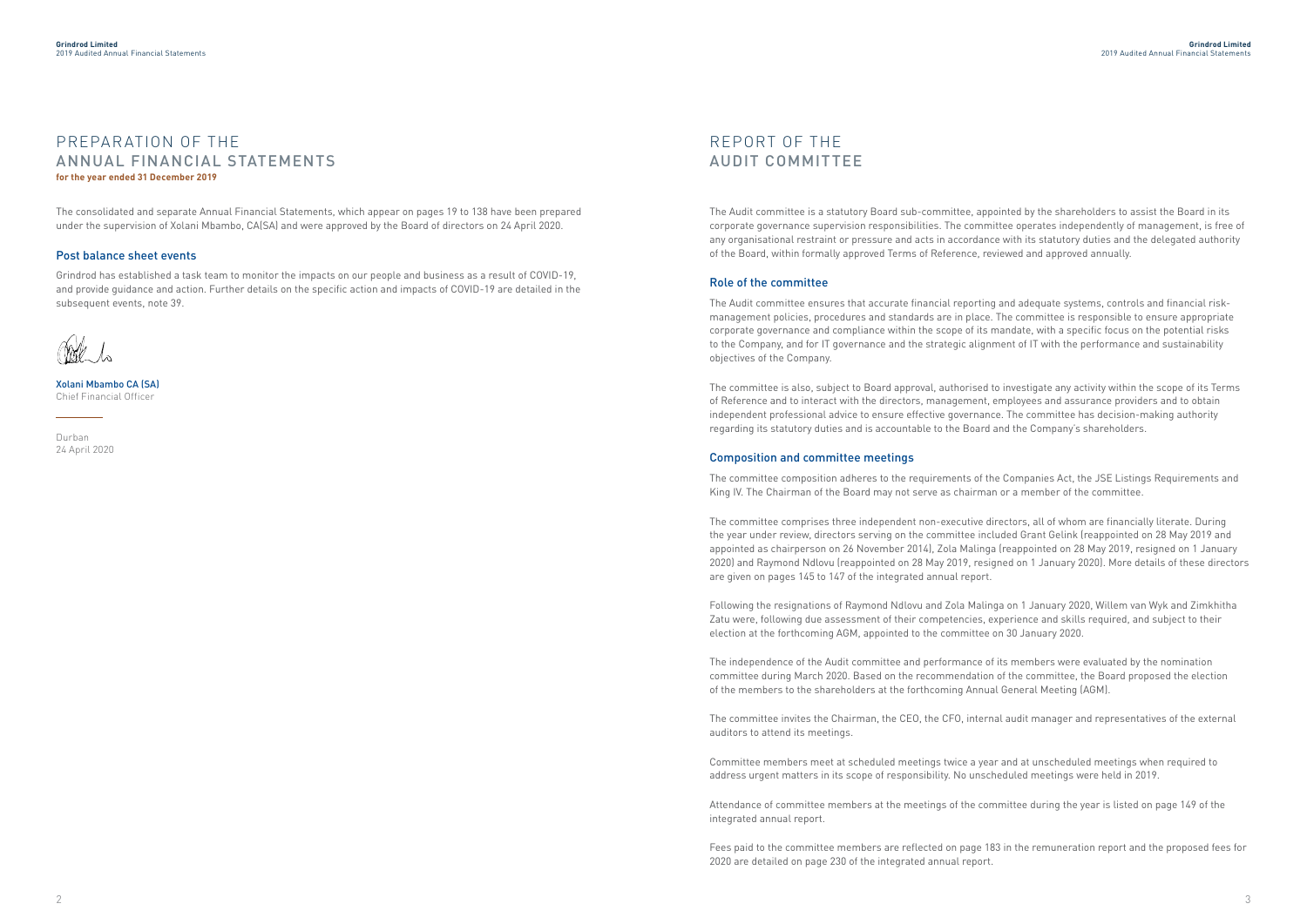# PREPARATION OF THE ANNUAL FINANCIAL STATEMENTS

**for the year ended 31 December 2019**

The consolidated and separate Annual Financial Statements, which appear on pages 19 to 138 have been prepared under the supervision of Xolani Mbambo, CA(SA) and were approved by the Board of directors on 24 April 2020.

## Post balance sheet events

Grindrod has established a task team to monitor the impacts on our people and business as a result of COVID-19, and provide guidance and action. Further details on the specific action and impacts of COVID-19 are detailed in the subsequent events, note 39.

Xolani Mbambo CA (SA)
Chief Financial Officer

Durban
24 April 2020

# REPORT OF THE AUDIT COMMITTEE

The Audit committee is a statutory Board sub-committee, appointed by the shareholders to assist the Board in its corporate governance supervision responsibilities. The committee operates independently of management, is free of any organisational restraint or pressure and acts in accordance with its statutory duties and the delegated authority of the Board, within formally approved Terms of Reference, reviewed and approved annually.

## Role of the committee

The Audit committee ensures that accurate financial reporting and adequate systems, controls and financial risk-management policies, procedures and standards are in place. The committee is responsible to ensure appropriate corporate governance and compliance within the scope of its mandate, with a specific focus on the potential risks to the Company, and for IT governance and the strategic alignment of IT with the performance and sustainability objectives of the Company.

The committee is also, subject to Board approval, authorised to investigate any activity within the scope of its Terms of Reference and to interact with the directors, management, employees and assurance providers and to obtain independent professional advice to ensure effective governance. The committee has decision-making authority regarding its statutory duties and is accountable to the Board and the Company's shareholders.

## Composition and committee meetings

The committee composition adheres to the requirements of the Companies Act, the JSE Listings Requirements and King IV. The Chairman of the Board may not serve as chairman or a member of the committee.

The committee comprises three independent non-executive directors, all of whom are financially literate. During the year under review, directors serving on the committee included Grant Gelink (reappointed on 28 May 2019 and appointed as chairperson on 26 November 2014), Zola Malinga (reappointed on 28 May 2019, resigned on 1 January 2020) and Raymond Ndlovu (reappointed on 28 May 2019, resigned on 1 January 2020). More details of these directors are given on pages 145 to 147 of the integrated annual report.

Following the resignations of Raymond Ndlovu and Zola Malinga on 1 January 2020, Willem van Wyk and Zimkhitha Zatu were, following due assessment of their competencies, experience and skills required, and subject to their election at the forthcoming AGM, appointed to the committee on 30 January 2020.

The independence of the Audit committee and performance of its members were evaluated by the nomination committee during March 2020. Based on the recommendation of the committee, the Board proposed the election of the members to the shareholders at the forthcoming Annual General Meeting (AGM).

The committee invites the Chairman, the CEO, the CFO, internal audit manager and representatives of the external auditors to attend its meetings.

Committee members meet at scheduled meetings twice a year and at unscheduled meetings when required to address urgent matters in its scope of responsibility. No unscheduled meetings were held in 2019.

Attendance of committee members at the meetings of the committee during the year is listed on page 149 of the integrated annual report.

Fees paid to the committee members are reflected on page 183 in the remuneration report and the proposed fees for 2020 are detailed on page 230 of the integrated annual report.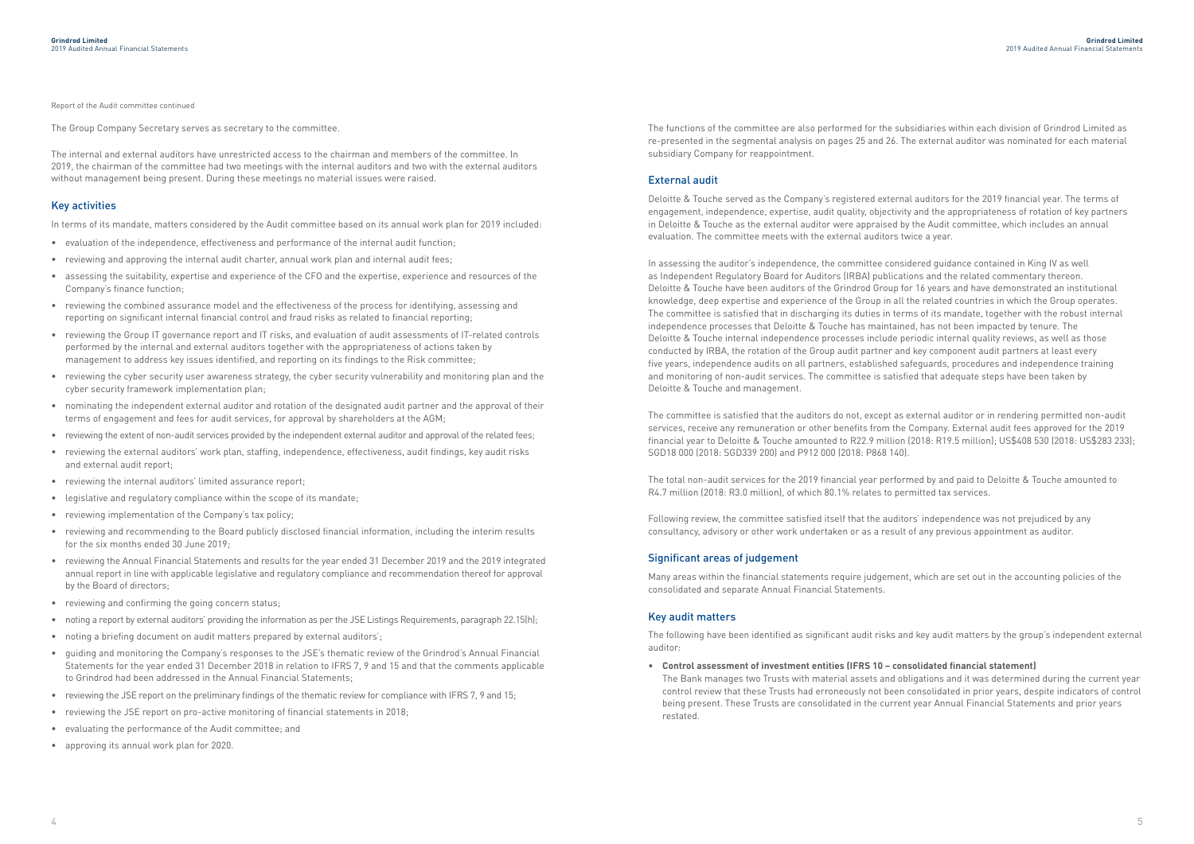Report of the Audit committee continued

The Group Company Secretary serves as secretary to the committee.

The internal and external auditors have unrestricted access to the chairman and members of the committee. In 2019, the chairman of the committee had two meetings with the internal auditors and two with the external auditors without management being present. During these meetings no material issues were raised.

## Key activities

In terms of its mandate, matters considered by the Audit committee based on its annual work plan for 2019 included:

- evaluation of the independence, effectiveness and performance of the internal audit function;
- reviewing and approving the internal audit charter, annual work plan and internal audit fees;
- assessing the suitability, expertise and experience of the CFO and the expertise, experience and resources of the Company's finance function;
- reviewing the combined assurance model and the effectiveness of the process for identifying, assessing and reporting on significant internal financial control and fraud risks as related to financial reporting;
- reviewing the Group IT governance report and IT risks, and evaluation of audit assessments of IT-related controls performed by the internal and external auditors together with the appropriateness of actions taken by management to address key issues identified, and reporting on its findings to the Risk committee;
- reviewing the cyber security user awareness strategy, the cyber security vulnerability and monitoring plan and the cyber security framework implementation plan;
- nominating the independent external auditor and rotation of the designated audit partner and the approval of their terms of engagement and fees for audit services, for approval by shareholders at the AGM;
- reviewing the extent of non-audit services provided by the independent external auditor and approval of the related fees;
- reviewing the external auditors' work plan, staffing, independence, effectiveness, audit findings, key audit risks and external audit report;
- reviewing the internal auditors' limited assurance report;
- legislative and regulatory compliance within the scope of its mandate;
- reviewing implementation of the Company's tax policy;
- reviewing and recommending to the Board publicly disclosed financial information, including the interim results for the six months ended 30 June 2019;
- reviewing the Annual Financial Statements and results for the year ended 31 December 2019 and the 2019 integrated annual report in line with applicable legislative and regulatory compliance and recommendation thereof for approval by the Board of directors;
- reviewing and confirming the going concern status;
- noting a report by external auditors' providing the information as per the JSE Listings Requirements, paragraph 22.15(h);
- noting a briefing document on audit matters prepared by external auditors';
- guiding and monitoring the Company's responses to the JSE's thematic review of the Grindrod's Annual Financial Statements for the year ended 31 December 2018 in relation to IFRS 7, 9 and 15 and that the comments applicable to Grindrod had been addressed in the Annual Financial Statements;
- reviewing the JSE report on the preliminary findings of the thematic review for compliance with IFRS 7, 9 and 15;
- reviewing the JSE report on pro-active monitoring of financial statements in 2018;
- evaluating the performance of the Audit committee; and
- approving its annual work plan for 2020.

The functions of the committee are also performed for the subsidiaries within each division of Grindrod Limited as re-presented in the segmental analysis on pages 25 and 26. The external auditor was nominated for each material subsidiary Company for reappointment.

## External audit

Deloitte & Touche served as the Company's registered external auditors for the 2019 financial year. The terms of engagement, independence, expertise, audit quality, objectivity and the appropriateness of rotation of key partners in Deloitte & Touche as the external auditor were appraised by the Audit committee, which includes an annual evaluation. The committee meets with the external auditors twice a year.

In assessing the auditor's independence, the committee considered guidance contained in King IV as well as Independent Regulatory Board for Auditors (IRBA) publications and the related commentary thereon. Deloitte & Touche have been auditors of the Grindrod Group for 16 years and have demonstrated an institutional knowledge, deep expertise and experience of the Group in all the related countries in which the Group operates. The committee is satisfied that in discharging its duties in terms of its mandate, together with the robust internal independence processes that Deloitte & Touche has maintained, has not been impacted by tenure. The Deloitte & Touche internal independence processes include periodic internal quality reviews, as well as those conducted by IRBA, the rotation of the Group audit partner and key component audit partners at least every five years, independence audits on all partners, established safeguards, procedures and independence training and monitoring of non-audit services. The committee is satisfied that adequate steps have been taken by Deloitte & Touche and management.

The committee is satisfied that the auditors do not, except as external auditor or in rendering permitted non-audit services, receive any remuneration or other benefits from the Company. External audit fees approved for the 2019 financial year to Deloitte & Touche amounted to R22.9 million (2018: R19.5 million); US$408 530 (2018: US$283 233); SGD18 000 (2018: SGD339 200) and P912 000 (2018: P868 140).

The total non-audit services for the 2019 financial year performed by and paid to Deloitte & Touche amounted to R4.7 million (2018: R3.0 million), of which 80.1% relates to permitted tax services.

Following review, the committee satisfied itself that the auditors' independence was not prejudiced by any consultancy, advisory or other work undertaken or as a result of any previous appointment as auditor.

## Significant areas of judgement

Many areas within the financial statements require judgement, which are set out in the accounting policies of the consolidated and separate Annual Financial Statements.

## Key audit matters

The following have been identified as significant audit risks and key audit matters by the group's independent external auditor:

- **Control assessment of investment entities (IFRS 10 – consolidated financial statement)**
  The Bank manages two Trusts with material assets and obligations and it was determined during the current year control review that these Trusts had erroneously not been consolidated in prior years, despite indicators of control being present. These Trusts are consolidated in the current year Annual Financial Statements and prior years restated.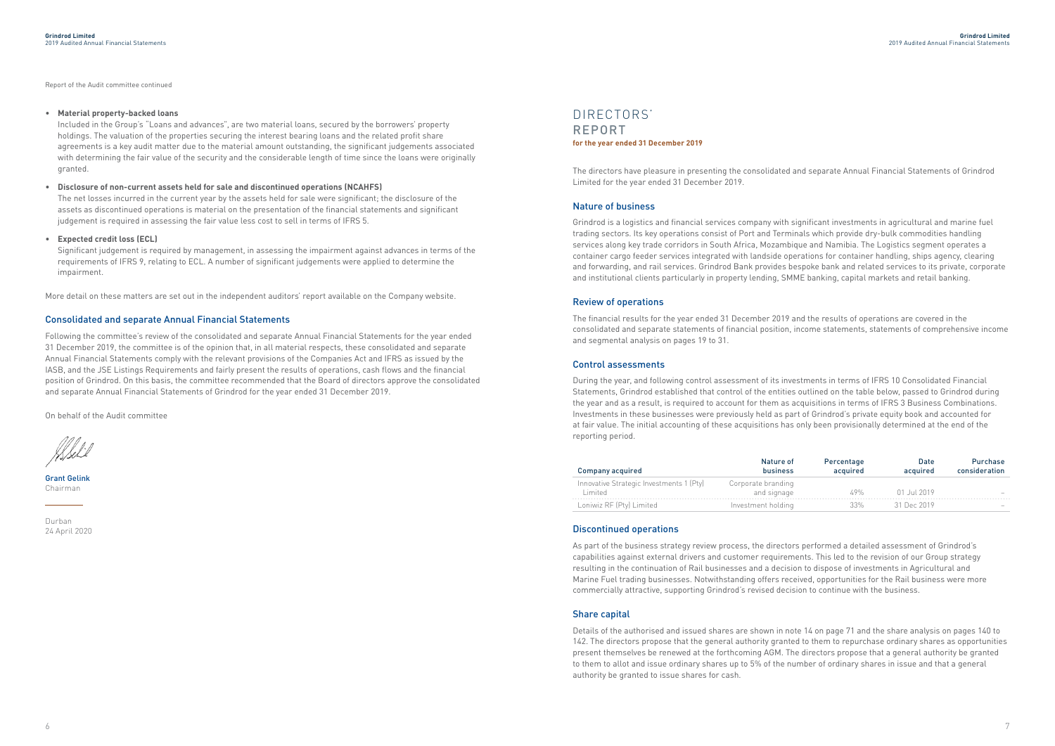Report of the Audit committee continued

- **Material property-backed loans**
  Included in the Group's "Loans and advances", are two material loans, secured by the borrowers' property holdings. The valuation of the properties securing the interest bearing loans and the related profit share agreements is a key audit matter due to the material amount outstanding, the significant judgements associated with determining the fair value of the security and the considerable length of time since the loans were originally granted.
- **Disclosure of non-current assets held for sale and discontinued operations (NCAHFS)**
  The net losses incurred in the current year by the assets held for sale were significant; the disclosure of the assets as discontinued operations is material on the presentation of the financial statements and significant judgement is required in assessing the fair value less cost to sell in terms of IFRS 5.
- **Expected credit loss (ECL)**
  Significant judgement is required by management, in assessing the impairment against advances in terms of the requirements of IFRS 9, relating to ECL. A number of significant judgements were applied to determine the impairment.

More detail on these matters are set out in the independent auditors' report available on the Company website.

## Consolidated and separate Annual Financial Statements

Following the committee's review of the consolidated and separate Annual Financial Statements for the year ended 31 December 2019, the committee is of the opinion that, in all material respects, these consolidated and separate Annual Financial Statements comply with the relevant provisions of the Companies Act and IFRS as issued by the IASB, and the JSE Listings Requirements and fairly present the results of operations, cash flows and the financial position of Grindrod. On this basis, the committee recommended that the Board of directors approve the consolidated and separate Annual Financial Statements of Grindrod for the year ended 31 December 2019.

On behalf of the Audit committee

**Grant Gelink**
Chairman

Durban
24 April 2020

# DIRECTORS' REPORT

**for the year ended 31 December 2019**

The directors have pleasure in presenting the consolidated and separate Annual Financial Statements of Grindrod Limited for the year ended 31 December 2019.

## Nature of business

Grindrod is a logistics and financial services company with significant investments in agricultural and marine fuel trading sectors. Its key operations consist of Port and Terminals which provide dry-bulk commodities handling services along key trade corridors in South Africa, Mozambique and Namibia. The Logistics segment operates a container cargo feeder services integrated with landside operations for container handling, ships agency, clearing and forwarding, and rail services. Grindrod Bank provides bespoke bank and related services to its private, corporate and institutional clients particularly in property lending, SMME banking, capital markets and retail banking.

## Review of operations

The financial results for the year ended 31 December 2019 and the results of operations are covered in the consolidated and separate statements of financial position, income statements, statements of comprehensive income and segmental analysis on pages 19 to 31.

## Control assessments

During the year, and following control assessment of its investments in terms of IFRS 10 Consolidated Financial Statements, Grindrod established that control of the entities outlined on the table below, passed to Grindrod during the year and as a result, is required to account for them as acquisitions in terms of IFRS 3 Business Combinations. Investments in these businesses were previously held as part of Grindrod's private equity book and accounted for at fair value. The initial accounting of these acquisitions has only been provisionally determined at the end of the reporting period.

| Company acquired | Nature of business | Percentage acquired | Date acquired | Purchase consideration |
|---|---|---|---|---|
| Innovative Strategic Investments 1 (Pty) Limited | Corporate branding and signage | 49% | 01 Jul 2019 | – |
| Loniwiz RF (Pty) Limited | Investment holding | 33% | 31 Dec 2019 | – |

## Discontinued operations

As part of the business strategy review process, the directors performed a detailed assessment of Grindrod's capabilities against external drivers and customer requirements. This led to the revision of our Group strategy resulting in the continuation of Rail businesses and a decision to dispose of investments in Agricultural and Marine Fuel trading businesses. Notwithstanding offers received, opportunities for the Rail business were more commercially attractive, supporting Grindrod's revised decision to continue with the business.

## Share capital

Details of the authorised and issued shares are shown in note 14 on page 71 and the share analysis on pages 140 to 142. The directors propose that the general authority granted to them to repurchase ordinary shares as opportunities present themselves be renewed at the forthcoming AGM. The directors propose that a general authority be granted to them to allot and issue ordinary shares up to 5% of the number of ordinary shares in issue and that a general authority be granted to issue shares for cash.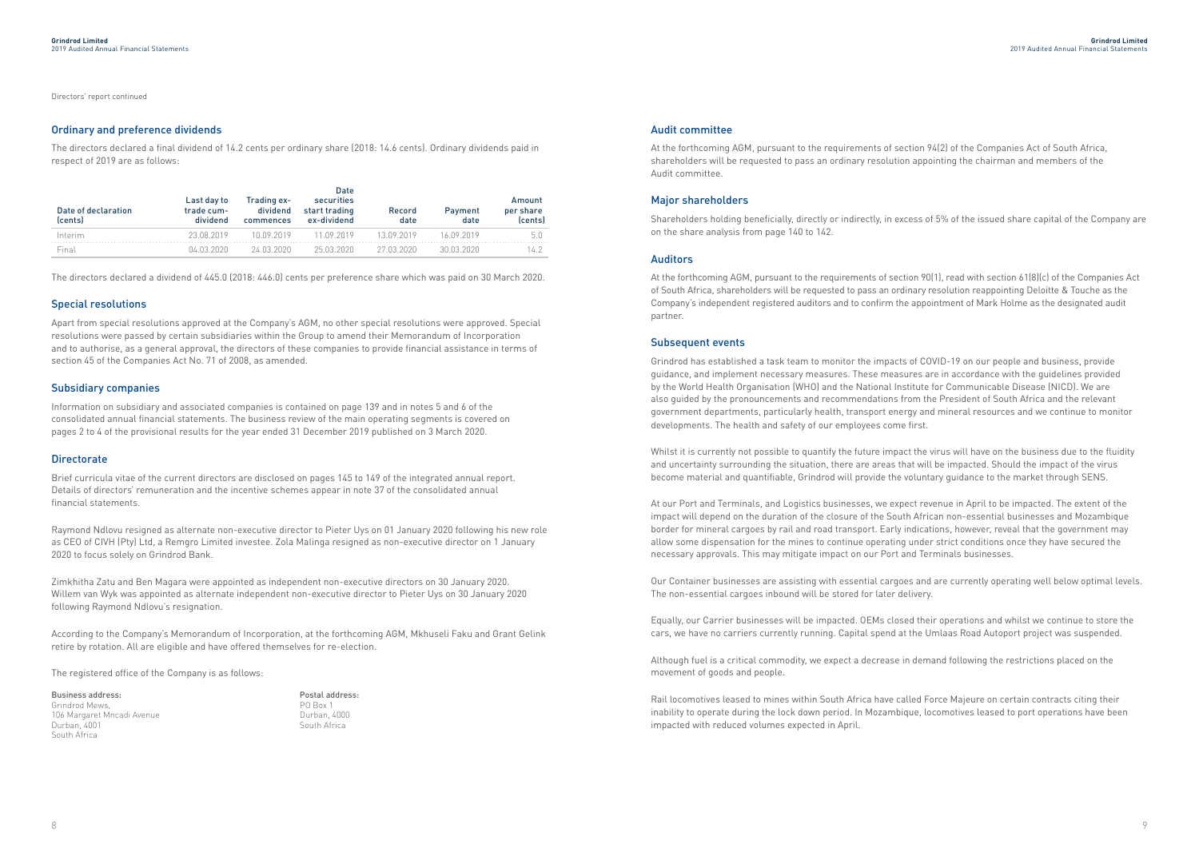Directors' report continued

## Ordinary and preference dividends

The directors declared a final dividend of 14.2 cents per ordinary share (2018: 14.6 cents). Ordinary dividends paid in respect of 2019 are as follows:

| Date of declaration (cents) | Last day to trade cum-dividend | Trading ex-dividend commences | Date securities start trading ex-dividend | Record date | Payment date | Amount per share (cents) |
|---|---|---|---|---|---|---|
| Interim | 23.08.2019 | 10.09.2019 | 11.09.2019 | 13.09.2019 | 16.09.2019 | 5.0 |
| Final | 04.03.2020 | 24.03.2020 | 25.03.2020 | 27.03.2020 | 30.03.2020 | 14.2 |

The directors declared a dividend of 445.0 (2018: 446.0) cents per preference share which was paid on 30 March 2020.

## Special resolutions

Apart from special resolutions approved at the Company's AGM, no other special resolutions were approved. Special resolutions were passed by certain subsidiaries within the Group to amend their Memorandum of Incorporation and to authorise, as a general approval, the directors of these companies to provide financial assistance in terms of section 45 of the Companies Act No. 71 of 2008, as amended.

## Subsidiary companies

Information on subsidiary and associated companies is contained on page 139 and in notes 5 and 6 of the consolidated annual financial statements. The business review of the main operating segments is covered on pages 2 to 4 of the provisional results for the year ended 31 December 2019 published on 3 March 2020.

## Directorate

Brief curricula vitae of the current directors are disclosed on pages 145 to 149 of the integrated annual report. Details of directors' remuneration and the incentive schemes appear in note 37 of the consolidated annual financial statements.

Raymond Ndlovu resigned as alternate non-executive director to Pieter Uys on 01 January 2020 following his new role as CEO of CIVH (Pty) Ltd, a Remgro Limited investee. Zola Malinga resigned as non-executive director on 1 January 2020 to focus solely on Grindrod Bank.

Zimkhitha Zatu and Ben Magara were appointed as independent non-executive directors on 30 January 2020. Willem van Wyk was appointed as alternate independent non-executive director to Pieter Uys on 30 January 2020 following Raymond Ndlovu's resignation.

According to the Company's Memorandum of Incorporation, at the forthcoming AGM, Mkhuseli Faku and Grant Gelink retire by rotation. All are eligible and have offered themselves for re-election.

The registered office of the Company is as follows:

**Business address:**
Grindrod Mews,
106 Margaret Mncadi Avenue
Durban, 4001
South Africa

**Postal address:**
PO Box 1
Durban, 4000
South Africa

## Audit committee

At the forthcoming AGM, pursuant to the requirements of section 94(2) of the Companies Act of South Africa, shareholders will be requested to pass an ordinary resolution appointing the chairman and members of the Audit committee.

## Major shareholders

Shareholders holding beneficially, directly or indirectly, in excess of 5% of the issued share capital of the Company are on the share analysis from page 140 to 142.

## Auditors

At the forthcoming AGM, pursuant to the requirements of section 90(1), read with section 61(8)(c) of the Companies Act of South Africa, shareholders will be requested to pass an ordinary resolution reappointing Deloitte & Touche as the Company's independent registered auditors and to confirm the appointment of Mark Holme as the designated audit partner.

## Subsequent events

Grindrod has established a task team to monitor the impacts of COVID-19 on our people and business, provide guidance, and implement necessary measures. These measures are in accordance with the guidelines provided by the World Health Organisation (WHO) and the National Institute for Communicable Disease (NICD). We are also guided by the pronouncements and recommendations from the President of South Africa and the relevant government departments, particularly health, transport energy and mineral resources and we continue to monitor developments. The health and safety of our employees come first.

Whilst it is currently not possible to quantify the future impact the virus will have on the business due to the fluidity and uncertainty surrounding the situation, there are areas that will be impacted. Should the impact of the virus become material and quantifiable, Grindrod will provide the voluntary guidance to the market through SENS.

At our Port and Terminals, and Logistics businesses, we expect revenue in April to be impacted. The extent of the impact will depend on the duration of the closure of the South African non-essential businesses and Mozambique border for mineral cargoes by rail and road transport. Early indications, however, reveal that the government may allow some dispensation for the mines to continue operating under strict conditions once they have secured the necessary approvals. This may mitigate impact on our Port and Terminals businesses.

Our Container businesses are assisting with essential cargoes and are currently operating well below optimal levels. The non-essential cargoes inbound will be stored for later delivery.

Equally, our Carrier businesses will be impacted. OEMs closed their operations and whilst we continue to store the cars, we have no carriers currently running. Capital spend at the Umlaas Road Autoport project was suspended.

Although fuel is a critical commodity, we expect a decrease in demand following the restrictions placed on the movement of goods and people.

Rail locomotives leased to mines within South Africa have called Force Majeure on certain contracts citing their inability to operate during the lock down period. In Mozambique, locomotives leased to port operations have been impacted with reduced volumes expected in April.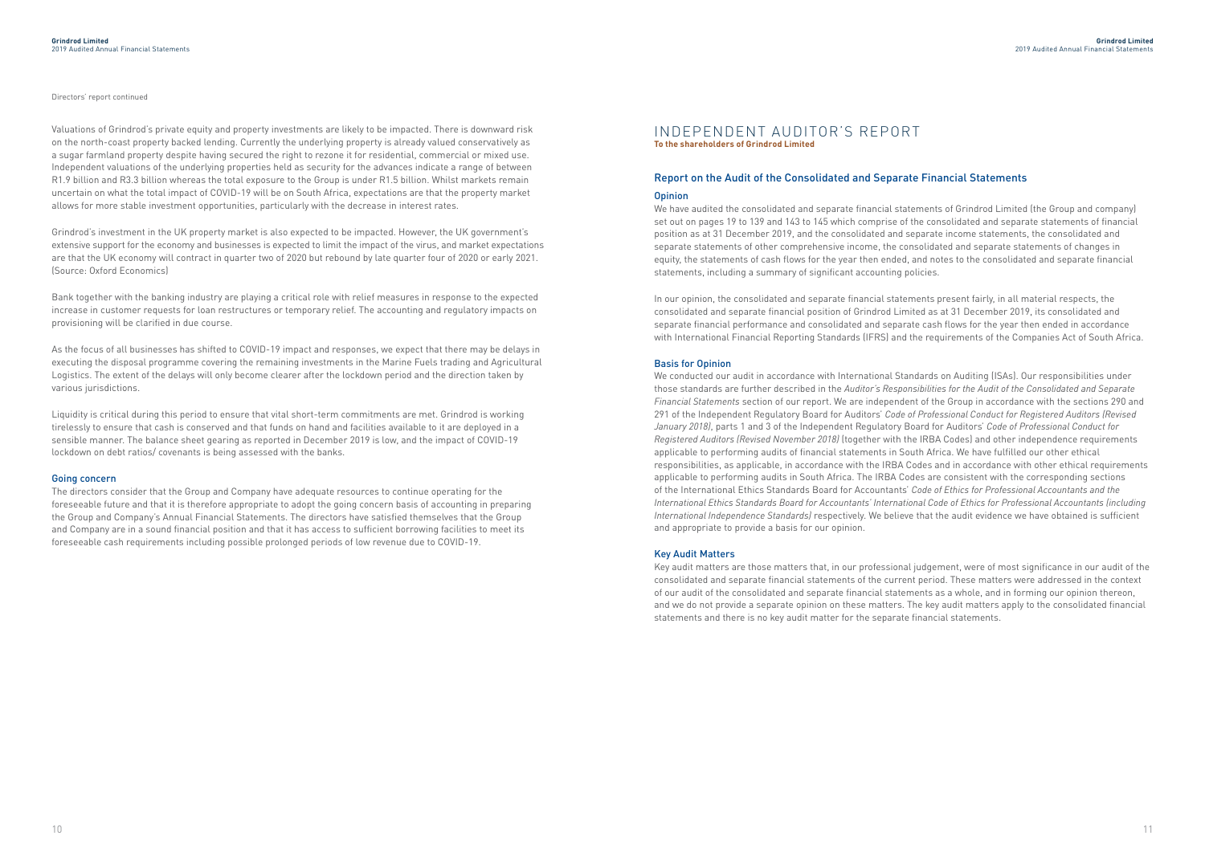Directors' report continued

Valuations of Grindrod's private equity and property investments are likely to be impacted. There is downward risk on the north-coast property backed lending. Currently the underlying property is already valued conservatively as a sugar farmland property despite having secured the right to rezone it for residential, commercial or mixed use. Independent valuations of the underlying properties held as security for the advances indicate a range of between R1.9 billion and R3.3 billion whereas the total exposure to the Group is under R1.5 billion. Whilst markets remain uncertain on what the total impact of COVID-19 will be on South Africa, expectations are that the property market allows for more stable investment opportunities, particularly with the decrease in interest rates.

Grindrod's investment in the UK property market is also expected to be impacted. However, the UK government's extensive support for the economy and businesses is expected to limit the impact of the virus, and market expectations are that the UK economy will contract in quarter two of 2020 but rebound by late quarter four of 2020 or early 2021. (Source: Oxford Economics)

Bank together with the banking industry are playing a critical role with relief measures in response to the expected increase in customer requests for loan restructures or temporary relief. The accounting and regulatory impacts on provisioning will be clarified in due course.

As the focus of all businesses has shifted to COVID-19 impact and responses, we expect that there may be delays in executing the disposal programme covering the remaining investments in the Marine Fuels trading and Agricultural Logistics. The extent of the delays will only become clearer after the lockdown period and the direction taken by various jurisdictions.

Liquidity is critical during this period to ensure that vital short-term commitments are met. Grindrod is working tirelessly to ensure that cash is conserved and that funds on hand and facilities available to it are deployed in a sensible manner. The balance sheet gearing as reported in December 2019 is low, and the impact of COVID-19 lockdown on debt ratios/ covenants is being assessed with the banks.

### Going concern

The directors consider that the Group and Company have adequate resources to continue operating for the foreseeable future and that it is therefore appropriate to adopt the going concern basis of accounting in preparing the Group and Company's Annual Financial Statements. The directors have satisfied themselves that the Group and Company are in a sound financial position and that it has access to sufficient borrowing facilities to meet its foreseeable cash requirements including possible prolonged periods of low revenue due to COVID-19.

# INDEPENDENT AUDITOR'S REPORT

**To the shareholders of Grindrod Limited**

## Report on the Audit of the Consolidated and Separate Financial Statements

### Opinion

We have audited the consolidated and separate financial statements of Grindrod Limited (the Group and company) set out on pages 19 to 139 and 143 to 145 which comprise of the consolidated and separate statements of financial position as at 31 December 2019, and the consolidated and separate income statements, the consolidated and separate statements of other comprehensive income, the consolidated and separate statements of changes in equity, the statements of cash flows for the year then ended, and notes to the consolidated and separate financial statements, including a summary of significant accounting policies.

In our opinion, the consolidated and separate financial statements present fairly, in all material respects, the consolidated and separate financial position of Grindrod Limited as at 31 December 2019, its consolidated and separate financial performance and consolidated and separate cash flows for the year then ended in accordance with International Financial Reporting Standards (IFRS) and the requirements of the Companies Act of South Africa.

### Basis for Opinion

We conducted our audit in accordance with International Standards on Auditing (ISAs). Our responsibilities under those standards are further described in the *Auditor's Responsibilities for the Audit of the Consolidated and Separate Financial Statements* section of our report. We are independent of the Group in accordance with the sections 290 and 291 of the Independent Regulatory Board for Auditors' *Code of Professional Conduct for Registered Auditors (Revised January 2018)*, parts 1 and 3 of the Independent Regulatory Board for Auditors' *Code of Professional Conduct for Registered Auditors (Revised November 2018)* (together with the IRBA Codes) and other independence requirements applicable to performing audits of financial statements in South Africa. We have fulfilled our other ethical responsibilities, as applicable, in accordance with the IRBA Codes and in accordance with other ethical requirements applicable to performing audits in South Africa. The IRBA Codes are consistent with the corresponding sections of the International Ethics Standards Board for Accountants' *Code of Ethics for Professional Accountants and the International Ethics Standards Board for Accountants' International Code of Ethics for Professional Accountants (including International Independence Standards)* respectively. We believe that the audit evidence we have obtained is sufficient and appropriate to provide a basis for our opinion.

### Key Audit Matters

Key audit matters are those matters that, in our professional judgement, were of most significance in our audit of the consolidated and separate financial statements of the current period. These matters were addressed in the context of our audit of the consolidated and separate financial statements as a whole, and in forming our opinion thereon, and we do not provide a separate opinion on these matters. The key audit matters apply to the consolidated financial statements and there is no key audit matter for the separate financial statements.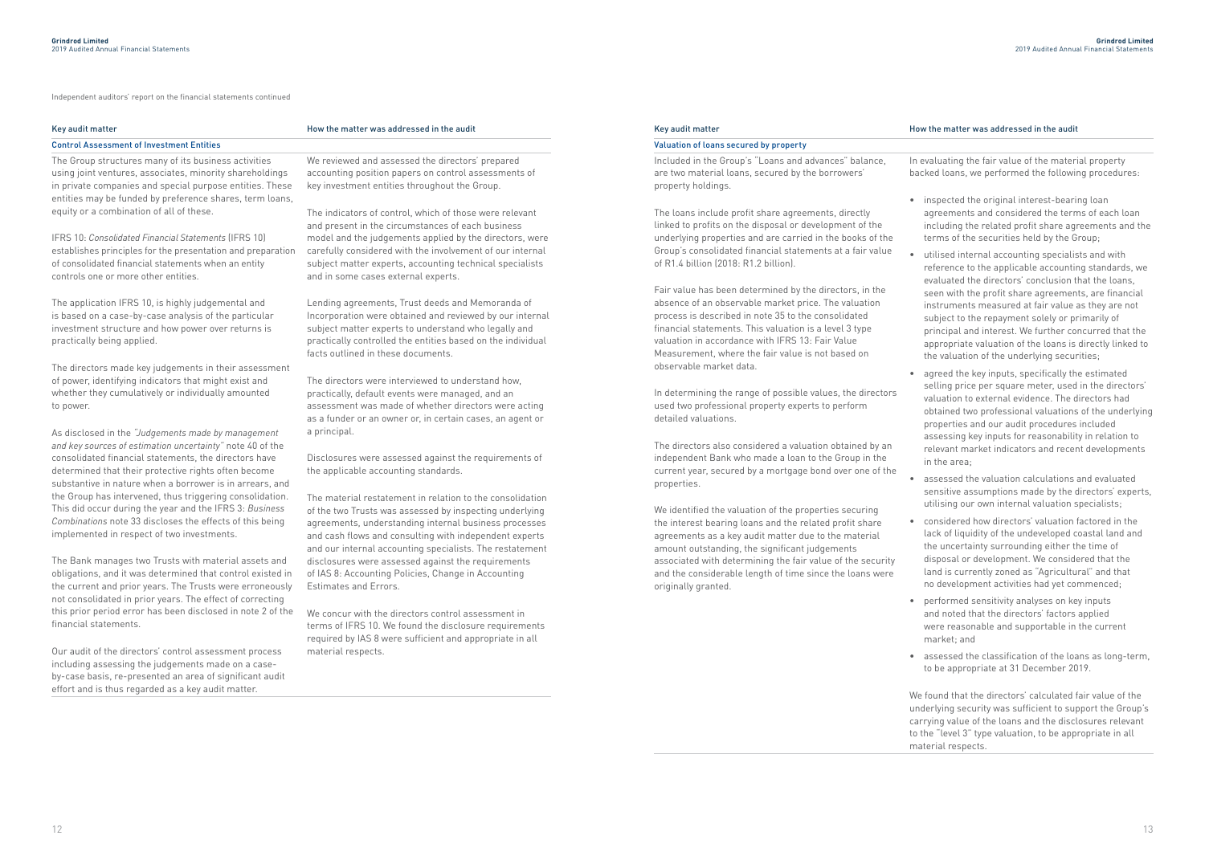Independent auditors' report on the financial statements continued

| Key audit matter | How the matter was addressed in the audit |
| --- | --- |
| **Control Assessment of Investment Entities** | |
| The Group structures many of its business activities using joint ventures, associates, minority shareholdings in private companies and special purpose entities. These entities may be funded by preference shares, term loans, equity or a combination of all of these.<br><br>IFRS 10: *Consolidated Financial Statements* (IFRS 10) establishes principles for the presentation and preparation of consolidated financial statements when an entity controls one or more other entities.<br><br>The application IFRS 10, is highly judgemental and is based on a case-by-case analysis of the particular investment structure and how power over returns is practically being applied.<br><br>The directors made key judgements in their assessment of power, identifying indicators that might exist and whether they cumulatively or individually amounted to power.<br><br>As disclosed in the *"Judgements made by management and key sources of estimation uncertainty"* note 40 of the consolidated financial statements, the directors have determined that their protective rights often become substantive in nature when a borrower is in arrears, and the Group has intervened, thus triggering consolidation. This did occur during the year and the IFRS 3: *Business Combinations* note 33 discloses the effects of this being implemented in respect of two investments.<br><br>The Bank manages two Trusts with material assets and obligations, and it was determined that control existed in the current and prior years. The Trusts were erroneously not consolidated in prior years. The effect of correcting this prior period error has been disclosed in note 2 of the financial statements.<br><br>Our audit of the directors' control assessment process including assessing the judgements made on a case-by-case basis, re-presented an area of significant audit effort and is thus regarded as a key audit matter. | We reviewed and assessed the directors' prepared accounting position papers on control assessments of key investment entities throughout the Group.<br><br>The indicators of control, which of those were relevant and present in the circumstances of each business model and the judgements applied by the directors, were carefully considered with the involvement of our internal subject matter experts, accounting technical specialists and in some cases external experts.<br><br>Lending agreements, Trust deeds and Memoranda of Incorporation were obtained and reviewed by our internal subject matter experts to understand who legally and practically controlled the entities based on the individual facts outlined in these documents.<br><br>The directors were interviewed to understand how, practically, default events were managed, and an assessment was made of whether directors were acting as a funder or an owner or, in certain cases, an agent or a principal.<br><br>Disclosures were assessed against the requirements of the applicable accounting standards.<br><br>The material restatement in relation to the consolidation of the two Trusts was assessed by inspecting underlying agreements, understanding internal business processes and cash flows and consulting with independent experts and our internal accounting specialists. The restatement disclosures were assessed against the requirements of IAS 8: Accounting Policies, Change in Accounting Estimates and Errors.<br><br>We concur with the directors control assessment in terms of IFRS 10. We found the disclosure requirements required by IAS 8 were sufficient and appropriate in all material respects. |

| Key audit matter | How the matter was addressed in the audit |
| --- | --- |
| **Valuation of loans secured by property** | |
| Included in the Group's "Loans and advances" balance, are two material loans, secured by the borrowers' property holdings.<br><br>The loans include profit share agreements, directly linked to profits on the disposal or development of the underlying properties and are carried in the books of the Group's consolidated financial statements at a fair value of R1.4 billion (2018: R1.2 billion).<br><br>Fair value has been determined by the directors, in the absence of an observable market price. The valuation process is described in note 35 to the consolidated financial statements. This valuation is a level 3 type valuation in accordance with IFRS 13: Fair Value Measurement, where the fair value is not based on observable market data.<br><br>In determining the range of possible values, the directors used two professional property experts to perform detailed valuations.<br><br>The directors also considered a valuation obtained by an independent Bank who made a loan to the Group in the current year, secured by a mortgage bond over one of the properties.<br><br>We identified the valuation of the properties securing the interest bearing loans and the related profit share agreements as a key audit matter due to the material amount outstanding, the significant judgements associated with determining the fair value of the security and the considerable length of time since the loans were originally granted. | In evaluating the fair value of the material property backed loans, we performed the following procedures:<br><br>• inspected the original interest-bearing loan agreements and considered the terms of each loan including the related profit share agreements and the terms of the securities held by the Group;<br>• utilised internal accounting specialists and with reference to the applicable accounting standards, we evaluated the directors' conclusion that the loans, seen with the profit share agreements, are financial instruments measured at fair value as they are not subject to the repayment solely or primarily of principal and interest. We further concurred that the appropriate valuation of the loans is directly linked to the valuation of the underlying securities;<br>• agreed the key inputs, specifically the estimated selling price per square meter, used in the directors' valuation to external evidence. The directors had obtained two professional valuations of the underlying properties and our audit procedures included assessing key inputs for reasonability in relation to relevant market indicators and recent developments in the area;<br>• assessed the valuation calculations and evaluated sensitive assumptions made by the directors' experts, utilising our own internal valuation specialists;<br>• considered how directors' valuation factored in the lack of liquidity of the undeveloped coastal land and the uncertainty surrounding either the time of disposal or development. We considered that the land is currently zoned as "Agricultural" and that no development activities had yet commenced;<br>• performed sensitivity analyses on key inputs and noted that the directors' factors applied were reasonable and supportable in the current market; and<br>• assessed the classification of the loans as long-term, to be appropriate at 31 December 2019.<br><br>We found that the directors' calculated fair value of the underlying security was sufficient to support the Group's carrying value of the loans and the disclosures relevant to the "level 3" type valuation, to be appropriate in all material respects. |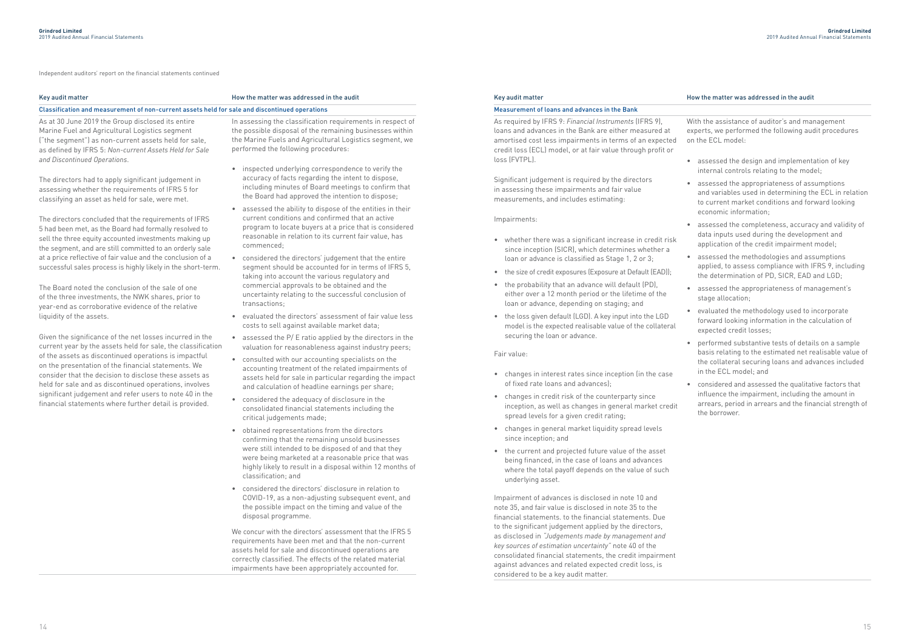Independent auditors' report on the financial statements continued

| Key audit matter | How the matter was addressed in the audit |
|---|---|
| **Classification and measurement of non-current assets held for sale and discontinued operations** | |
| As at 30 June 2019 the Group disclosed its entire Marine Fuel and Agricultural Logistics segment ("the segment") as non-current assets held for sale, as defined by IFRS 5: *Non-current Assets Held for Sale and Discontinued Operations*.<br><br>The directors had to apply significant judgement in assessing whether the requirements of IFRS 5 for classifying an asset as held for sale, were met.<br><br>The directors concluded that the requirements of IFRS 5 had been met, as the Board had formally resolved to sell the three equity accounted investments making up the segment, and are still committed to an orderly sale at a price reflective of fair value and the conclusion of a successful sales process is highly likely in the short-term.<br><br>The Board noted the conclusion of the sale of one of the three investments, the NWK shares, prior to year-end as corroborative evidence of the relative liquidity of the assets.<br><br>Given the significance of the net losses incurred in the current year by the assets held for sale, the classification of the assets as discontinued operations is impactful on the presentation of the financial statements. We consider that the decision to disclose these assets as held for sale and as discontinued operations, involves significant judgement and refer users to note 40 in the financial statements where further detail is provided. | In assessing the classification requirements in respect of the possible disposal of the remaining businesses within the Marine Fuels and Agricultural Logistics segment, we performed the following procedures:<br><br>• inspected underlying correspondence to verify the accuracy of facts regarding the intent to dispose, including minutes of Board meetings to confirm that the Board had approved the intention to dispose;<br>• assessed the ability to dispose of the entities in their current conditions and confirmed that an active program to locate buyers at a price that is considered reasonable in relation to its current fair value, has commenced;<br>• considered the directors' judgement that the entire segment should be accounted for in terms of IFRS 5, taking into account the various regulatory and commercial approvals to be obtained and the uncertainty relating to the successful conclusion of transactions;<br>• evaluated the directors' assessment of fair value less costs to sell against available market data;<br>• assessed the P/ E ratio applied by the directors in the valuation for reasonableness against industry peers;<br>• consulted with our accounting specialists on the accounting treatment of the related impairments of assets held for sale in particular regarding the impact and calculation of headline earnings per share;<br>• considered the adequacy of disclosure in the consolidated financial statements including the critical judgements made;<br>• obtained representations from the directors confirming that the remaining unsold businesses were still intended to be disposed of and that they were being marketed at a reasonable price that was highly likely to result in a disposal within 12 months of classification; and<br>• considered the directors' disclosure in relation to COVID-19, as a non-adjusting subsequent event, and the possible impact on the timing and value of the disposal programme.<br><br>We concur with the directors' assessment that the IFRS 5 requirements have been met and that the non-current assets held for sale and discontinued operations are correctly classified. The effects of the related material impairments have been appropriately accounted for. |

| Key audit matter | How the matter was addressed in the audit |
|---|---|
| **Measurement of loans and advances in the Bank** | |
| As required by IFRS 9: *Financial Instruments* (IFRS 9), loans and advances in the Bank are either measured at amortised cost less impairments in terms of an expected credit loss (ECL) model, or at fair value through profit or loss (FVTPL).<br><br>Significant judgement is required by the directors in assessing these impairments and fair value measurements, and includes estimating:<br><br>Impairments:<br><br>• whether there was a significant increase in credit risk since inception (SICR), which determines whether a loan or advance is classified as Stage 1, 2 or 3;<br>• the size of credit exposures (Exposure at Default (EAD));<br>• the probability that an advance will default (PD), either over a 12 month period or the lifetime of the loan or advance, depending on staging; and<br>• the loss given default (LGD). A key input into the LGD model is the expected realisable value of the collateral securing the loan or advance.<br><br>Fair value:<br><br>• changes in interest rates since inception (in the case of fixed rate loans and advances);<br>• changes in credit risk of the counterparty since inception, as well as changes in general market credit spread levels for a given credit rating;<br>• changes in general market liquidity spread levels since inception; and<br>• the current and projected future value of the asset being financed, in the case of loans and advances where the total payoff depends on the value of such underlying asset.<br><br>Impairment of advances is disclosed in note 10 and note 35, and fair value is disclosed in note 35 to the financial statements. to the financial statements. Due to the significant judgement applied by the directors, as disclosed in *"Judgements made by management and key sources of estimation uncertainty"* note 40 of the consolidated financial statements, the credit impairment against advances and related expected credit loss, is considered to be a key audit matter. | With the assistance of auditor's and management experts, we performed the following audit procedures on the ECL model:<br><br>• assessed the design and implementation of key internal controls relating to the model;<br>• assessed the appropriateness of assumptions and variables used in determining the ECL in relation to current market conditions and forward looking economic information;<br>• assessed the completeness, accuracy and validity of data inputs used during the development and application of the credit impairment model;<br>• assessed the methodologies and assumptions applied, to assess compliance with IFRS 9, including the determination of PD, SICR, EAD and LGD;<br>• assessed the appropriateness of management's stage allocation;<br>• evaluated the methodology used to incorporate forward looking information in the calculation of expected credit losses;<br>• performed substantive tests of details on a sample basis relating to the estimated net realisable value of the collateral securing loans and advances included in the ECL model; and<br>• considered and assessed the qualitative factors that influence the impairment, including the amount in arrears, period in arrears and the financial strength of the borrower. |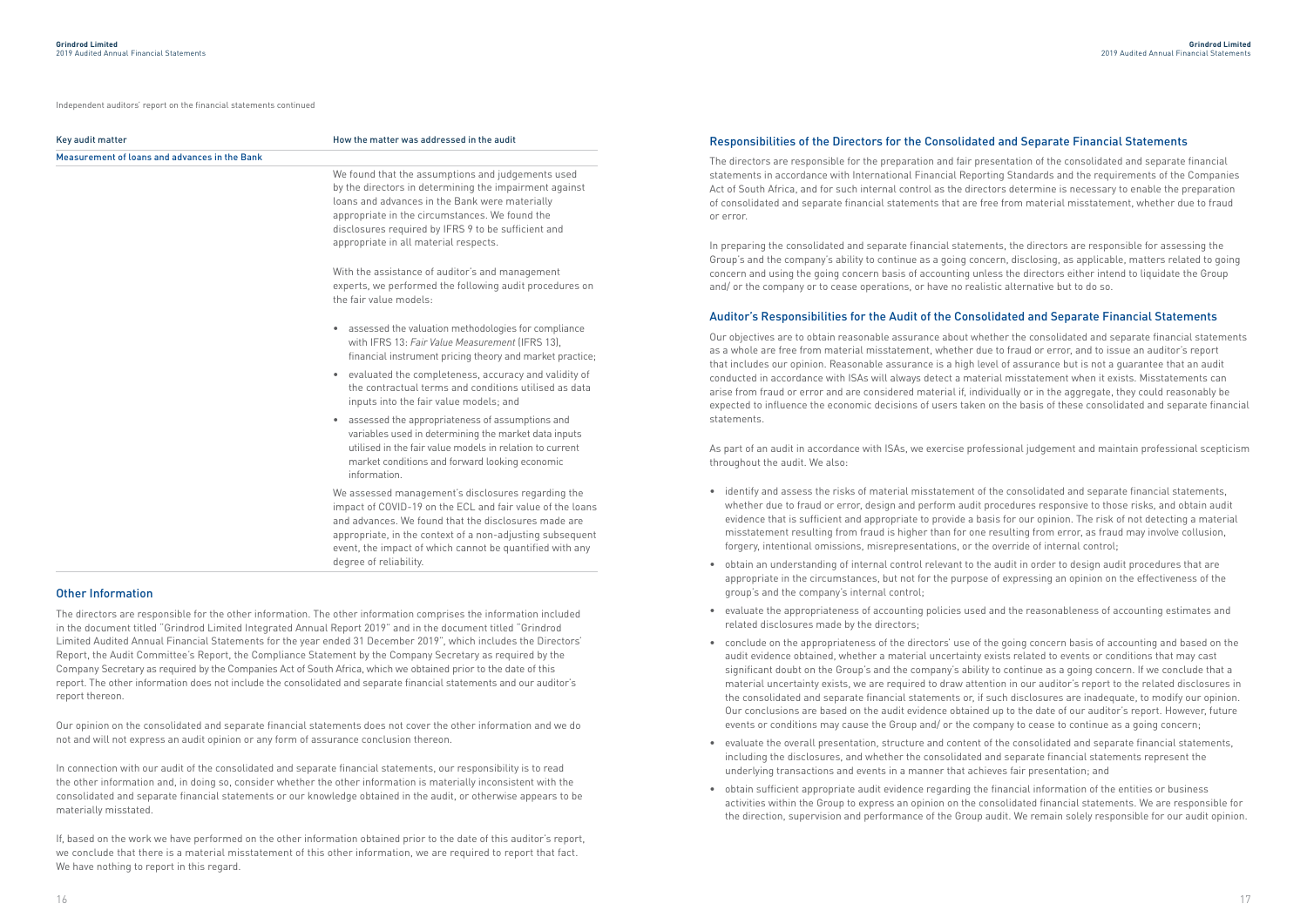Independent auditors' report on the financial statements continued

| Key audit matter | How the matter was addressed in the audit |
| --- | --- |
| **Measurement of loans and advances in the Bank** | |
| | We found that the assumptions and judgements used by the directors in determining the impairment against loans and advances in the Bank were materially appropriate in the circumstances. We found the disclosures required by IFRS 9 to be sufficient and appropriate in all material respects.<br><br>With the assistance of auditor's and management experts, we performed the following audit procedures on the fair value models:<br><br>• assessed the valuation methodologies for compliance with IFRS 13: *Fair Value Measurement* (IFRS 13), financial instrument pricing theory and market practice;<br>• evaluated the completeness, accuracy and validity of the contractual terms and conditions utilised as data inputs into the fair value models; and<br>• assessed the appropriateness of assumptions and variables used in determining the market data inputs utilised in the fair value models in relation to current market conditions and forward looking economic information.<br><br>We assessed management's disclosures regarding the impact of COVID-19 on the ECL and fair value of the loans and advances. We found that the disclosures made are appropriate, in the context of a non-adjusting subsequent event, the impact of which cannot be quantified with any degree of reliability. |

## Other Information

The directors are responsible for the other information. The other information comprises the information included in the document titled "Grindrod Limited Integrated Annual Report 2019" and in the document titled "Grindrod Limited Audited Annual Financial Statements for the year ended 31 December 2019", which includes the Directors' Report, the Audit Committee's Report, the Compliance Statement by the Company Secretary as required by the Company Secretary as required by the Companies Act of South Africa, which we obtained prior to the date of this report. The other information does not include the consolidated and separate financial statements and our auditor's report thereon.

Our opinion on the consolidated and separate financial statements does not cover the other information and we do not and will not express an audit opinion or any form of assurance conclusion thereon.

In connection with our audit of the consolidated and separate financial statements, our responsibility is to read the other information and, in doing so, consider whether the other information is materially inconsistent with the consolidated and separate financial statements or our knowledge obtained in the audit, or otherwise appears to be materially misstated.

If, based on the work we have performed on the other information obtained prior to the date of this auditor's report, we conclude that there is a material misstatement of this other information, we are required to report that fact. We have nothing to report in this regard.

## Responsibilities of the Directors for the Consolidated and Separate Financial Statements

The directors are responsible for the preparation and fair presentation of the consolidated and separate financial statements in accordance with International Financial Reporting Standards and the requirements of the Companies Act of South Africa, and for such internal control as the directors determine is necessary to enable the preparation of consolidated and separate financial statements that are free from material misstatement, whether due to fraud or error.

In preparing the consolidated and separate financial statements, the directors are responsible for assessing the Group's and the company's ability to continue as a going concern, disclosing, as applicable, matters related to going concern and using the going concern basis of accounting unless the directors either intend to liquidate the Group and/ or the company or to cease operations, or have no realistic alternative but to do so.

## Auditor's Responsibilities for the Audit of the Consolidated and Separate Financial Statements

Our objectives are to obtain reasonable assurance about whether the consolidated and separate financial statements as a whole are free from material misstatement, whether due to fraud or error, and to issue an auditor's report that includes our opinion. Reasonable assurance is a high level of assurance but is not a guarantee that an audit conducted in accordance with ISAs will always detect a material misstatement when it exists. Misstatements can arise from fraud or error and are considered material if, individually or in the aggregate, they could reasonably be expected to influence the economic decisions of users taken on the basis of these consolidated and separate financial statements.

As part of an audit in accordance with ISAs, we exercise professional judgement and maintain professional scepticism throughout the audit. We also:

- identify and assess the risks of material misstatement of the consolidated and separate financial statements, whether due to fraud or error, design and perform audit procedures responsive to those risks, and obtain audit evidence that is sufficient and appropriate to provide a basis for our opinion. The risk of not detecting a material misstatement resulting from fraud is higher than for one resulting from error, as fraud may involve collusion, forgery, intentional omissions, misrepresentations, or the override of internal control;
- obtain an understanding of internal control relevant to the audit in order to design audit procedures that are appropriate in the circumstances, but not for the purpose of expressing an opinion on the effectiveness of the group's and the company's internal control;
- evaluate the appropriateness of accounting policies used and the reasonableness of accounting estimates and related disclosures made by the directors;
- conclude on the appropriateness of the directors' use of the going concern basis of accounting and based on the audit evidence obtained, whether a material uncertainty exists related to events or conditions that may cast significant doubt on the Group's and the company's ability to continue as a going concern. If we conclude that a material uncertainty exists, we are required to draw attention in our auditor's report to the related disclosures in the consolidated and separate financial statements or, if such disclosures are inadequate, to modify our opinion. Our conclusions are based on the audit evidence obtained up to the date of our auditor's report. However, future events or conditions may cause the Group and/ or the company to cease to continue as a going concern;
- evaluate the overall presentation, structure and content of the consolidated and separate financial statements, including the disclosures, and whether the consolidated and separate financial statements represent the underlying transactions and events in a manner that achieves fair presentation; and
- obtain sufficient appropriate audit evidence regarding the financial information of the entities or business activities within the Group to express an opinion on the consolidated financial statements. We are responsible for the direction, supervision and performance of the Group audit. We remain solely responsible for our audit opinion.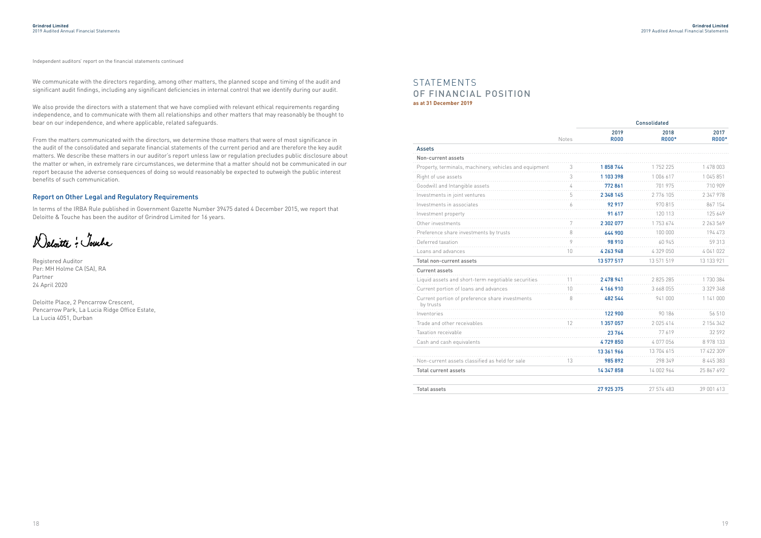Independent auditors' report on the financial statements continued

We communicate with the directors regarding, among other matters, the planned scope and timing of the audit and significant audit findings, including any significant deficiencies in internal control that we identify during our audit.

We also provide the directors with a statement that we have complied with relevant ethical requirements regarding independence, and to communicate with them all relationships and other matters that may reasonably be thought to bear on our independence, and where applicable, related safeguards.

From the matters communicated with the directors, we determine those matters that were of most significance in the audit of the consolidated and separate financial statements of the current period and are therefore the key audit matters. We describe these matters in our auditor's report unless law or regulation precludes public disclosure about the matter or when, in extremely rare circumstances, we determine that a matter should not be communicated in our report because the adverse consequences of doing so would reasonably be expected to outweigh the public interest benefits of such communication.

## Report on Other Legal and Regulatory Requirements

In terms of the IRBA Rule published in Government Gazette Number 39475 dated 4 December 2015, we report that Deloitte & Touche has been the auditor of Grindrod Limited for 16 years.

Deloitte & Touche

Registered Auditor
Per: MH Holme CA (SA), RA
Partner
24 April 2020

Deloitte Place, 2 Pencarrow Crescent,
Pencarrow Park, La Lucia Ridge Office Estate,
La Lucia 4051, Durban

# STATEMENTS OF FINANCIAL POSITION

**as at 31 December 2019**

| | | Consolidated | | |
|---|---|---|---|---|
| | Notes | 2019 R000 | 2018 R000* | 2017 R000* |
| **Assets** | | | | |
| **Non-current assets** | | | | |
| Property, terminals, machinery, vehicles and equipment | 3 | **1 858 744** | 1 752 225 | 1 478 003 |
| Right of use assets | 3 | **1 103 398** | 1 006 617 | 1 045 851 |
| Goodwill and Intangible assets | 4 | **772 861** | 701 975 | 710 909 |
| Investments in joint ventures | 5 | **2 348 145** | 2 776 105 | 2 347 978 |
| Investments in associates | 6 | **92 917** | 970 815 | 867 154 |
| Investment property | | **91 617** | 120 113 | 125 649 |
| Other investments | 7 | **2 302 077** | 1 753 674 | 2 263 569 |
| Preference share investments by trusts | 8 | **644 900** | 100 000 | 194 473 |
| Deferred taxation | 9 | **98 910** | 60 945 | 59 313 |
| Loans and advances | 10 | **4 263 948** | 4 329 050 | 4 041 022 |
| **Total non-current assets** | | **13 577 517** | 13 571 519 | 13 133 921 |
| **Current assets** | | | | |
| Liquid assets and short-term negotiable securities | 11 | **2 478 941** | 2 825 285 | 1 730 384 |
| Current portion of loans and advances | 10 | **4 166 910** | 3 668 055 | 3 329 348 |
| Current portion of preference share investments by trusts | 8 | **482 544** | 941 000 | 1 141 000 |
| Inventories | | **122 900** | 90 186 | 56 510 |
| Trade and other receivables | 12 | **1 357 057** | 2 025 414 | 2 154 342 |
| Taxation receivable | | **23 764** | 77 619 | 32 592 |
| Cash and cash equivalents | | **4 729 850** | 4 077 056 | 8 978 133 |
| | | **13 361 966** | 13 704 615 | 17 422 309 |
| Non-current assets classified as held for sale | 13 | **985 892** | 298 349 | 8 445 383 |
| **Total current assets** | | **14 347 858** | 14 002 964 | 25 867 692 |
| **Total assets** | | **27 925 375** | 27 574 483 | 39 001 613 |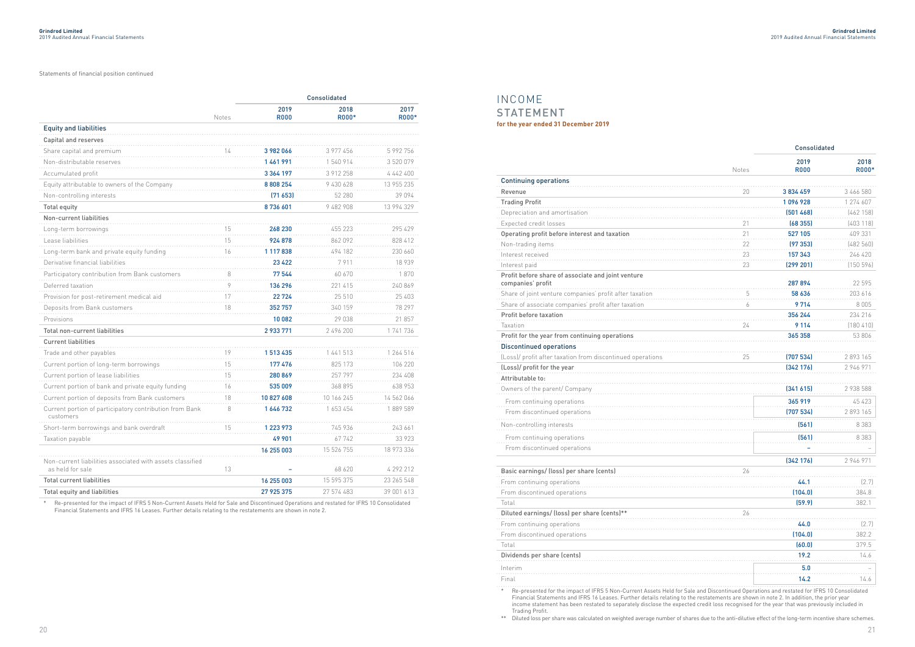Statements of financial position continued

| | Notes | Consolidated 2019 R000 | 2018 R000* | 2017 R000* |
|---|---|---|---|---|
| **Equity and liabilities** | | | | |
| **Capital and reserves** | | | | |
| Share capital and premium | 14 | 3 982 066 | 3 977 456 | 5 992 756 |
| Non-distributable reserves | | 1 461 991 | 1 540 914 | 3 520 079 |
| Accumulated profit | | 3 364 197 | 3 912 258 | 4 442 400 |
| Equity attributable to owners of the Company | | 8 808 254 | 9 430 628 | 13 955 235 |
| Non-controlling interests | | (71 653) | 52 280 | 39 094 |
| **Total equity** | | 8 736 601 | 9 482 908 | 13 994 329 |
| **Non-current liabilities** | | | | |
| Long-term borrowings | 15 | 268 230 | 455 223 | 295 429 |
| Lease liabilities | 15 | 924 878 | 862 092 | 828 412 |
| Long-term bank and private equity funding | 16 | 1 117 838 | 494 182 | 230 660 |
| Derivative financial liabilities | | 23 422 | 7 911 | 18 939 |
| Participatory contribution from Bank customers | 8 | 77 544 | 60 670 | 1 870 |
| Deferred taxation | 9 | 136 296 | 221 415 | 240 869 |
| Provision for post-retirement medical aid | 17 | 22 724 | 25 510 | 25 403 |
| Deposits from Bank customers | 18 | 352 757 | 340 159 | 78 297 |
| Provisions | | 10 082 | 29 038 | 21 857 |
| **Total non-current liabilities** | | 2 933 771 | 2 496 200 | 1 741 736 |
| **Current liabilities** | | | | |
| Trade and other payables | 19 | 1 513 435 | 1 441 513 | 1 264 516 |
| Current portion of long-term borrowings | 15 | 177 476 | 825 173 | 106 220 |
| Current portion of lease liabilities | 15 | 280 869 | 257 797 | 234 408 |
| Current portion of bank and private equity funding | 16 | 535 009 | 368 895 | 638 953 |
| Current portion of deposits from Bank customers | 18 | 10 827 608 | 10 166 245 | 14 562 066 |
| Current portion of participatory contribution from Bank customers | 8 | 1 646 732 | 1 653 454 | 1 889 589 |
| Short-term borrowings and bank overdraft | 15 | 1 223 973 | 745 936 | 243 661 |
| Taxation payable | | 49 901 | 67 742 | 33 923 |
| | | 16 255 003 | 15 526 755 | 18 973 336 |
| Non-current liabilities associated with assets classified as held for sale | 13 | – | 68 620 | 4 292 212 |
| **Total current liabilities** | | 16 255 003 | 15 595 375 | 23 265 548 |
| **Total equity and liabilities** | | 27 925 375 | 27 574 483 | 39 001 613 |

\* Re-presented for the impact of IFRS 5 Non-Current Assets Held for Sale and Discontinued Operations and restated for IFRS 10 Consolidated Financial Statements and IFRS 16 Leases. Further details relating to the restatements are shown in note 2.

# INCOME STATEMENT

**for the year ended 31 December 2019**

| | Notes | Consolidated 2019 R000 | 2018 R000* |
|---|---|---|---|
| **Continuing operations** | | | |
| Revenue | 20 | 3 834 459 | 3 466 580 |
| **Trading Profit** | | 1 096 928 | 1 274 607 |
| Depreciation and amortisation | | (501 468) | (462 158) |
| Expected credit losses | 21 | (68 355) | (403 118) |
| **Operating profit before interest and taxation** | 21 | 527 105 | 409 331 |
| Non-trading items | 22 | (97 353) | (482 560) |
| Interest received | 23 | 157 343 | 246 420 |
| Interest paid | 23 | (299 201) | (150 596) |
| **Profit before share of associate and joint venture companies' profit** | | 287 894 | 22 595 |
| Share of joint venture companies' profit after taxation | 5 | 58 636 | 203 616 |
| Share of associate companies' profit after taxation | 6 | 9 714 | 8 005 |
| **Profit before taxation** | | 356 244 | 234 216 |
| Taxation | 24 | 9 114 | (180 410) |
| **Profit for the year from continuing operations** | | 365 358 | 53 806 |
| **Discontinued operations** | | | |
| (Loss)/ profit after taxation from discontinued operations | 25 | (707 534) | 2 893 165 |
| **(Loss)/ profit for the year** | | (342 176) | 2 946 971 |
| **Attributable to:** | | | |
| Owners of the parent/ Company | | (341 615) | 2 938 588 |
| From continuing operations | | 365 919 | 45 423 |
| From discontinued operations | | (707 534) | 2 893 165 |
| Non-controlling interests | | (561) | 8 383 |
| From continuing operations | | (561) | 8 383 |
| From discontinued operations | | – | – |
| | | (342 176) | 2 946 971 |
| **Basic earnings/ (loss) per share (cents)** | 26 | | |
| From continuing operations | | 44.1 | (2.7) |
| From discontinued operations | | (104.0) | 384.8 |
| Total | | (59.9) | 382.1 |
| **Diluted earnings/ (loss) per share (cents)\*\*** | 26 | | |
| From continuing operations | | 44.0 | (2.7) |
| From discontinued operations | | (104.0) | 382.2 |
| Total | | (60.0) | 379.5 |
| **Dividends per share (cents)** | | 19.2 | 14.6 |
| Interim | | 5.0 | – |
| Final | | 14.2 | 14.6 |

\* Re-presented for the impact of IFRS 5 Non-Current Assets Held for Sale and Discontinued Operations and restated for IFRS 10 Consolidated Financial Statements and IFRS 16 Leases. Further details relating to the restatements are shown in note 2. In addition, the prior year income statement has been restated to separately disclose the expected credit loss recognised for the year that was previously included in Trading Profit.

\*\* Diluted loss per share was calculated on weighted average number of shares due to the anti-dilutive effect of the long-term incentive share schemes.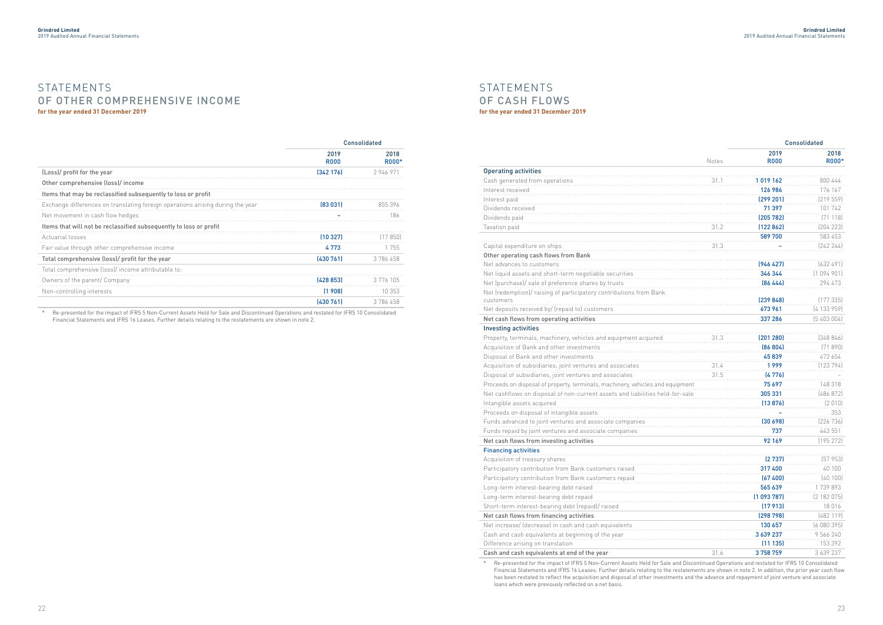# STATEMENTS OF OTHER COMPREHENSIVE INCOME

**for the year ended 31 December 2019**

| | Consolidated | |
|---|---|---|
| | 2019 R000 | 2018 R000* |
| (Loss)/ profit for the year | **(342 176)** | 2 946 971 |
| Other comprehensive (loss)/ income | | |
| Items that may be reclassified subsequently to loss or profit | | |
| Exchange differences on translating foreign operations arising during the year | **(83 031)** | 855 396 |
| Net movement in cash flow hedges | **–** | 186 |
| Items that will not be reclassified subsequently to loss or profit | | |
| Actuarial losses | **(10 327)** | (17 850) |
| Fair value through other comprehensive income | **4 773** | 1 755 |
| Total comprehensive (loss)/ profit for the year | **(430 761)** | 3 786 458 |
| Total comprehensive (loss)/ income attributable to: | | |
| Owners of the parent/ Company | **(428 853)** | 3 776 105 |
| Non-controlling interests | **(1 908)** | 10 353 |
| | **(430 761)** | 3 786 458 |

\* Re-presented for the impact of IFRS 5 Non-Current Assets Held for Sale and Discontinued Operations and restated for IFRS 10 Consolidated Financial Statements and IFRS 16 Leases. Further details relating to the restatements are shown in note 2.

# STATEMENTS OF CASH FLOWS

**for the year ended 31 December 2019**

| | | Consolidated | |
|---|---|---|---|
| | Notes | 2019 R000 | 2018 R000* |
| **Operating activities** | | | |
| Cash generated from operations | 31.1 | **1 019 162** | 800 444 |
| Interest received | | **126 986** | 176 167 |
| Interest paid | | **(299 201)** | (219 559) |
| Dividends received | | **71 397** | 101 742 |
| Dividends paid | | **(205 782)** | (71 118) |
| Taxation paid | 31.2 | **(122 862)** | (204 223) |
| | | **589 700** | 583 453 |
| Capital expenditure on ships | 31.3 | **–** | (242 244) |
| Other operating cash flows from Bank | | | |
| Net advances to customers | | **(946 427)** | (632 491) |
| Net liquid assets and short-term negotiable securities | | **346 344** | (1 094 901) |
| Net (purchase)/ sale of preference shares by trusts | | **(86 444)** | 294 473 |
| Net (redemption)/ raising of participatory contributions from Bank customers | | **(239 848)** | (177 335) |
| Net deposits received by/ (repaid to) customers | | **673 961** | (4 133 959) |
| Net cash flows from operating activities | | **337 286** | (5 403 004) |
| **Investing activities** | | | |
| Property, terminals, machinery, vehicles and equipment acquired | 31.3 | **(201 280)** | (348 846) |
| Acquisition of Bank and other investments | | **(86 804)** | (71 890) |
| Disposal of Bank and other investments | | **45 839** | 472 654 |
| Acquisition of subsidiaries, joint ventures and associates | 31.4 | **1 999** | (123 794) |
| Disposal of subsidiaries, joint ventures and associates | 31.5 | **(4 776)** | – |
| Proceeds on disposal of property, terminals, machinery, vehicles and equipment | | **75 697** | 148 318 |
| Net cashflows on disposal of non-current assets and liabilities held-for-sale | | **305 331** | (486 872) |
| Intangible assets acquired | | **(13 876)** | (2 010) |
| Proceeds on disposal of intangible assets | | **–** | 353 |
| Funds advanced to joint ventures and associate companies | | **(30 698)** | (226 736) |
| Funds repaid by joint ventures and associate companies | | **737** | 443 551 |
| Net cash flows from investing activities | | **92 169** | (195 272) |
| **Financing activities** | | | |
| Acquisition of treasury shares | | **(2 737)** | (57 953) |
| Participatory contribution from Bank customers raised | | **317 400** | 40 100 |
| Participatory contribution from Bank customers repaid | | **(67 400)** | (40 100) |
| Long-term interest-bearing debt raised | | **565 639** | 1 739 893 |
| Long-term interest-bearing debt repaid | | **(1 093 787)** | (2 182 075) |
| Short-term interest-bearing debt (repaid)/ raised | | **(17 913)** | 18 016 |
| Net cash flows from financing activities | | **(298 798)** | (482 119) |
| Net increase/ (decrease) in cash and cash equivalents | | **130 657** | (6 080 395) |
| Cash and cash equivalents at beginning of the year | | **3 639 237** | 9 566 240 |
| Difference arising on translation | | **(11 135)** | 153 392 |
| Cash and cash equivalents at end of the year | 31.6 | **3 758 759** | 3 639 237 |

\* Re-presented for the impact of IFRS 5 Non-Current Assets Held for Sale and Discontinued Operations and restated for IFRS 10 Consolidated Financial Statements and IFRS 16 Leases. Further details relating to the restatements are shown in note 2. In addition, the prior year cash flow has been restated to reflect the acquisition and disposal of other investments and the advance and repayment of joint venture and associate loans which were previously reflected on a net basis.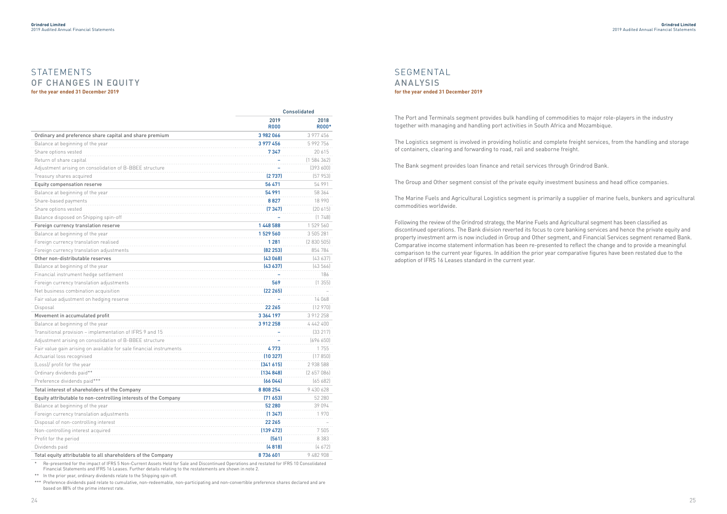# STATEMENTS OF CHANGES IN EQUITY

**for the year ended 31 December 2019**

| | Consolidated | |
|---|---|---|
| | 2019 R000 | 2018 R000* |
| **Ordinary and preference share capital and share premium** | **3 982 066** | 3 977 456 |
| Balance at beginning of the year | 3 977 456 | 5 992 756 |
| Share options vested | 7 347 | 20 615 |
| Return of share capital | – | (1 584 362) |
| Adjustment arising on consolidation of B-BBEE structure | – | (393 600) |
| Treasury shares acquired | (2 737) | (57 953) |
| **Equity compensation reserve** | **56 471** | 54 991 |
| Balance at beginning of the year | 54 991 | 58 364 |
| Share-based payments | 8 827 | 18 990 |
| Share options vested | (7 347) | (20 615) |
| Balance disposed on Shipping spin-off | – | (1 748) |
| **Foreign currency translation reserve** | **1 448 588** | 1 529 560 |
| Balance at beginning of the year | 1 529 560 | 3 505 281 |
| Foreign currency translation realised | 1 281 | (2 830 505) |
| Foreign currency translation adjustments | (82 253) | 854 784 |
| **Other non-distributable reserves** | **(43 068)** | (43 637) |
| Balance at beginning of the year | (43 637) | (43 566) |
| Financial instrument hedge settlement | – | 186 |
| Foreign currency translation adjustments | 569 | (1 355) |
| Net business combination acquisition | (22 265) | – |
| Fair value adjustment on hedging reserve | – | 14 068 |
| Disposal | 22 265 | (12 970) |
| **Movement in accumulated profit** | **3 364 197** | 3 912 258 |
| Balance at beginning of the year | 3 912 258 | 4 442 400 |
| Transitional provision – implementation of IFRS 9 and 15 | – | (33 217) |
| Adjustment arising on consolidation of B-BBEE structure | – | (696 650) |
| Fair value gain arising on available for sale financial instruments | 4 773 | 1 755 |
| Actuarial loss recognised | (10 327) | (17 850) |
| (Loss)/ profit for the year | (341 615) | 2 938 588 |
| Ordinary dividends paid** | (134 848) | (2 657 086) |
| Preference dividends paid*** | (66 044) | (65 682) |
| **Total interest of shareholders of the Company** | **8 808 254** | 9 430 628 |
| **Equity attributable to non-controlling interests of the Company** | **(71 653)** | 52 280 |
| Balance at beginning of the year | 52 280 | 39 094 |
| Foreign currency translation adjustments | (1 347) | 1 970 |
| Disposal of non-controlling interest | 22 265 | – |
| Non-controlling interest acquired | (139 472) | 7 505 |
| Profit for the period | (561) | 8 383 |
| Dividends paid | (4 818) | (4 672) |
| **Total equity attributable to all shareholders of the Company** | **8 736 601** | 9 482 908 |

\* Re-presented for the impact of IFRS 5 Non-Current Assets Held for Sale and Discontinued Operations and restated for IFRS 10 Consolidated Financial Statements and IFRS 16 Leases. Further details relating to the restatements are shown in note 2.

\*\* In the prior year, ordinary dividends relate to the Shipping spin-off.

\*\*\* Preference dividends paid relate to cumulative, non-redeemable, non-participating and non-convertible preference shares declared and are based on 88% of the prime interest rate.

# SEGMENTAL ANALYSIS

**for the year ended 31 December 2019**

The Port and Terminals segment provides bulk handling of commodities to major role-players in the industry together with managing and handling port activities in South Africa and Mozambique.

The Logistics segment is involved in providing holistic and complete freight services, from the handling and storage of containers, clearing and forwarding to road, rail and seaborne freight.

The Bank segment provides loan finance and retail services through Grindrod Bank.

The Group and Other segment consist of the private equity investment business and head office companies.

The Marine Fuels and Agricultural Logistics segment is primarily a supplier of marine fuels, bunkers and agricultural commodities worldwide.

Following the review of the Grindrod strategy, the Marine Fuels and Agricultural segment has been classified as discontinued operations. The Bank division reverted its focus to core banking services and hence the private equity and property investment arm is now included in Group and Other segment, and Financial Services segment renamed Bank. Comparative income statement information has been re-presented to reflect the change and to provide a meaningful comparison to the current year figures. In addition the prior year comparative figures have been restated due to the adoption of IFRS 16 Leases standard in the current year.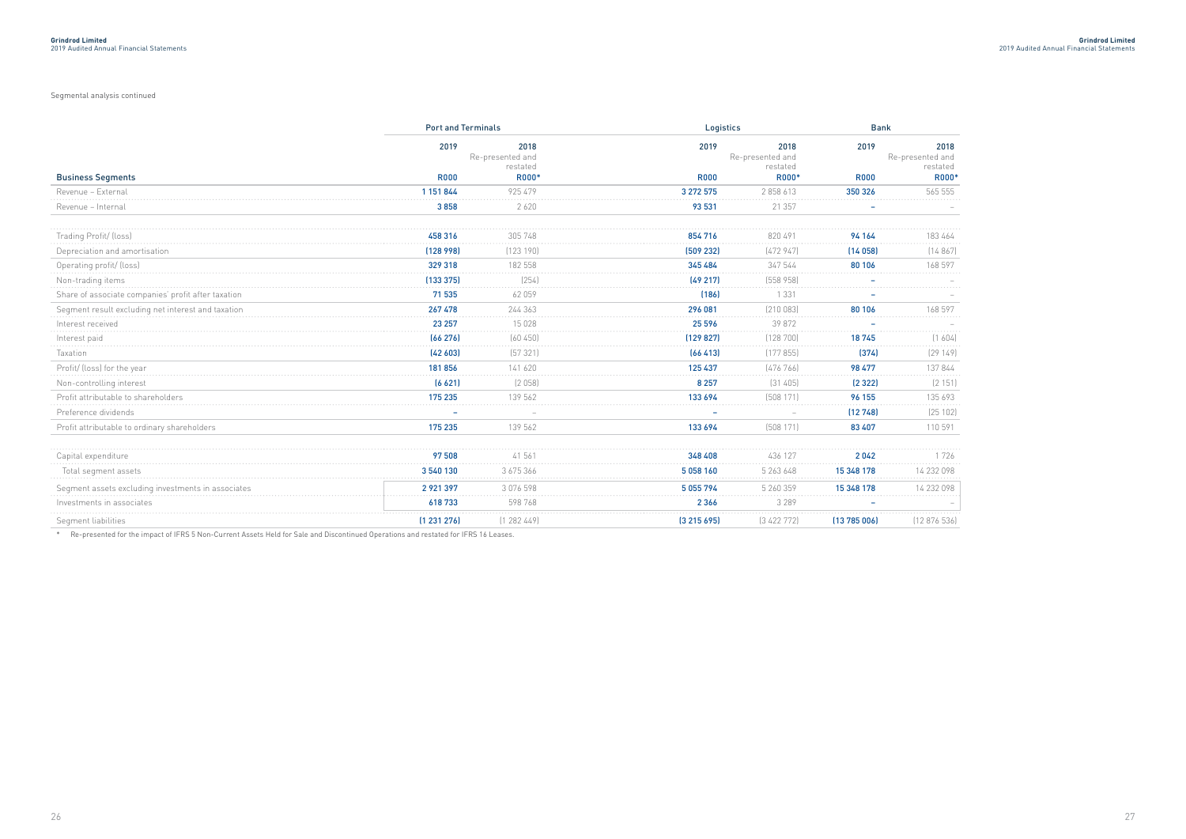Segmental analysis continued

| Business Segments | Port and Terminals | | Logistics | | Bank | |
|---|---|---|---|---|---|---|
| | 2019 | 2018 Re-presented and restated | 2019 | 2018 Re-presented and restated | 2019 | 2018 Re-presented and restated |
| | R000 | R000* | R000 | R000* | R000 | R000* |
| Revenue – External | 1 151 844 | 925 479 | 3 272 575 | 2 858 613 | 350 326 | 565 555 |
| Revenue – Internal | 3 858 | 2 620 | 93 531 | 21 357 | – | – |
| Trading Profit/ (loss) | 458 316 | 305 748 | 854 716 | 820 491 | 94 164 | 183 464 |
| Depreciation and amortisation | (128 998) | (123 190) | (509 232) | (472 947) | (14 058) | (14 867) |
| Operating profit/ (loss) | 329 318 | 182 558 | 345 484 | 347 544 | 80 106 | 168 597 |
| Non-trading items | (133 375) | (254) | (49 217) | (558 958) | – | – |
| Share of associate companies' profit after taxation | 71 535 | 62 059 | (186) | 1 331 | – | – |
| Segment result excluding net interest and taxation | 267 478 | 244 363 | 296 081 | (210 083) | 80 106 | 168 597 |
| Interest received | 23 257 | 15 028 | 25 596 | 39 872 | – | – |
| Interest paid | (66 276) | (60 450) | (129 827) | (128 700) | 18 745 | (1 604) |
| Taxation | (42 603) | (57 321) | (66 413) | (177 855) | (374) | (29 149) |
| Profit/ (loss) for the year | 181 856 | 141 620 | 125 437 | (476 766) | 98 477 | 137 844 |
| Non-controlling interest | (6 621) | (2 058) | 8 257 | (31 405) | (2 322) | (2 151) |
| Profit attributable to shareholders | 175 235 | 139 562 | 133 694 | (508 171) | 96 155 | 135 693 |
| Preference dividends | – | – | – | – | (12 748) | (25 102) |
| Profit attributable to ordinary shareholders | 175 235 | 139 562 | 133 694 | (508 171) | 83 407 | 110 591 |
| Capital expenditure | 97 508 | 41 561 | 348 408 | 436 127 | 2 042 | 1 726 |
| Total segment assets | 3 540 130 | 3 675 366 | 5 058 160 | 5 263 648 | 15 348 178 | 14 232 098 |
| Segment assets excluding investments in associates | 2 921 397 | 3 076 598 | 5 055 794 | 5 260 359 | 15 348 178 | 14 232 098 |
| Investments in associates | 618 733 | 598 768 | 2 366 | 3 289 | – | – |
| Segment liabilities | (1 231 276) | (1 282 449) | (3 215 695) | (3 422 772) | (13 785 006) | (12 876 536) |

\* Re-presented for the impact of IFRS 5 Non-Current Assets Held for Sale and Discontinued Operations and restated for IFRS 16 Leases.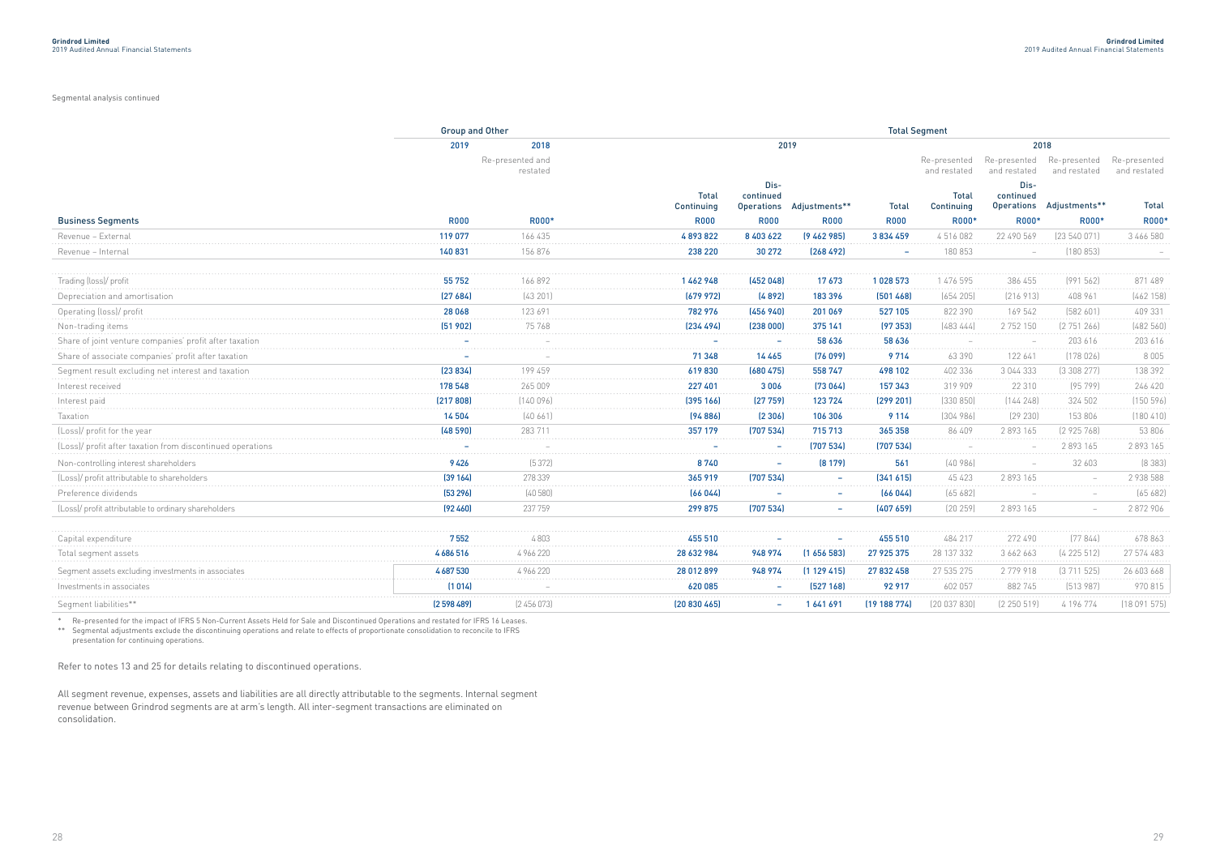Segmental analysis continued

| | Group and Other | | Total Segment | | | | | | | |
|---|---|---|---|---|---|---|---|---|---|---|
| | 2019 | 2018 | 2019 | | | | 2018 | | | |
| | | Re-presented and restated | | | | | Re-presented and restated | Re-presented and restated | Re-presented and restated | Re-presented and restated |
| | | | Total Continuing | Dis-continued Operations | Adjustments** | Total | Total Continuing | Dis-continued Operations | Adjustments** | Total |
| **Business Segments** | **R000** | **R000*** | **R000** | **R000** | **R000** | **R000** | **R000*** | **R000*** | **R000*** | **R000*** |
| Revenue – External | **119 077** | 166 435 | **4 893 822** | **8 403 622** | **(9 462 985)** | **3 834 459** | 4 516 082 | 22 490 569 | (23 540 071) | 3 466 580 |
| Revenue – Internal | **140 831** | 156 876 | **238 220** | **30 272** | **(268 492)** | **–** | 180 853 | – | (180 853) | – |
| Trading (loss)/ profit | **55 752** | 166 892 | **1 462 948** | **(452 048)** | **17 673** | **1 028 573** | 1 476 595 | 386 455 | (991 562) | 871 489 |
| Depreciation and amortisation | **(27 684)** | (43 201) | **(679 972)** | **(4 892)** | **183 396** | **(501 468)** | (654 205) | (216 913) | 408 961 | (462 158) |
| Operating (loss)/ profit | **28 068** | 123 691 | **782 976** | **(456 940)** | **201 069** | **527 105** | 822 390 | 169 542 | (582 601) | 409 331 |
| Non-trading items | **(51 902)** | 75 768 | **(234 494)** | **(238 000)** | **375 141** | **(97 353)** | (483 444) | 2 752 150 | (2 751 266) | (482 560) |
| Share of joint venture companies' profit after taxation | **–** | – | **–** | **–** | **58 636** | **58 636** | – | – | 203 616 | 203 616 |
| Share of associate companies' profit after taxation | **–** | – | **71 348** | **14 465** | **(76 099)** | **9 714** | 63 390 | 122 641 | (178 026) | 8 005 |
| Segment result excluding net interest and taxation | **(23 834)** | 199 459 | **619 830** | **(680 475)** | **558 747** | **498 102** | 402 336 | 3 044 333 | (3 308 277) | 138 392 |
| Interest received | **178 548** | 265 009 | **227 401** | **3 006** | **(73 064)** | **157 343** | 319 909 | 22 310 | (95 799) | 246 420 |
| Interest paid | **(217 808)** | (140 096) | **(395 166)** | **(27 759)** | **123 724** | **(299 201)** | (330 850) | (144 248) | 324 502 | (150 596) |
| Taxation | **14 504** | (40 661) | **(94 886)** | **(2 306)** | **106 306** | **9 114** | (304 986) | (29 230) | 153 806 | (180 410) |
| (Loss)/ profit for the year | **(48 590)** | 283 711 | **357 179** | **(707 534)** | **715 713** | **365 358** | 86 409 | 2 893 165 | (2 925 768) | 53 806 |
| (Loss)/ profit after taxation from discontinued operations | **–** | – | **–** | **–** | **(707 534)** | **(707 534)** | – | – | 2 893 165 | 2 893 165 |
| Non-controlling interest shareholders | **9 426** | (5 372) | **8 740** | **–** | **(8 179)** | **561** | (40 986) | – | 32 603 | (8 383) |
| (Loss)/ profit attributable to shareholders | **(39 164)** | 278 339 | **365 919** | **(707 534)** | **–** | **(341 615)** | 45 423 | 2 893 165 | – | 2 938 588 |
| Preference dividends | **(53 296)** | (40 580) | **(66 044)** | **–** | **–** | **(66 044)** | (65 682) | – | – | (65 682) |
| (Loss)/ profit attributable to ordinary shareholders | **(92 460)** | 237 759 | **299 875** | **(707 534)** | **–** | **(407 659)** | (20 259) | 2 893 165 | – | 2 872 906 |
| Capital expenditure | **7 552** | 4 803 | **455 510** | **–** | **–** | **455 510** | 484 217 | 272 490 | (77 844) | 678 863 |
| Total segment assets | **4 686 516** | 4 966 220 | **28 632 984** | **948 974** | **(1 656 583)** | **27 925 375** | 28 137 332 | 3 662 663 | (4 225 512) | 27 574 483 |
| Segment assets excluding investments in associates | **4 687 530** | 4 966 220 | **28 012 899** | **948 974** | **(1 129 415)** | **27 832 458** | 27 535 275 | 2 779 918 | (3 711 525) | 26 603 668 |
| Investments in associates | **(1 014)** | – | **620 085** | **–** | **(527 168)** | **92 917** | 602 057 | 882 745 | (513 987) | 970 815 |
| Segment liabilities** | **(2 598 489)** | (2 456 073) | **(20 830 465)** | **–** | **1 641 691** | **(19 188 774)** | (20 037 830) | (2 250 519) | 4 196 774 | (18 091 575) |

\* Re-presented for the impact of IFRS 5 Non-Current Assets Held for Sale and Discontinued Operations and restated for IFRS 16 Leases.

\*\* Segmental adjustments exclude the discontinuing operations and relate to effects of proportionate consolidation to reconcile to IFRS presentation for continuing operations.

Refer to notes 13 and 25 for details relating to discontinued operations.

All segment revenue, expenses, assets and liabilities are all directly attributable to the segments. Internal segment revenue between Grindrod segments are at arm's length. All inter-segment transactions are eliminated on consolidation.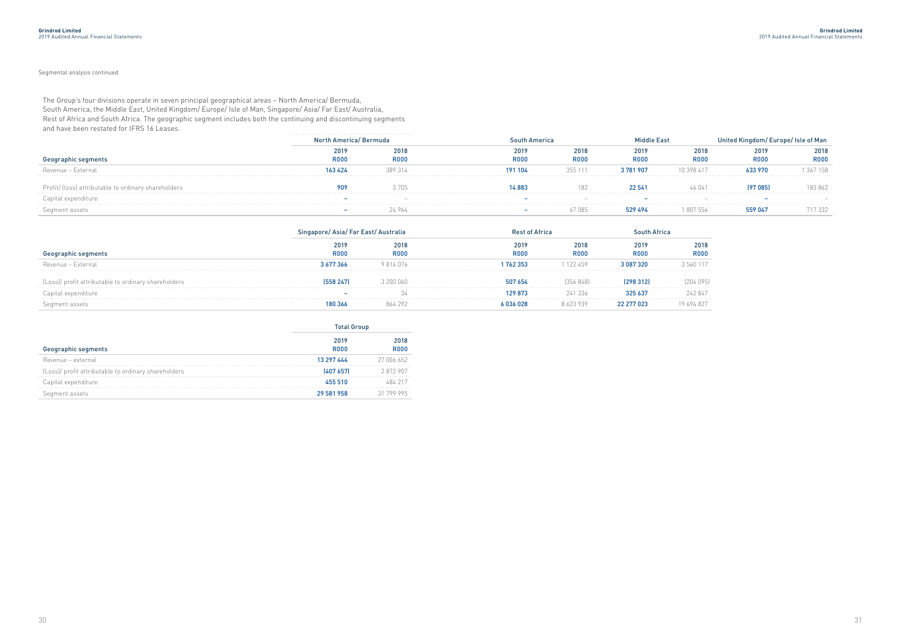Segmental analysis continued

The Group's four divisions operate in seven principal geographical areas – North America/ Bermuda, South America, the Middle East, United Kingdom/ Europe/ Isle of Man, Singapore/ Asia/ Far East/ Australia, Rest of Africa and South Africa. The geographic segment includes both the continuing and discontinuing segments and have been restated for IFRS 16 Leases.

| | North America/ Bermuda | | South America | | Middle East | | United Kingdom/ Europe/ Isle of Man | |
|---|---|---|---|---|---|---|---|---|
| **Geographic segments** | **2019 R000** | **2018 R000** | **2019 R000** | **2018 R000** | **2019 R000** | **2018 R000** | **2019 R000** | **2018 R000** |
| Revenue – External | **163 424** | 389 314 | **191 104** | 355 111 | **3 781 907** | 10 398 417 | **633 970** | 1 367 158 |
| Profit/ (loss) attributable to ordinary shareholders | **909** | 3 705 | **14 883** | 182 | **22 541** | 46 041 | **(97 085)** | 183 862 |
| Capital expenditure | **–** | – | **–** | – | **–** | – | **–** | – |
| Segment assets | **–** | 24 964 | **–** | 67 085 | **529 494** | 1 807 556 | **559 047** | 717 332 |

| | Singapore/ Asia/ Far East/ Australia | | Rest of Africa | | South Africa | |
|---|---|---|---|---|---|---|
| **Geographic segments** | **2019 R000** | **2018 R000** | **2019 R000** | **2018 R000** | **2019 R000** | **2018 R000** |
| Revenue – External | **3 677 366** | 9 814 076 | **1 762 353** | 1 122 459 | **3 087 320** | 3 560 117 |
| (Loss)/ profit attributable to ordinary shareholders | **(558 247)** | 3 200 060 | **507 654** | (356 848) | **(298 312)** | (204 095) |
| Capital expenditure | **–** | 34 | **129 873** | 241 336 | **325 637** | 242 847 |
| Segment assets | **180 366** | 864 292 | **6 036 028** | 8 623 939 | **22 277 023** | 19 694 827 |

| | Total Group | |
|---|---|---|
| **Geographic segments** | **2019 R000** | **2018 R000** |
| Revenue – external | **13 297 444** | 27 006 652 |
| (Loss)/ profit attributable to ordinary shareholders | **(407 657)** | 2 872 907 |
| Capital expenditure | **455 510** | 484 217 |
| Segment assets | **29 581 958** | 31 799 995 |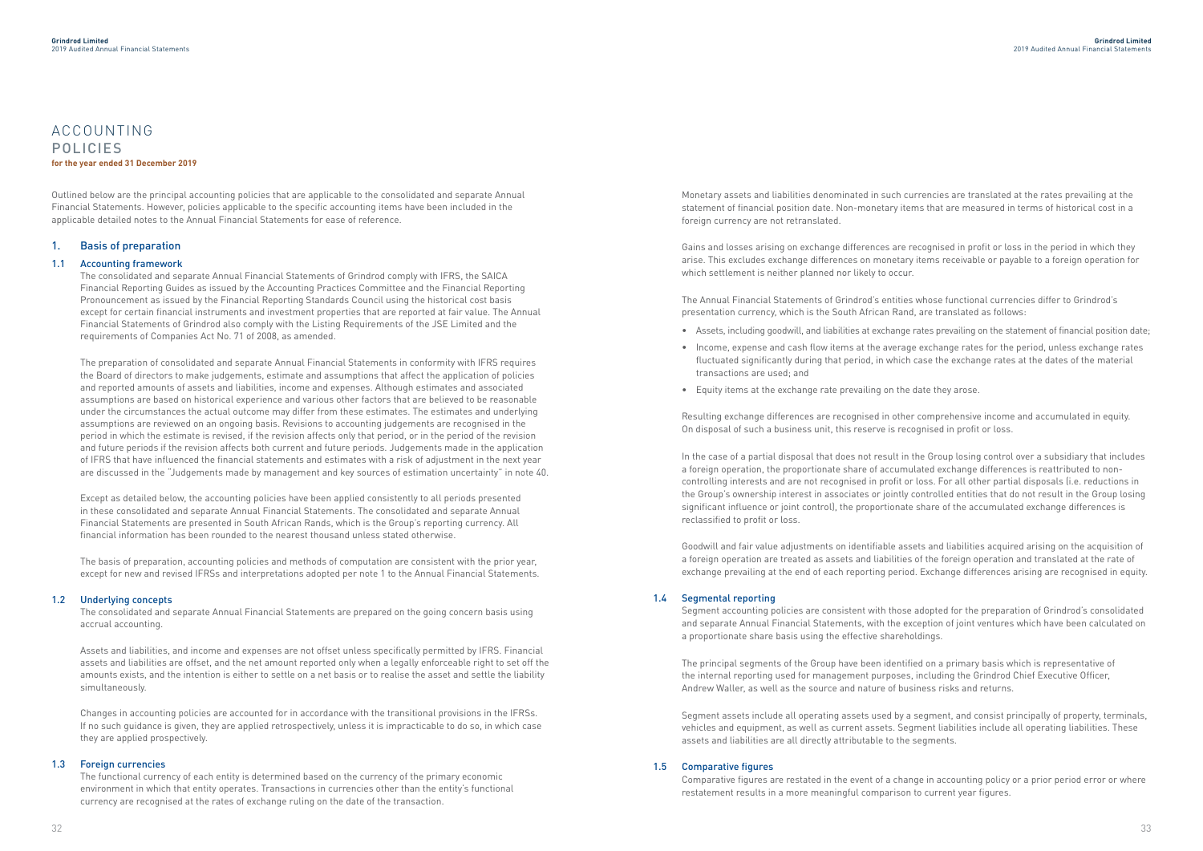# ACCOUNTING POLICIES

**for the year ended 31 December 2019**

Outlined below are the principal accounting policies that are applicable to the consolidated and separate Annual Financial Statements. However, policies applicable to the specific accounting items have been included in the applicable detailed notes to the Annual Financial Statements for ease of reference.

## 1. Basis of preparation

### 1.1 Accounting framework

The consolidated and separate Annual Financial Statements of Grindrod comply with IFRS, the SAICA Financial Reporting Guides as issued by the Accounting Practices Committee and the Financial Reporting Pronouncement as issued by the Financial Reporting Standards Council using the historical cost basis except for certain financial instruments and investment properties that are reported at fair value. The Annual Financial Statements of Grindrod also comply with the Listing Requirements of the JSE Limited and the requirements of Companies Act No. 71 of 2008, as amended.

The preparation of consolidated and separate Annual Financial Statements in conformity with IFRS requires the Board of directors to make judgements, estimate and assumptions that affect the application of policies and reported amounts of assets and liabilities, income and expenses. Although estimates and associated assumptions are based on historical experience and various other factors that are believed to be reasonable under the circumstances the actual outcome may differ from these estimates. The estimates and underlying assumptions are reviewed on an ongoing basis. Revisions to accounting judgements are recognised in the period in which the estimate is revised, if the revision affects only that period, or in the period of the revision and future periods if the revision affects both current and future periods. Judgements made in the application of IFRS that have influenced the financial statements and estimates with a risk of adjustment in the next year are discussed in the "Judgements made by management and key sources of estimation uncertainty" in note 40.

Except as detailed below, the accounting policies have been applied consistently to all periods presented in these consolidated and separate Annual Financial Statements. The consolidated and separate Annual Financial Statements are presented in South African Rands, which is the Group's reporting currency. All financial information has been rounded to the nearest thousand unless stated otherwise.

The basis of preparation, accounting policies and methods of computation are consistent with the prior year, except for new and revised IFRSs and interpretations adopted per note 1 to the Annual Financial Statements.

### 1.2 Underlying concepts

The consolidated and separate Annual Financial Statements are prepared on the going concern basis using accrual accounting.

Assets and liabilities, and income and expenses are not offset unless specifically permitted by IFRS. Financial assets and liabilities are offset, and the net amount reported only when a legally enforceable right to set off the amounts exists, and the intention is either to settle on a net basis or to realise the asset and settle the liability simultaneously.

Changes in accounting policies are accounted for in accordance with the transitional provisions in the IFRSs. If no such guidance is given, they are applied retrospectively, unless it is impracticable to do so, in which case they are applied prospectively.

### 1.3 Foreign currencies

The functional currency of each entity is determined based on the currency of the primary economic environment in which that entity operates. Transactions in currencies other than the entity's functional currency are recognised at the rates of exchange ruling on the date of the transaction.

Monetary assets and liabilities denominated in such currencies are translated at the rates prevailing at the statement of financial position date. Non-monetary items that are measured in terms of historical cost in a foreign currency are not retranslated.

Gains and losses arising on exchange differences are recognised in profit or loss in the period in which they arise. This excludes exchange differences on monetary items receivable or payable to a foreign operation for which settlement is neither planned nor likely to occur.

The Annual Financial Statements of Grindrod's entities whose functional currencies differ to Grindrod's presentation currency, which is the South African Rand, are translated as follows:

- Assets, including goodwill, and liabilities at exchange rates prevailing on the statement of financial position date;
- Income, expense and cash flow items at the average exchange rates for the period, unless exchange rates fluctuated significantly during that period, in which case the exchange rates at the dates of the material transactions are used; and
- Equity items at the exchange rate prevailing on the date they arose.

Resulting exchange differences are recognised in other comprehensive income and accumulated in equity. On disposal of such a business unit, this reserve is recognised in profit or loss.

In the case of a partial disposal that does not result in the Group losing control over a subsidiary that includes a foreign operation, the proportionate share of accumulated exchange differences is reattributed to non-controlling interests and are not recognised in profit or loss. For all other partial disposals (i.e. reductions in the Group's ownership interest in associates or jointly controlled entities that do not result in the Group losing significant influence or joint control), the proportionate share of the accumulated exchange differences is reclassified to profit or loss.

Goodwill and fair value adjustments on identifiable assets and liabilities acquired arising on the acquisition of a foreign operation are treated as assets and liabilities of the foreign operation and translated at the rate of exchange prevailing at the end of each reporting period. Exchange differences arising are recognised in equity.

### 1.4 Segmental reporting

Segment accounting policies are consistent with those adopted for the preparation of Grindrod's consolidated and separate Annual Financial Statements, with the exception of joint ventures which have been calculated on a proportionate share basis using the effective shareholdings.

The principal segments of the Group have been identified on a primary basis which is representative of the internal reporting used for management purposes, including the Grindrod Chief Executive Officer, Andrew Waller, as well as the source and nature of business risks and returns.

Segment assets include all operating assets used by a segment, and consist principally of property, terminals, vehicles and equipment, as well as current assets. Segment liabilities include all operating liabilities. These assets and liabilities are all directly attributable to the segments.

### 1.5 Comparative figures

Comparative figures are restated in the event of a change in accounting policy or a prior period error or where restatement results in a more meaningful comparison to current year figures.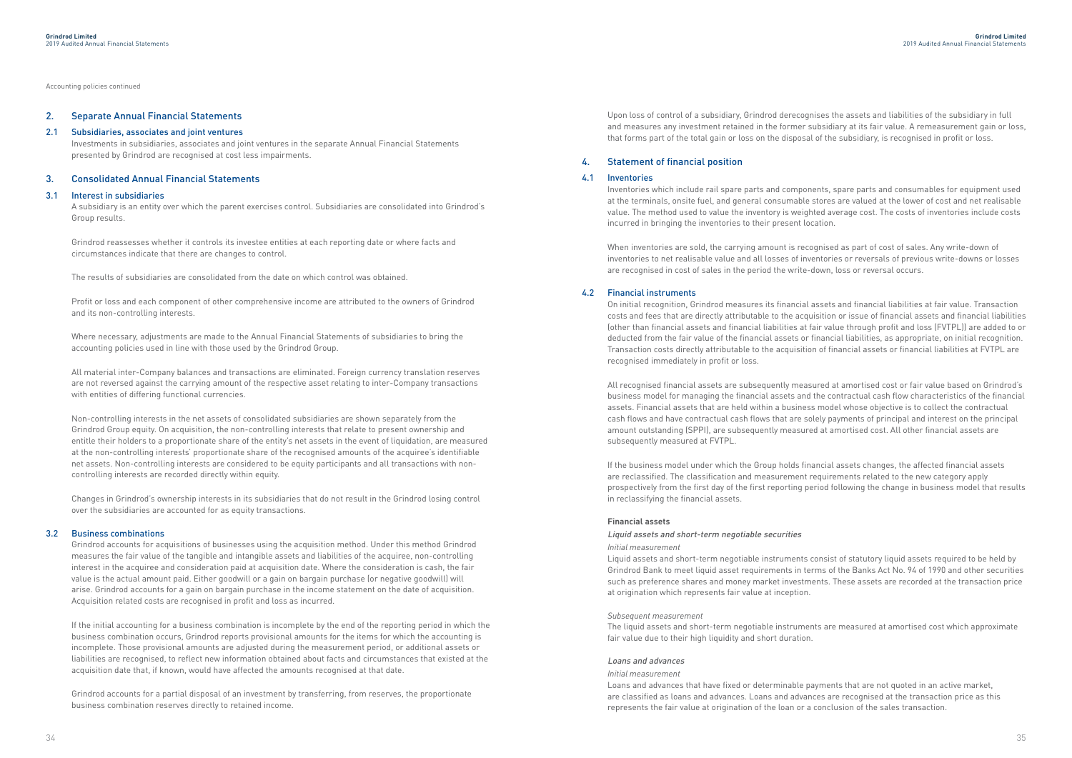Accounting policies continued

## 2. Separate Annual Financial Statements

### 2.1 Subsidiaries, associates and joint ventures

Investments in subsidiaries, associates and joint ventures in the separate Annual Financial Statements presented by Grindrod are recognised at cost less impairments.

## 3. Consolidated Annual Financial Statements

### 3.1 Interest in subsidiaries

A subsidiary is an entity over which the parent exercises control. Subsidiaries are consolidated into Grindrod's Group results.

Grindrod reassesses whether it controls its investee entities at each reporting date or where facts and circumstances indicate that there are changes to control.

The results of subsidiaries are consolidated from the date on which control was obtained.

Profit or loss and each component of other comprehensive income are attributed to the owners of Grindrod and its non-controlling interests.

Where necessary, adjustments are made to the Annual Financial Statements of subsidiaries to bring the accounting policies used in line with those used by the Grindrod Group.

All material inter-Company balances and transactions are eliminated. Foreign currency translation reserves are not reversed against the carrying amount of the respective asset relating to inter-Company transactions with entities of differing functional currencies.

Non-controlling interests in the net assets of consolidated subsidiaries are shown separately from the Grindrod Group equity. On acquisition, the non-controlling interests that relate to present ownership and entitle their holders to a proportionate share of the entity's net assets in the event of liquidation, are measured at the non-controlling interests' proportionate share of the recognised amounts of the acquiree's identifiable net assets. Non-controlling interests are considered to be equity participants and all transactions with non-controlling interests are recorded directly within equity.

Changes in Grindrod's ownership interests in its subsidiaries that do not result in the Grindrod losing control over the subsidiaries are accounted for as equity transactions.

### 3.2 Business combinations

Grindrod accounts for acquisitions of businesses using the acquisition method. Under this method Grindrod measures the fair value of the tangible and intangible assets and liabilities of the acquiree, non-controlling interest in the acquiree and consideration paid at acquisition date. Where the consideration is cash, the fair value is the actual amount paid. Either goodwill or a gain on bargain purchase (or negative goodwill) will arise. Grindrod accounts for a gain on bargain purchase in the income statement on the date of acquisition. Acquisition related costs are recognised in profit and loss as incurred.

If the initial accounting for a business combination is incomplete by the end of the reporting period in which the business combination occurs, Grindrod reports provisional amounts for the items for which the accounting is incomplete. Those provisional amounts are adjusted during the measurement period, or additional assets or liabilities are recognised, to reflect new information obtained about facts and circumstances that existed at the acquisition date that, if known, would have affected the amounts recognised at that date.

Grindrod accounts for a partial disposal of an investment by transferring, from reserves, the proportionate business combination reserves directly to retained income.

Upon loss of control of a subsidiary, Grindrod derecognises the assets and liabilities of the subsidiary in full and measures any investment retained in the former subsidiary at its fair value. A remeasurement gain or loss, that forms part of the total gain or loss on the disposal of the subsidiary, is recognised in profit or loss.

## 4. Statement of financial position

### 4.1 Inventories

Inventories which include rail spare parts and components, spare parts and consumables for equipment used at the terminals, onsite fuel, and general consumable stores are valued at the lower of cost and net realisable value. The method used to value the inventory is weighted average cost. The costs of inventories include costs incurred in bringing the inventories to their present location.

When inventories are sold, the carrying amount is recognised as part of cost of sales. Any write-down of inventories to net realisable value and all losses of inventories or reversals of previous write-downs or losses are recognised in cost of sales in the period the write-down, loss or reversal occurs.

### 4.2 Financial instruments

On initial recognition, Grindrod measures its financial assets and financial liabilities at fair value. Transaction costs and fees that are directly attributable to the acquisition or issue of financial assets and financial liabilities (other than financial assets and financial liabilities at fair value through profit and loss (FVTPL)) are added to or deducted from the fair value of the financial assets or financial liabilities, as appropriate, on initial recognition. Transaction costs directly attributable to the acquisition of financial assets or financial liabilities at FVTPL are recognised immediately in profit or loss.

All recognised financial assets are subsequently measured at amortised cost or fair value based on Grindrod's business model for managing the financial assets and the contractual cash flow characteristics of the financial assets. Financial assets that are held within a business model whose objective is to collect the contractual cash flows and have contractual cash flows that are solely payments of principal and interest on the principal amount outstanding (SPPI), are subsequently measured at amortised cost. All other financial assets are subsequently measured at FVTPL.

If the business model under which the Group holds financial assets changes, the affected financial assets are reclassified. The classification and measurement requirements related to the new category apply prospectively from the first day of the first reporting period following the change in business model that results in reclassifying the financial assets.

**Financial assets**

*Liquid assets and short-term negotiable securities*

*Initial measurement*

Liquid assets and short-term negotiable instruments consist of statutory liquid assets required to be held by Grindrod Bank to meet liquid asset requirements in terms of the Banks Act No. 94 of 1990 and other securities such as preference shares and money market investments. These assets are recorded at the transaction price at origination which represents fair value at inception.

*Subsequent measurement*

The liquid assets and short-term negotiable instruments are measured at amortised cost which approximate fair value due to their high liquidity and short duration.

*Loans and advances*

*Initial measurement*

Loans and advances that have fixed or determinable payments that are not quoted in an active market, are classified as loans and advances. Loans and advances are recognised at the transaction price as this represents the fair value at origination of the loan or a conclusion of the sales transaction.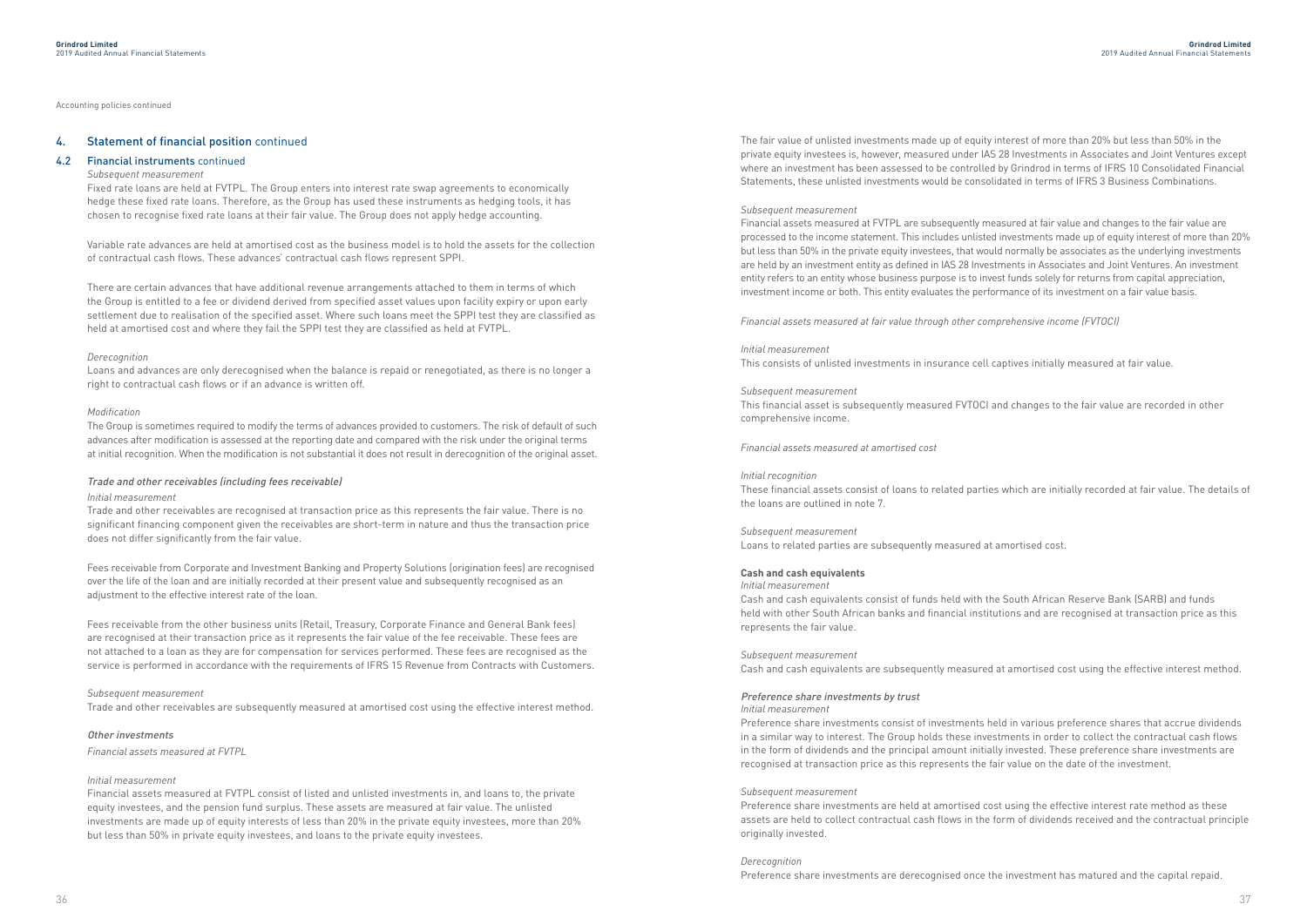Accounting policies continued

## 4. Statement of financial position continued

### 4.2 Financial instruments continued

*Subsequent measurement*

Fixed rate loans are held at FVTPL. The Group enters into interest rate swap agreements to economically hedge these fixed rate loans. Therefore, as the Group has used these instruments as hedging tools, it has chosen to recognise fixed rate loans at their fair value. The Group does not apply hedge accounting.

Variable rate advances are held at amortised cost as the business model is to hold the assets for the collection of contractual cash flows. These advances' contractual cash flows represent SPPI.

There are certain advances that have additional revenue arrangements attached to them in terms of which the Group is entitled to a fee or dividend derived from specified asset values upon facility expiry or upon early settlement due to realisation of the specified asset. Where such loans meet the SPPI test they are classified as held at amortised cost and where they fail the SPPI test they are classified as held at FVTPL.

*Derecognition*

Loans and advances are only derecognised when the balance is repaid or renegotiated, as there is no longer a right to contractual cash flows or if an advance is written off.

*Modification*

The Group is sometimes required to modify the terms of advances provided to customers. The risk of default of such advances after modification is assessed at the reporting date and compared with the risk under the original terms at initial recognition. When the modification is not substantial it does not result in derecognition of the original asset.

*Trade and other receivables (including fees receivable)*

*Initial measurement*

Trade and other receivables are recognised at transaction price as this represents the fair value. There is no significant financing component given the receivables are short-term in nature and thus the transaction price does not differ significantly from the fair value.

Fees receivable from Corporate and Investment Banking and Property Solutions (origination fees) are recognised over the life of the loan and are initially recorded at their present value and subsequently recognised as an adjustment to the effective interest rate of the loan.

Fees receivable from the other business units (Retail, Treasury, Corporate Finance and General Bank fees) are recognised at their transaction price as it represents the fair value of the fee receivable. These fees are not attached to a loan as they are for compensation for services performed. These fees are recognised as the service is performed in accordance with the requirements of IFRS 15 Revenue from Contracts with Customers.

*Subsequent measurement*

Trade and other receivables are subsequently measured at amortised cost using the effective interest method.

*Other investments*

*Financial assets measured at FVTPL*

*Initial measurement*

Financial assets measured at FVTPL consist of listed and unlisted investments in, and loans to, the private equity investees, and the pension fund surplus. These assets are measured at fair value. The unlisted investments are made up of equity interests of less than 20% in the private equity investees, more than 20% but less than 50% in private equity investees, and loans to the private equity investees.

The fair value of unlisted investments made up of equity interest of more than 20% but less than 50% in the private equity investees is, however, measured under IAS 28 Investments in Associates and Joint Ventures except where an investment has been assessed to be controlled by Grindrod in terms of IFRS 10 Consolidated Financial Statements, these unlisted investments would be consolidated in terms of IFRS 3 Business Combinations.

*Subsequent measurement*

Financial assets measured at FVTPL are subsequently measured at fair value and changes to the fair value are processed to the income statement. This includes unlisted investments made up of equity interest of more than 20% but less than 50% in the private equity investees, that would normally be associates as the underlying investments are held by an investment entity as defined in IAS 28 Investments in Associates and Joint Ventures. An investment entity refers to an entity whose business purpose is to invest funds solely for returns from capital appreciation, investment income or both. This entity evaluates the performance of its investment on a fair value basis.

*Financial assets measured at fair value through other comprehensive income (FVTOCI)*

*Initial measurement*

This consists of unlisted investments in insurance cell captives initially measured at fair value.

*Subsequent measurement*

This financial asset is subsequently measured FVTOCI and changes to the fair value are recorded in other comprehensive income.

*Financial assets measured at amortised cost*

*Initial recognition*

These financial assets consist of loans to related parties which are initially recorded at fair value. The details of the loans are outlined in note 7.

*Subsequent measurement*

Loans to related parties are subsequently measured at amortised cost.

**Cash and cash equivalents**

*Initial measurement*

Cash and cash equivalents consist of funds held with the South African Reserve Bank (SARB) and funds held with other South African banks and financial institutions and are recognised at transaction price as this represents the fair value.

*Subsequent measurement*

Cash and cash equivalents are subsequently measured at amortised cost using the effective interest method.

*Preference share investments by trust*

*Initial measurement*

Preference share investments consist of investments held in various preference shares that accrue dividends in a similar way to interest. The Group holds these investments in order to collect the contractual cash flows in the form of dividends and the principal amount initially invested. These preference share investments are recognised at transaction price as this represents the fair value on the date of the investment.

*Subsequent measurement*

Preference share investments are held at amortised cost using the effective interest rate method as these assets are held to collect contractual cash flows in the form of dividends received and the contractual principle originally invested.

*Derecognition*

Preference share investments are derecognised once the investment has matured and the capital repaid.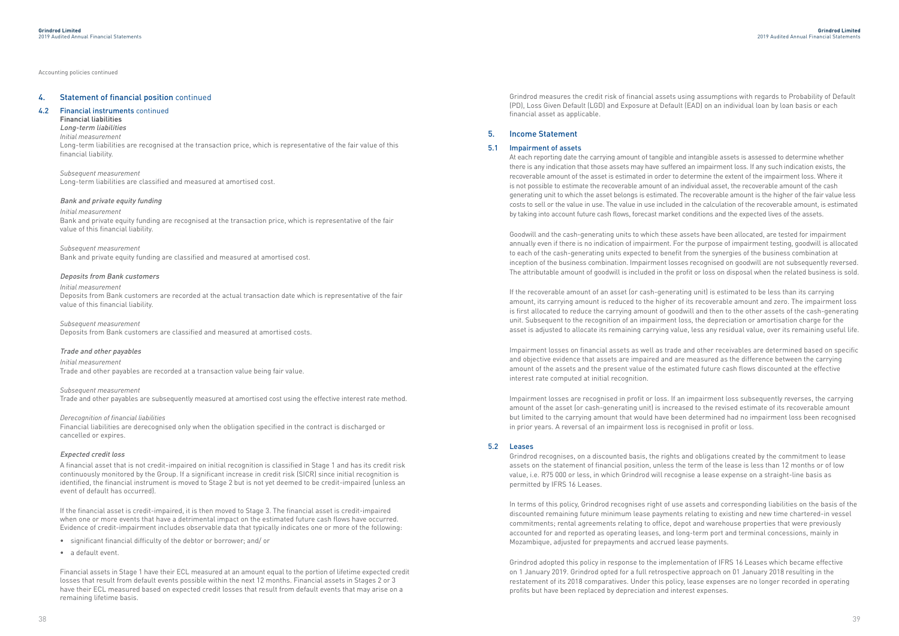Accounting policies continued

## 4. Statement of financial position continued

### 4.2 Financial instruments continued

**Financial liabilities**

*Long-term liabilities*

*Initial measurement*

Long-term liabilities are recognised at the transaction price, which is representative of the fair value of this financial liability.

*Subsequent measurement*

Long-term liabilities are classified and measured at amortised cost.

*Bank and private equity funding*

*Initial measurement*

Bank and private equity funding are recognised at the transaction price, which is representative of the fair value of this financial liability.

*Subsequent measurement*

Bank and private equity funding are classified and measured at amortised cost.

*Deposits from Bank customers*

*Initial measurement*

Deposits from Bank customers are recorded at the actual transaction date which is representative of the fair value of this financial liability.

*Subsequent measurement*

Deposits from Bank customers are classified and measured at amortised costs.

*Trade and other payables*

*Initial measurement*

Trade and other payables are recorded at a transaction value being fair value.

*Subsequent measurement*

Trade and other payables are subsequently measured at amortised cost using the effective interest rate method.

*Derecognition of financial liabilities*

Financial liabilities are derecognised only when the obligation specified in the contract is discharged or cancelled or expires.

*Expected credit loss*

A financial asset that is not credit-impaired on initial recognition is classified in Stage 1 and has its credit risk continuously monitored by the Group. If a significant increase in credit risk (SICR) since initial recognition is identified, the financial instrument is moved to Stage 2 but is not yet deemed to be credit-impaired (unless an event of default has occurred).

If the financial asset is credit-impaired, it is then moved to Stage 3. The financial asset is credit-impaired when one or more events that have a detrimental impact on the estimated future cash flows have occurred. Evidence of credit-impairment includes observable data that typically indicates one or more of the following:

- significant financial difficulty of the debtor or borrower; and/ or
- a default event.

Financial assets in Stage 1 have their ECL measured at an amount equal to the portion of lifetime expected credit losses that result from default events possible within the next 12 months. Financial assets in Stages 2 or 3 have their ECL measured based on expected credit losses that result from default events that may arise on a remaining lifetime basis.

Grindrod measures the credit risk of financial assets using assumptions with regards to Probability of Default (PD), Loss Given Default (LGD) and Exposure at Default (EAD) on an individual loan by loan basis or each financial asset as applicable.

## 5. Income Statement

### 5.1 Impairment of assets

At each reporting date the carrying amount of tangible and intangible assets is assessed to determine whether there is any indication that those assets may have suffered an impairment loss. If any such indication exists, the recoverable amount of the asset is estimated in order to determine the extent of the impairment loss. Where it is not possible to estimate the recoverable amount of an individual asset, the recoverable amount of the cash generating unit to which the asset belongs is estimated. The recoverable amount is the higher of the fair value less costs to sell or the value in use. The value in use included in the calculation of the recoverable amount, is estimated by taking into account future cash flows, forecast market conditions and the expected lives of the assets.

Goodwill and the cash-generating units to which these assets have been allocated, are tested for impairment annually even if there is no indication of impairment. For the purpose of impairment testing, goodwill is allocated to each of the cash-generating units expected to benefit from the synergies of the business combination at inception of the business combination. Impairment losses recognised on goodwill are not subsequently reversed. The attributable amount of goodwill is included in the profit or loss on disposal when the related business is sold.

If the recoverable amount of an asset (or cash-generating unit) is estimated to be less than its carrying amount, its carrying amount is reduced to the higher of its recoverable amount and zero. The impairment loss is first allocated to reduce the carrying amount of goodwill and then to the other assets of the cash-generating unit. Subsequent to the recognition of an impairment loss, the depreciation or amortisation charge for the asset is adjusted to allocate its remaining carrying value, less any residual value, over its remaining useful life.

Impairment losses on financial assets as well as trade and other receivables are determined based on specific and objective evidence that assets are impaired and are measured as the difference between the carrying amount of the assets and the present value of the estimated future cash flows discounted at the effective interest rate computed at initial recognition.

Impairment losses are recognised in profit or loss. If an impairment loss subsequently reverses, the carrying amount of the asset (or cash-generating unit) is increased to the revised estimate of its recoverable amount but limited to the carrying amount that would have been determined had no impairment loss been recognised in prior years. A reversal of an impairment loss is recognised in profit or loss.

### 5.2 Leases

Grindrod recognises, on a discounted basis, the rights and obligations created by the commitment to lease assets on the statement of financial position, unless the term of the lease is less than 12 months or of low value, i.e. R75 000 or less, in which Grindrod will recognise a lease expense on a straight-line basis as permitted by IFRS 16 Leases.

In terms of this policy, Grindrod recognises right of use assets and corresponding liabilities on the basis of the discounted remaining future minimum lease payments relating to existing and new time chartered-in vessel commitments; rental agreements relating to office, depot and warehouse properties that were previously accounted for and reported as operating leases, and long-term port and terminal concessions, mainly in Mozambique, adjusted for prepayments and accrued lease payments.

Grindrod adopted this policy in response to the implementation of IFRS 16 Leases which became effective on 1 January 2019. Grindrod opted for a full retrospective approach on 01 January 2018 resulting in the restatement of its 2018 comparatives. Under this policy, lease expenses are no longer recorded in operating profits but have been replaced by depreciation and interest expenses.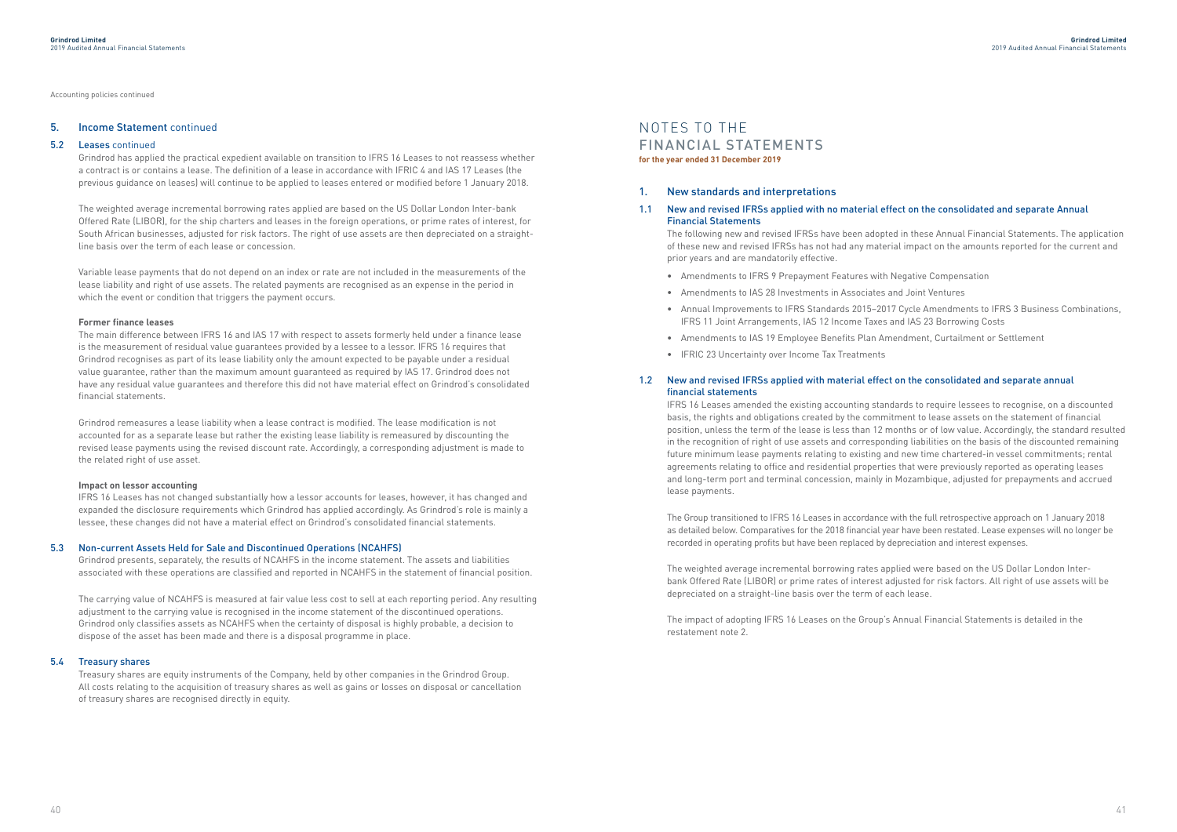Accounting policies continued

## 5. Income Statement continued

### 5.2 Leases continued

Grindrod has applied the practical expedient available on transition to IFRS 16 Leases to not reassess whether a contract is or contains a lease. The definition of a lease in accordance with IFRIC 4 and IAS 17 Leases (the previous guidance on leases) will continue to be applied to leases entered or modified before 1 January 2018.

The weighted average incremental borrowing rates applied are based on the US Dollar London Inter-bank Offered Rate (LIBOR), for the ship charters and leases in the foreign operations, or prime rates of interest, for South African businesses, adjusted for risk factors. The right of use assets are then depreciated on a straight-line basis over the term of each lease or concession.

Variable lease payments that do not depend on an index or rate are not included in the measurements of the lease liability and right of use assets. The related payments are recognised as an expense in the period in which the event or condition that triggers the payment occurs.

**Former finance leases**

The main difference between IFRS 16 and IAS 17 with respect to assets formerly held under a finance lease is the measurement of residual value guarantees provided by a lessee to a lessor. IFRS 16 requires that Grindrod recognises as part of its lease liability only the amount expected to be payable under a residual value guarantee, rather than the maximum amount guaranteed as required by IAS 17. Grindrod does not have any residual value guarantees and therefore this did not have material effect on Grindrod's consolidated financial statements.

Grindrod remeasures a lease liability when a lease contract is modified. The lease modification is not accounted for as a separate lease but rather the existing lease liability is remeasured by discounting the revised lease payments using the revised discount rate. Accordingly, a corresponding adjustment is made to the related right of use asset.

**Impact on lessor accounting**

IFRS 16 Leases has not changed substantially how a lessor accounts for leases, however, it has changed and expanded the disclosure requirements which Grindrod has applied accordingly. As Grindrod's role is mainly a lessee, these changes did not have a material effect on Grindrod's consolidated financial statements.

### 5.3 Non-current Assets Held for Sale and Discontinued Operations (NCAHFS)

Grindrod presents, separately, the results of NCAHFS in the income statement. The assets and liabilities associated with these operations are classified and reported in NCAHFS in the statement of financial position.

The carrying value of NCAHFS is measured at fair value less cost to sell at each reporting period. Any resulting adjustment to the carrying value is recognised in the income statement of the discontinued operations. Grindrod only classifies assets as NCAHFS when the certainty of disposal is highly probable, a decision to dispose of the asset has been made and there is a disposal programme in place.

### 5.4 Treasury shares

Treasury shares are equity instruments of the Company, held by other companies in the Grindrod Group. All costs relating to the acquisition of treasury shares as well as gains or losses on disposal or cancellation of treasury shares are recognised directly in equity.

# NOTES TO THE FINANCIAL STATEMENTS

**for the year ended 31 December 2019**

## 1. New standards and interpretations

### 1.1 New and revised IFRSs applied with no material effect on the consolidated and separate Annual Financial Statements

The following new and revised IFRSs have been adopted in these Annual Financial Statements. The application of these new and revised IFRSs has not had any material impact on the amounts reported for the current and prior years and are mandatorily effective.

- Amendments to IFRS 9 Prepayment Features with Negative Compensation
- Amendments to IAS 28 Investments in Associates and Joint Ventures
- Annual Improvements to IFRS Standards 2015–2017 Cycle Amendments to IFRS 3 Business Combinations, IFRS 11 Joint Arrangements, IAS 12 Income Taxes and IAS 23 Borrowing Costs
- Amendments to IAS 19 Employee Benefits Plan Amendment, Curtailment or Settlement
- IFRIC 23 Uncertainty over Income Tax Treatments

### 1.2 New and revised IFRSs applied with material effect on the consolidated and separate annual financial statements

IFRS 16 Leases amended the existing accounting standards to require lessees to recognise, on a discounted basis, the rights and obligations created by the commitment to lease assets on the statement of financial position, unless the term of the lease is less than 12 months or of low value. Accordingly, the standard resulted in the recognition of right of use assets and corresponding liabilities on the basis of the discounted remaining future minimum lease payments relating to existing and new time chartered-in vessel commitments; rental agreements relating to office and residential properties that were previously reported as operating leases and long-term port and terminal concession, mainly in Mozambique, adjusted for prepayments and accrued lease payments.

The Group transitioned to IFRS 16 Leases in accordance with the full retrospective approach on 1 January 2018 as detailed below. Comparatives for the 2018 financial year have been restated. Lease expenses will no longer be recorded in operating profits but have been replaced by depreciation and interest expenses.

The weighted average incremental borrowing rates applied were based on the US Dollar London Inter-bank Offered Rate (LIBOR) or prime rates of interest adjusted for risk factors. All right of use assets will be depreciated on a straight-line basis over the term of each lease.

The impact of adopting IFRS 16 Leases on the Group's Annual Financial Statements is detailed in the restatement note 2.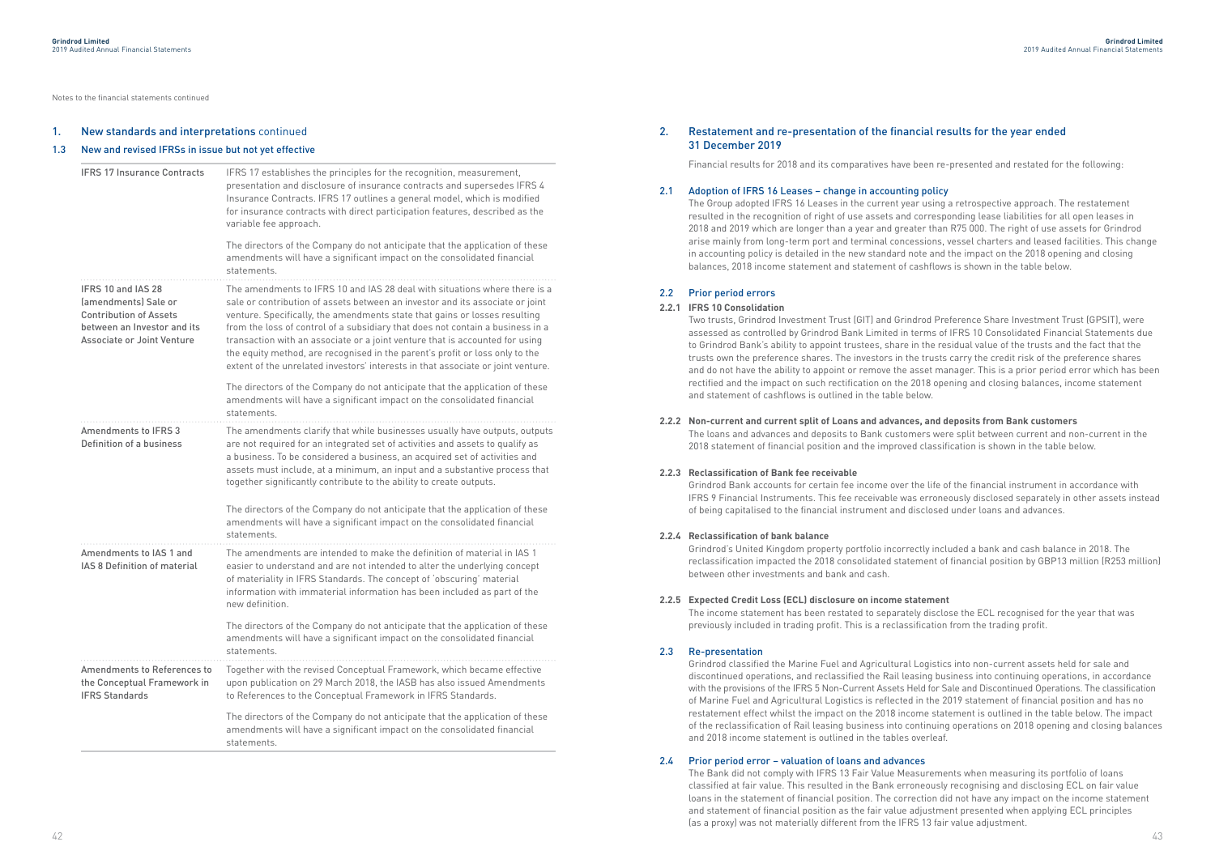Notes to the financial statements continued

## 1. New standards and interpretations continued

### 1.3 New and revised IFRSs in issue but not yet effective

| | |
|---|---|
| IFRS 17 Insurance Contracts | IFRS 17 establishes the principles for the recognition, measurement, presentation and disclosure of insurance contracts and supersedes IFRS 4 Insurance Contracts. IFRS 17 outlines a general model, which is modified for insurance contracts with direct participation features, described as the variable fee approach.<br><br>The directors of the Company do not anticipate that the application of these amendments will have a significant impact on the consolidated financial statements. |
| IFRS 10 and IAS 28 (amendments) Sale or Contribution of Assets between an Investor and its Associate or Joint Venture | The amendments to IFRS 10 and IAS 28 deal with situations where there is a sale or contribution of assets between an investor and its associate or joint venture. Specifically, the amendments state that gains or losses resulting from the loss of control of a subsidiary that does not contain a business in a transaction with an associate or a joint venture that is accounted for using the equity method, are recognised in the parent's profit or loss only to the extent of the unrelated investors' interests in that associate or joint venture.<br><br>The directors of the Company do not anticipate that the application of these amendments will have a significant impact on the consolidated financial statements. |
| Amendments to IFRS 3 Definition of a business | The amendments clarify that while businesses usually have outputs, outputs are not required for an integrated set of activities and assets to qualify as a business. To be considered a business, an acquired set of activities and assets must include, at a minimum, an input and a substantive process that together significantly contribute to the ability to create outputs.<br><br>The directors of the Company do not anticipate that the application of these amendments will have a significant impact on the consolidated financial statements. |
| Amendments to IAS 1 and IAS 8 Definition of material | The amendments are intended to make the definition of material in IAS 1 easier to understand and are not intended to alter the underlying concept of materiality in IFRS Standards. The concept of 'obscuring' material information with immaterial information has been included as part of the new definition.<br><br>The directors of the Company do not anticipate that the application of these amendments will have a significant impact on the consolidated financial statements. |
| Amendments to References to the Conceptual Framework in IFRS Standards | Together with the revised Conceptual Framework, which became effective upon publication on 29 March 2018, the IASB has also issued Amendments to References to the Conceptual Framework in IFRS Standards.<br><br>The directors of the Company do not anticipate that the application of these amendments will have a significant impact on the consolidated financial statements. |

## 2. Restatement and re-presentation of the financial results for the year ended 31 December 2019

Financial results for 2018 and its comparatives have been re-presented and restated for the following:

### 2.1 Adoption of IFRS 16 Leases – change in accounting policy

The Group adopted IFRS 16 Leases in the current year using a retrospective approach. The restatement resulted in the recognition of right of use assets and corresponding lease liabilities for all open leases in 2018 and 2019 which are longer than a year and greater than R75 000. The right of use assets for Grindrod arise mainly from long-term port and terminal concessions, vessel charters and leased facilities. This change in accounting policy is detailed in the new standard note and the impact on the 2018 opening and closing balances, 2018 income statement and statement of cashflows is shown in the table below.

### 2.2 Prior period errors

#### 2.2.1 IFRS 10 Consolidation

Two trusts, Grindrod Investment Trust (GIT) and Grindrod Preference Share Investment Trust (GPSIT), were assessed as controlled by Grindrod Bank Limited in terms of IFRS 10 Consolidated Financial Statements due to Grindrod Bank's ability to appoint trustees, share in the residual value of the trusts and the fact that the trusts own the preference shares. The investors in the trusts carry the credit risk of the preference shares and do not have the ability to appoint or remove the asset manager. This is a prior period error which has been rectified and the impact on such rectification on the 2018 opening and closing balances, income statement and statement of cashflows is outlined in the table below.

#### 2.2.2 Non-current and current split of Loans and advances, and deposits from Bank customers

The loans and advances and deposits to Bank customers were split between current and non-current in the 2018 statement of financial position and the improved classification is shown in the table below.

#### 2.2.3 Reclassification of Bank fee receivable

Grindrod Bank accounts for certain fee income over the life of the financial instrument in accordance with IFRS 9 Financial Instruments. This fee receivable was erroneously disclosed separately in other assets instead of being capitalised to the financial instrument and disclosed under loans and advances.

#### 2.2.4 Reclassification of bank balance

Grindrod's United Kingdom property portfolio incorrectly included a bank and cash balance in 2018. The reclassification impacted the 2018 consolidated statement of financial position by GBP13 million (R253 million) between other investments and bank and cash.

#### 2.2.5 Expected Credit Loss (ECL) disclosure on income statement

The income statement has been restated to separately disclose the ECL recognised for the year that was previously included in trading profit. This is a reclassification from the trading profit.

### 2.3 Re-presentation

Grindrod classified the Marine Fuel and Agricultural Logistics into non-current assets held for sale and discontinued operations, and reclassified the Rail leasing business into continuing operations, in accordance with the provisions of the IFRS 5 Non-Current Assets Held for Sale and Discontinued Operations. The classification of Marine Fuel and Agricultural Logistics is reflected in the 2019 statement of financial position and has no restatement effect whilst the impact on the 2018 income statement is outlined in the table below. The impact of the reclassification of Rail leasing business into continuing operations on 2018 opening and closing balances and 2018 income statement is outlined in the tables overleaf.

### 2.4 Prior period error – valuation of loans and advances

The Bank did not comply with IFRS 13 Fair Value Measurements when measuring its portfolio of loans classified at fair value. This resulted in the Bank erroneously recognising and disclosing ECL on fair value loans in the statement of financial position. The correction did not have any impact on the income statement and statement of financial position as the fair value adjustment presented when applying ECL principles (as a proxy) was not materially different from the IFRS 13 fair value adjustment.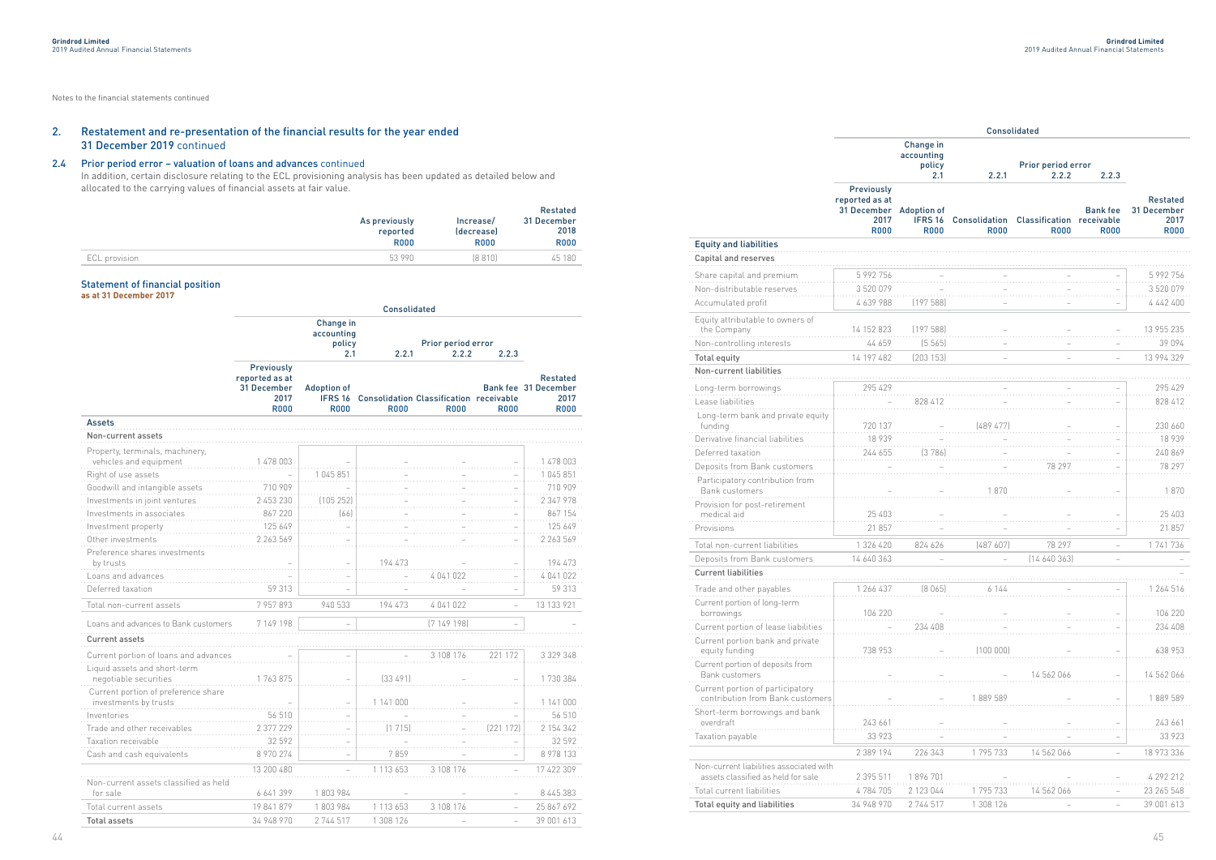Notes to the financial statements continued

## 2. Restatement and re-presentation of the financial results for the year ended 31 December 2019 continued

### 2.4 Prior period error – valuation of loans and advances continued

In addition, certain disclosure relating to the ECL provisioning analysis has been updated as detailed below and allocated to the carrying values of financial assets at fair value.

| | As previously reported R000 | Increase/ (decrease) R000 | Restated 31 December 2018 R000 |
|---|---|---|---|
| ECL provision | 53 990 | (8 810) | 45 180 |

### Statement of financial position

**as at 31 December 2017**

| | Consolidated | | | | | |
|---|---|---|---|---|---|---|
| | | Change in accounting policy 2.1 | 2.2.1 | Prior period error 2.2.2 | 2.2.3 | |
| | Previously reported as at 31 December 2017 R000 | Adoption of IFRS 16 R000 | Consolidation R000 | Classification R000 | Bank fee receivable R000 | Restated 31 December 2017 R000 |
| **Assets** | | | | | | |
| **Non-current assets** | | | | | | |
| Property, terminals, machinery, vehicles and equipment | 1 478 003 | – | – | – | – | 1 478 003 |
| Right of use assets | – | 1 045 851 | – | – | – | 1 045 851 |
| Goodwill and intangible assets | 710 909 | – | – | – | – | 710 909 |
| Investments in joint ventures | 2 453 230 | (105 252) | – | – | – | 2 347 978 |
| Investments in associates | 867 220 | (66) | – | – | – | 867 154 |
| Investment property | 125 649 | – | – | – | – | 125 649 |
| Other investments | 2 263 569 | – | – | – | – | 2 263 569 |
| Preference shares investments by trusts | – | – | 194 473 | – | – | 194 473 |
| Loans and advances | – | – | – | 4 041 022 | – | 4 041 022 |
| Deferred taxation | 59 313 | – | – | – | – | 59 313 |
| Total non-current assets | 7 957 893 | 940 533 | 194 473 | 4 041 022 | – | 13 133 921 |
| Loans and advances to Bank customers | 7 149 198 | – | | (7 149 198) | – | – |
| **Current assets** | | | | | | |
| Current portion of loans and advances | – | – | – | 3 108 176 | 221 172 | 3 329 348 |
| Liquid assets and short-term negotiable securities | 1 763 875 | – | (33 491) | – | – | 1 730 384 |
| Current portion of preference share investments by trusts | – | – | 1 141 000 | – | – | 1 141 000 |
| Inventories | 56 510 | – | – | – | – | 56 510 |
| Trade and other receivables | 2 377 229 | – | (1 715) | – | (221 172) | 2 154 342 |
| Taxation receivable | 32 592 | – | – | – | – | 32 592 |
| Cash and cash equivalents | 8 970 274 | – | 7 859 | – | – | 8 978 133 |
| | 13 200 480 | – | 1 113 653 | 3 108 176 | – | 17 422 309 |
| Non-current assets classified as held for sale | 6 641 399 | 1 803 984 | – | – | – | 8 445 383 |
| Total current assets | 19 841 879 | 1 803 984 | 1 113 653 | 3 108 176 | – | 25 867 692 |
| **Total assets** | 34 948 970 | 2 744 517 | 1 308 126 | – | – | 39 001 613 |

| | Consolidated | | | | | |
|---|---|---|---|---|---|---|
| | | Change in accounting policy 2.1 | 2.2.1 | Prior period error 2.2.2 | 2.2.3 | |
| | Previously reported as at 31 December 2017 R000 | Adoption of IFRS 16 R000 | Consolidation R000 | Classification R000 | Bank fee receivable R000 | Restated 31 December 2017 R000 |
| **Equity and liabilities** | | | | | | |
| **Capital and reserves** | | | | | | |
| Share capital and premium | 5 992 756 | – | – | – | – | 5 992 756 |
| Non-distributable reserves | 3 520 079 | – | – | – | – | 3 520 079 |
| Accumulated profit | 4 639 988 | (197 588) | – | – | – | 4 442 400 |
| Equity attributable to owners of the Company | 14 152 823 | (197 588) | – | – | – | 13 955 235 |
| Non-controlling interests | 44 659 | (5 565) | – | – | – | 39 094 |
| **Total equity** | 14 197 482 | (203 153) | – | – | – | 13 994 329 |
| **Non-current liabilities** | | | | | | |
| Long-term borrowings | 295 429 | – | – | – | – | 295 429 |
| Lease liabilities | – | 828 412 | – | – | – | 828 412 |
| Long-term bank and private equity funding | 720 137 | – | (489 477) | – | – | 230 660 |
| Derivative financial liabilities | 18 939 | – | – | – | – | 18 939 |
| Deferred taxation | 244 655 | (3 786) | – | – | – | 240 869 |
| Deposits from Bank customers | – | – | – | 78 297 | – | 78 297 |
| Participatory contribution from Bank customers | – | – | 1 870 | – | – | 1 870 |
| Provision for post-retirement medical aid | 25 403 | – | – | – | – | 25 403 |
| Provisions | 21 857 | – | – | – | – | 21 857 |
| Total non-current liabilities | 1 326 420 | 824 626 | (487 607) | 78 297 | – | 1 741 736 |
| Deposits from Bank customers | 14 640 363 | – | – | (14 640 363) | – | – |
| **Current liabilities** | | | | | | – |
| Trade and other payables | 1 266 437 | (8 065) | 6 144 | – | – | 1 264 516 |
| Current portion of long-term borrowings | 106 220 | – | – | – | – | 106 220 |
| Current portion of lease liabilities | – | 234 408 | – | – | – | 234 408 |
| Current portion bank and private equity funding | 738 953 | – | (100 000) | – | – | 638 953 |
| Current portion of deposits from Bank customers | – | – | – | 14 562 066 | – | 14 562 066 |
| Current portion of participatory contribution from Bank customers | – | – | 1 889 589 | – | – | 1 889 589 |
| Short-term borrowings and bank overdraft | 243 661 | – | – | – | – | 243 661 |
| Taxation payable | 33 923 | – | – | – | – | 33 923 |
| | 2 389 194 | 226 343 | 1 795 733 | 14 562 066 | – | 18 973 336 |
| Non-current liabilities associated with assets classified as held for sale | 2 395 511 | 1 896 701 | – | – | – | 4 292 212 |
| Total current liabilities | 4 784 705 | 2 123 044 | 1 795 733 | 14 562 066 | – | 23 265 548 |
| **Total equity and liabilities** | 34 948 970 | 2 744 517 | 1 308 126 | – | – | 39 001 613 |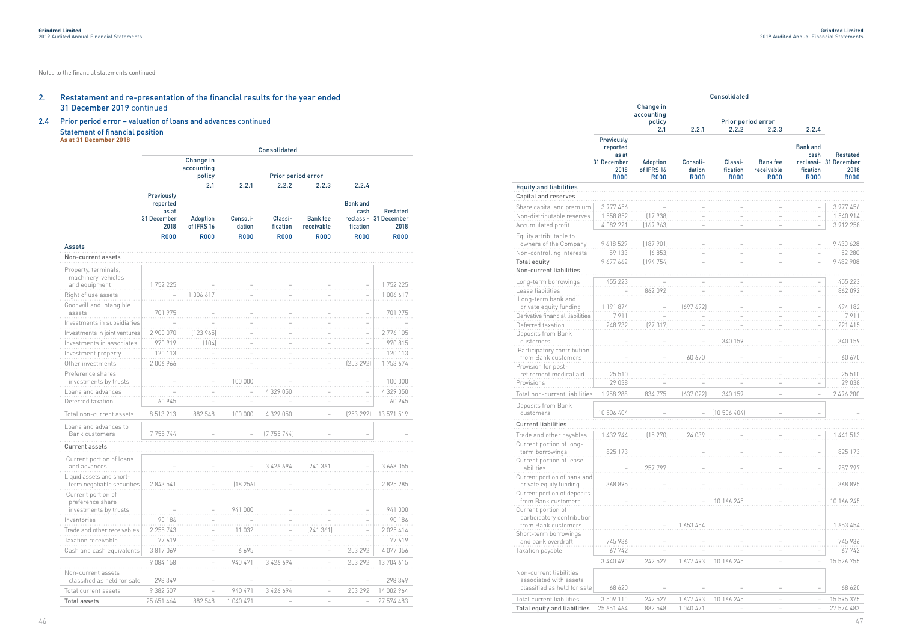Notes to the financial statements continued

## 2. Restatement and re-presentation of the financial results for the year ended 31 December 2019 continued

### 2.4 Prior period error – valuation of loans and advances continued

**Statement of financial position**
**As at 31 December 2018**

| | Consolidated | | | | | | |
|---|---|---|---|---|---|---|---|
| | | Change in accounting policy | | Prior period error | | | |
| | | 2.1 | 2.2.1 | 2.2.2 | 2.2.3 | 2.2.4 | |
| | Previously reported as at 31 December 2018 R000 | Adoption of IFRS 16 R000 | Consolidation R000 | Classification R000 | Bank fee receivable R000 | Bank and cash reclassification R000 | Restated 31 December 2018 R000 |
| **Assets** | | | | | | | |
| **Non-current assets** | | | | | | | |
| Property, terminals, machinery, vehicles and equipment | 1 752 225 | – | – | – | – | – | 1 752 225 |
| Right of use assets | – | 1 006 617 | – | – | – | – | 1 006 617 |
| Goodwill and Intangible assets | 701 975 | – | – | – | – | – | 701 975 |
| Investments in subsidiaries | – | – | – | – | – | – | – |
| Investments in joint ventures | 2 900 070 | (123 965) | – | – | – | – | 2 776 105 |
| Investments in associates | 970 919 | (104) | – | – | – | – | 970 815 |
| Investment property | 120 113 | – | – | – | – | – | 120 113 |
| Other investments | 2 006 966 | – | – | – | – | (253 292) | 1 753 674 |
| Preference shares investments by trusts | – | – | 100 000 | – | – | – | 100 000 |
| Loans and advances | – | – | – | 4 329 050 | – | – | 4 329 050 |
| Deferred taxation | 60 945 | – | – | – | – | – | 60 945 |
| Total non-current assets | 8 513 213 | 882 548 | 100 000 | 4 329 050 | – | (253 292) | 13 571 519 |
| Loans and advances to Bank customers | 7 755 744 | – | – | (7 755 744) | – | – | – |
| **Current assets** | | | | | | | |
| Current portion of loans and advances | – | – | – | 3 426 694 | 241 361 | – | 3 668 055 |
| Liquid assets and short-term negotiable securities | 2 843 541 | – | (18 256) | – | – | – | 2 825 285 |
| Current portion of preference share investments by trusts | – | – | 941 000 | – | – | – | 941 000 |
| Inventories | 90 186 | – | – | – | – | – | 90 186 |
| Trade and other receivables | 2 255 743 | – | 11 032 | – | (241 361) | – | 2 025 414 |
| Taxation receivable | 77 619 | – | – | – | – | – | 77 619 |
| Cash and cash equivalents | 3 817 069 | – | 6 695 | – | – | 253 292 | 4 077 056 |
| | 9 084 158 | – | 940 471 | 3 426 694 | – | 253 292 | 13 704 615 |
| Non-current assets classified as held for sale | 298 349 | – | – | – | – | – | 298 349 |
| Total current assets | 9 382 507 | – | 940 471 | 3 426 694 | – | 253 292 | 14 002 964 |
| **Total assets** | 25 651 464 | 882 548 | 1 040 471 | – | – | – | 27 574 483 |

| | Consolidated | | | | | | |
|---|---|---|---|---|---|---|---|
| | | Change in accounting policy | | Prior period error | | | |
| | | 2.1 | 2.2.1 | 2.2.2 | 2.2.3 | 2.2.4 | |
| | Previously reported as at 31 December 2018 R000 | Adoption of IFRS 16 R000 | Consolidation R000 | Classification R000 | Bank fee receivable R000 | Bank and cash reclassification R000 | Restated 31 December 2018 R000 |
| **Equity and liabilities** | | | | | | | |
| **Capital and reserves** | | | | | | | |
| Share capital and premium | 3 977 456 | – | – | – | – | – | 3 977 456 |
| Non-distributable reserves | 1 558 852 | (17 938) | – | – | – | – | 1 540 914 |
| Accumulated profit | 4 082 221 | (169 963) | – | – | – | – | 3 912 258 |
| Equity attributable to owners of the Company | 9 618 529 | (187 901) | – | – | – | – | 9 430 628 |
| Non-controlling interests | 59 133 | (6 853) | – | – | – | – | 52 280 |
| **Total equity** | 9 677 662 | (194 754) | – | – | – | – | 9 482 908 |
| **Non-current liabilities** | | | | | | | |
| Long-term borrowings | 455 223 | – | – | – | – | – | 455 223 |
| Lease liabilities | – | 862 092 | – | – | – | – | 862 092 |
| Long-term bank and private equity funding | 1 191 874 | – | (697 692) | – | – | – | 494 182 |
| Derivative financial liabilities | 7 911 | – | – | – | – | – | 7 911 |
| Deferred taxation | 248 732 | (27 317) | – | – | – | – | 221 415 |
| Deposits from Bank customers | – | – | – | 340 159 | – | – | 340 159 |
| Participatory contribution from Bank customers | – | – | 60 670 | – | – | – | 60 670 |
| Provision for post-retirement medical aid | 25 510 | – | – | – | – | – | 25 510 |
| Provisions | 29 038 | – | – | – | – | – | 29 038 |
| Total non-current liabilities | 1 958 288 | 834 775 | (637 022) | 340 159 | – | – | 2 496 200 |
| Deposits from Bank customers | 10 506 404 | – | – | (10 506 404) | – | – | – |
| **Current liabilities** | | | | | | | |
| Trade and other payables | 1 432 744 | (15 270) | 24 039 | – | – | – | 1 441 513 |
| Current portion of long-term borrowings | 825 173 | – | – | – | – | – | 825 173 |
| Current portion of lease liabilities | – | 257 797 | – | – | – | – | 257 797 |
| Current portion of bank and private equity funding | 368 895 | – | – | – | – | – | 368 895 |
| Current portion of deposits from Bank customers | – | – | – | 10 166 245 | – | – | 10 166 245 |
| Current portion of participatory contribution from Bank customers | – | – | 1 653 454 | – | – | – | 1 653 454 |
| Short-term borrowings and bank overdraft | 745 936 | – | – | – | – | – | 745 936 |
| Taxation payable | 67 742 | – | – | – | – | – | 67 742 |
| | 3 440 490 | 242 527 | 1 677 493 | 10 166 245 | – | – | 15 526 755 |
| Non-current liabilities associated with assets classified as held for sale | 68 620 | – | – | – | – | – | 68 620 |
| Total current liabilities | 3 509 110 | 242 527 | 1 677 493 | 10 166 245 | – | – | 15 595 375 |
| **Total equity and liabilities** | 25 651 464 | 882 548 | 1 040 471 | – | – | – | 27 574 483 |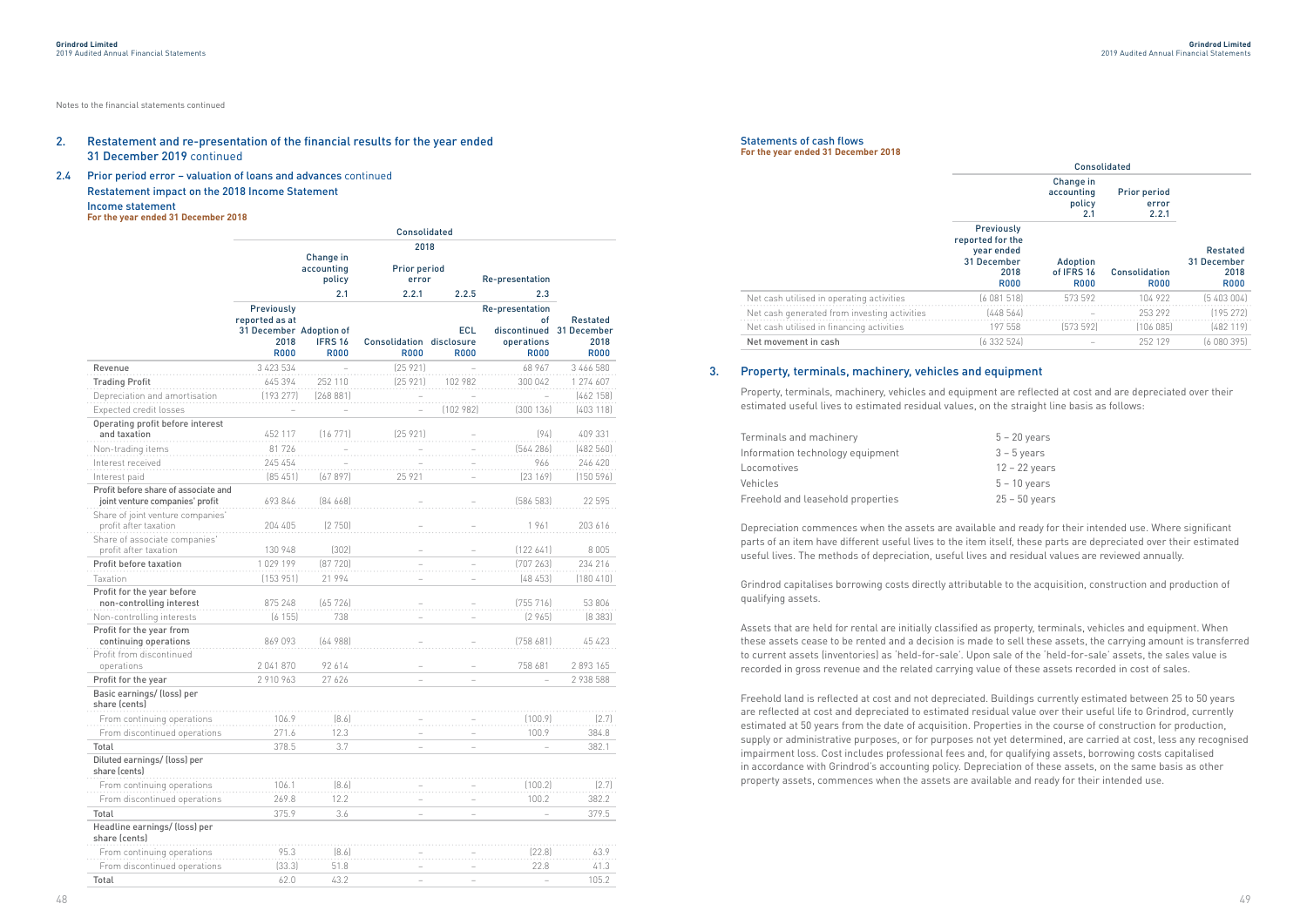Notes to the financial statements continued

## 2. Restatement and re-presentation of the financial results for the year ended 31 December 2019 continued

### 2.4 Prior period error – valuation of loans and advances continued

#### Restatement impact on the 2018 Income Statement

**Income statement**
**For the year ended 31 December 2018**

| | Consolidated | | | | | |
|---|---|---|---|---|---|---|
| | 2018 | | | | | |
| | | Change in accounting policy | Prior period error | | Re-presentation | |
| | | 2.1 | 2.2.1 | 2.2.5 | 2.3 | |
| | Previously reported as at 31 December 2018 R000 | Adoption of IFRS 16 R000 | Consolidation R000 | ECL disclosure R000 | Re-presentation of discontinued operations R000 | Restated 31 December 2018 R000 |
| Revenue | 3 423 534 | – | (25 921) | – | 68 967 | 3 466 580 |
| **Trading Profit** | 645 394 | 252 110 | (25 921) | 102 982 | 300 042 | 1 274 607 |
| Depreciation and amortisation | (193 277) | (268 881) | – | – | – | (462 158) |
| Expected credit losses | – | – | – | (102 982) | (300 136) | (403 118) |
| **Operating profit before interest and taxation** | 452 117 | (16 771) | (25 921) | – | (94) | 409 331 |
| Non-trading items | 81 726 | – | – | – | (564 286) | (482 560) |
| Interest received | 245 454 | – | – | – | 966 | 246 420 |
| Interest paid | (85 451) | (67 897) | 25 921 | – | (23 169) | (150 596) |
| **Profit before share of associate and joint venture companies' profit** | 693 846 | (84 668) | – | – | (586 583) | 22 595 |
| Share of joint venture companies' profit after taxation | 204 405 | (2 750) | – | – | 1 961 | 203 616 |
| Share of associate companies' profit after taxation | 130 948 | (302) | – | – | (122 641) | 8 005 |
| **Profit before taxation** | 1 029 199 | (87 720) | – | – | (707 263) | 234 216 |
| Taxation | (153 951) | 21 994 | – | – | (48 453) | (180 410) |
| **Profit for the year before non-controlling interest** | 875 248 | (65 726) | – | – | (755 716) | 53 806 |
| Non-controlling interests | (6 155) | 738 | – | – | (2 965) | (8 383) |
| **Profit for the year from continuing operations** | 869 093 | (64 988) | – | – | (758 681) | 45 423 |
| Profit from discontinued operations | 2 041 870 | 92 614 | – | – | 758 681 | 2 893 165 |
| **Profit for the year** | 2 910 963 | 27 626 | – | – | – | 2 938 588 |
| **Basic earnings/ (loss) per share (cents)** | | | | | | |
| From continuing operations | 106.9 | (8.6) | – | – | (100.9) | (2.7) |
| From discontinued operations | 271.6 | 12.3 | – | – | 100.9 | 384.8 |
| **Total** | 378.5 | 3.7 | – | – | – | 382.1 |
| **Diluted earnings/ (loss) per share (cents)** | | | | | | |
| From continuing operations | 106.1 | (8.6) | – | – | (100.2) | (2.7) |
| From discontinued operations | 269.8 | 12.2 | – | – | 100.2 | 382.2 |
| **Total** | 375.9 | 3.6 | – | – | – | 379.5 |
| **Headline earnings/ (loss) per share (cents)** | | | | | | |
| From continuing operations | 95.3 | (8.6) | – | – | (22.8) | 63.9 |
| From discontinued operations | (33.3) | 51.8 | – | – | 22.8 | 41.3 |
| **Total** | 62.0 | 43.2 | – | – | – | 105.2 |

**Statements of cash flows**
**For the year ended 31 December 2018**

| | Consolidated | | | |
|---|---|---|---|---|
| | | Change in accounting policy 2.1 | Prior period error 2.2.1 | |
| | Previously reported for the year ended 31 December 2018 R000 | Adoption of IFRS 16 R000 | Consolidation R000 | Restated 31 December 2018 R000 |
| Net cash utilised in operating activities | (6 081 518) | 573 592 | 104 922 | (5 403 004) |
| Net cash generated from investing activities | (448 564) | – | 253 292 | (195 272) |
| Net cash utilised in financing activities | 197 558 | (573 592) | (106 085) | (482 119) |
| **Net movement in cash** | (6 332 524) | – | 252 129 | (6 080 395) |

## 3. Property, terminals, machinery, vehicles and equipment

Property, terminals, machinery, vehicles and equipment are reflected at cost and are depreciated over their estimated useful lives to estimated residual values, on the straight line basis as follows:

| | |
|---|---|
| Terminals and machinery | 5 – 20 years |
| Information technology equipment | 3 – 5 years |
| Locomotives | 12 – 22 years |
| Vehicles | 5 – 10 years |
| Freehold and leasehold properties | 25 – 50 years |

Depreciation commences when the assets are available and ready for their intended use. Where significant parts of an item have different useful lives to the item itself, these parts are depreciated over their estimated useful lives. The methods of depreciation, useful lives and residual values are reviewed annually.

Grindrod capitalises borrowing costs directly attributable to the acquisition, construction and production of qualifying assets.

Assets that are held for rental are initially classified as property, terminals, vehicles and equipment. When these assets cease to be rented and a decision is made to sell these assets, the carrying amount is transferred to current assets (inventories) as 'held-for-sale'. Upon sale of the 'held-for-sale' assets, the sales value is recorded in gross revenue and the related carrying value of these assets recorded in cost of sales.

Freehold land is reflected at cost and not depreciated. Buildings currently estimated between 25 to 50 years are reflected at cost and depreciated to estimated residual value over their useful life to Grindrod, currently estimated at 50 years from the date of acquisition. Properties in the course of construction for production, supply or administrative purposes, or for purposes not yet determined, are carried at cost, less any recognised impairment loss. Cost includes professional fees and, for qualifying assets, borrowing costs capitalised in accordance with Grindrod's accounting policy. Depreciation of these assets, on the same basis as other property assets, commences when the assets are available and ready for their intended use.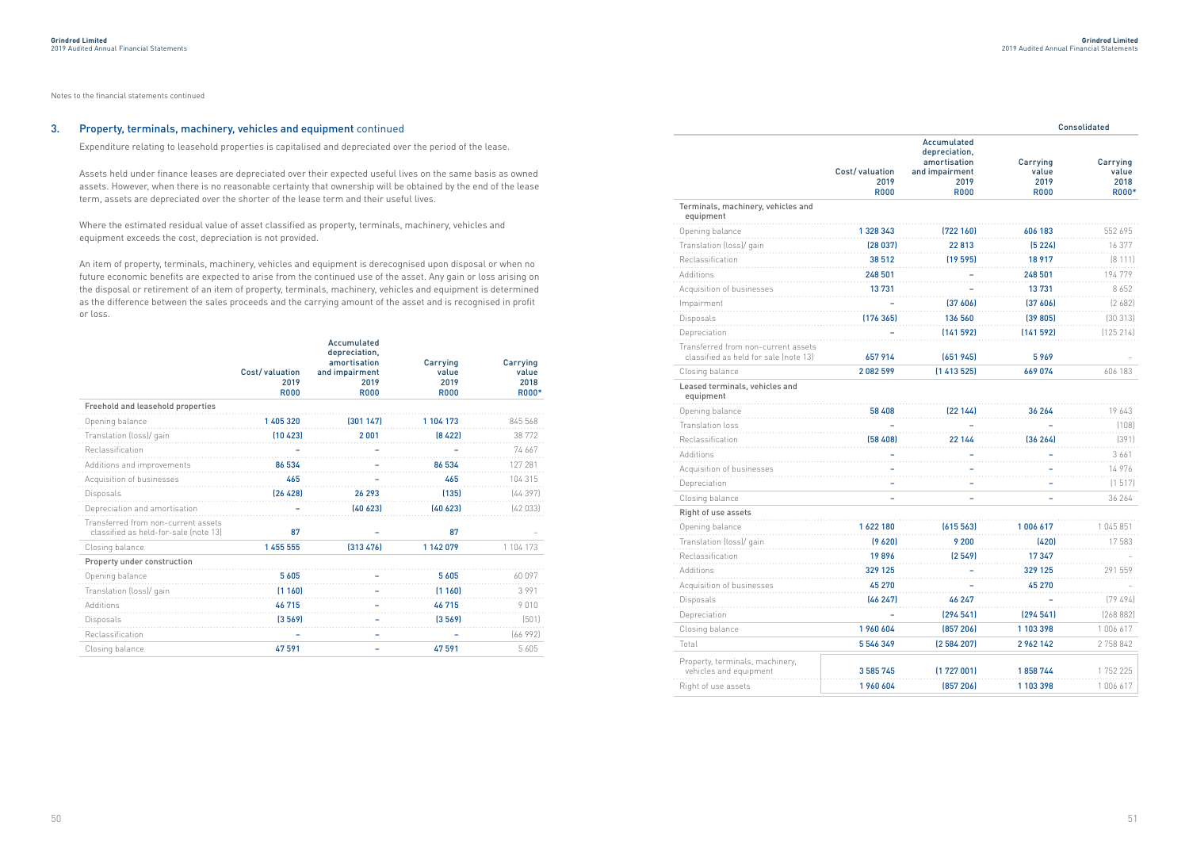Notes to the financial statements continued

## 3. Property, terminals, machinery, vehicles and equipment continued

Expenditure relating to leasehold properties is capitalised and depreciated over the period of the lease.

Assets held under finance leases are depreciated over their expected useful lives on the same basis as owned assets. However, when there is no reasonable certainty that ownership will be obtained by the end of the lease term, assets are depreciated over the shorter of the lease term and their useful lives.

Where the estimated residual value of asset classified as property, terminals, machinery, vehicles and equipment exceeds the cost, depreciation is not provided.

An item of property, terminals, machinery, vehicles and equipment is derecognised upon disposal or when no future economic benefits are expected to arise from the continued use of the asset. Any gain or loss arising on the disposal or retirement of an item of property, terminals, machinery, vehicles and equipment is determined as the difference between the sales proceeds and the carrying amount of the asset and is recognised in profit or loss.

Consolidated

| | Cost/valuation 2019 R000 | Accumulated depreciation, amortisation and impairment 2019 R000 | Carrying value 2019 R000 | Carrying value 2018 R000* |
|---|---|---|---|---|
| **Freehold and leasehold properties** | | | | |
| Opening balance | 1 405 320 | (301 147) | 1 104 173 | 845 568 |
| Translation (loss)/ gain | (10 423) | 2 001 | (8 422) | 38 772 |
| Reclassification | – | – | – | 74 667 |
| Additions and improvements | 86 534 | – | 86 534 | 127 281 |
| Acquisition of businesses | 465 | – | 465 | 104 315 |
| Disposals | (26 428) | 26 293 | (135) | (44 397) |
| Depreciation and amortisation | – | (40 623) | (40 623) | (42 033) |
| Transferred from non-current assets classified as held-for-sale (note 13) | 87 | – | 87 | – |
| Closing balance | 1 455 555 | (313 476) | 1 142 079 | 1 104 173 |
| **Property under construction** | | | | |
| Opening balance | 5 605 | – | 5 605 | 60 097 |
| Translation (loss)/ gain | (1 160) | – | (1 160) | 3 991 |
| Additions | 46 715 | – | 46 715 | 9 010 |
| Disposals | (3 569) | – | (3 569) | (501) |
| Reclassification | – | – | – | (66 992) |
| Closing balance | 47 591 | – | 47 591 | 5 605 |
| **Terminals, machinery, vehicles and equipment** | | | | |
| Opening balance | 1 328 343 | (722 160) | 606 183 | 552 695 |
| Translation (loss)/ gain | (28 037) | 22 813 | (5 224) | 16 377 |
| Reclassification | 38 512 | (19 595) | 18 917 | (8 111) |
| Additions | 248 501 | – | 248 501 | 194 779 |
| Acquisition of businesses | 13 731 | – | 13 731 | 8 652 |
| Impairment | – | (37 606) | (37 606) | (2 682) |
| Disposals | (176 365) | 136 560 | (39 805) | (30 313) |
| Depreciation | – | (141 592) | (141 592) | (125 214) |
| Transferred from non-current assets classified as held for sale (note 13) | 657 914 | (651 945) | 5 969 | – |
| Closing balance | 2 082 599 | (1 413 525) | 669 074 | 606 183 |
| **Leased terminals, vehicles and equipment** | | | | |
| Opening balance | 58 408 | (22 144) | 36 264 | 19 643 |
| Translation loss | – | – | – | (108) |
| Reclassification | (58 408) | 22 144 | (36 264) | (391) |
| Additions | – | – | – | 3 661 |
| Acquisition of businesses | – | – | – | 14 976 |
| Depreciation | – | – | – | (1 517) |
| Closing balance | – | – | – | 36 264 |
| **Right of use assets** | | | | |
| Opening balance | 1 622 180 | (615 563) | 1 006 617 | 1 045 851 |
| Translation (loss)/ gain | (9 620) | 9 200 | (420) | 17 583 |
| Reclassification | 19 896 | (2 549) | 17 347 | – |
| Additions | 329 125 | – | 329 125 | 291 559 |
| Acquisition of businesses | 45 270 | – | 45 270 | – |
| Disposals | (46 247) | 46 247 | – | (79 494) |
| Depreciation | – | (294 541) | (294 541) | (268 882) |
| Closing balance | 1 960 604 | (857 206) | 1 103 398 | 1 006 617 |
| Total | 5 546 349 | (2 584 207) | 2 962 142 | 2 758 842 |
| Property, terminals, machinery, vehicles and equipment | 3 585 745 | (1 727 001) | 1 858 744 | 1 752 225 |
| Right of use assets | 1 960 604 | (857 206) | 1 103 398 | 1 006 617 |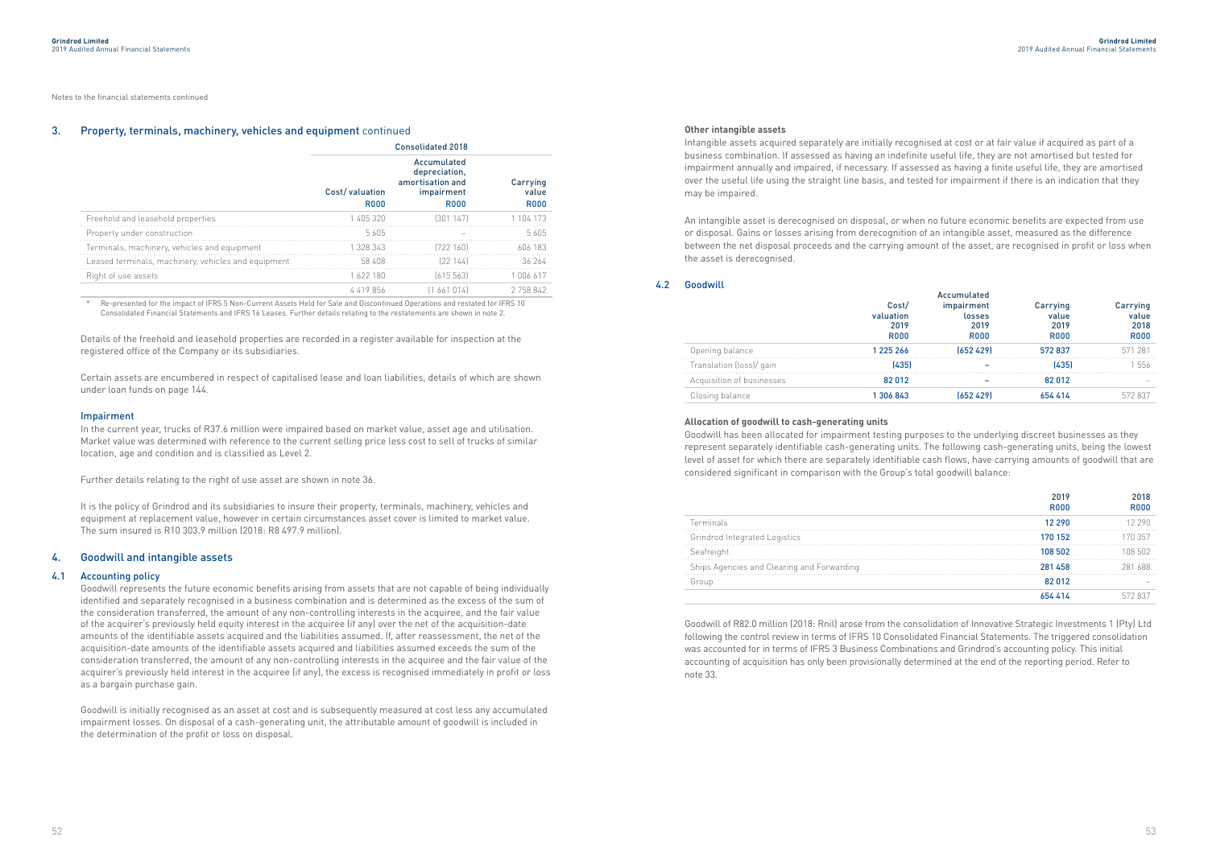Notes to the financial statements continued

## 3. Property, terminals, machinery, vehicles and equipment continued

| | Consolidated 2018 | | |
|---|---|---|---|
| | Cost/ valuation R000 | Accumulated depreciation, amortisation and impairment R000 | Carrying value R000 |
| Freehold and leasehold properties | 1 405 320 | (301 147) | 1 104 173 |
| Property under construction | 5 605 | – | 5 605 |
| Terminals, machinery, vehicles and equipment | 1 328 343 | (722 160) | 606 183 |
| Leased terminals, machinery, vehicles and equipment | 58 408 | (22 144) | 36 264 |
| Right of use assets | 1 622 180 | (615 563) | 1 006 617 |
| | 4 419 856 | (1 661 014) | 2 758 842 |

\* Re-presented for the impact of IFRS 5 Non-Current Assets Held for Sale and Discontinued Operations and restated for IFRS 10 Consolidated Financial Statements and IFRS 16 Leases. Further details relating to the restatements are shown in note 2.

Details of the freehold and leasehold properties are recorded in a register available for inspection at the registered office of the Company or its subsidiaries.

Certain assets are encumbered in respect of capitalised lease and loan liabilities, details of which are shown under loan funds on page 144.

### Impairment

In the current year, trucks of R37.6 million were impaired based on market value, asset age and utilisation. Market value was determined with reference to the current selling price less cost to sell of trucks of similar location, age and condition and is classified as Level 2.

Further details relating to the right of use asset are shown in note 36.

It is the policy of Grindrod and its subsidiaries to insure their property, terminals, machinery, vehicles and equipment at replacement value, however in certain circumstances asset cover is limited to market value. The sum insured is R10 303.9 million (2018: R8 497.9 million).

## 4. Goodwill and intangible assets

### 4.1 Accounting policy

Goodwill represents the future economic benefits arising from assets that are not capable of being individually identified and separately recognised in a business combination and is determined as the excess of the sum of the consideration transferred, the amount of any non-controlling interests in the acquiree, and the fair value of the acquirer's previously held equity interest in the acquiree (if any) over the net of the acquisition-date amounts of the identifiable assets acquired and the liabilities assumed. If, after reassessment, the net of the acquisition-date amounts of the identifiable assets acquired and liabilities assumed exceeds the sum of the consideration transferred, the amount of any non-controlling interests in the acquiree and the fair value of the acquirer's previously held interest in the acquiree (if any), the excess is recognised immediately in profit or loss as a bargain purchase gain.

Goodwill is initially recognised as an asset at cost and is subsequently measured at cost less any accumulated impairment losses. On disposal of a cash-generating unit, the attributable amount of goodwill is included in the determination of the profit or loss on disposal.

**Other intangible assets**

Intangible assets acquired separately are initially recognised at cost or at fair value if acquired as part of a business combination. If assessed as having an indefinite useful life, they are not amortised but tested for impairment annually and impaired, if necessary. If assessed as having a finite useful life, they are amortised over the useful life using the straight line basis, and tested for impairment if there is an indication that they may be impaired.

An intangible asset is derecognised on disposal, or when no future economic benefits are expected from use or disposal. Gains or losses arising from derecognition of an intangible asset, measured as the difference between the net disposal proceeds and the carrying amount of the asset, are recognised in profit or loss when the asset is derecognised.

### 4.2 Goodwill

| | Cost/ valuation 2019 R000 | Accumulated impairment losses 2019 R000 | Carrying value 2019 R000 | Carrying value 2018 R000 |
|---|---|---|---|---|
| Opening balance | 1 225 266 | (652 429) | 572 837 | 571 281 |
| Translation (loss)/ gain | (435) | – | (435) | 1 556 |
| Acquisition of businesses | 82 012 | – | 82 012 | – |
| Closing balance | 1 306 843 | (652 429) | 654 414 | 572 837 |

**Allocation of goodwill to cash-generating units**

Goodwill has been allocated for impairment testing purposes to the underlying discreet businesses as they represent separately identifiable cash-generating units. The following cash-generating units, being the lowest level of asset for which there are separately identifiable cash flows, have carrying amounts of goodwill that are considered significant in comparison with the Group's total goodwill balance:

| | 2019 R000 | 2018 R000 |
|---|---|---|
| Terminals | 12 290 | 12 290 |
| Grindrod Integrated Logistics | 170 152 | 170 357 |
| Seafreight | 108 502 | 108 502 |
| Ships Agencies and Clearing and Forwarding | 281 458 | 281 688 |
| Group | 82 012 | – |
| | 654 414 | 572 837 |

Goodwill of R82.0 million (2018: Rnil) arose from the consolidation of Innovative Strategic Investments 1 (Pty) Ltd following the control review in terms of IFRS 10 Consolidated Financial Statements. The triggered consolidation was accounted for in terms of IFRS 3 Business Combinations and Grindrod's accounting policy. This initial accounting of acquisition has only been provisionally determined at the end of the reporting period. Refer to note 33.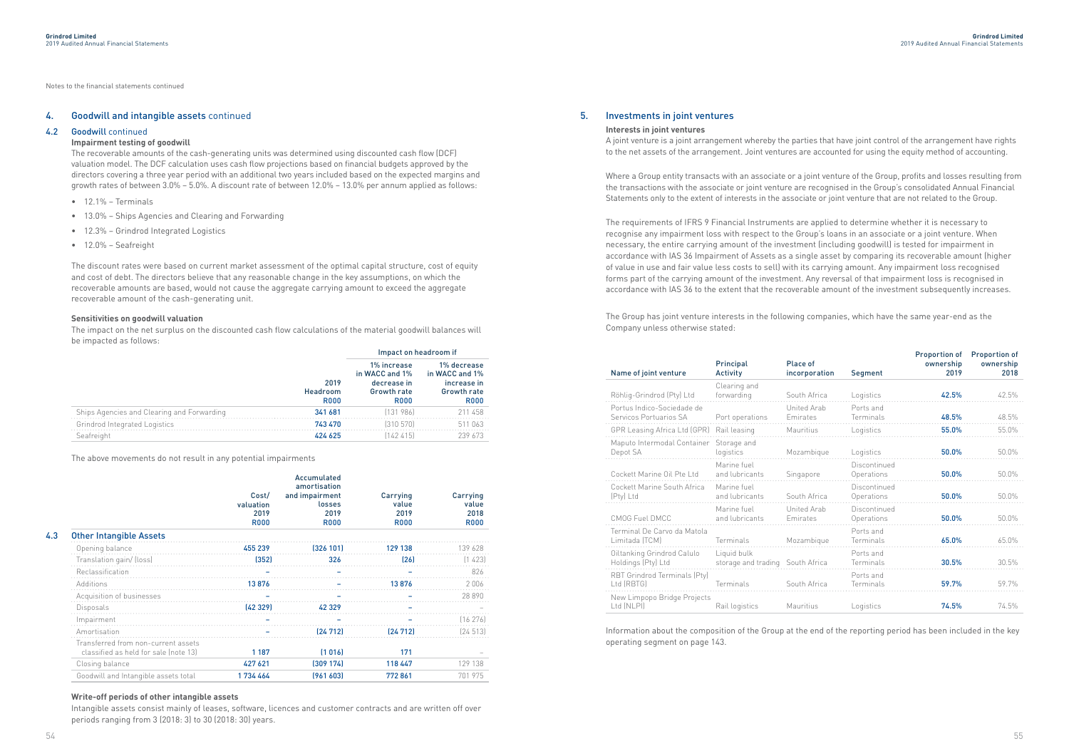Notes to the financial statements continued

## 4. Goodwill and intangible assets continued

### 4.2 Goodwill continued

**Impairment testing of goodwill**

The recoverable amounts of the cash-generating units was determined using discounted cash flow (DCF) valuation model. The DCF calculation uses cash flow projections based on financial budgets approved by the directors covering a three year period with an additional two years included based on the expected margins and growth rates of between 3.0% – 5.0%. A discount rate of between 12.0% – 13.0% per annum applied as follows:

- 12.1% – Terminals
- 13.0% – Ships Agencies and Clearing and Forwarding
- 12.3% – Grindrod Integrated Logistics
- 12.0% – Seafreight

The discount rates were based on current market assessment of the optimal capital structure, cost of equity and cost of debt. The directors believe that any reasonable change in the key assumptions, on which the recoverable amounts are based, would not cause the aggregate carrying amount to exceed the aggregate recoverable amount of the cash-generating unit.

**Sensitivities on goodwill valuation**

The impact on the net surplus on the discounted cash flow calculations of the material goodwill balances will be impacted as follows:

| | 2019 Headroom R000 | Impact on headroom if 1% increase in WACC and 1% decrease in Growth rate R000 | Impact on headroom if 1% decrease in WACC and 1% increase in Growth rate R000 |
|---|---|---|---|
| Ships Agencies and Clearing and Forwarding | 341 681 | (131 986) | 211 458 |
| Grindrod Integrated Logistics | 743 470 | (310 570) | 511 063 |
| Seafreight | 424 625 | (142 415) | 239 673 |

The above movements do not result in any potential impairments

### 4.3 Other Intangible Assets

| | Cost/ valuation 2019 R000 | Accumulated amortisation and impairment losses 2019 R000 | Carrying value 2019 R000 | Carrying value 2018 R000 |
|---|---|---|---|---|
| Opening balance | 455 239 | (326 101) | 129 138 | 139 628 |
| Translation gain/ (loss) | (352) | 326 | (26) | (1 423) |
| Reclassification | – | – | – | 826 |
| Additions | 13 876 | – | 13 876 | 2 006 |
| Acquisition of businesses | – | – | – | 28 890 |
| Disposals | (42 329) | 42 329 | – | – |
| Impairment | – | – | – | (16 276) |
| Amortisation | – | (24 712) | (24 712) | (24 513) |
| Transferred from non-current assets classified as held for sale (note 13) | 1 187 | (1 016) | 171 | – |
| Closing balance | 427 621 | (309 174) | 118 447 | 129 138 |
| Goodwill and Intangible assets total | 1 734 464 | (961 603) | 772 861 | 701 975 |

**Write-off periods of other intangible assets**

Intangible assets consist mainly of leases, software, licences and customer contracts and are written off over periods ranging from 3 (2018: 3) to 30 (2018: 30) years.

## 5. Investments in joint ventures

**Interests in joint ventures**

A joint venture is a joint arrangement whereby the parties that have joint control of the arrangement have rights to the net assets of the arrangement. Joint ventures are accounted for using the equity method of accounting.

Where a Group entity transacts with an associate or a joint venture of the Group, profits and losses resulting from the transactions with the associate or joint venture are recognised in the Group's consolidated Annual Financial Statements only to the extent of interests in the associate or joint venture that are not related to the Group.

The requirements of IFRS 9 Financial Instruments are applied to determine whether it is necessary to recognise any impairment loss with respect to the Group's loans in an associate or a joint venture. When necessary, the entire carrying amount of the investment (including goodwill) is tested for impairment in accordance with IAS 36 Impairment of Assets as a single asset by comparing its recoverable amount (higher of value in use and fair value less costs to sell) with its carrying amount. Any impairment loss recognised forms part of the carrying amount of the investment. Any reversal of that impairment loss is recognised in accordance with IAS 36 to the extent that the recoverable amount of the investment subsequently increases.

The Group has joint venture interests in the following companies, which have the same year-end as the Company unless otherwise stated:

| Name of joint venture | Principal Activity | Place of incorporation | Segment | Proportion of ownership 2019 | Proportion of ownership 2018 |
|---|---|---|---|---|---|
| Röhlig-Grindrod (Pty) Ltd | Clearing and forwarding | South Africa | Logistics | 42.5% | 42.5% |
| Portus Indico-Sociedade de Servicos Portuarios SA | Port operations | United Arab Emirates | Ports and Terminals | 48.5% | 48.5% |
| GPR Leasing Africa Ltd (GPR) | Rail leasing | Mauritius | Logistics | 55.0% | 55.0% |
| Maputo Intermodal Container Depot SA | Storage and logistics | Mozambique | Logistics | 50.0% | 50.0% |
| Cockett Marine Oil Pte Ltd | Marine fuel and lubricants | Singapore | Discontinued Operations | 50.0% | 50.0% |
| Cockett Marine South Africa (Pty) Ltd | Marine fuel and lubricants | South Africa | Discontinued Operations | 50.0% | 50.0% |
| CMOG Fuel DMCC | Marine fuel and lubricants | United Arab Emirates | Discontinued Operations | 50.0% | 50.0% |
| Terminal De Carvo da Matola Limitada (TCM) | Terminals | Mozambique | Ports and Terminals | 65.0% | 65.0% |
| Oiltanking Grindrod Calulo Holdings (Pty) Ltd | Liquid bulk storage and trading | South Africa | Ports and Terminals | 30.5% | 30.5% |
| RBT Grindrod Terminals (Pty) Ltd (RBTG) | Terminals | South Africa | Ports and Terminals | 59.7% | 59.7% |
| New Limpopo Bridge Projects Ltd (NLPI) | Rail logistics | Mauritius | Logistics | 74.5% | 74.5% |

Information about the composition of the Group at the end of the reporting period has been included in the key operating segment on page 143.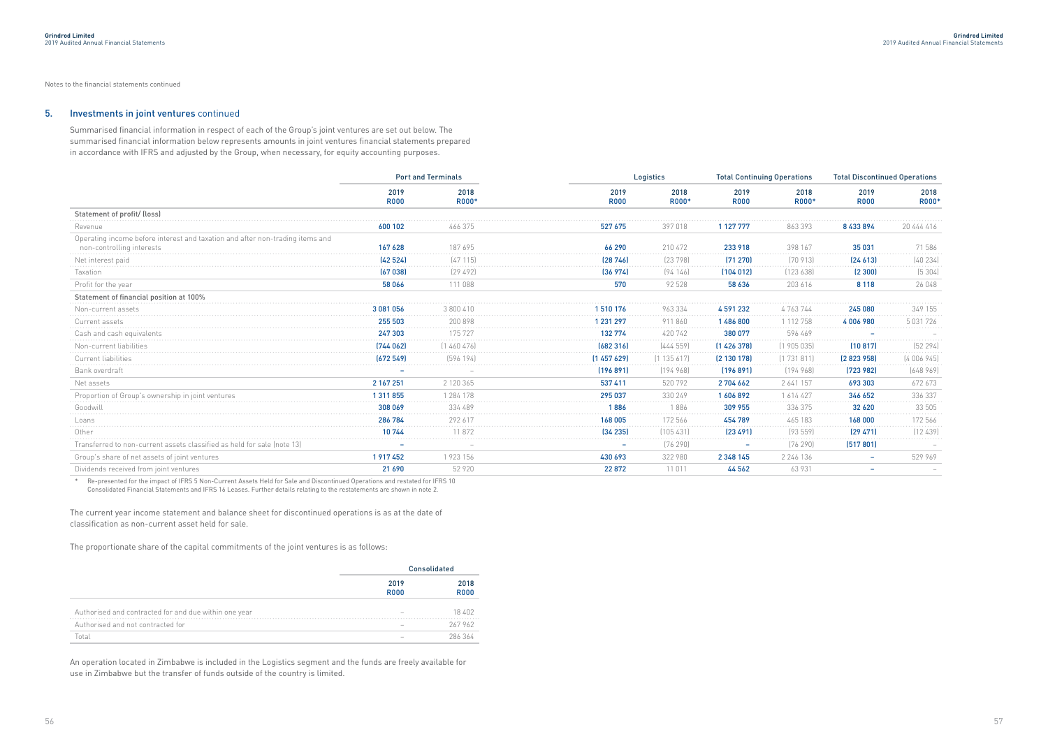Notes to the financial statements continued

## 5. Investments in joint ventures continued

Summarised financial information in respect of each of the Group's joint ventures are set out below. The summarised financial information below represents amounts in joint ventures financial statements prepared in accordance with IFRS and adjusted by the Group, when necessary, for equity accounting purposes.

| | Port and Terminals | | Logistics | | Total Continuing Operations | | Total Discontinued Operations | |
|---|---|---|---|---|---|---|---|---|
| | 2019 R000 | 2018 R000* | 2019 R000 | 2018 R000* | 2019 R000 | 2018 R000* | 2019 R000 | 2018 R000* |
| **Statement of profit/ (loss)** | | | | | | | | |
| Revenue | 600 102 | 466 375 | 527 675 | 397 018 | 1 127 777 | 863 393 | 8 433 894 | 20 444 416 |
| Operating income before interest and taxation and after non-trading items and non-controlling interests | 167 628 | 187 695 | 66 290 | 210 472 | 233 918 | 398 167 | 35 031 | 71 586 |
| Net interest paid | (42 524) | (47 115) | (28 746) | (23 798) | (71 270) | (70 913) | (24 613) | (40 234) |
| Taxation | (67 038) | (29 492) | (36 974) | (94 146) | (104 012) | (123 638) | (2 300) | (5 304) |
| Profit for the year | 58 066 | 111 088 | 570 | 92 528 | 58 636 | 203 616 | 8 118 | 26 048 |
| **Statement of financial position at 100%** | | | | | | | | |
| Non-current assets | 3 081 056 | 3 800 410 | 1 510 176 | 963 334 | 4 591 232 | 4 763 744 | 245 080 | 349 155 |
| Current assets | 255 503 | 200 898 | 1 231 297 | 911 860 | 1 486 800 | 1 112 758 | 4 006 980 | 5 031 726 |
| Cash and cash equivalents | 247 303 | 175 727 | 132 774 | 420 742 | 380 077 | 596 469 | – | – |
| Non-current liabilities | (744 062) | (1 460 476) | (682 316) | (444 559) | (1 426 378) | (1 905 035) | (10 817) | (52 294) |
| Current liabilities | (672 549) | (596 194) | (1 457 629) | (1 135 617) | (2 130 178) | (1 731 811) | (2 823 958) | (4 006 945) |
| Bank overdraft | – | – | (196 891) | (194 968) | (196 891) | (194 968) | (723 982) | (648 969) |
| Net assets | 2 167 251 | 2 120 365 | 537 411 | 520 792 | 2 704 662 | 2 641 157 | 693 303 | 672 673 |
| Proportion of Group's ownership in joint ventures | 1 311 855 | 1 284 178 | 295 037 | 330 249 | 1 606 892 | 1 614 427 | 346 652 | 336 337 |
| Goodwill | 308 069 | 334 489 | 1 886 | 1 886 | 309 955 | 336 375 | 32 620 | 33 505 |
| Loans | 286 784 | 292 617 | 168 005 | 172 566 | 454 789 | 465 183 | 168 000 | 172 566 |
| Other | 10 744 | 11 872 | (34 235) | (105 431) | (23 491) | (93 559) | (29 471) | (12 439) |
| Transferred to non-current assets classified as held for sale (note 13) | – | – | – | (76 290) | – | (76 290) | (517 801) | – |
| Group's share of net assets of joint ventures | 1 917 452 | 1 923 156 | 430 693 | 322 980 | 2 348 145 | 2 246 136 | – | 529 969 |
| Dividends received from joint ventures | 21 690 | 52 920 | 22 872 | 11 011 | 44 562 | 63 931 | – | – |

\* Re-presented for the impact of IFRS 5 Non-Current Assets Held for Sale and Discontinued Operations and restated for IFRS 10 Consolidated Financial Statements and IFRS 16 Leases. Further details relating to the restatements are shown in note 2.

The current year income statement and balance sheet for discontinued operations is as at the date of classification as non-current asset held for sale.

The proportionate share of the capital commitments of the joint ventures is as follows:

| | Consolidated | |
|---|---|---|
| | 2019 R000 | 2018 R000 |
| Authorised and contracted for and due within one year | – | 18 402 |
| Authorised and not contracted for | – | 267 962 |
| Total | – | 286 364 |

An operation located in Zimbabwe is included in the Logistics segment and the funds are freely available for use in Zimbabwe but the transfer of funds outside of the country is limited.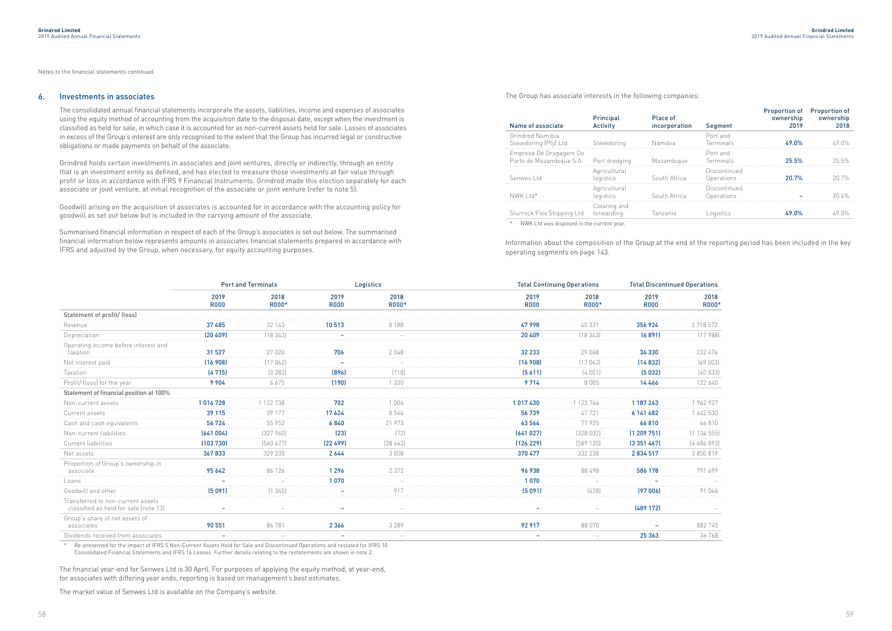Notes to the financial statements continued

## 6. Investments in associates

The consolidated annual financial statements incorporate the assets, liabilities, income and expenses of associates using the equity method of accounting from the acquisition date to the disposal date, except when the investment is classified as held for sale, in which case it is accounted for as non-current assets held for sale. Losses of associates in excess of the Group's interest are only recognised to the extent that the Group has incurred legal or constructive obligations or made payments on behalf of the associate.

Grindrod holds certain investments in associates and joint ventures, directly or indirectly, through an entity that is an investment entity as defined, and has elected to measure those investments at fair value through profit or loss in accordance with IFRS 9 Financial Instruments. Grindrod made this election separately for each associate or joint venture, at initial recognition of the associate or joint venture (refer to note 5).

Goodwill arising on the acquisition of associates is accounted for in accordance with the accounting policy for goodwill as set out below but is included in the carrying amount of the associate.

Summarised financial information in respect of each of the Group's associates is set out below. The summarised financial information below represents amounts in associates financial statements prepared in accordance with IFRS and adjusted by the Group, when necessary, for equity accounting purposes.

The Group has associate interests in the following companies:

| Name of associate | Principal Activity | Place of incorporation | Segment | Proportion of ownership 2019 | Proportion of ownership 2018 |
|---|---|---|---|---|---|
| Grindrod Namibia Stevedoring (Pty) Ltd | Stevedoring | Namibia | Port and Terminals | **49.0%** | 49.0% |
| Empresa De Dragagem Do Porto de Mozambique S.A. | Port dredging | Mozambique | Port and Terminals | **25.5%** | 25.5% |
| Senwes Ltd | Agricultural logistics | South Africa | Discontinued Operations | **20.7%** | 20.7% |
| NWK Ltd* | Agricultural logistics | South Africa | Discontinued Operations | **–** | 20.4% |
| Sturrock Flex Shipping Ltd | Clearing and forwarding | Tanzania | Logistics | **49.0%** | 49.0% |

\* NWK Ltd was disposed in the current year.

Information about the composition of the Group at the end of the reporting period has been included in the key operating segments on page 143.

| | Port and Terminals | | Logistics | | Total Continuing Operations | | Total Discontinued Operations | |
|---|---|---|---|---|---|---|---|---|
| | 2019 R000 | 2018 R000* | 2019 R000 | 2018 R000* | 2019 R000 | 2018 R000* | 2019 R000 | 2018 R000* |
| **Statement of profit/ (loss)** | | | | | | | | |
| Revenue | **37 485** | 32 143 | **10 513** | 8 188 | **47 998** | 40 331 | **356 924** | 2 718 572 |
| Depreciation | **(20 409)** | (18 343) | **–** | – | **20 409** | (18 343) | **(6 891)** | (17 988) |
| Operating income before interest and taxation | **31 527** | 27 020 | **706** | 2 048 | **32 233** | 29 068 | **34 330** | 232 476 |
| Net interest paid | **(16 908)** | (17 062) | **–** | – | **(16 908)** | (17 062) | **(14 832)** | (69 003) |
| Taxation | **(4 715)** | (3 283) | **(896)** | (718) | **(5 611)** | (4 001) | **(5 032)** | (40 833) |
| Profit/ (loss) for the year | **9 904** | 6 675 | **(190)** | 1 330 | **9 714** | 8 005 | **14 466** | 122 640 |
| **Statement of financial position at 100%** | | | | | | | | |
| Non-current assets | **1 016 728** | 1 122 738 | **702** | 1 006 | **1 017 430** | 1 123 744 | **1 187 243** | 1 962 927 |
| Current assets | **39 115** | 39 177 | **17 624** | 8 544 | **56 739** | 47 721 | **6 141 682** | 7 642 530 |
| Cash and cash equivalents | **56 724** | 55 952 | **6 840** | 21 973 | **63 564** | 77 925 | **66 810** | 66 810 |
| Non-current liabilities | **(641 004)** | (327 960) | **(23)** | (72) | **(641 027)** | (328 032) | **(1 209 751)** | (1 134 555) |
| Current liabilities | **(103 730)** | (560 677) | **(22 499)** | (28 443) | **(126 229)** | (589 120) | **(3 351 467)** | (4 686 893) |
| Net assets | **367 833** | 329 230 | **2 644** | 3 008 | **370 477** | 332 238 | **2 834 517** | 3 850 819 |
| Proportion of Group's ownership in associate | **95 642** | 86 126 | **1 296** | 2 372 | **96 938** | 88 498 | **586 178** | 791 699 |
| Loans | **–** | – | **1 070** | – | **1 070** | – | **–** | – |
| Goodwill and other | **(5 091)** | (1 345) | **–** | 917 | **(5 091)** | (428) | **(97 006)** | 91 046 |
| Transferred to non-current assets classified as held for sale (note 13) | **–** | – | **–** | – | **–** | – | **(489 172)** | – |
| Group's share of net assets of associates | **90 551** | 84 781 | **2 366** | 3 289 | **92 917** | 88 070 | **–** | 882 745 |
| Dividends received from associates | **–** | – | **–** | – | **–** | – | **25 363** | 36 768 |

\* Re-presented for the impact of IFRS 5 Non-Current Assets Held for Sale and Discontinued Operations and restated for IFRS 10 Consolidated Financial Statements and IFRS 16 Leases. Further details relating to the restatements are shown in note 2.

The financial year-end for Senwes Ltd is 30 April. For purposes of applying the equity method, at year-end, for associates with differing year ends, reporting is based on management's best estimates.

The market value of Senwes Ltd is available on the Company's website.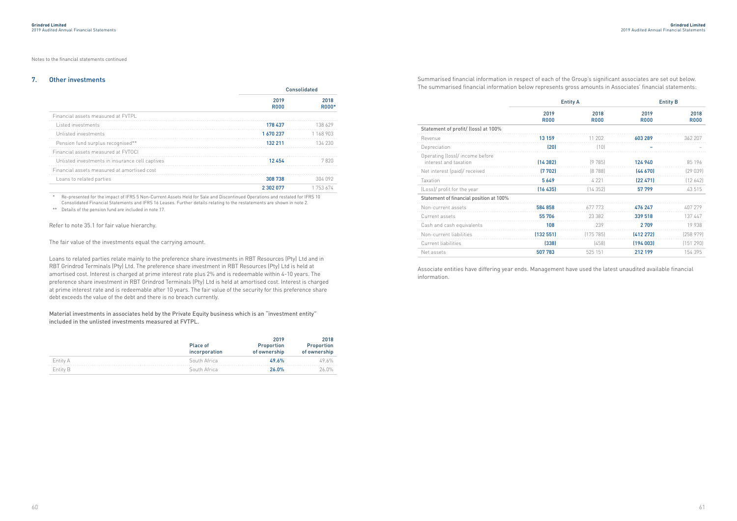Notes to the financial statements continued

## 7. Other investments

| | Consolidated | |
|---|---|---|
| | 2019 R000 | 2018 R000* |
| Financial assets measured at FVTPL | | |
| Listed investments | 178 437 | 138 629 |
| Unlisted investments | 1 670 237 | 1 168 903 |
| Pension fund surplus recognised** | 132 211 | 134 230 |
| Financial assets measured at FVTOCI | | |
| Unlisted investments in insurance cell captives | 12 454 | 7 820 |
| Financial assets measured at amortised cost | | |
| Loans to related parties | 308 738 | 304 092 |
| | 2 302 077 | 1 753 674 |

\* Re-presented for the impact of IFRS 5 Non-Current Assets Held for Sale and Discontinued Operations and restated for IFRS 10 Consolidated Financial Statements and IFRS 16 Leases. Further details relating to the restatements are shown in note 2.

** Details of the pension fund are included in note 17.

Refer to note 35.1 for fair value hierarchy.

The fair value of the investments equal the carrying amount.

Loans to related parties relate mainly to the preference share investments in RBT Resources (Pty) Ltd and in RBT Grindrod Terminals (Pty) Ltd. The preference share investment in RBT Resources (Pty) Ltd is held at amortised cost. Interest is charged at prime interest rate plus 2% and is redeemable within 4-10 years. The preference share investment in RBT Grindrod Terminals (Pty) Ltd is held at amortised cost. Interest is charged at prime interest rate and is redeemable after 10 years. The fair value of the security for this preference share debt exceeds the value of the debt and there is no breach currently.

Material investments in associates held by the Private Equity business which is an "investment entity" included in the unlisted investments measured at FVTPL.

| | Place of incorporation | 2019 Proportion of ownership | 2018 Proportion of ownership |
|---|---|---|---|
| Entity A | South Africa | 49.6% | 49.6% |
| Entity B | South Africa | 26.0% | 26.0% |

Summarised financial information in respect of each of the Group's significant associates are set out below. The summarised financial information below represents gross amounts in Associates' financial statements:

| | Entity A | | Entity B | |
|---|---|---|---|---|
| | 2019 R000 | 2018 R000 | 2019 R000 | 2018 R000 |
| Statement of profit/ (loss) at 100% | | | | |
| Revenue | 13 159 | 11 202 | 603 289 | 362 207 |
| Depreciation | (20) | (10) | – | – |
| Operating (loss)/ income before interest and taxation | (14 382) | (9 785) | 124 940 | 85 196 |
| Net interest (paid)/ received | (7 702) | (8 788) | (44 670) | (29 039) |
| Taxation | 5 649 | 4 221 | (22 471) | (12 642) |
| (Loss)/ profit for the year | (16 435) | (14 352) | 57 799 | 43 515 |
| Statement of financial position at 100% | | | | |
| Non-current assets | 584 858 | 677 773 | 476 247 | 407 279 |
| Current assets | 55 706 | 23 382 | 339 518 | 137 447 |
| Cash and cash equivalents | 108 | 239 | 2 709 | 19 938 |
| Non-current liabilities | (132 551) | (175 785) | (412 272) | (258 979) |
| Current liabilities | (338) | (458) | (194 003) | (151 290) |
| Net assets | 507 783 | 525 151 | 212 199 | 154 395 |

Associate entities have differing year ends. Management have used the latest unaudited available financial information.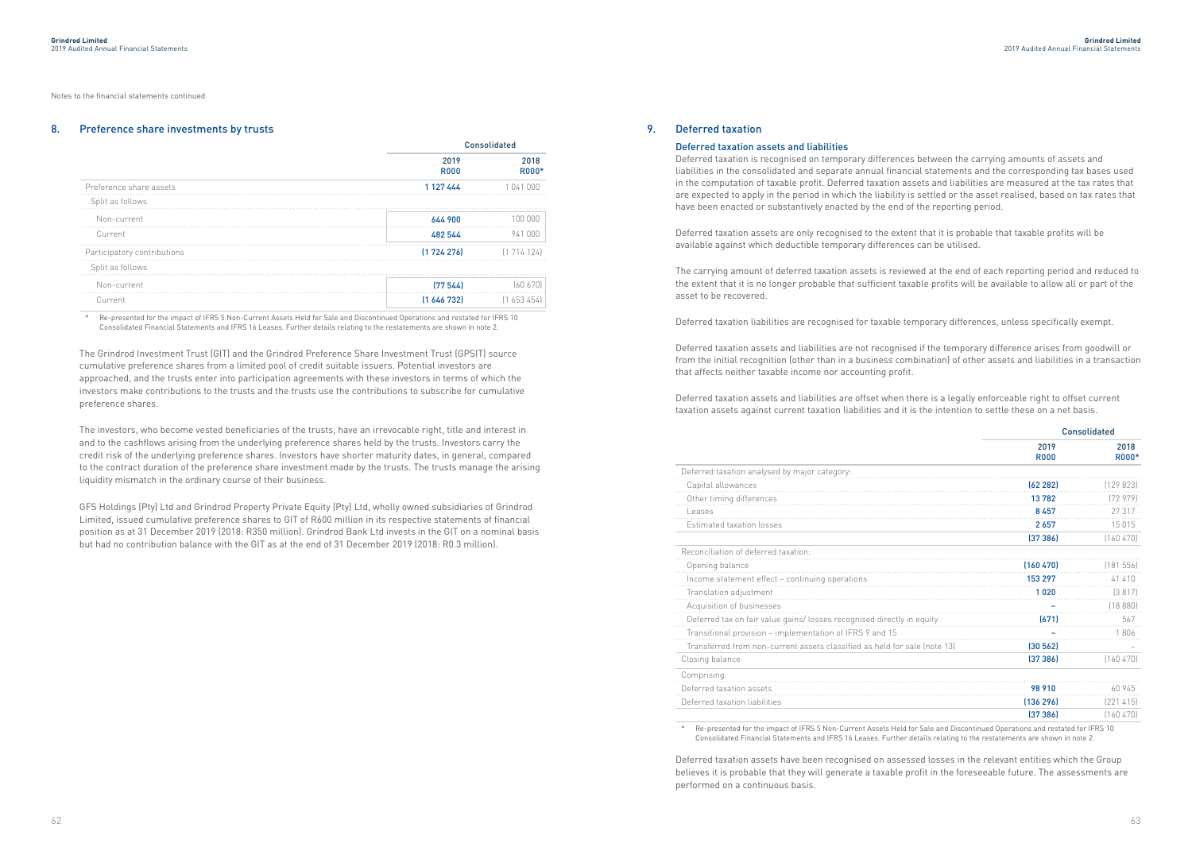Notes to the financial statements continued

## 8. Preference share investments by trusts

| | Consolidated | |
|---|---|---|
| | 2019 R000 | 2018 R000* |
| Preference share assets | 1 127 444 | 1 041 000 |
| Split as follows | | |
| Non-current | 644 900 | 100 000 |
| Current | 482 544 | 941 000 |
| Participatory contributions | (1 724 276) | (1 714 124) |
| Split as follows | | |
| Non-current | (77 544) | (60 670) |
| Current | (1 646 732) | (1 653 454) |

\* Re-presented for the impact of IFRS 5 Non-Current Assets Held for Sale and Discontinued Operations and restated for IFRS 10 Consolidated Financial Statements and IFRS 16 Leases. Further details relating to the restatements are shown in note 2.

The Grindrod Investment Trust (GIT) and the Grindrod Preference Share Investment Trust (GPSIT) source cumulative preference shares from a limited pool of credit suitable issuers. Potential investors are approached, and the trusts enter into participation agreements with these investors in terms of which the investors make contributions to the trusts and the trusts use the contributions to subscribe for cumulative preference shares.

The investors, who become vested beneficiaries of the trusts, have an irrevocable right, title and interest in and to the cashflows arising from the underlying preference shares held by the trusts. Investors carry the credit risk of the underlying preference shares. Investors have shorter maturity dates, in general, compared to the contract duration of the preference share investment made by the trusts. The trusts manage the arising liquidity mismatch in the ordinary course of their business.

GFS Holdings (Pty) Ltd and Grindrod Property Private Equity (Pty) Ltd, wholly owned subsidiaries of Grindrod Limited, issued cumulative preference shares to GIT of R600 million in its respective statements of financial position as at 31 December 2019 (2018: R350 million). Grindrod Bank Ltd invests in the GIT on a nominal basis but had no contribution balance with the GIT as at the end of 31 December 2019 (2018: R0.3 million).

## 9. Deferred taxation

### Deferred taxation assets and liabilities

Deferred taxation is recognised on temporary differences between the carrying amounts of assets and liabilities in the consolidated and separate annual financial statements and the corresponding tax bases used in the computation of taxable profit. Deferred taxation assets and liabilities are measured at the tax rates that are expected to apply in the period in which the liability is settled or the asset realised, based on tax rates that have been enacted or substantively enacted by the end of the reporting period.

Deferred taxation assets are only recognised to the extent that it is probable that taxable profits will be available against which deductible temporary differences can be utilised.

The carrying amount of deferred taxation assets is reviewed at the end of each reporting period and reduced to the extent that it is no longer probable that sufficient taxable profits will be available to allow all or part of the asset to be recovered.

Deferred taxation liabilities are recognised for taxable temporary differences, unless specifically exempt.

Deferred taxation assets and liabilities are not recognised if the temporary difference arises from goodwill or from the initial recognition (other than in a business combination) of other assets and liabilities in a transaction that affects neither taxable income nor accounting profit.

Deferred taxation assets and liabilities are offset when there is a legally enforceable right to offset current taxation assets against current taxation liabilities and it is the intention to settle these on a net basis.

| | Consolidated | |
|---|---|---|
| | 2019 R000 | 2018 R000* |
| Deferred taxation analysed by major category: | | |
| Capital allowances | (62 282) | (129 823) |
| Other timing differences | 13 782 | (72 979) |
| Leases | 8 457 | 27 317 |
| Estimated taxation losses | 2 657 | 15 015 |
| | (37 386) | (160 470) |
| Reconciliation of deferred taxation: | | |
| Opening balance | (160 470) | (181 556) |
| Income statement effect – continuing operations | 153 297 | 41 410 |
| Translation adjustment | 1 020 | (3 817) |
| Acquisition of businesses | – | (18 880) |
| Deferred tax on fair value gains/ losses recognised directly in equity | (671) | 567 |
| Transitional provision – implementation of IFRS 9 and 15 | – | 1 806 |
| Transferred from non-current assets classified as held for sale (note 13) | (30 562) | – |
| Closing balance | (37 386) | (160 470) |
| Comprising: | | |
| Deferred taxation assets | 98 910 | 60 945 |
| Deferred taxation liabilities | (136 296) | (221 415) |
| | (37 386) | (160 470) |

\* Re-presented for the impact of IFRS 5 Non-Current Assets Held for Sale and Discontinued Operations and restated for IFRS 10 Consolidated Financial Statements and IFRS 16 Leases. Further details relating to the restatements are shown in note 2.

Deferred taxation assets have been recognised on assessed losses in the relevant entities which the Group believes it is probable that they will generate a taxable profit in the foreseeable future. The assessments are performed on a continuous basis.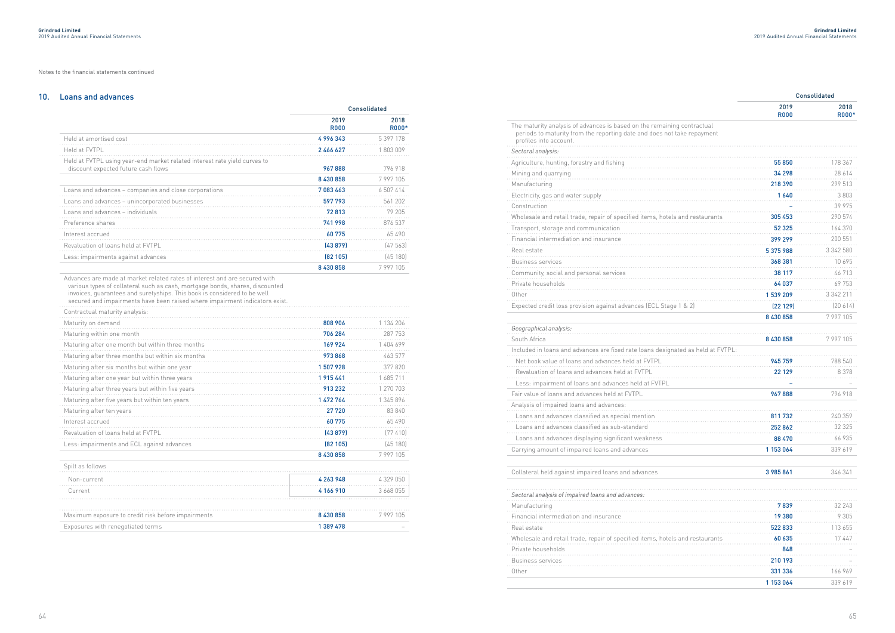Notes to the financial statements continued

## 10. Loans and advances

| | Consolidated | |
|---|---|---|
| | 2019 R000 | 2018 R000* |
| Held at amortised cost | 4 996 343 | 5 397 178 |
| Held at FVTPL | 2 466 627 | 1 803 009 |
| Held at FVTPL using year-end market related interest rate yield curves to discount expected future cash flows | 967 888 | 796 918 |
| | 8 430 858 | 7 997 105 |
| Loans and advances – companies and close corporations | 7 083 463 | 6 507 414 |
| Loans and advances – unincorporated businesses | 597 793 | 561 202 |
| Loans and advances – individuals | 72 813 | 79 205 |
| Preference shares | 741 998 | 876 537 |
| Interest accrued | 60 775 | 65 490 |
| Revaluation of loans held at FVTPL | (43 879) | (47 563) |
| Less: impairments against advances | (82 105) | (45 180) |
| | 8 430 858 | 7 997 105 |

Advances are made at market related rates of interest and are secured with various types of collateral such as cash, mortgage bonds, shares, discounted invoices, guarantees and suretyships. This book is considered to be well secured and impairments have been raised where impairment indicators exist.

| | 2019 R000 | 2018 R000* |
|---|---|---|
| Contractual maturity analysis: | | |
| Maturity on demand | 808 906 | 1 134 206 |
| Maturing within one month | 706 284 | 287 753 |
| Maturing after one month but within three months | 169 924 | 1 404 699 |
| Maturing after three months but within six months | 973 868 | 463 577 |
| Maturing after six months but within one year | 1 507 928 | 377 820 |
| Maturing after one year but within three years | 1 915 441 | 1 685 711 |
| Maturing after three years but within five years | 913 232 | 1 270 703 |
| Maturing after five years but within ten years | 1 472 764 | 1 345 896 |
| Maturing after ten years | 27 720 | 83 840 |
| Interest accrued | 60 775 | 65 490 |
| Revaluation of loans held at FVTPL | (43 879) | (77 410) |
| Less: impairments and ECL against advances | (82 105) | (45 180) |
| | 8 430 858 | 7 997 105 |
| Spilt as follows | | |
| Non-current | 4 263 948 | 4 329 050 |
| Current | 4 166 910 | 3 668 055 |
| Maximum exposure to credit risk before impairments | 8 430 858 | 7 997 105 |
| Exposures with renegotiated terms | 1 389 478 | – |

| | Consolidated | |
|---|---|---|
| | 2019 R000 | 2018 R000* |
| The maturity analysis of advances is based on the remaining contractual periods to maturity from the reporting date and does not take repayment profiles into account. | | |
| *Sectoral analysis:* | | |
| Agriculture, hunting, forestry and fishing | 55 850 | 178 367 |
| Mining and quarrying | 34 298 | 28 614 |
| Manufacturing | 218 390 | 299 513 |
| Electricity, gas and water supply | 1 640 | 3 803 |
| Construction | – | 39 975 |
| Wholesale and retail trade, repair of specified items, hotels and restaurants | 305 453 | 290 574 |
| Transport, storage and communication | 52 325 | 164 370 |
| Financial intermediation and insurance | 399 299 | 200 551 |
| Real estate | 5 375 988 | 3 342 580 |
| Business services | 368 381 | 10 695 |
| Community, social and personal services | 38 117 | 46 713 |
| Private households | 64 037 | 69 753 |
| Other | 1 539 209 | 3 342 211 |
| Expected credit loss provision against advances (ECL Stage 1 & 2) | (22 129) | (20 614) |
| | 8 430 858 | 7 997 105 |
| *Geographical analysis:* | | |
| South Africa | 8 430 858 | 7 997 105 |
| Included in loans and advances are fixed rate loans designated as held at FVTPL: | | |
| Net book value of loans and advances held at FVTPL | 945 759 | 788 540 |
| Revaluation of loans and advances held at FVTPL | 22 129 | 8 378 |
| Less: impairment of loans and advances held at FVTPL | – | – |
| Fair value of loans and advances held at FVTPL | 967 888 | 796 918 |
| Analysis of impaired loans and advances: | | |
| Loans and advances classified as special mention | 811 732 | 240 359 |
| Loans and advances classified as sub-standard | 252 862 | 32 325 |
| Loans and advances displaying significant weakness | 88 470 | 66 935 |
| Carrying amount of impaired loans and advances | 1 153 064 | 339 619 |
| Collateral held against impaired loans and advances | 3 985 861 | 346 341 |
| *Sectoral analysis of impaired loans and advances:* | | |
| Manufacturing | 7 839 | 32 243 |
| Financial intermediation and insurance | 19 380 | 9 305 |
| Real estate | 522 833 | 113 655 |
| Wholesale and retail trade, repair of specified items, hotels and restaurants | 60 635 | 17 447 |
| Private households | 848 | – |
| Business services | 210 193 | – |
| Other | 331 336 | 166 969 |
| | 1 153 064 | 339 619 |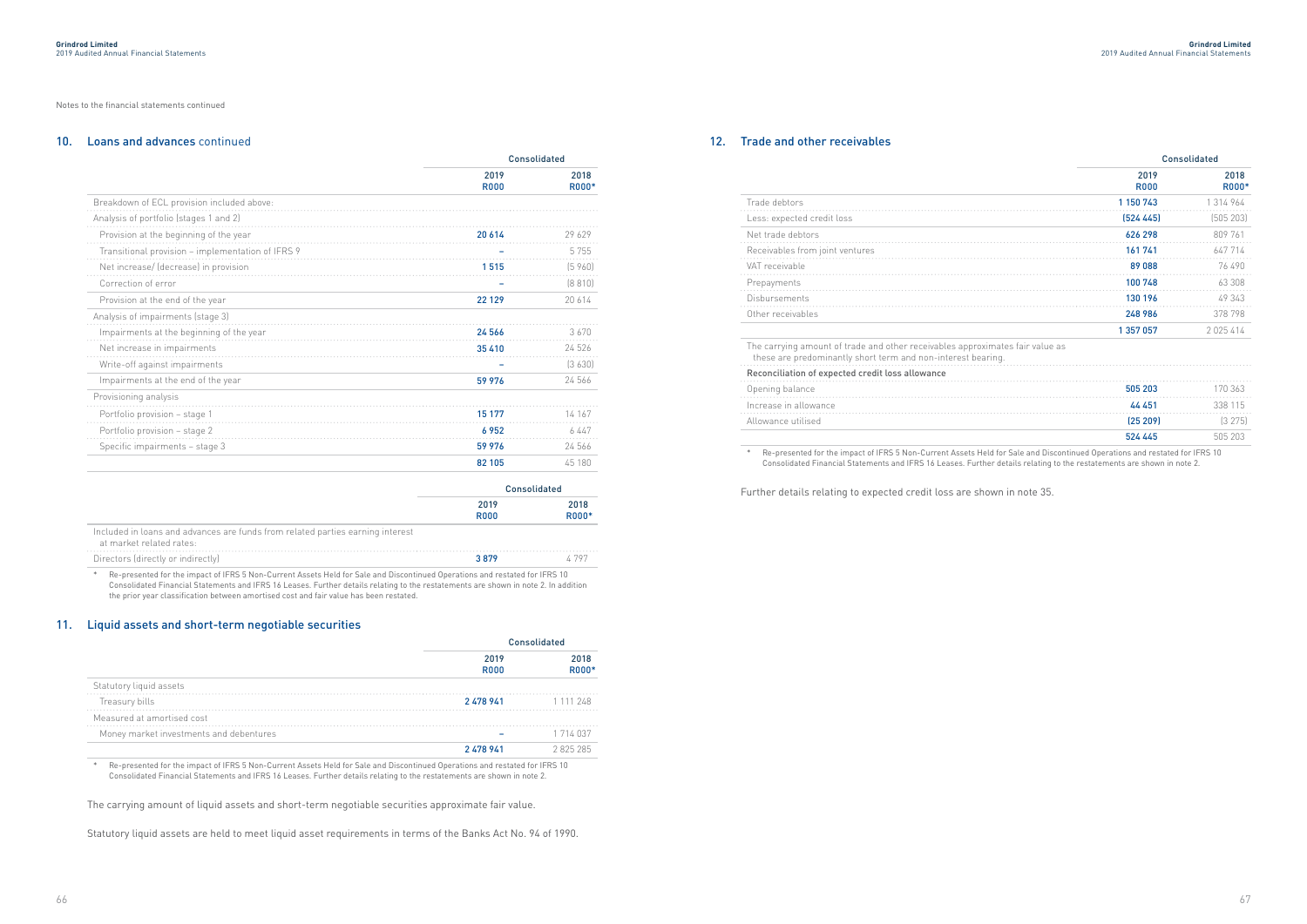Notes to the financial statements continued

## 10. Loans and advances continued

| | Consolidated | |
|---|---|---|
| | 2019 R000 | 2018 R000* |
| Breakdown of ECL provision included above: | | |
| Analysis of portfolio (stages 1 and 2) | | |
| Provision at the beginning of the year | 20 614 | 29 629 |
| Transitional provision – implementation of IFRS 9 | – | 5 755 |
| Net increase/ (decrease) in provision | 1 515 | (5 960) |
| Correction of error | – | (8 810) |
| Provision at the end of the year | 22 129 | 20 614 |
| Analysis of impairments (stage 3) | | |
| Impairments at the beginning of the year | 24 566 | 3 670 |
| Net increase in impairments | 35 410 | 24 526 |
| Write-off against impairments | – | (3 630) |
| Impairments at the end of the year | 59 976 | 24 566 |
| Provisioning analysis | | |
| Portfolio provision – stage 1 | 15 177 | 14 167 |
| Portfolio provision – stage 2 | 6 952 | 6 447 |
| Specific impairments – stage 3 | 59 976 | 24 566 |
| | 82 105 | 45 180 |

| | Consolidated | |
|---|---|---|
| | 2019 R000 | 2018 R000* |
| Included in loans and advances are funds from related parties earning interest at market related rates: | | |
| Directors (directly or indirectly) | 3 879 | 4 797 |

* Re-presented for the impact of IFRS 5 Non-Current Assets Held for Sale and Discontinued Operations and restated for IFRS 10 Consolidated Financial Statements and IFRS 16 Leases. Further details relating to the restatements are shown in note 2. In addition the prior year classification between amortised cost and fair value has been restated.

## 11. Liquid assets and short-term negotiable securities

| | Consolidated | |
|---|---|---|
| | 2019 R000 | 2018 R000* |
| Statutory liquid assets | | |
| Treasury bills | 2 478 941 | 1 111 248 |
| Measured at amortised cost | | |
| Money market investments and debentures | – | 1 714 037 |
| | 2 478 941 | 2 825 285 |

* Re-presented for the impact of IFRS 5 Non-Current Assets Held for Sale and Discontinued Operations and restated for IFRS 10 Consolidated Financial Statements and IFRS 16 Leases. Further details relating to the restatements are shown in note 2.

The carrying amount of liquid assets and short-term negotiable securities approximate fair value.

Statutory liquid assets are held to meet liquid asset requirements in terms of the Banks Act No. 94 of 1990.

## 12. Trade and other receivables

| | Consolidated | |
|---|---|---|
| | 2019 R000 | 2018 R000* |
| Trade debtors | 1 150 743 | 1 314 964 |
| Less: expected credit loss | (524 445) | (505 203) |
| Net trade debtors | 626 298 | 809 761 |
| Receivables from joint ventures | 161 741 | 647 714 |
| VAT receivable | 89 088 | 76 490 |
| Prepayments | 100 748 | 63 308 |
| Disbursements | 130 196 | 49 343 |
| Other receivables | 248 986 | 378 798 |
| | 1 357 057 | 2 025 414 |
| The carrying amount of trade and other receivables approximates fair value as these are predominantly short term and non-interest bearing. | | |
| Reconciliation of expected credit loss allowance | | |
| Opening balance | 505 203 | 170 363 |
| Increase in allowance | 44 451 | 338 115 |
| Allowance utilised | (25 209) | (3 275) |
| | 524 445 | 505 203 |

* Re-presented for the impact of IFRS 5 Non-Current Assets Held for Sale and Discontinued Operations and restated for IFRS 10 Consolidated Financial Statements and IFRS 16 Leases. Further details relating to the restatements are shown in note 2.

Further details relating to expected credit loss are shown in note 35.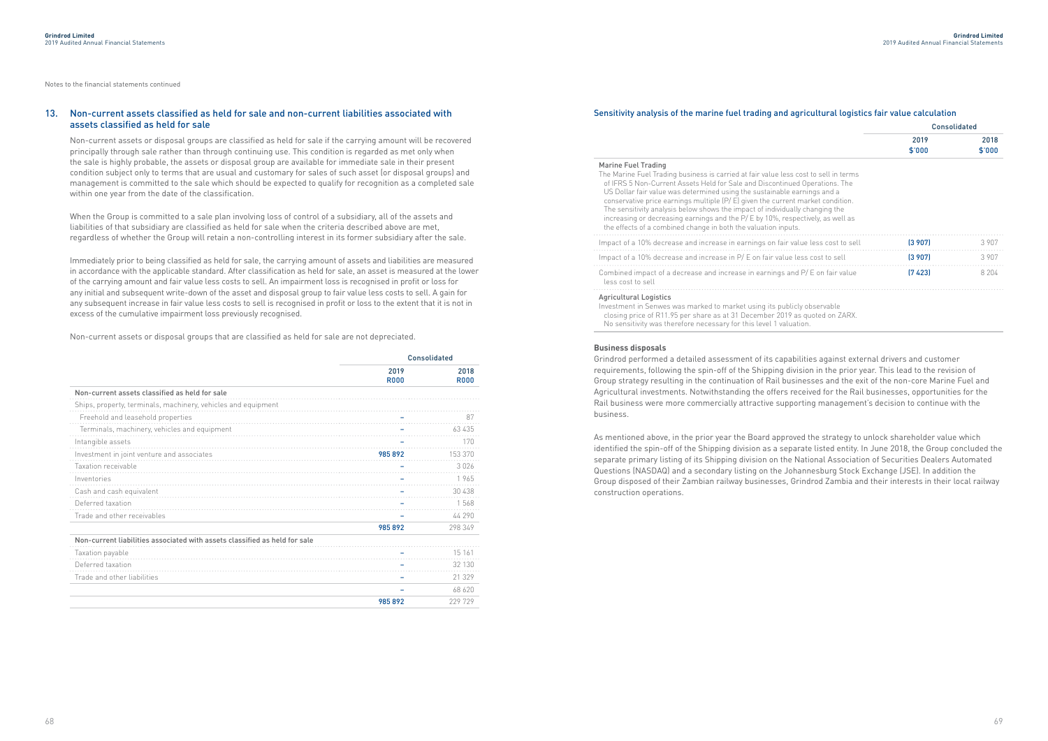Notes to the financial statements continued

## 13. Non-current assets classified as held for sale and non-current liabilities associated with assets classified as held for sale

Non-current assets or disposal groups are classified as held for sale if the carrying amount will be recovered principally through sale rather than through continuing use. This condition is regarded as met only when the sale is highly probable, the assets or disposal group are available for immediate sale in their present condition subject only to terms that are usual and customary for sales of such asset (or disposal groups) and management is committed to the sale which should be expected to qualify for recognition as a completed sale within one year from the date of the classification.

When the Group is committed to a sale plan involving loss of control of a subsidiary, all of the assets and liabilities of that subsidiary are classified as held for sale when the criteria described above are met, regardless of whether the Group will retain a non-controlling interest in its former subsidiary after the sale.

Immediately prior to being classified as held for sale, the carrying amount of assets and liabilities are measured in accordance with the applicable standard. After classification as held for sale, an asset is measured at the lower of the carrying amount and fair value less costs to sell. An impairment loss is recognised in profit or loss for any initial and subsequent write-down of the asset and disposal group to fair value less costs to sell. A gain for any subsequent increase in fair value less costs to sell is recognised in profit or loss to the extent that it is not in excess of the cumulative impairment loss previously recognised.

Non-current assets or disposal groups that are classified as held for sale are not depreciated.

| | Consolidated | |
|---|---|---|
| | 2019 R000 | 2018 R000 |
| **Non-current assets classified as held for sale** | | |
| Ships, property, terminals, machinery, vehicles and equipment | | |
| Freehold and leasehold properties | – | 87 |
| Terminals, machinery, vehicles and equipment | – | 63 435 |
| Intangible assets | – | 170 |
| Investment in joint venture and associates | 985 892 | 153 370 |
| Taxation receivable | – | 3 026 |
| Inventories | – | 1 965 |
| Cash and cash equivalent | – | 30 438 |
| Deferred taxation | – | 1 568 |
| Trade and other receivables | – | 44 290 |
| | 985 892 | 298 349 |
| **Non-current liabilities associated with assets classified as held for sale** | | |
| Taxation payable | – | 15 161 |
| Deferred taxation | – | 32 130 |
| Trade and other liabilities | – | 21 329 |
| | – | 68 620 |
| | 985 892 | 229 729 |

### Sensitivity analysis of the marine fuel trading and agricultural logistics fair value calculation

| | Consolidated | |
|---|---|---|
| | 2019 \$'000 | 2018 \$'000 |
| **Marine Fuel Trading**<br>The Marine Fuel Trading business is carried at fair value less cost to sell in terms of IFRS 5 Non-Current Assets Held for Sale and Discontinued Operations. The US Dollar fair value was determined using the sustainable earnings and a conservative price earnings multiple (P/ E) given the current market condition. The sensitivity analysis below shows the impact of individually changing the increasing or decreasing earnings and the P/ E by 10%, respectively, as well as the effects of a combined change in both the valuation inputs. | | |
| Impact of a 10% decrease and increase in earnings on fair value less cost to sell | (3 907) | 3 907 |
| Impact of a 10% decrease and increase in P/ E on fair value less cost to sell | (3 907) | 3 907 |
| Combined impact of a decrease and increase in earnings and P/ E on fair value less cost to sell | (7 423) | 8 204 |
| **Agricultural Logistics**<br>Investment in Senwes was marked to market using its publicly observable closing price of R11.95 per share as at 31 December 2019 as quoted on ZARX. No sensitivity was therefore necessary for this level 1 valuation. | | |

**Business disposals**

Grindrod performed a detailed assessment of its capabilities against external drivers and customer requirements, following the spin-off of the Shipping division in the prior year. This lead to the revision of Group strategy resulting in the continuation of Rail businesses and the exit of the non-core Marine Fuel and Agricultural investments. Notwithstanding the offers received for the Rail businesses, opportunities for the Rail business were more commercially attractive supporting management's decision to continue with the business.

As mentioned above, in the prior year the Board approved the strategy to unlock shareholder value which identified the spin-off of the Shipping division as a separate listed entity. In June 2018, the Group concluded the separate primary listing of its Shipping division on the National Association of Securities Dealers Automated Questions (NASDAQ) and a secondary listing on the Johannesburg Stock Exchange (JSE). In addition the Group disposed of their Zambian railway businesses, Grindrod Zambia and their interests in their local railway construction operations.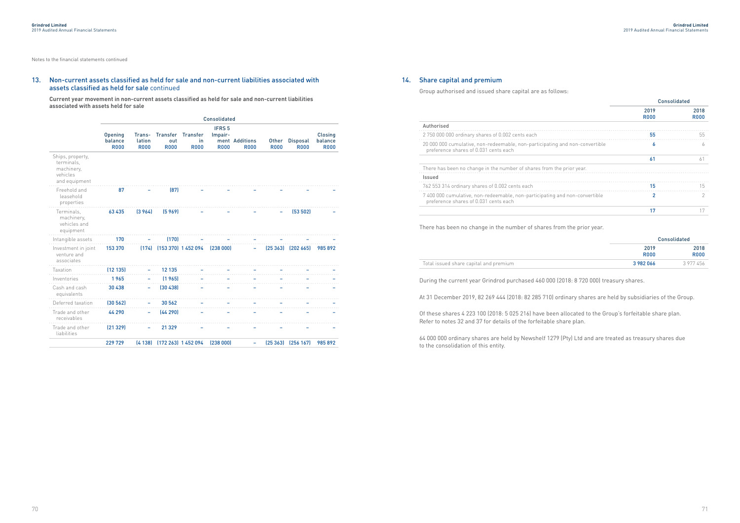Notes to the financial statements continued

## 13. Non-current assets classified as held for sale and non-current liabilities associated with assets classified as held for sale continued

**Current year movement in non-current assets classified as held for sale and non-current liabilities associated with assets held for sale**

| | Consolidated | | | | | | | | |
|---|---|---|---|---|---|---|---|---|---|
| | Opening balance R000 | Translation R000 | Transfer out R000 | Transfer in R000 | IFRS 5 Impairment R000 | Additions R000 | Other R000 | Disposal R000 | Closing balance R000 |
| Ships, property, terminals, machinery, vehicles and equipment | | | | | | | | | |
| Freehold and leasehold properties | 87 | – | (87) | – | – | – | – | – | – |
| Terminals, machinery, vehicles and equipment | 63 435 | (3 964) | (5 969) | – | – | – | – | (53 502) | – |
| Intangible assets | 170 | – | (170) | – | – | – | – | – | – |
| Investment in joint venture and associates | 153 370 | (174) | (153 370) | 1 452 094 | (238 000) | – | (25 363) | (202 665) | 985 892 |
| Taxation | (12 135) | – | 12 135 | – | – | – | – | – | – |
| Inventories | 1 965 | – | (1 965) | – | – | – | – | – | – |
| Cash and cash equivalents | 30 438 | – | (30 438) | – | – | – | – | – | – |
| Deferred taxation | (30 562) | – | 30 562 | – | – | – | – | – | – |
| Trade and other receivables | 44 290 | – | (44 290) | – | – | – | – | – | – |
| Trade and other liabilities | (21 329) | – | 21 329 | – | – | – | – | – | – |
| | 229 729 | (4 138) | (172 263) | 1 452 094 | (238 000) | – | (25 363) | (256 167) | 985 892 |

## 14. Share capital and premium

Group authorised and issued share capital are as follows:

| | Consolidated | |
|---|---|---|
| | 2019 R000 | 2018 R000 |
| **Authorised** | | |
| 2 750 000 000 ordinary shares of 0.002 cents each | 55 | 55 |
| 20 000 000 cumulative, non-redeemable, non-participating and non-convertible preference shares of 0.031 cents each | 6 | 6 |
| | 61 | 61 |
| There has been no change in the number of shares from the prior year. | | |
| **Issued** | | |
| 762 553 314 ordinary shares of 0.002 cents each | 15 | 15 |
| 7 400 000 cumulative, non-redeemable, non-participating and non-convertible preference shares of 0.031 cents each | 2 | 2 |
| | 17 | 17 |

There has been no change in the number of shares from the prior year.

| | Consolidated | |
|---|---|---|
| | 2019 R000 | 2018 R000 |
| Total issued share capital and premium | 3 982 066 | 3 977 456 |

During the current year Grindrod purchased 460 000 (2018: 8 720 000) treasury shares.

At 31 December 2019, 82 269 444 (2018: 82 285 710) ordinary shares are held by subsidiaries of the Group.

Of these shares 4 223 100 (2018: 5 025 216) have been allocated to the Group's forfeitable share plan. Refer to notes 32 and 37 for details of the forfeitable share plan.

64 000 000 ordinary shares are held by Newshelf 1279 (Pty) Ltd and are treated as treasury shares due to the consolidation of this entity.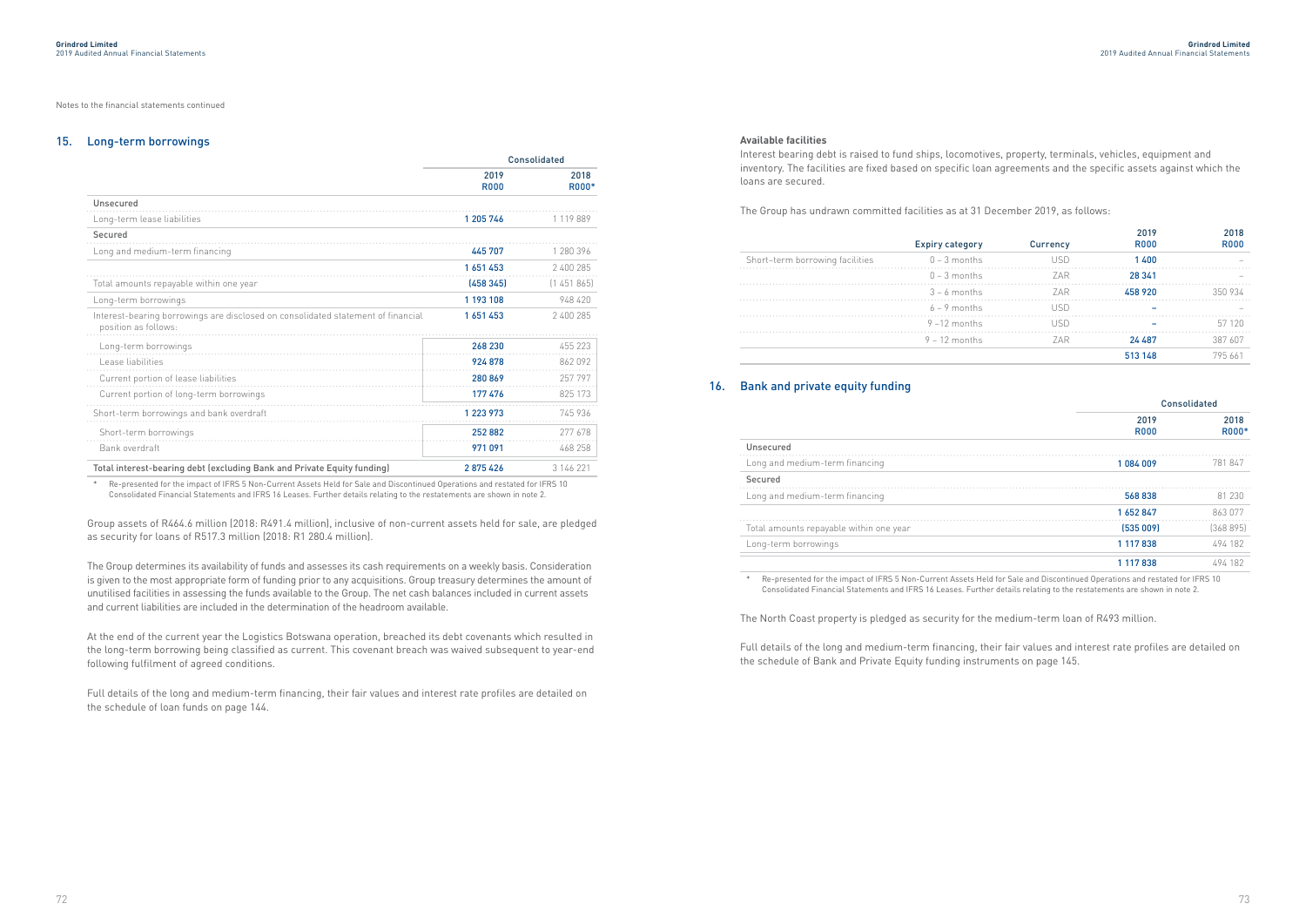Notes to the financial statements continued

## 15. Long-term borrowings

| | Consolidated | |
|---|---|---|
| | 2019 R000 | 2018 R000* |
| **Unsecured** | | |
| Long-term lease liabilities | 1 205 746 | 1 119 889 |
| **Secured** | | |
| Long and medium-term financing | 445 707 | 1 280 396 |
| | 1 651 453 | 2 400 285 |
| Total amounts repayable within one year | (458 345) | (1 451 865) |
| Long-term borrowings | 1 193 108 | 948 420 |
| Interest-bearing borrowings are disclosed on consolidated statement of financial position as follows: | 1 651 453 | 2 400 285 |
| Long-term borrowings | 268 230 | 455 223 |
| Lease liabilities | 924 878 | 862 092 |
| Current portion of lease liabilities | 280 869 | 257 797 |
| Current portion of long-term borrowings | 177 476 | 825 173 |
| Short-term borrowings and bank overdraft | 1 223 973 | 745 936 |
| Short-term borrowings | 252 882 | 277 678 |
| Bank overdraft | 971 091 | 468 258 |
| **Total interest-bearing debt (excluding Bank and Private Equity funding)** | 2 875 426 | 3 146 221 |

\* Re-presented for the impact of IFRS 5 Non-Current Assets Held for Sale and Discontinued Operations and restated for IFRS 10 Consolidated Financial Statements and IFRS 16 Leases. Further details relating to the restatements are shown in note 2.

Group assets of R464.6 million (2018: R491.4 million), inclusive of non-current assets held for sale, are pledged as security for loans of R517.3 million (2018: R1 280.4 million).

The Group determines its availability of funds and assesses its cash requirements on a weekly basis. Consideration is given to the most appropriate form of funding prior to any acquisitions. Group treasury determines the amount of unutilised facilities in assessing the funds available to the Group. The net cash balances included in current assets and current liabilities are included in the determination of the headroom available.

At the end of the current year the Logistics Botswana operation, breached its debt covenants which resulted in the long-term borrowing being classified as current. This covenant breach was waived subsequent to year-end following fulfilment of agreed conditions.

Full details of the long and medium-term financing, their fair values and interest rate profiles are detailed on the schedule of loan funds on page 144.

**Available facilities**

Interest bearing debt is raised to fund ships, locomotives, property, terminals, vehicles, equipment and inventory. The facilities are fixed based on specific loan agreements and the specific assets against which the loans are secured.

The Group has undrawn committed facilities as at 31 December 2019, as follows:

| | Expiry category | Currency | 2019 R000 | 2018 R000 |
|---|---|---|---|---|
| Short-term borrowing facilities | 0 – 3 months | USD | 1 400 | – |
| | 0 – 3 months | ZAR | 28 341 | – |
| | 3 – 6 months | ZAR | 458 920 | 350 934 |
| | 6 – 9 months | USD | – | – |
| | 9 –12 months | USD | – | 57 120 |
| | 9 – 12 months | ZAR | 24 487 | 387 607 |
| | | | 513 148 | 795 661 |

## 16. Bank and private equity funding

| | Consolidated | |
|---|---|---|
| | 2019 R000 | 2018 R000* |
| **Unsecured** | | |
| Long and medium-term financing | 1 084 009 | 781 847 |
| **Secured** | | |
| Long and medium-term financing | 568 838 | 81 230 |
| | 1 652 847 | 863 077 |
| Total amounts repayable within one year | (535 009) | (368 895) |
| Long-term borrowings | 1 117 838 | 494 182 |
| | 1 117 838 | 494 182 |

\* Re-presented for the impact of IFRS 5 Non-Current Assets Held for Sale and Discontinued Operations and restated for IFRS 10 Consolidated Financial Statements and IFRS 16 Leases. Further details relating to the restatements are shown in note 2.

The North Coast property is pledged as security for the medium-term loan of R493 million.

Full details of the long and medium-term financing, their fair values and interest rate profiles are detailed on the schedule of Bank and Private Equity funding instruments on page 145.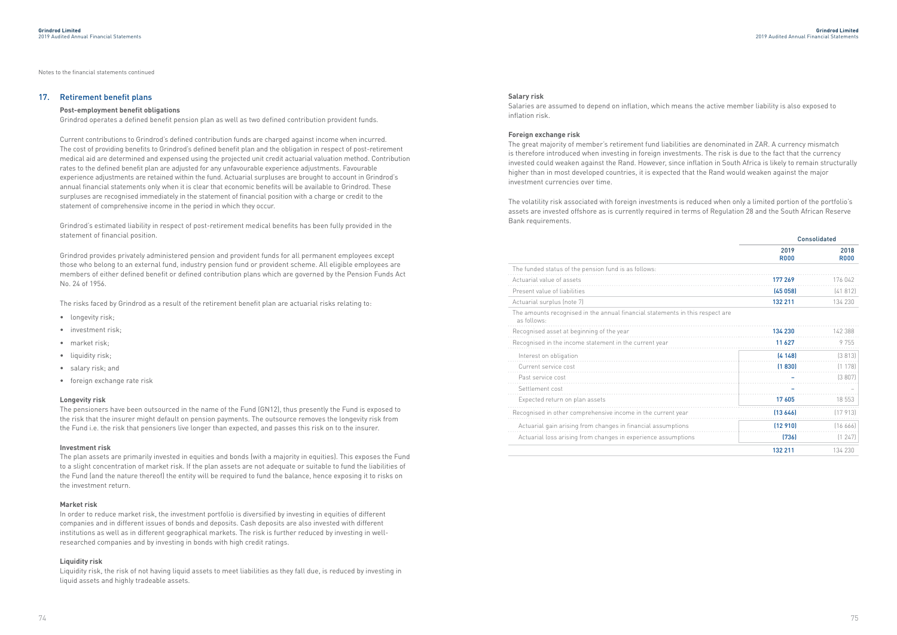Notes to the financial statements continued

## 17. Retirement benefit plans

### Post-employment benefit obligations

Grindrod operates a defined benefit pension plan as well as two defined contribution provident funds.

Current contributions to Grindrod's defined contribution funds are charged against income when incurred. The cost of providing benefits to Grindrod's defined benefit plan and the obligation in respect of post-retirement medical aid are determined and expensed using the projected unit credit actuarial valuation method. Contribution rates to the defined benefit plan are adjusted for any unfavourable experience adjustments. Favourable experience adjustments are retained within the fund. Actuarial surpluses are brought to account in Grindrod's annual financial statements only when it is clear that economic benefits will be available to Grindrod. These surpluses are recognised immediately in the statement of financial position with a charge or credit to the statement of comprehensive income in the period in which they occur.

Grindrod's estimated liability in respect of post-retirement medical benefits has been fully provided in the statement of financial position.

Grindrod provides privately administered pension and provident funds for all permanent employees except those who belong to an external fund, industry pension fund or provident scheme. All eligible employees are members of either defined benefit or defined contribution plans which are governed by the Pension Funds Act No. 24 of 1956.

The risks faced by Grindrod as a result of the retirement benefit plan are actuarial risks relating to:

- longevity risk;
- investment risk;
- market risk;
- liquidity risk;
- salary risk; and
- foreign exchange rate risk

**Longevity risk**

The pensioners have been outsourced in the name of the Fund (GN12), thus presently the Fund is exposed to the risk that the insurer might default on pension payments. The outsource removes the longevity risk from the Fund i.e. the risk that pensioners live longer than expected, and passes this risk on to the insurer.

**Investment risk**

The plan assets are primarily invested in equities and bonds (with a majority in equities). This exposes the Fund to a slight concentration of market risk. If the plan assets are not adequate or suitable to fund the liabilities of the Fund (and the nature thereof) the entity will be required to fund the balance, hence exposing it to risks on the investment return.

**Market risk**

In order to reduce market risk, the investment portfolio is diversified by investing in equities of different companies and in different issues of bonds and deposits. Cash deposits are also invested with different institutions as well as in different geographical markets. The risk is further reduced by investing in well-researched companies and by investing in bonds with high credit ratings.

**Liquidity risk**

Liquidity risk, the risk of not having liquid assets to meet liabilities as they fall due, is reduced by investing in liquid assets and highly tradeable assets.

**Salary risk**

Salaries are assumed to depend on inflation, which means the active member liability is also exposed to inflation risk.

**Foreign exchange risk**

The great majority of member's retirement fund liabilities are denominated in ZAR. A currency mismatch is therefore introduced when investing in foreign investments. The risk is due to the fact that the currency invested could weaken against the Rand. However, since inflation in South Africa is likely to remain structurally higher than in most developed countries, it is expected that the Rand would weaken against the major investment currencies over time.

The volatility risk associated with foreign investments is reduced when only a limited portion of the portfolio's assets are invested offshore as is currently required in terms of Regulation 28 and the South African Reserve Bank requirements.

| | Consolidated | |
|---|---|---|
| | 2019 R000 | 2018 R000 |
| The funded status of the pension fund is as follows: | | |
| Actuarial value of assets | 177 269 | 176 042 |
| Present value of liabilities | (45 058) | (41 812) |
| Actuarial surplus (note 7) | 132 211 | 134 230 |
| The amounts recognised in the annual financial statements in this respect are as follows: | | |
| Recognised asset at beginning of the year | 134 230 | 142 388 |
| Recognised in the income statement in the current year | 11 627 | 9 755 |
| Interest on obligation | (4 148) | (3 813) |
| Current service cost | (1 830) | (1 178) |
| Past service cost | – | (3 807) |
| Settlement cost | – | – |
| Expected return on plan assets | 17 605 | 18 553 |
| Recognised in other comprehensive income in the current year | (13 646) | (17 913) |
| Actuarial gain arising from changes in financial assumptions | (12 910) | (16 666) |
| Actuarial loss arising from changes in experience assumptions | (736) | (1 247) |
| | 132 211 | 134 230 |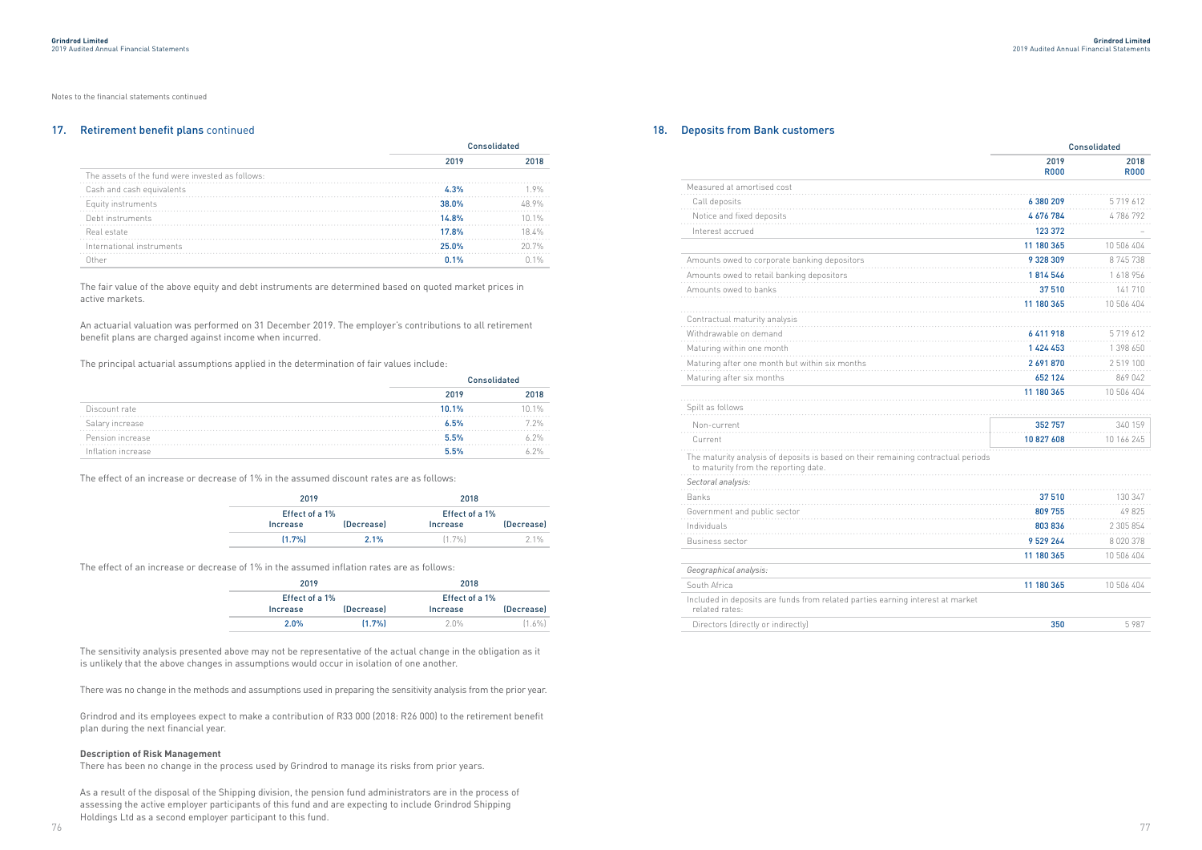Notes to the financial statements continued

## 17. Retirement benefit plans continued

| | Consolidated | |
|---|---|---|
| | 2019 | 2018 |
| The assets of the fund were invested as follows: | | |
| Cash and cash equivalents | **4.3%** | 1.9% |
| Equity instruments | **38.0%** | 48.9% |
| Debt instruments | **14.8%** | 10.1% |
| Real estate | **17.8%** | 18.4% |
| International instruments | **25.0%** | 20.7% |
| Other | **0.1%** | 0.1% |

The fair value of the above equity and debt instruments are determined based on quoted market prices in active markets.

An actuarial valuation was performed on 31 December 2019. The employer's contributions to all retirement benefit plans are charged against income when incurred.

The principal actuarial assumptions applied in the determination of fair values include:

| | Consolidated | |
|---|---|---|
| | 2019 | 2018 |
| Discount rate | **10.1%** | 10.1% |
| Salary increase | **6.5%** | 7.2% |
| Pension increase | **5.5%** | 6.2% |
| Inflation increase | **5.5%** | 6.2% |

The effect of an increase or decrease of 1% in the assumed discount rates are as follows:

| 2019 | | 2018 | |
|---|---|---|---|
| Effect of a 1% | | Effect of a 1% | |
| Increase | (Decrease) | Increase | (Decrease) |
| **(1.7%)** | **2.1%** | (1.7%) | 2.1% |

The effect of an increase or decrease of 1% in the assumed inflation rates are as follows:

| 2019 | | 2018 | |
|---|---|---|---|
| Effect of a 1% | | Effect of a 1% | |
| Increase | (Decrease) | Increase | (Decrease) |
| **2.0%** | **(1.7%)** | 2.0% | (1.6%) |

The sensitivity analysis presented above may not be representative of the actual change in the obligation as it is unlikely that the above changes in assumptions would occur in isolation of one another.

There was no change in the methods and assumptions used in preparing the sensitivity analysis from the prior year.

Grindrod and its employees expect to make a contribution of R33 000 (2018: R26 000) to the retirement benefit plan during the next financial year.

**Description of Risk Management**

There has been no change in the process used by Grindrod to manage its risks from prior years.

As a result of the disposal of the Shipping division, the pension fund administrators are in the process of assessing the active employer participants of this fund and are expecting to include Grindrod Shipping Holdings Ltd as a second employer participant to this fund.

## 18. Deposits from Bank customers

| | Consolidated | |
|---|---|---|
| | 2019 R000 | 2018 R000 |
| Measured at amortised cost | | |
| Call deposits | **6 380 209** | 5 719 612 |
| Notice and fixed deposits | **4 676 784** | 4 786 792 |
| Interest accrued | **123 372** | – |
| | **11 180 365** | 10 506 404 |
| Amounts owed to corporate banking depositors | **9 328 309** | 8 745 738 |
| Amounts owed to retail banking depositors | **1 814 546** | 1 618 956 |
| Amounts owed to banks | **37 510** | 141 710 |
| | **11 180 365** | 10 506 404 |
| Contractual maturity analysis | | |
| Withdrawable on demand | **6 411 918** | 5 719 612 |
| Maturing within one month | **1 424 453** | 1 398 650 |
| Maturing after one month but within six months | **2 691 870** | 2 519 100 |
| Maturing after six months | **652 124** | 869 042 |
| | **11 180 365** | 10 506 404 |
| Spilt as follows | | |
| Non-current | **352 757** | 340 159 |
| Current | **10 827 608** | 10 166 245 |
| The maturity analysis of deposits is based on their remaining contractual periods to maturity from the reporting date. | | |
| *Sectoral analysis:* | | |
| Banks | **37 510** | 130 347 |
| Government and public sector | **809 755** | 49 825 |
| Individuals | **803 836** | 2 305 854 |
| Business sector | **9 529 264** | 8 020 378 |
| | **11 180 365** | 10 506 404 |
| *Geographical analysis:* | | |
| South Africa | **11 180 365** | 10 506 404 |
| Included in deposits are funds from related parties earning interest at market related rates: | | |
| Directors (directly or indirectly) | **350** | 5 987 |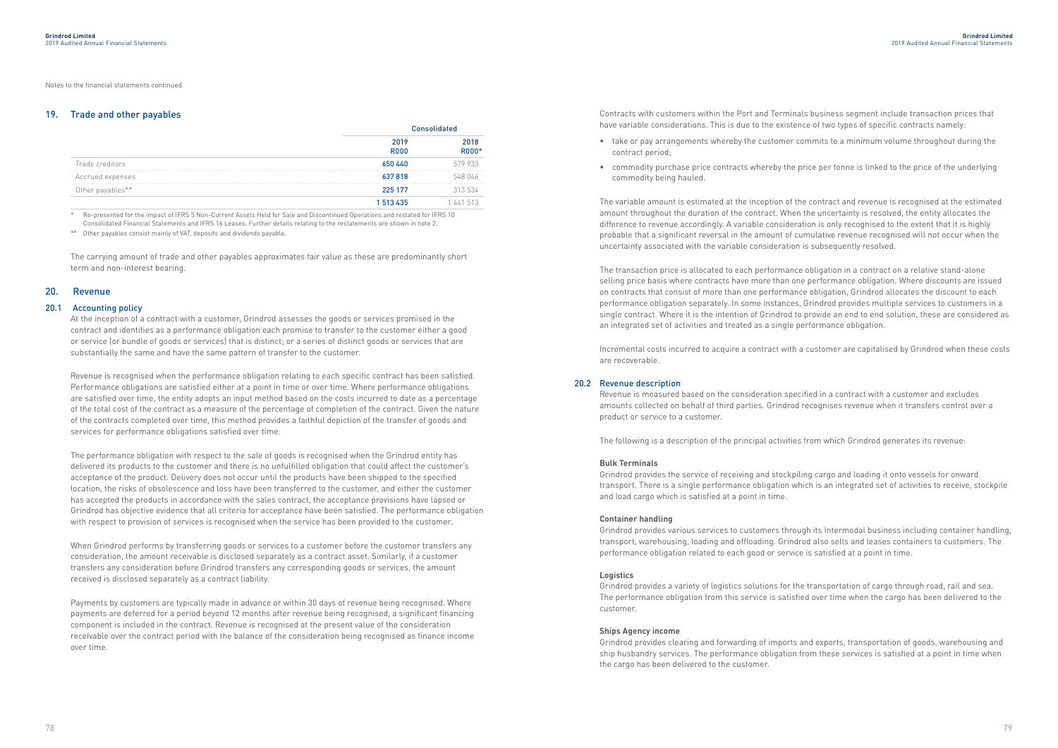Notes to the financial statements continued

## 19. Trade and other payables

| | Consolidated | |
|---|---|---|
| | 2019 R000 | 2018 R000* |
| Trade creditors | 650 440 | 579 933 |
| Accrued expenses | 637 818 | 548 046 |
| Other payables** | 225 177 | 313 534 |
| | 1 513 435 | 1 441 513 |

\* Re-presented for the impact of IFRS 5 Non-Current Assets Held for Sale and Discontinued Operations and restated for IFRS 10 Consolidated Financial Statements and IFRS 16 Leases. Further details relating to the restatements are shown in note 2.

** Other payables consist mainly of VAT, deposits and dividends payable.

The carrying amount of trade and other payables approximates fair value as these are predominantly short term and non-interest bearing.

## 20. Revenue

### 20.1 Accounting policy

At the inception of a contract with a customer, Grindrod assesses the goods or services promised in the contract and identifies as a performance obligation each promise to transfer to the customer either a good or service (or bundle of goods or services) that is distinct; or a series of distinct goods or services that are substantially the same and have the same pattern of transfer to the customer.

Revenue is recognised when the performance obligation relating to each specific contract has been satisfied. Performance obligations are satisfied either at a point in time or over time. Where performance obligations are satisfied over time, the entity adopts an input method based on the costs incurred to date as a percentage of the total cost of the contract as a measure of the percentage of completion of the contract. Given the nature of the contracts completed over time, this method provides a faithful depiction of the transfer of goods and services for performance obligations satisfied over time.

The performance obligation with respect to the sale of goods is recognised when the Grindrod entity has delivered its products to the customer and there is no unfulfilled obligation that could affect the customer's acceptance of the product. Delivery does not occur until the products have been shipped to the specified location, the risks of obsolescence and loss have been transferred to the customer, and either the customer has accepted the products in accordance with the sales contract, the acceptance provisions have lapsed or Grindrod has objective evidence that all criteria for acceptance have been satisfied. The performance obligation with respect to provision of services is recognised when the service has been provided to the customer.

When Grindrod performs by transferring goods or services to a customer before the customer transfers any consideration, the amount receivable is disclosed separately as a contract asset. Similarly, if a customer transfers any consideration before Grindrod transfers any corresponding goods or services, the amount received is disclosed separately as a contract liability.

Payments by customers are typically made in advance or within 30 days of revenue being recognised. Where payments are deferred for a period beyond 12 months after revenue being recognised, a significant financing component is included in the contract. Revenue is recognised at the present value of the consideration receivable over the contract period with the balance of the consideration being recognised as finance income over time.

Contracts with customers within the Port and Terminals business segment include transaction prices that have variable considerations. This is due to the existence of two types of specific contracts namely:

- take or pay arrangements whereby the customer commits to a minimum volume throughout during the contract period;
- commodity purchase price contracts whereby the price per tonne is linked to the price of the underlying commodity being hauled.

The variable amount is estimated at the inception of the contract and revenue is recognised at the estimated amount throughout the duration of the contract. When the uncertainty is resolved, the entity allocates the difference to revenue accordingly. A variable consideration is only recognised to the extent that it is highly probable that a significant reversal in the amount of cumulative revenue recognised will not occur when the uncertainty associated with the variable consideration is subsequently resolved.

The transaction price is allocated to each performance obligation in a contract on a relative stand-alone selling price basis where contracts have more than one performance obligation. Where discounts are issued on contracts that consist of more than one performance obligation, Grindrod allocates the discount to each performance obligation separately. In some instances, Grindrod provides multiple services to customers in a single contract. Where it is the intention of Grindrod to provide an end to end solution, these are considered as an integrated set of activities and treated as a single performance obligation.

Incremental costs incurred to acquire a contract with a customer are capitalised by Grindrod when these costs are recoverable.

### 20.2 Revenue description

Revenue is measured based on the consideration specified in a contract with a customer and excludes amounts collected on behalf of third parties. Grindrod recognises revenue when it transfers control over a product or service to a customer.

The following is a description of the principal activities from which Grindrod generates its revenue:

**Bulk Terminals**

Grindrod provides the service of receiving and stockpiling cargo and loading it onto vessels for onward transport. There is a single performance obligation which is an integrated set of activities to receive, stockpile and load cargo which is satisfied at a point in time.

**Container handling**

Grindrod provides various services to customers through its Intermodal business including container handling, transport, warehousing, loading and offloading. Grindrod also sells and leases containers to customers. The performance obligation related to each good or service is satisfied at a point in time.

**Logistics**

Grindrod provides a variety of logistics solutions for the transportation of cargo through road, rail and sea. The performance obligation from this service is satisfied over time when the cargo has been delivered to the customer.

**Ships Agency income**

Grindrod provides clearing and forwarding of imports and exports, transportation of goods, warehousing and ship husbandry services. The performance obligation from these services is satisfied at a point in time when the cargo has been delivered to the customer.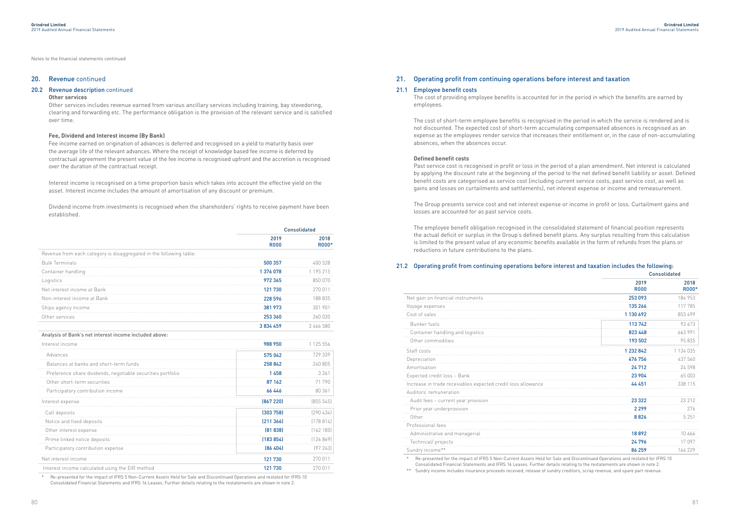Notes to the financial statements continued

## 20. Revenue continued

### 20.2 Revenue description continued

**Other services**

Other services includes revenue earned from various ancillary services including training, bay stevedoring, clearing and forwarding etc. The performance obligation is the provision of the relevant service and is satisfied over time.

**Fee, Dividend and Interest income (By Bank)**

Fee income earned on origination of advances is deferred and recognised on a yield to maturity basis over the average life of the relevant advances. Where the receipt of knowledge based fee income is deferred by contractual agreement the present value of the fee income is recognised upfront and the accretion is recognised over the duration of the contractual receipt.

Interest income is recognised on a time proportion basis which takes into account the effective yield on the asset. Interest income includes the amount of amortisation of any discount or premium.

Dividend income from investments is recognised when the shareholders' rights to receive payment have been established.

| | Consolidated | |
|---|---|---|
| | 2019 R000 | 2018 R000* |
| Revenue from each category is disaggregated in the following table: | | |
| Bulk Terminals | 500 357 | 400 528 |
| Container handling | 1 376 078 | 1 195 215 |
| Logistics | 972 365 | 850 070 |
| Net interest income at Bank | 121 730 | 270 011 |
| Non-interest income at Bank | 228 596 | 188 835 |
| Ships agency income | 381 973 | 301 901 |
| Other services | 253 360 | 260 020 |
| | 3 834 459 | 3 466 580 |
| **Analysis of Bank's net interest income included above:** | | |
| Interest income | 988 950 | 1 125 556 |
| Advances | 575 042 | 729 339 |
| Balances at banks and short-term funds | 258 842 | 240 805 |
| Preference share dividends, negotiable securities portfolio | 1 458 | 3 261 |
| Other short-term securities | 87 162 | 71 790 |
| Participatory contribution income | 66 446 | 80 361 |
| Interest expense | (867 220) | (855 545) |
| Call deposits | (303 758) | (290 434) |
| Notice and fixed deposits | (211 366) | (178 814) |
| Other interest expense | (81 838) | (162 185) |
| Prime linked notice deposits | (183 854) | (126 869) |
| Participatory contribution expense | (86 404) | (97 243) |
| Net interest income | 121 730 | 270 011 |
| Interest income calculated using the EIR method | 121 730 | 270 011 |

\* Re-presented for the impact of IFRS 5 Non-Current Assets Held for Sale and Discontinued Operations and restated for IFRS 10 Consolidated Financial Statements and IFRS 16 Leases. Further details relating to the restatements are shown in note 2.

## 21. Operating profit from continuing operations before interest and taxation

### 21.1 Employee benefit costs

The cost of providing employee benefits is accounted for in the period in which the benefits are earned by employees.

The cost of short-term employee benefits is recognised in the period in which the service is rendered and is not discounted. The expected cost of short-term accumulating compensated absences is recognised as an expense as the employees render service that increases their entitlement or, in the case of non-accumulating absences, when the absences occur.

**Defined benefit costs**

Past service cost is recognised in profit or loss in the period of a plan amendment. Net interest is calculated by applying the discount rate at the beginning of the period to the net defined benefit liability or asset. Defined benefit costs are categorised as service cost (including current service costs, past service cost, as well as gains and losses on curtailments and settlements), net interest expense or income and remeasurement.

The Group presents service cost and net interest expense or income in profit or loss. Curtailment gains and losses are accounted for as past service costs.

The employee benefit obligation recognised in the consolidated statement of financial position represents the actual deficit or surplus in the Group's defined benefit plans. Any surplus resulting from this calculation is limited to the present value of any economic benefits available in the form of refunds from the plans or reductions in future contributions to the plans.

### 21.2 Operating profit from continuing operations before interest and taxation includes the following:

| | Consolidated | |
|---|---|---|
| | 2019 R000 | 2018 R000* |
| Net gain on financial instruments | 253 093 | 184 953 |
| Voyage expenses | 135 266 | 117 785 |
| Cost of sales | 1 130 692 | 853 499 |
| Bunker fuels | 113 742 | 93 673 |
| Container handling and logistics | 823 448 | 663 991 |
| Other commodities | 193 502 | 95 835 |
| Staff costs | 1 232 842 | 1 134 035 |
| Depreciation | 476 756 | 437 560 |
| Amortisation | 24 712 | 24 598 |
| Expected credit loss – Bank | 23 904 | 65 003 |
| Increase in trade receivables expected credit loss allowance | 44 451 | 338 115 |
| Auditors' remuneration | | |
| Audit fees – current year provision | 23 322 | 23 212 |
| Prior year underprovision | 2 299 | 276 |
| Other | 8 826 | 5 251 |
| Professional fees | | |
| Administrative and managerial | 18 892 | 10 666 |
| Technical/ projects | 24 796 | 17 097 |
| Sundry income** | 86 259 | 164 229 |

\* Re-presented for the impact of IFRS 5 Non-Current Assets Held for Sale and Discontinued Operations and restated for IFRS 10 Consolidated Financial Statements and IFRS 16 Leases. Further details relating to the restatements are shown in note 2.

\*\* Sundry income includes insurance proceeds received, release of sundry creditors, scrap revenue, and spare part revenue.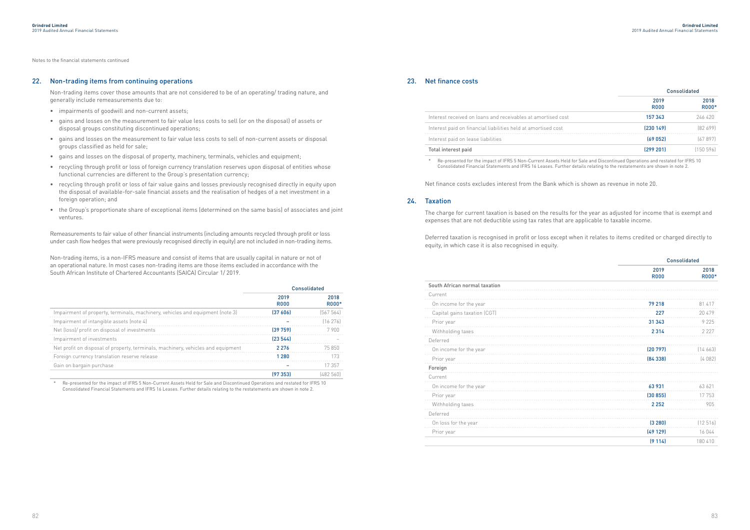Notes to the financial statements continued

## 22. Non-trading items from continuing operations

Non-trading items cover those amounts that are not considered to be of an operating/ trading nature, and generally include remeasurements due to:

- impairments of goodwill and non-current assets;
- gains and losses on the measurement to fair value less costs to sell (or on the disposal) of assets or disposal groups constituting discontinued operations;
- gains and losses on the measurement to fair value less costs to sell of non-current assets or disposal groups classified as held for sale;
- gains and losses on the disposal of property, machinery, terminals, vehicles and equipment;
- recycling through profit or loss of foreign currency translation reserves upon disposal of entities whose functional currencies are different to the Group's presentation currency;
- recycling through profit or loss of fair value gains and losses previously recognised directly in equity upon the disposal of available-for-sale financial assets and the realisation of hedges of a net investment in a foreign operation; and
- the Group's proportionate share of exceptional items (determined on the same basis) of associates and joint ventures.

Remeasurements to fair value of other financial instruments (including amounts recycled through profit or loss under cash flow hedges that were previously recognised directly in equity) are not included in non-trading items.

Non-trading items, is a non-IFRS measure and consist of items that are usually capital in nature or not of an operational nature. In most cases non-trading items are those items excluded in accordance with the South African Institute of Chartered Accountants (SAICA) Circular 1/ 2019.

| | Consolidated | |
|---|---|---|
| | 2019 R000 | 2018 R000* |
| Impairment of property, terminals, machinery, vehicles and equipment (note 3) | (37 606) | (567 564) |
| Impairment of intangible assets (note 4) | – | (16 276) |
| Net (loss)/ profit on disposal of investments | (39 759) | 7 900 |
| Impairment of investments | (23 544) | – |
| Net profit on disposal of property, terminals, machinery, vehicles and equipment | 2 276 | 75 850 |
| Foreign currency translation reserve release | 1 280 | 173 |
| Gain on bargain purchase | – | 17 357 |
| | (97 353) | (482 560) |

\* Re-presented for the impact of IFRS 5 Non-Current Assets Held for Sale and Discontinued Operations and restated for IFRS 10 Consolidated Financial Statements and IFRS 16 Leases. Further details relating to the restatements are shown in note 2.

## 23. Net finance costs

| | Consolidated | |
|---|---|---|
| | 2019 R000 | 2018 R000* |
| Interest received on loans and receivables at amortised cost | 157 343 | 246 420 |
| Interest paid on financial liabilities held at amortised cost | (230 149) | (82 699) |
| Interest paid on lease liabilities | (69 052) | (67 897) |
| Total interest paid | (299 201) | (150 596) |

\* Re-presented for the impact of IFRS 5 Non-Current Assets Held for Sale and Discontinued Operations and restated for IFRS 10 Consolidated Financial Statements and IFRS 16 Leases. Further details relating to the restatements are shown in note 2.

Net finance costs excludes interest from the Bank which is shown as revenue in note 20.

## 24. Taxation

The charge for current taxation is based on the results for the year as adjusted for income that is exempt and expenses that are not deductible using tax rates that are applicable to taxable income.

Deferred taxation is recognised in profit or loss except when it relates to items credited or charged directly to equity, in which case it is also recognised in equity.

| | Consolidated | |
|---|---|---|
| | 2019 R000 | 2018 R000* |
| South African normal taxation | | |
| Current | | |
| On income for the year | 79 218 | 81 417 |
| Capital gains taxation (CGT) | 227 | 20 479 |
| Prior year | 31 343 | 9 225 |
| Withholding taxes | 2 314 | 2 227 |
| Deferred | | |
| On income for the year | (20 797) | (14 663) |
| Prior year | (84 338) | (4 082) |
| Foreign | | |
| Current | | |
| On income for the year | 63 931 | 63 621 |
| Prior year | (30 855) | 17 753 |
| Withholding taxes | 2 252 | 905 |
| Deferred | | |
| On loss for the year | (3 280) | (12 516) |
| Prior year | (49 129) | 16 044 |
| | (9 114) | 180 410 |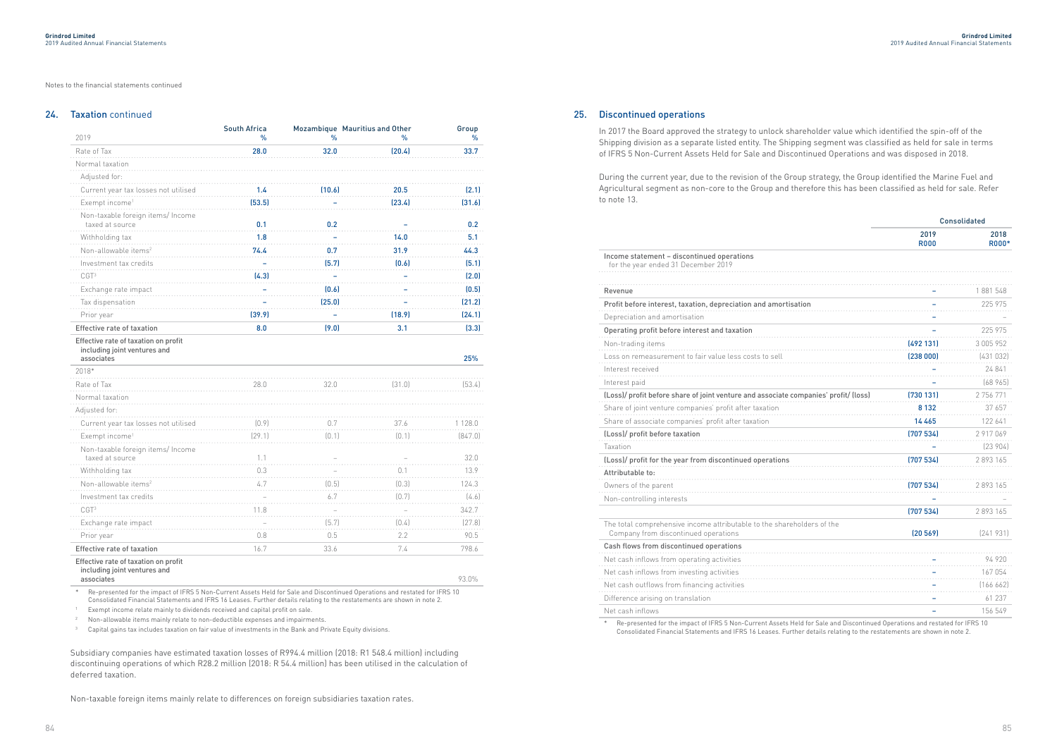Notes to the financial statements continued

## 24. Taxation continued

| 2019 | South Africa % | Mozambique % | Mauritius and Other % | Group % |
|---|---|---|---|---|
| Rate of Tax | 28.0 | 32.0 | (20.4) | 33.7 |
| Normal taxation | | | | |
| Adjusted for: | | | | |
| Current year tax losses not utilised | 1.4 | (10.6) | 20.5 | (2.1) |
| Exempt income[1] | (53.5) | – | (23.4) | (31.6) |
| Non-taxable foreign items/ Income taxed at source | 0.1 | 0.2 | – | 0.2 |
| Withholding tax | 1.8 | – | 14.0 | 5.1 |
| Non-allowable items[2] | 74.4 | 0.7 | 31.9 | 44.3 |
| Investment tax credits | – | (5.7) | (0.6) | (5.1) |
| CGT[3] | (4.3) | – | – | (2.0) |
| Exchange rate impact | – | (0.6) | – | (0.5) |
| Tax dispensation | – | (25.0) | – | (21.2) |
| Prior year | (39.9) | – | (18.9) | (24.1) |
| **Effective rate of taxation** | **8.0** | **(9.0)** | **3.1** | **(3.3)** |
| **Effective rate of taxation on profit including joint ventures and associates** | | | | **25%** |
| 2018* | | | | |
| Rate of Tax | 28.0 | 32.0 | (31.0) | (53.4) |
| Normal taxation | | | | |
| Adjusted for: | | | | |
| Current year tax losses not utilised | (0.9) | 0.7 | 37.6 | 1 128.0 |
| Exempt income[1] | (29.1) | (0.1) | (0.1) | (847.0) |
| Non-taxable foreign items/ Income taxed at source | 1.1 | – | – | 32.0 |
| Withholding tax | 0.3 | – | 0.1 | 13.9 |
| Non-allowable items[2] | 4.7 | (0.5) | (0.3) | 124.3 |
| Investment tax credits | – | 6.7 | (0.7) | (4.6) |
| CGT[3] | 11.8 | – | – | 342.7 |
| Exchange rate impact | – | (5.7) | (0.4) | (27.8) |
| Prior year | 0.8 | 0.5 | 2.2 | 90.5 |
| **Effective rate of taxation** | 16.7 | 33.6 | 7.4 | 798.6 |
| **Effective rate of taxation on profit including joint ventures and associates** | | | | 93.0% |

\* Re-presented for the impact of IFRS 5 Non-Current Assets Held for Sale and Discontinued Operations and restated for IFRS 10 Consolidated Financial Statements and IFRS 16 Leases. Further details relating to the restatements are shown in note 2.

[1] Exempt income relate mainly to dividends received and capital profit on sale.

[2] Non-allowable items mainly relate to non-deductible expenses and impairments.

[3] Capital gains tax includes taxation on fair value of investments in the Bank and Private Equity divisions.

Subsidiary companies have estimated taxation losses of R994.4 million (2018: R1 548.4 million) including discontinuing operations of which R28.2 million (2018: R 54.4 million) has been utilised in the calculation of deferred taxation.

Non-taxable foreign items mainly relate to differences on foreign subsidiaries taxation rates.

## 25. Discontinued operations

In 2017 the Board approved the strategy to unlock shareholder value which identified the spin-off of the Shipping division as a separate listed entity. The Shipping segment was classified as held for sale in terms of IFRS 5 Non-Current Assets Held for Sale and Discontinued Operations and was disposed in 2018.

During the current year, due to the revision of the Group strategy, the Group identified the Marine Fuel and Agricultural segment as non-core to the Group and therefore this has been classified as held for sale. Refer to note 13.

| | Consolidated | |
|---|---|---|
| | 2019 R000 | 2018 R000* |
| Income statement – discontinued operations for the year ended 31 December 2019 | | |
| Revenue | – | 1 881 548 |
| Profit before interest, taxation, depreciation and amortisation | – | 225 975 |
| Depreciation and amortisation | – | – |
| Operating profit before interest and taxation | – | 225 975 |
| Non-trading items | (492 131) | 3 005 952 |
| Loss on remeasurement to fair value less costs to sell | (238 000) | (431 032) |
| Interest received | – | 24 841 |
| Interest paid | – | (68 965) |
| (Loss)/ profit before share of joint venture and associate companies' profit/ (loss) | (730 131) | 2 756 771 |
| Share of joint venture companies' profit after taxation | 8 132 | 37 657 |
| Share of associate companies' profit after taxation | 14 465 | 122 641 |
| (Loss)/ profit before taxation | (707 534) | 2 917 069 |
| Taxation | – | (23 904) |
| (Loss)/ profit for the year from discontinued operations | (707 534) | 2 893 165 |
| Attributable to: | | |
| Owners of the parent | (707 534) | 2 893 165 |
| Non-controlling interests | – | – |
| | (707 534) | 2 893 165 |
| The total comprehensive income attributable to the shareholders of the Company from discontinued operations | (20 569) | (241 931) |
| Cash flows from discontinued operations | | |
| Net cash inflows from operating activities | – | 94 920 |
| Net cash inflows from investing activities | – | 167 054 |
| Net cash outflows from financing activities | – | (166 662) |
| Difference arising on translation | – | 61 237 |
| Net cash inflows | – | 156 549 |

\* Re-presented for the impact of IFRS 5 Non-Current Assets Held for Sale and Discontinued Operations and restated for IFRS 10 Consolidated Financial Statements and IFRS 16 Leases. Further details relating to the restatements are shown in note 2.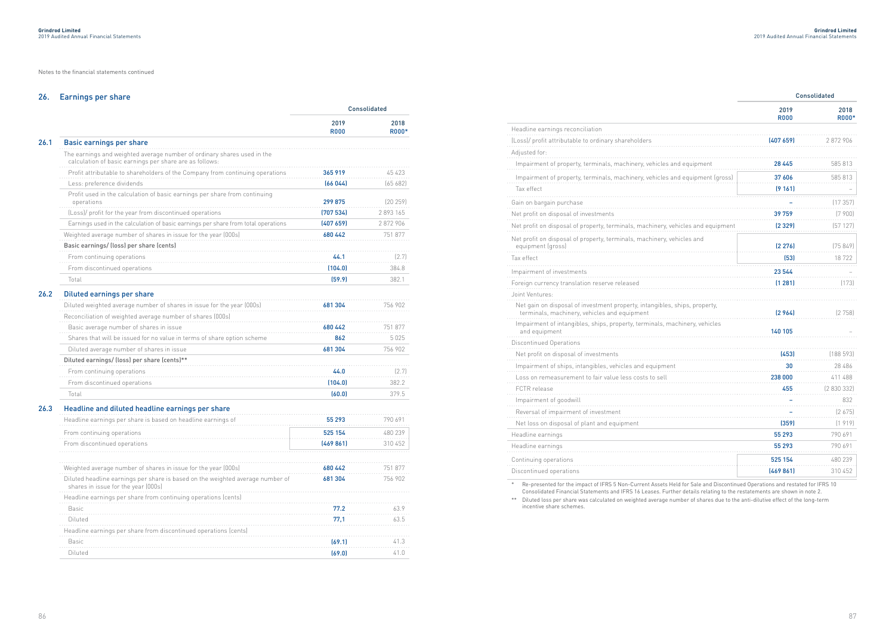Notes to the financial statements continued

## 26. Earnings per share

### 26.1 Basic earnings per share

| | Consolidated | |
|---|---|---|
| | 2019 R000 | 2018 R000* |
| The earnings and weighted average number of ordinary shares used in the calculation of basic earnings per share are as follows: | | |
| Profit attributable to shareholders of the Company from continuing operations | 365 919 | 45 423 |
| Less: preference dividends | (66 044) | (65 682) |
| Profit used in the calculation of basic earnings per share from continuing operations | 299 875 | (20 259) |
| (Loss)/ profit for the year from discontinued operations | (707 534) | 2 893 165 |
| Earnings used in the calculation of basic earnings per share from total operations | (407 659) | 2 872 906 |
| Weighted average number of shares in issue for the year (000s) | 680 442 | 751 877 |
| **Basic earnings/ (loss) per share (cents)** | | |
| From continuing operations | 44.1 | (2.7) |
| From discontinued operations | (104.0) | 384.8 |
| Total | (59.9) | 382.1 |

### 26.2 Diluted earnings per share

| | 2019 R000 | 2018 R000* |
|---|---|---|
| Diluted weighted average number of shares in issue for the year (000s) | 681 304 | 756 902 |
| Reconciliation of weighted average number of shares (000s) | | |
| Basic average number of shares in issue | 680 442 | 751 877 |
| Shares that will be issued for no value in terms of share option scheme | 862 | 5 025 |
| Diluted average number of shares in issue | 681 304 | 756 902 |
| **Diluted earnings/ (loss) per share (cents)**** | | |
| From continuing operations | 44.0 | (2.7) |
| From discontinued operations | (104.0) | 382.2 |
| Total | (60.0) | 379.5 |

### 26.3 Headline and diluted headline earnings per share

| | 2019 R000 | 2018 R000* |
|---|---|---|
| Headline earnings per share is based on headline earnings of | 55 293 | 790 691 |
| From continuing operations | 525 154 | 480 239 |
| From discontinued operations | (469 861) | 310 452 |
| | | |
| Weighted average number of shares in issue for the year (000s) | 680 442 | 751 877 |
| Diluted headline earnings per share is based on the weighted average number of shares in issue for the year (000s) | 681 304 | 756 902 |
| Headline earnings per share from continuing operations (cents) | | |
| Basic | 77.2 | 63.9 |
| Diluted | 77.1 | 63.5 |
| Headline earnings per share from discontinued operations (cents) | | |
| Basic | (69.1) | 41.3 |
| Diluted | (69.0) | 41.0 |

| | Consolidated | |
|---|---|---|
| | 2019 R000 | 2018 R000* |
| Headline earnings reconciliation | | |
| (Loss)/ profit attributable to ordinary shareholders | (407 659) | 2 872 906 |
| Adjusted for: | | |
| Impairment of property, terminals, machinery, vehicles and equipment | 28 445 | 585 813 |
| Impairment of property, terminals, machinery, vehicles and equipment (gross) | 37 606 | 585 813 |
| Tax effect | (9 161) | – |
| Gain on bargain purchase | – | (17 357) |
| Net profit on disposal of investments | 39 759 | (7 900) |
| Net profit on disposal of property, terminals, machinery, vehicles and equipment | (2 329) | (57 127) |
| Net profit on disposal of property, terminals, machinery, vehicles and equipment (gross) | (2 276) | (75 849) |
| Tax effect | (53) | 18 722 |
| Impairment of investments | 23 544 | – |
| Foreign currency translation reserve released | (1 281) | (173) |
| Joint Ventures: | | |
| Net gain on disposal of investment property, intangibles, ships, property, terminals, machinery, vehicles and equipment | (2 964) | (2 758) |
| Impairment of intangibles, ships, property, terminals, machinery, vehicles and equipment | 140 105 | – |
| Discontinued Operations | | |
| Net profit on disposal of investments | (453) | (188 593) |
| Impairment of ships, intangibles, vehicles and equipment | 30 | 28 486 |
| Loss on remeasurement to fair value less costs to sell | 238 000 | 411 488 |
| FCTR release | 455 | (2 830 332) |
| Impairment of goodwill | – | 832 |
| Reversal of impairment of investment | – | (2 675) |
| Net loss on disposal of plant and equipment | (359) | (1 919) |
| Headline earnings | 55 293 | 790 691 |
| Headline earnings | 55 293 | 790 691 |
| Continuing operations | 525 154 | 480 239 |
| Discontinued operations | (469 861) | 310 452 |

\* Re-presented for the impact of IFRS 5 Non-Current Assets Held for Sale and Discontinued Operations and restated for IFRS 10 Consolidated Financial Statements and IFRS 16 Leases. Further details relating to the restatements are shown in note 2.

** Diluted loss per share was calculated on weighted average number of shares due to the anti-dilutive effect of the long-term incentive share schemes.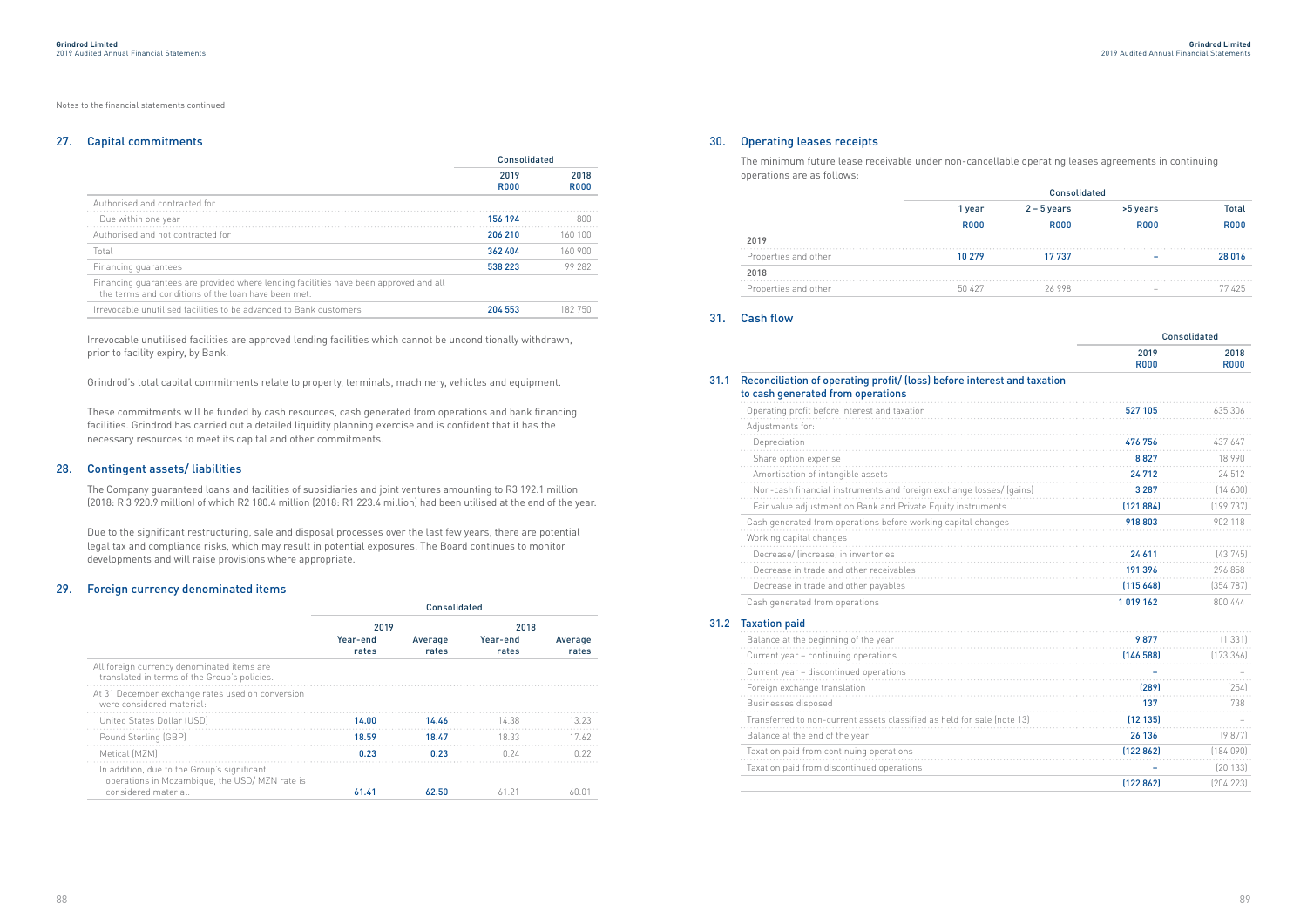Notes to the financial statements continued

## 27. Capital commitments

| | Consolidated | |
|---|---|---|
| | 2019 R000 | 2018 R000 |
| Authorised and contracted for | | |
| Due within one year | 156 194 | 800 |
| Authorised and not contracted for | 206 210 | 160 100 |
| Total | 362 404 | 160 900 |
| Financing guarantees | 538 223 | 99 282 |
| Financing guarantees are provided where lending facilities have been approved and all the terms and conditions of the loan have been met. | | |
| Irrevocable unutilised facilities to be advanced to Bank customers | 204 553 | 182 750 |

Irrevocable unutilised facilities are approved lending facilities which cannot be unconditionally withdrawn, prior to facility expiry, by Bank.

Grindrod's total capital commitments relate to property, terminals, machinery, vehicles and equipment.

These commitments will be funded by cash resources, cash generated from operations and bank financing facilities. Grindrod has carried out a detailed liquidity planning exercise and is confident that it has the necessary resources to meet its capital and other commitments.

## 28. Contingent assets/ liabilities

The Company guaranteed loans and facilities of subsidiaries and joint ventures amounting to R3 192.1 million (2018: R 3 920.9 million) of which R2 180.4 million (2018: R1 223.4 million) had been utilised at the end of the year.

Due to the significant restructuring, sale and disposal processes over the last few years, there are potential legal tax and compliance risks, which may result in potential exposures. The Board continues to monitor developments and will raise provisions where appropriate.

## 29. Foreign currency denominated items

| | Consolidated | | | |
|---|---|---|---|---|
| | 2019 | | 2018 | |
| | Year-end rates | Average rates | Year-end rates | Average rates |
| All foreign currency denominated items are translated in terms of the Group's policies. | | | | |
| At 31 December exchange rates used on conversion were considered material: | | | | |
| United States Dollar (USD) | 14.00 | 14.46 | 14.38 | 13.23 |
| Pound Sterling (GBP) | 18.59 | 18.47 | 18.33 | 17.62 |
| Metical (MZM) | 0.23 | 0.23 | 0.24 | 0.22 |
| In addition, due to the Group's significant operations in Mozambique, the USD/ MZN rate is considered material. | 61.41 | 62.50 | 61.21 | 60.01 |

## 30. Operating leases receipts

The minimum future lease receivable under non-cancellable operating leases agreements in continuing operations are as follows:

| | Consolidated | | | |
|---|---|---|---|---|
| | 1 year R000 | 2 – 5 years R000 | >5 years R000 | Total R000 |
| **2019** | | | | |
| Properties and other | 10 279 | 17 737 | – | 28 016 |
| **2018** | | | | |
| Properties and other | 50 427 | 26 998 | – | 77 425 |

## 31. Cash flow

| | Consolidated | |
|---|---|---|
| | 2019 R000 | 2018 R000 |
| **31.1 Reconciliation of operating profit/ (loss) before interest and taxation to cash generated from operations** | | |
| Operating profit before interest and taxation | 527 105 | 635 306 |
| Adjustments for: | | |
| Depreciation | 476 756 | 437 647 |
| Share option expense | 8 827 | 18 990 |
| Amortisation of intangible assets | 24 712 | 24 512 |
| Non-cash financial instruments and foreign exchange losses/ (gains) | 3 287 | (14 600) |
| Fair value adjustment on Bank and Private Equity instruments | (121 884) | (199 737) |
| Cash generated from operations before working capital changes | 918 803 | 902 118 |
| Working capital changes | | |
| Decrease/ (increase) in inventories | 24 611 | (43 745) |
| Decrease in trade and other receivables | 191 396 | 296 858 |
| Decrease in trade and other payables | (115 648) | (354 787) |
| Cash generated from operations | 1 019 162 | 800 444 |
| **31.2 Taxation paid** | | |
| Balance at the beginning of the year | 9 877 | (1 331) |
| Current year – continuing operations | (146 588) | (173 366) |
| Current year – discontinued operations | – | – |
| Foreign exchange translation | (289) | (254) |
| Businesses disposed | 137 | 738 |
| Transferred to non-current assets classified as held for sale (note 13) | (12 135) | – |
| Balance at the end of the year | 26 136 | (9 877) |
| Taxation paid from continuing operations | (122 862) | (184 090) |
| Taxation paid from discontinued operations | – | (20 133) |
| | (122 862) | (204 223) |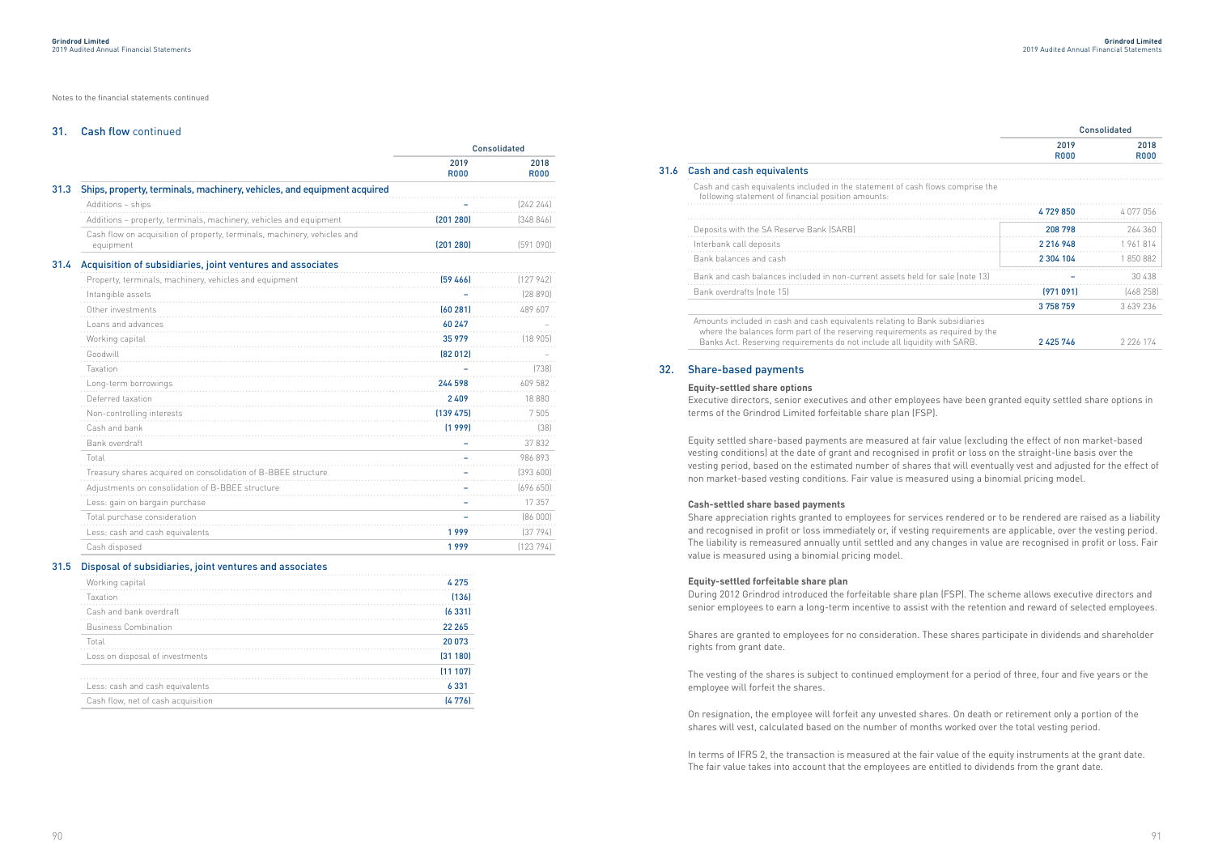Notes to the financial statements continued

## 31. Cash flow continued

| | Consolidated | |
|---|---|---|
| | 2019 R000 | 2018 R000 |
| **31.3 Ships, property, terminals, machinery, vehicles, and equipment acquired** | | |
| Additions – ships | – | (242 244) |
| Additions – property, terminals, machinery, vehicles and equipment | (201 280) | (348 846) |
| Cash flow on acquisition of property, terminals, machinery, vehicles and equipment | (201 280) | (591 090) |
| **31.4 Acquisition of subsidiaries, joint ventures and associates** | | |
| Property, terminals, machinery, vehicles and equipment | (59 466) | (127 942) |
| Intangible assets | – | (28 890) |
| Other investments | (60 281) | 489 607 |
| Loans and advances | 60 247 | – |
| Working capital | 35 979 | (18 905) |
| Goodwill | (82 012) | – |
| Taxation | – | (738) |
| Long-term borrowings | 244 598 | 609 582 |
| Deferred taxation | 2 409 | 18 880 |
| Non-controlling interests | (139 475) | 7 505 |
| Cash and bank | (1 999) | (38) |
| Bank overdraft | – | 37 832 |
| Total | – | 986 893 |
| Treasury shares acquired on consolidation of B-BBEE structure | – | (393 600) |
| Adjustments on consolidation of B-BBEE structure | – | (696 650) |
| Less: gain on bargain purchase | – | 17 357 |
| Total purchase consideration | – | (86 000) |
| Less: cash and cash equivalents | 1 999 | (37 794) |
| Cash disposed | 1 999 | (123 794) |
| **31.5 Disposal of subsidiaries, joint ventures and associates** | | |
| Working capital | 4 275 | |
| Taxation | (136) | |
| Cash and bank overdraft | (6 331) | |
| Business Combination | 22 265 | |
| Total | 20 073 | |
| Loss on disposal of investments | (31 180) | |
| | (11 107) | |
| Less: cash and cash equivalents | 6 331 | |
| Cash flow, net of cash acquisition | (4 776) | |

| | Consolidated | |
|---|---|---|
| | 2019 R000 | 2018 R000 |
| **31.6 Cash and cash equivalents** | | |
| Cash and cash equivalents included in the statement of cash flows comprise the following statement of financial position amounts: | | |
| | 4 729 850 | 4 077 056 |
| Deposits with the SA Reserve Bank (SARB) | 208 798 | 264 360 |
| Interbank call deposits | 2 216 948 | 1 961 814 |
| Bank balances and cash | 2 304 104 | 1 850 882 |
| Bank and cash balances included in non-current assets held for sale (note 13) | – | 30 438 |
| Bank overdrafts (note 15) | (971 091) | (468 258) |
| | 3 758 759 | 3 639 236 |
| Amounts included in cash and cash equivalents relating to Bank subsidiaries where the balances form part of the reserving requirements as required by the Banks Act. Reserving requirements do not include all liquidity with SARB. | 2 425 746 | 2 226 174 |

## 32. Share-based payments

**Equity-settled share options**

Executive directors, senior executives and other employees have been granted equity settled share options in terms of the Grindrod Limited forfeitable share plan (FSP).

Equity settled share-based payments are measured at fair value (excluding the effect of non market-based vesting conditions) at the date of grant and recognised in profit or loss on the straight-line basis over the vesting period, based on the estimated number of shares that will eventually vest and adjusted for the effect of non market-based vesting conditions. Fair value is measured using a binomial pricing model.

**Cash-settled share based payments**

Share appreciation rights granted to employees for services rendered or to be rendered are raised as a liability and recognised in profit or loss immediately or, if vesting requirements are applicable, over the vesting period. The liability is remeasured annually until settled and any changes in value are recognised in profit or loss. Fair value is measured using a binomial pricing model.

**Equity-settled forfeitable share plan**

During 2012 Grindrod introduced the forfeitable share plan (FSP). The scheme allows executive directors and senior employees to earn a long-term incentive to assist with the retention and reward of selected employees.

Shares are granted to employees for no consideration. These shares participate in dividends and shareholder rights from grant date.

The vesting of the shares is subject to continued employment for a period of three, four and five years or the employee will forfeit the shares.

On resignation, the employee will forfeit any unvested shares. On death or retirement only a portion of the shares will vest, calculated based on the number of months worked over the total vesting period.

In terms of IFRS 2, the transaction is measured at the fair value of the equity instruments at the grant date. The fair value takes into account that the employees are entitled to dividends from the grant date.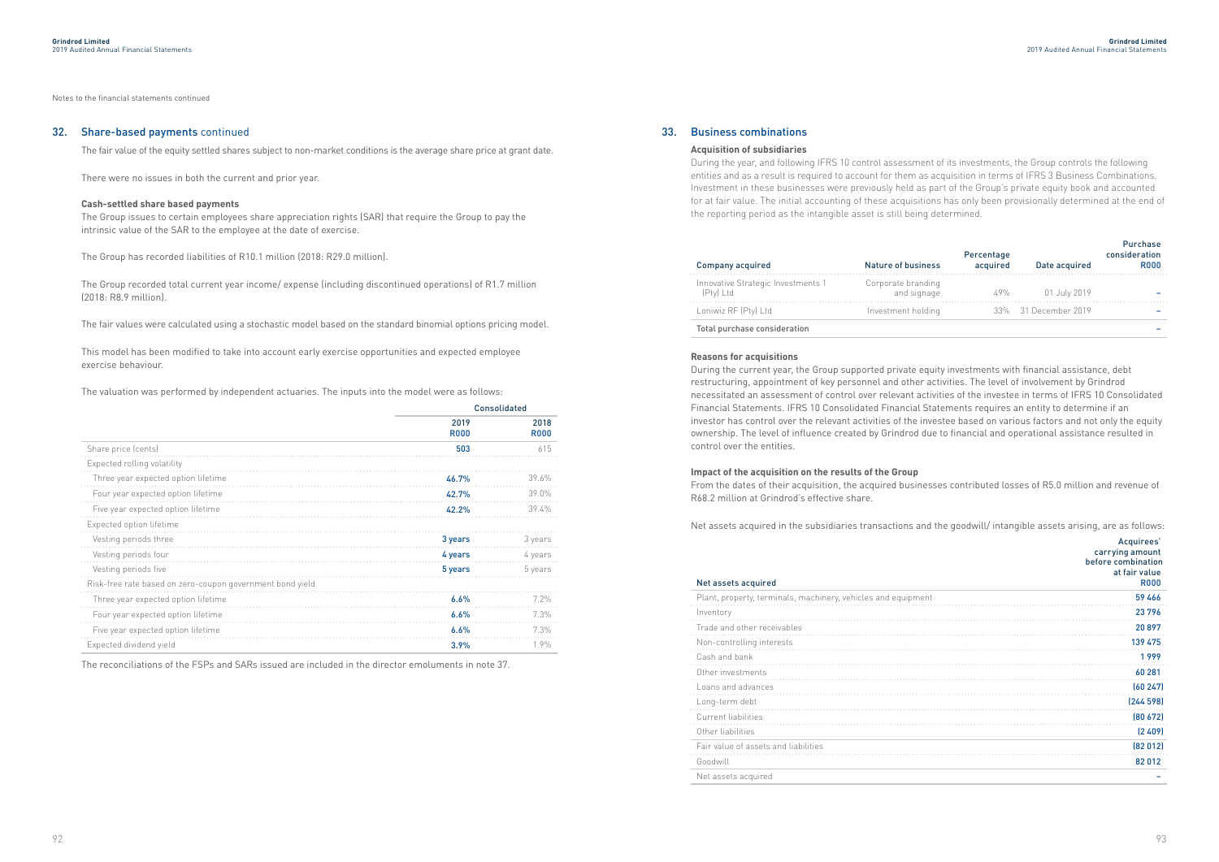Notes to the financial statements continued

## 32. Share-based payments continued

The fair value of the equity settled shares subject to non-market conditions is the average share price at grant date.

There were no issues in both the current and prior year.

**Cash-settled share based payments**

The Group issues to certain employees share appreciation rights (SAR) that require the Group to pay the intrinsic value of the SAR to the employee at the date of exercise.

The Group has recorded liabilities of R10.1 million (2018: R29.0 million).

The Group recorded total current year income/ expense (including discontinued operations) of R1.7 million (2018: R8.9 million).

The fair values were calculated using a stochastic model based on the standard binomial options pricing model.

This model has been modified to take into account early exercise opportunities and expected employee exercise behaviour.

The valuation was performed by independent actuaries. The inputs into the model were as follows:

| | Consolidated | |
|---|---|---|
| | 2019 R000 | 2018 R000 |
| Share price (cents) | 503 | 615 |
| Expected rolling volatility | | |
| Three year expected option lifetime | 46.7% | 39.6% |
| Four year expected option lifetime | 42.7% | 39.0% |
| Five year expected option lifetime | 42.2% | 39.4% |
| Expected option lifetime | | |
| Vesting periods three | 3 years | 3 years |
| Vesting periods four | 4 years | 4 years |
| Vesting periods five | 5 years | 5 years |
| Risk-free rate based on zero-coupon government bond yield | | |
| Three year expected option lifetime | 6.6% | 7.2% |
| Four year expected option lifetime | 6.6% | 7.3% |
| Five year expected option lifetime | 6.6% | 7.3% |
| Expected dividend yield | 3.9% | 1.9% |

The reconciliations of the FSPs and SARs issued are included in the director emoluments in note 37.

## 33. Business combinations

**Acquisition of subsidiaries**

During the year, and following IFRS 10 control assessment of its investments, the Group controls the following entities and as a result is required to account for them as acquisition in terms of IFRS 3 Business Combinations. Investment in these businesses were previously held as part of the Group's private equity book and accounted for at fair value. The initial accounting of these acquisitions has only been provisionally determined at the end of the reporting period as the intangible asset is still being determined.

| Company acquired | Nature of business | Percentage acquired | Date acquired | Purchase consideration R000 |
|---|---|---|---|---|
| Innovative Strategic Investments 1 (Pty) Ltd | Corporate branding and signage | 49% | 01 July 2019 | – |
| Loniwiz RF (Pty) Ltd | Investment holding | 33% | 31 December 2019 | – |
| Total purchase consideration | | | | – |

**Reasons for acquisitions**

During the current year, the Group supported private equity investments with financial assistance, debt restructuring, appointment of key personnel and other activities. The level of involvement by Grindrod necessitated an assessment of control over relevant activities of the investee in terms of IFRS 10 Consolidated Financial Statements. IFRS 10 Consolidated Financial Statements requires an entity to determine if an investor has control over the relevant activities of the investee based on various factors and not only the equity ownership. The level of influence created by Grindrod due to financial and operational assistance resulted in control over the entities.

**Impact of the acquisition on the results of the Group**

From the dates of their acquisition, the acquired businesses contributed losses of R5.0 million and revenue of R68.2 million at Grindrod's effective share.

Net assets acquired in the subsidiaries transactions and the goodwill/ intangible assets arising, are as follows:

| Net assets acquired | Acquirees' carrying amount before combination at fair value R000 |
|---|---|
| Plant, property, terminals, machinery, vehicles and equipment | 59 466 |
| Inventory | 23 796 |
| Trade and other receivables | 20 897 |
| Non-controlling interests | 139 475 |
| Cash and bank | 1 999 |
| Other investments | 60 281 |
| Loans and advances | (60 247) |
| Long-term debt | (244 598) |
| Current liabilities | (80 672) |
| Other liabilities | (2 409) |
| Fair value of assets and liabilities | (82 012) |
| Goodwill | 82 012 |
| Net assets acquired | – |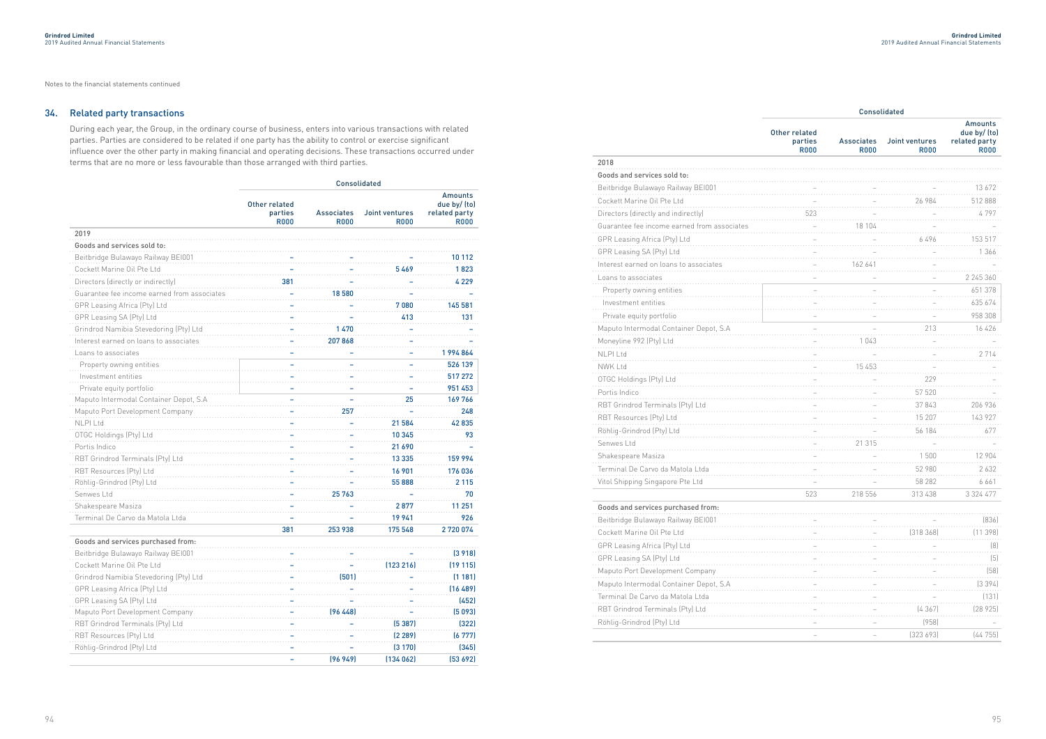Notes to the financial statements continued

## 34. Related party transactions

During each year, the Group, in the ordinary course of business, enters into various transactions with related parties. Parties are considered to be related if one party has the ability to control or exercise significant influence over the other party in making financial and operating decisions. These transactions occurred under terms that are no more or less favourable than those arranged with third parties.

| | Consolidated | | | |
|---|---|---|---|---|
| | Other related parties R000 | Associates R000 | Joint ventures R000 | Amounts due by/ (to) related party R000 |
| **2019** | | | | |
| **Goods and services sold to:** | | | | |
| Beitbridge Bulawayo Railway BEI001 | – | – | – | 10 112 |
| Cockett Marine Oil Pte Ltd | – | – | 5 469 | 1 823 |
| Directors (directly or indirectly) | 381 | – | – | 4 229 |
| Guarantee fee income earned from associates | – | 18 580 | – | – |
| GPR Leasing Africa (Pty) Ltd | – | – | 7 080 | 145 581 |
| GPR Leasing SA (Pty) Ltd | – | – | 413 | 131 |
| Grindrod Namibia Stevedoring (Pty) Ltd | – | 1 470 | – | – |
| Interest earned on loans to associates | – | 207 868 | – | – |
| Loans to associates | – | – | – | 1 994 864 |
| Property owning entities | – | – | – | 526 139 |
| Investment entities | – | – | – | 517 272 |
| Private equity portfolio | – | – | – | 951 453 |
| Maputo Intermodal Container Depot, S.A | – | – | 25 | 169 766 |
| Maputo Port Development Company | – | 257 | – | 248 |
| NLPI Ltd | – | – | 21 584 | 42 835 |
| OTGC Holdings (Pty) Ltd | – | – | 10 345 | 93 |
| Portis Indico | – | – | 21 690 | – |
| RBT Grindrod Terminals (Pty) Ltd | – | – | 13 335 | 159 994 |
| RBT Resources (Pty) Ltd | – | – | 16 901 | 176 036 |
| Röhlig-Grindrod (Pty) Ltd | – | – | 55 888 | 2 115 |
| Senwes Ltd | – | 25 763 | – | 70 |
| Shakespeare Masiza | – | – | 2 877 | 11 251 |
| Terminal De Carvo da Matola Ltda | – | – | 19 941 | 926 |
| | 381 | 253 938 | 175 548 | 2 720 074 |
| **Goods and services purchased from:** | | | | |
| Beitbridge Bulawayo Railway BEI001 | – | – | – | (3 918) |
| Cockett Marine Oil Pte Ltd | – | – | (123 216) | (19 115) |
| Grindrod Namibia Stevedoring (Pty) Ltd | – | (501) | – | (1 181) |
| GPR Leasing Africa (Pty) Ltd | – | – | – | (16 489) |
| GPR Leasing SA (Pty) Ltd | – | – | – | (452) |
| Maputo Port Development Company | – | (96 448) | – | (5 093) |
| RBT Grindrod Terminals (Pty) Ltd | – | – | (5 387) | (322) |
| RBT Resources (Pty) Ltd | – | – | (2 289) | (6 777) |
| Röhlig-Grindrod (Pty) Ltd | – | – | (3 170) | (345) |
| | – | (96 949) | (134 062) | (53 692) |

| | Consolidated | | | |
|---|---|---|---|---|
| | Other related parties R000 | Associates R000 | Joint ventures R000 | Amounts due by/ (to) related party R000 |
| **2018** | | | | |
| **Goods and services sold to:** | | | | |
| Beitbridge Bulawayo Railway BEI001 | – | – | – | 13 672 |
| Cockett Marine Oil Pte Ltd | – | – | 26 984 | 512 888 |
| Directors (directly and indirectly) | 523 | – | – | 4 797 |
| Guarantee fee income earned from associates | – | 18 104 | – | – |
| GPR Leasing Africa (Pty) Ltd | – | – | 6 496 | 153 517 |
| GPR Leasing SA (Pty) Ltd | – | – | – | 1 366 |
| Interest earned on loans to associates | – | 162 641 | – | – |
| Loans to associates | – | – | – | 2 245 360 |
| Property owning entities | – | – | – | 651 378 |
| Investment entities | – | – | – | 635 674 |
| Private equity portfolio | – | – | – | 958 308 |
| Maputo Intermodal Container Depot, S.A | – | – | 213 | 16 426 |
| Moneyline 992 (Pty) Ltd | – | 1 043 | – | – |
| NLPI Ltd | – | – | – | 2 714 |
| NWK Ltd | – | 15 453 | – | – |
| OTGC Holdings (Pty) Ltd | – | – | 229 | – |
| Portis Indico | – | – | 57 520 | – |
| RBT Grindrod Terminals (Pty) Ltd | – | – | 37 843 | 206 936 |
| RBT Resources (Pty) Ltd | – | – | 15 207 | 143 927 |
| Röhlig-Grindrod (Pty) Ltd | – | – | 56 184 | 677 |
| Senwes Ltd | – | 21 315 | – | – |
| Shakespeare Masiza | – | – | 1 500 | 12 904 |
| Terminal De Carvo da Matola Ltda | – | – | 52 980 | 2 632 |
| Vitol Shipping Singapore Pte Ltd | – | – | 58 282 | 6 661 |
| | 523 | 218 556 | 313 438 | 3 324 477 |
| **Goods and services purchased from:** | | | | |
| Beitbridge Bulawayo Railway BEI001 | – | – | – | (836) |
| Cockett Marine Oil Pte Ltd | – | – | (318 368) | (11 398) |
| GPR Leasing Africa (Pty) Ltd | – | – | – | (8) |
| GPR Leasing SA (Pty) Ltd | – | – | – | (5) |
| Maputo Port Development Company | – | – | – | (58) |
| Maputo Intermodal Container Depot, S.A | – | – | – | (3 394) |
| Terminal De Carvo da Matola Ltda | – | – | – | (131) |
| RBT Grindrod Terminals (Pty) Ltd | – | – | (4 367) | (28 925) |
| Röhlig-Grindrod (Pty) Ltd | – | – | (958) | – |
| | – | – | (323 693) | (44 755) |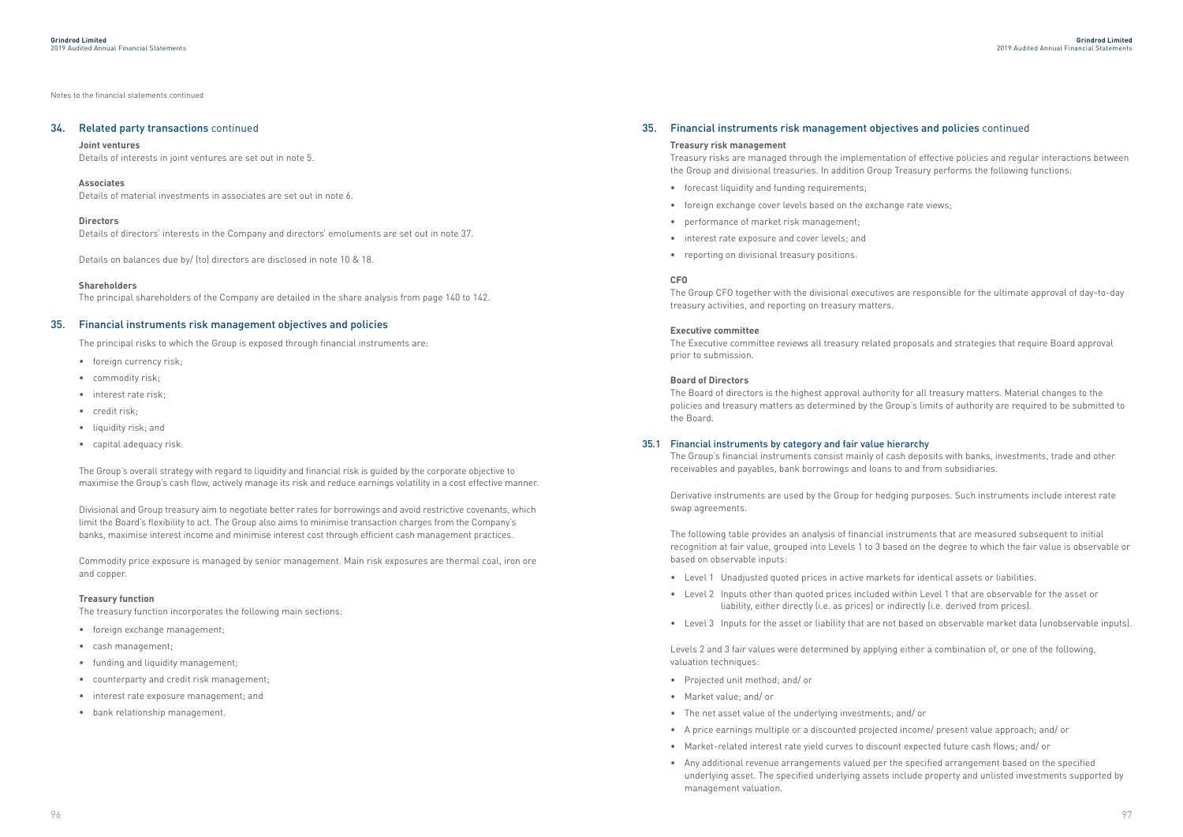Notes to the financial statements continued

## 34. Related party transactions continued

**Joint ventures**

Details of interests in joint ventures are set out in note 5.

**Associates**

Details of material investments in associates are set out in note 6.

**Directors**

Details of directors' interests in the Company and directors' emoluments are set out in note 37.

Details on balances due by/ (to) directors are disclosed in note 10 & 18.

**Shareholders**

The principal shareholders of the Company are detailed in the share analysis from page 140 to 142.

## 35. Financial instruments risk management objectives and policies

The principal risks to which the Group is exposed through financial instruments are:

- foreign currency risk;
- commodity risk;
- interest rate risk;
- credit risk;
- liquidity risk; and
- capital adequacy risk.

The Group's overall strategy with regard to liquidity and financial risk is guided by the corporate objective to maximise the Group's cash flow, actively manage its risk and reduce earnings volatility in a cost effective manner.

Divisional and Group treasury aim to negotiate better rates for borrowings and avoid restrictive covenants, which limit the Board's flexibility to act. The Group also aims to minimise transaction charges from the Company's banks, maximise interest income and minimise interest cost through efficient cash management practices.

Commodity price exposure is managed by senior management. Main risk exposures are thermal coal, iron ore and copper.

**Treasury function**

The treasury function incorporates the following main sections:

- foreign exchange management;
- cash management;
- funding and liquidity management;
- counterparty and credit risk management;
- interest rate exposure management; and
- bank relationship management.

## 35. Financial instruments risk management objectives and policies continued

**Treasury risk management**

Treasury risks are managed through the implementation of effective policies and regular interactions between the Group and divisional treasuries. In addition Group Treasury performs the following functions:

- forecast liquidity and funding requirements;
- foreign exchange cover levels based on the exchange rate views;
- performance of market risk management;
- interest rate exposure and cover levels; and
- reporting on divisional treasury positions.

**CFO**

The Group CFO together with the divisional executives are responsible for the ultimate approval of day-to-day treasury activities, and reporting on treasury matters.

**Executive committee**

The Executive committee reviews all treasury related proposals and strategies that require Board approval prior to submission.

**Board of Directors**

The Board of directors is the highest approval authority for all treasury matters. Material changes to the policies and treasury matters as determined by the Group's limits of authority are required to be submitted to the Board.

### 35.1 Financial instruments by category and fair value hierarchy

The Group's financial instruments consist mainly of cash deposits with banks, investments, trade and other receivables and payables, bank borrowings and loans to and from subsidiaries.

Derivative instruments are used by the Group for hedging purposes. Such instruments include interest rate swap agreements.

The following table provides an analysis of financial instruments that are measured subsequent to initial recognition at fair value, grouped into Levels 1 to 3 based on the degree to which the fair value is observable or based on observable inputs:

- Level 1 Unadjusted quoted prices in active markets for identical assets or liabilities.
- Level 2 Inputs other than quoted prices included within Level 1 that are observable for the asset or liability, either directly (i.e. as prices) or indirectly (i.e. derived from prices).
- Level 3 Inputs for the asset or liability that are not based on observable market data (unobservable inputs).

Levels 2 and 3 fair values were determined by applying either a combination of, or one of the following, valuation techniques:

- Projected unit method; and/ or
- Market value; and/ or
- The net asset value of the underlying investments; and/ or
- A price earnings multiple or a discounted projected income/ present value approach; and/ or
- Market-related interest rate yield curves to discount expected future cash flows; and/ or
- Any additional revenue arrangements valued per the specified arrangement based on the specified underlying asset. The specified underlying assets include property and unlisted investments supported by management valuation.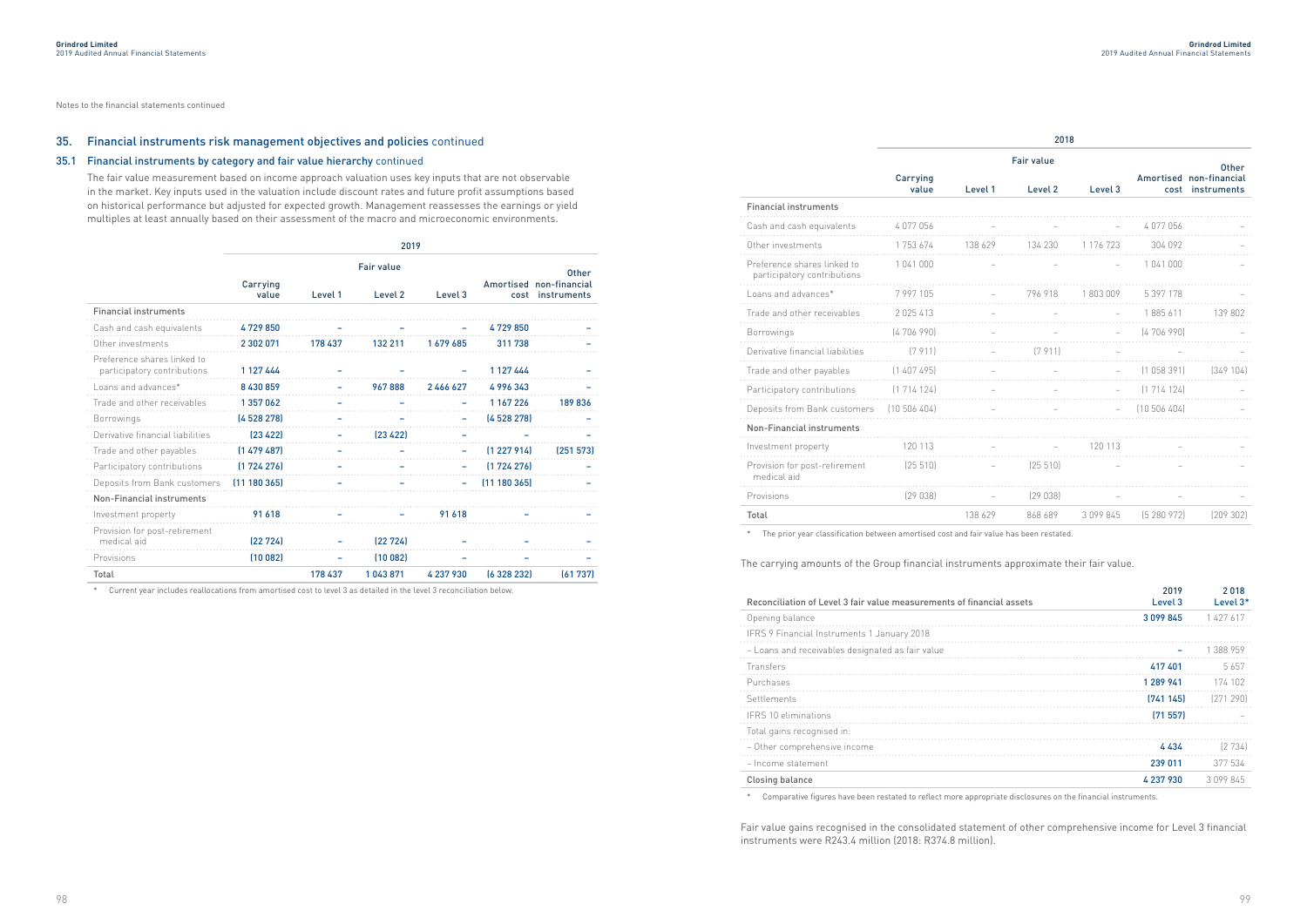Notes to the financial statements continued

## 35. Financial instruments risk management objectives and policies continued

### 35.1 Financial instruments by category and fair value hierarchy continued

The fair value measurement based on income approach valuation uses key inputs that are not observable in the market. Key inputs used in the valuation include discount rates and future profit assumptions based on historical performance but adjusted for expected growth. Management reassesses the earnings or yield multiples at least annually based on their assessment of the macro and microeconomic environments.

| | 2019 | | | | | |
|---|---|---|---|---|---|---|
| | | Fair value | | | | |
| | Carrying value | Level 1 | Level 2 | Level 3 | Amortised cost | Other non-financial instruments |
| **Financial instruments** | | | | | | |
| Cash and cash equivalents | 4 729 850 | – | – | – | 4 729 850 | – |
| Other investments | 2 302 071 | 178 437 | 132 211 | 1 679 685 | 311 738 | – |
| Preference shares linked to participatory contributions | 1 127 444 | – | – | – | 1 127 444 | – |
| Loans and advances* | 8 430 859 | – | 967 888 | 2 466 627 | 4 996 343 | – |
| Trade and other receivables | 1 357 062 | – | – | – | 1 167 226 | 189 836 |
| Borrowings | (4 528 278) | – | – | – | (4 528 278) | – |
| Derivative financial liabilities | (23 422) | – | (23 422) | – | – | – |
| Trade and other payables | (1 479 487) | – | – | – | (1 227 914) | (251 573) |
| Participatory contributions | (1 724 276) | – | – | – | (1 724 276) | – |
| Deposits from Bank customers | (11 180 365) | – | – | – | (11 180 365) | – |
| **Non-Financial instruments** | | | | | | |
| Investment property | 91 618 | – | – | 91 618 | – | – |
| Provision for post-retirement medical aid | (22 724) | – | (22 724) | – | – | – |
| Provisions | (10 082) | – | (10 082) | – | – | – |
| **Total** | | 178 437 | 1 043 871 | 4 237 930 | (6 328 232) | (61 737) |

\* Current year includes reallocations from amortised cost to level 3 as detailed in the level 3 reconciliation below.

| | 2018 | | | | | |
|---|---|---|---|---|---|---|
| | | Fair value | | | | |
| | Carrying value | Level 1 | Level 2 | Level 3 | Amortised cost | Other non-financial instruments |
| **Financial instruments** | | | | | | |
| Cash and cash equivalents | 4 077 056 | – | – | – | 4 077 056 | – |
| Other investments | 1 753 674 | 138 629 | 134 230 | 1 176 723 | 304 092 | – |
| Preference shares linked to participatory contributions | 1 041 000 | – | – | – | 1 041 000 | – |
| Loans and advances* | 7 997 105 | – | 796 918 | 1 803 009 | 5 397 178 | – |
| Trade and other receivables | 2 025 413 | – | – | – | 1 885 611 | 139 802 |
| Borrowings | (4 706 990) | – | – | – | (4 706 990) | – |
| Derivative financial liabilities | (7 911) | – | (7 911) | – | – | – |
| Trade and other payables | (1 407 495) | – | – | – | (1 058 391) | (349 104) |
| Participatory contributions | (1 714 124) | – | – | – | (1 714 124) | – |
| Deposits from Bank customers | (10 506 404) | – | – | – | (10 506 404) | – |
| **Non-Financial instruments** | | | | | | |
| Investment property | 120 113 | – | – | 120 113 | – | – |
| Provision for post-retirement medical aid | (25 510) | – | (25 510) | – | – | – |
| Provisions | (29 038) | – | (29 038) | – | – | – |
| **Total** | | 138 629 | 868 689 | 3 099 845 | (5 280 972) | (209 302) |

\* The prior year classification between amortised cost and fair value has been restated.

The carrying amounts of the Group financial instruments approximate their fair value.

| Reconciliation of Level 3 fair value measurements of financial assets | 2019 Level 3 | 2018 Level 3* |
|---|---|---|
| Opening balance | 3 099 845 | 1 427 617 |
| IFRS 9 Financial Instruments 1 January 2018 | | |
| – Loans and receivables designated as fair value | – | 1 388 959 |
| Transfers | 417 401 | 5 657 |
| Purchases | 1 289 941 | 174 102 |
| Settlements | (741 145) | (271 290) |
| IFRS 10 eliminations | (71 557) | – |
| Total gains recognised in: | | |
| – Other comprehensive income | 4 434 | (2 734) |
| – Income statement | 239 011 | 377 534 |
| **Closing balance** | **4 237 930** | **3 099 845** |

\* Comparative figures have been restated to reflect more appropriate disclosures on the financial instruments.

Fair value gains recognised in the consolidated statement of other comprehensive income for Level 3 financial instruments were R243.4 million (2018: R374.8 million).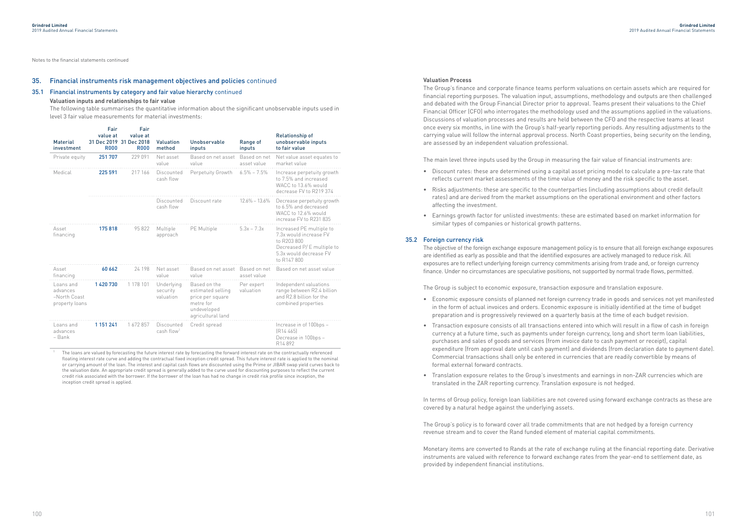Notes to the financial statements continued

## 35. Financial instruments risk management objectives and policies continued

### 35.1 Financial instruments by category and fair value hierarchy continued

**Valuation inputs and relationships to fair value**

The following table summarises the quantitative information about the significant unobservable inputs used in level 3 fair value measurements for material investments:

| Material investment | Fair value at 31 Dec 2019 R000 | Fair value at 31 Dec 2018 R000 | Valuation method | Unobservable inputs | Range of inputs | Relationship of unobservable inputs to fair value |
|---|---|---|---|---|---|---|
| Private equity | **251 707** | 229 091 | Net asset value | Based on net asset value | Based on net asset value | Net value asset equates to market value |
| Medical | **225 591** | 217 166 | Discounted cash flow | Perpetuity Growth | 6.5% – 7.5% | Increase perpetuity growth to 7.5% and increased WACC to 13.6% would decrease FV to R219 374 |
| | | | Discounted cash flow | Discount rate | 12.6% – 13.6% | Decrease perpetuity growth to 6.5% and decreased WACC to 12.6% would increase FV to R231 835 |
| Asset financing | **175 818** | 95 822 | Multiple approach | PE Multiple | 5.3x – 7.3x | Increased PE multiple to 7.3x would increase FV to R203 800 Decreased P/ E multiple to 5.3x would decrease FV to R147 800 |
| Asset financing | **60 662** | 24 198 | Net asset value | Based on net asset value | Based on net asset value | Based on net asset value |
| Loans and advances –North Coast property loans | **1 420 730** | 1 178 101 | Underlying security valuation | Based on the estimated selling price per square metre for undeveloped agricultural land | Per expert valuation | Independent valuations range between R2.4 billion and R2.8 billion for the combined properties |
| Loans and advances – Bank | **1 151 241** | 1 672 857 | Discounted cash flow[1] | Credit spread | | Increase in of 100bps – (R14 465) Decrease in 100bps – R14 892 |

[1] The loans are valued by forecasting the future interest rate by forecasting the forward interest rate on the contractually referenced floating interest rate curve and adding the contractual fixed inception credit spread. This future interest rate is applied to the nominal or carrying amount of the loan. The interest and capital cash flows are discounted using the Prime or JIBAR swap yield curves back to the valuation date. An appropriate credit spread is generally added to the curve used for discounting purposes to reflect the current credit risk associated with the borrower. If the borrower of the loan has had no change in credit risk profile since inception, the inception credit spread is applied.

**Valuation Process**

The Group's finance and corporate finance teams perform valuations on certain assets which are required for financial reporting purposes. The valuation input, assumptions, methodology and outputs are then challenged and debated with the Group Financial Director prior to approval. Teams present their valuations to the Chief Financial Officer (CFO) who interrogates the methodology used and the assumptions applied in the valuations. Discussions of valuation processes and results are held between the CFO and the respective teams at least once every six months, in line with the Group's half-yearly reporting periods. Any resulting adjustments to the carrying value will follow the internal approval process. North Coast properties, being security on the lending, are assessed by an independent valuation professional.

The main level three inputs used by the Group in measuring the fair value of financial instruments are:

- Discount rates: these are determined using a capital asset pricing model to calculate a pre-tax rate that reflects current market assessments of the time value of money and the risk specific to the asset.
- Risks adjustments: these are specific to the counterparties (including assumptions about credit default rates) and are derived from the market assumptions on the operational environment and other factors affecting the investment.
- Earnings growth factor for unlisted investments: these are estimated based on market information for similar types of companies or historical growth patterns.

### 35.2 Foreign currency risk

The objective of the foreign exchange exposure management policy is to ensure that all foreign exchange exposures are identified as early as possible and that the identified exposures are actively managed to reduce risk. All exposures are to reflect underlying foreign currency commitments arising from trade and, or foreign currency finance. Under no circumstances are speculative positions, not supported by normal trade flows, permitted.

The Group is subject to economic exposure, transaction exposure and translation exposure.

- Economic exposure consists of planned net foreign currency trade in goods and services not yet manifested in the form of actual invoices and orders. Economic exposure is initially identified at the time of budget preparation and is progressively reviewed on a quarterly basis at the time of each budget revision.
- Transaction exposure consists of all transactions entered into which will result in a flow of cash in foreign currency at a future time, such as payments under foreign currency, long and short term loan liabilities, purchases and sales of goods and services (from invoice date to cash payment or receipt), capital expenditure (from approval date until cash payment) and dividends (from declaration date to payment date). Commercial transactions shall only be entered in currencies that are readily convertible by means of formal external forward contracts.
- Translation exposure relates to the Group's investments and earnings in non-ZAR currencies which are translated in the ZAR reporting currency. Translation exposure is not hedged.

In terms of Group policy, foreign loan liabilities are not covered using forward exchange contracts as these are covered by a natural hedge against the underlying assets.

The Group's policy is to forward cover all trade commitments that are not hedged by a foreign currency revenue stream and to cover the Rand funded element of material capital commitments.

Monetary items are converted to Rands at the rate of exchange ruling at the financial reporting date. Derivative instruments are valued with reference to forward exchange rates from the year-end to settlement date, as provided by independent financial institutions.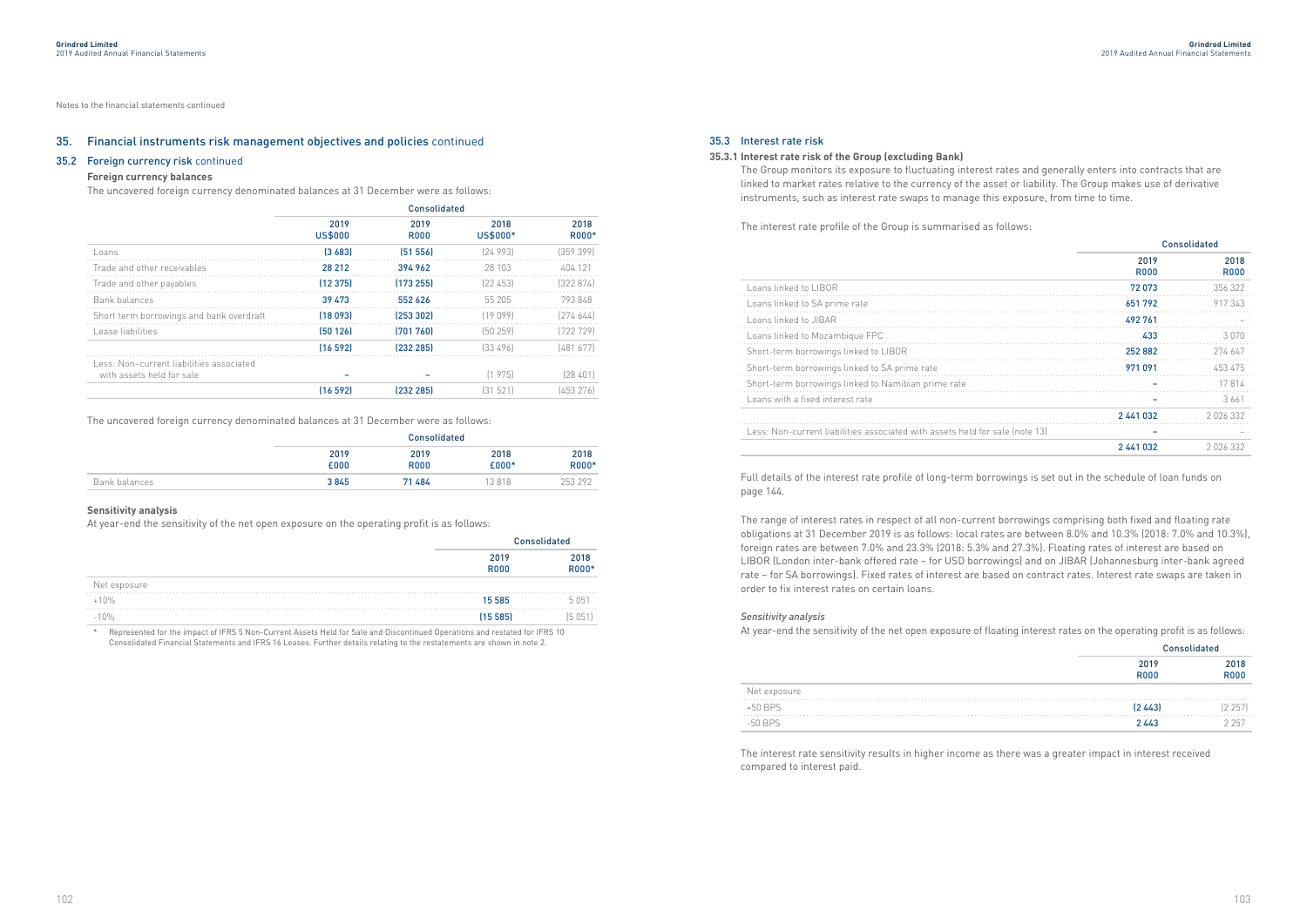Notes to the financial statements continued

## 35. Financial instruments risk management objectives and policies continued

### 35.2 Foreign currency risk continued

**Foreign currency balances**

The uncovered foreign currency denominated balances at 31 December were as follows:

| | Consolidated | | | |
|---|---|---|---|---|
| | 2019 US$000 | 2019 R000 | 2018 US$000* | 2018 R000* |
| Loans | (3 683) | (51 556) | (24 993) | (359 399) |
| Trade and other receivables | 28 212 | 394 962 | 28 103 | 404 121 |
| Trade and other payables | (12 375) | (173 255) | (22 453) | (322 874) |
| Bank balances | 39 473 | 552 626 | 55 205 | 793 848 |
| Short term borrowings and bank overdraft | (18 093) | (253 302) | (19 099) | (274 644) |
| Lease liabilities | (50 126) | (701 760) | (50 259) | (722 729) |
| | (16 592) | (232 285) | (33 496) | (481 677) |
| Less: Non-current liabilities associated with assets held for sale | – | – | (1 975) | (28 401) |
| | (16 592) | (232 285) | (31 521) | (453 276) |

The uncovered foreign currency denominated balances at 31 December were as follows:

| | Consolidated | | | |
|---|---|---|---|---|
| | 2019 £000 | 2019 R000 | 2018 £000* | 2018 R000* |
| Bank balances | 3 845 | 71 484 | 13 818 | 253 292 |

**Sensitivity analysis**

At year-end the sensitivity of the net open exposure on the operating profit is as follows:

| | Consolidated | |
|---|---|---|
| | 2019 R000 | 2018 R000* |
| Net exposure | | |
| +10% | 15 585 | 5 051 |
| -10% | (15 585) | (5 051) |

\* Represented for the impact of IFRS 5 Non-Current Assets Held for Sale and Discontinued Operations and restated for IFRS 10 Consolidated Financial Statements and IFRS 16 Leases. Further details relating to the restatements are shown in note 2.

### 35.3 Interest rate risk

**35.3.1 Interest rate risk of the Group (excluding Bank)**

The Group monitors its exposure to fluctuating interest rates and generally enters into contracts that are linked to market rates relative to the currency of the asset or liability. The Group makes use of derivative instruments, such as interest rate swaps to manage this exposure, from time to time.

The interest rate profile of the Group is summarised as follows:

| | Consolidated | |
|---|---|---|
| | 2019 R000 | 2018 R000 |
| Loans linked to LIBOR | 72 073 | 356 322 |
| Loans linked to SA prime rate | 651 792 | 917 343 |
| Loans linked to JIBAR | 492 761 | – |
| Loans linked to Mozambique FPC | 433 | 3 070 |
| Short-term borrowings linked to LIBOR | 252 882 | 274 647 |
| Short-term borrowings linked to SA prime rate | 971 091 | 453 475 |
| Short-term borrowings linked to Namibian prime rate | – | 17 814 |
| Loans with a fixed interest rate | – | 3 661 |
| | 2 441 032 | 2 026 332 |
| Less: Non-current liabilities associated with assets held for sale (note 13) | – | – |
| | 2 441 032 | 2 026 332 |

Full details of the interest rate profile of long-term borrowings is set out in the schedule of loan funds on page 144.

The range of interest rates in respect of all non-current borrowings comprising both fixed and floating rate obligations at 31 December 2019 is as follows: local rates are between 8.0% and 10.3% (2018: 7.0% and 10.3%), foreign rates are between 7.0% and 23.3% (2018: 5.3% and 27.3%). Floating rates of interest are based on LIBOR (London inter-bank offered rate – for USD borrowings) and on JIBAR (Johannesburg inter-bank agreed rate – for SA borrowings). Fixed rates of interest are based on contract rates. Interest rate swaps are taken in order to fix interest rates on certain loans.

*Sensitivity analysis*

At year-end the sensitivity of the net open exposure of floating interest rates on the operating profit is as follows:

| | Consolidated | |
|---|---|---|
| | 2019 R000 | 2018 R000 |
| Net exposure | | |
| +50 BPS | (2 443) | (2 257) |
| -50 BPS | 2 443 | 2 257 |

The interest rate sensitivity results in higher income as there was a greater impact in interest received compared to interest paid.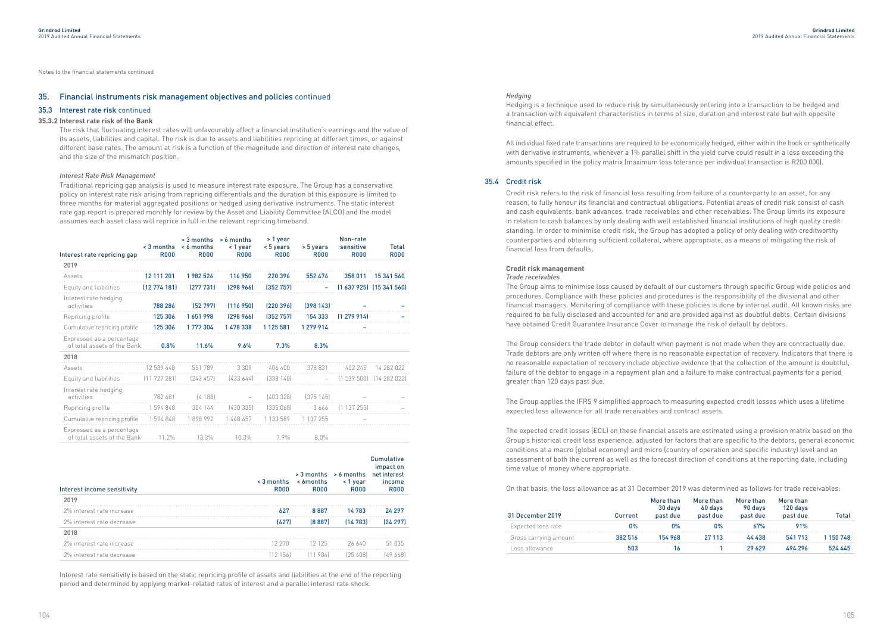Notes to the financial statements continued

## 35. Financial instruments risk management objectives and policies continued

### 35.3 Interest rate risk continued

#### 35.3.2 Interest rate risk of the Bank

The risk that fluctuating interest rates will unfavourably affect a financial institution's earnings and the value of its assets, liabilities and capital. The risk is due to assets and liabilities repricing at different times, or against different base rates. The amount at risk is a function of the magnitude and direction of interest rate changes, and the size of the mismatch position.

*Interest Rate Risk Management*

Traditional repricing gap analysis is used to measure interest rate exposure. The Group has a conservative policy on interest rate risk arising from repricing differentials and the duration of this exposure is limited to three months for material aggregated positions or hedged using derivative instruments. The static interest rate gap report is prepared monthly for review by the Asset and Liability Committee (ALCO) and the model assumes each asset class will reprice in full in the relevant repricing timeband.

| Interest rate repricing gap | < 3 months R000 | > 3 months < 6 months R000 | > 6 months < 1 year R000 | > 1 year < 5 years R000 | > 5 years R000 | Non-rate sensitive R000 | Total R000 |
|---|---|---|---|---|---|---|---|
| **2019** | | | | | | | |
| Assets | 12 111 201 | 1 982 526 | 116 950 | 220 396 | 552 476 | 358 011 | 15 341 560 |
| Equity and liabilities | (12 774 181) | (277 731) | (298 966) | (352 757) | – | (1 637 925) | (15 341 560) |
| Interest rate hedging activities | 788 286 | (52 797) | (116 950) | (220 396) | (398 143) | – | – |
| Repricing profile | 125 306 | 1 651 998 | (298 966) | (352 757) | 154 333 | (1 279 914) | – |
| Cumulative repricing profile | 125 306 | 1 777 304 | 1 478 338 | 1 125 581 | 1 279 914 | – | |
| Expressed as a percentage of total assets of the Bank | 0.8% | 11.6% | 9.6% | 7.3% | 8.3% | | |
| **2018** | | | | | | | |
| Assets | 12 539 448 | 551 789 | 3 309 | 406 400 | 378 831 | 402 245 | 14 282 022 |
| Equity and liabilities | (11 727 281) | (243 457) | (433 644) | (338 140) | – | (1 539 500) | (14 282 022) |
| Interest rate hedging activities | 782 681 | (4 188) | – | (403 328) | (375 165) | – | – |
| Repricing profile | 1 594 848 | 304 144 | (430 335) | (335 068) | 3 666 | (1 137 255) | – |
| Cumulative repricing profile | 1 594 848 | 1 898 992 | 1 468 657 | 1 133 589 | 1 137 255 | – | |
| Expressed as a percentage of total assets of the Bank | 11.2% | 13.3% | 10.3% | 7.9% | 8.0% | | |

| Interest income sensitivity | < 3 months R000 | > 3 months < 6months R000 | > 6 months < 1 year R000 | Cumulative impact on net interest income R000 |
|---|---|---|---|---|
| **2019** | | | | |
| 2% interest rate increase | 627 | 8 887 | 14 783 | 24 297 |
| 2% interest rate decrease | (627) | (8 887) | (14 783) | (24 297) |
| **2018** | | | | |
| 2% interest rate increase | 12 270 | 12 125 | 26 640 | 51 035 |
| 2% interest rate decrease | (12 156) | (11 904) | (25 608) | (49 668) |

Interest rate sensitivity is based on the static repricing profile of assets and liabilities at the end of the reporting period and determined by applying market-related rates of interest and a parallel interest rate shock.

*Hedging*

Hedging is a technique used to reduce risk by simultaneously entering into a transaction to be hedged and a transaction with equivalent characteristics in terms of size, duration and interest rate but with opposite financial effect.

All individual fixed rate transactions are required to be economically hedged, either within the book or synthetically with derivative instruments, whenever a 1% parallel shift in the yield curve could result in a loss exceeding the amounts specified in the policy matrix (maximum loss tolerance per individual transaction is R200 000).

## 35.4 Credit risk

Credit risk refers to the risk of financial loss resulting from failure of a counterparty to an asset, for any reason, to fully honour its financial and contractual obligations. Potential areas of credit risk consist of cash and cash equivalents, bank advances, trade receivables and other receivables. The Group limits its exposure in relation to cash balances by only dealing with well established financial institutions of high quality credit standing. In order to minimise credit risk, the Group has adopted a policy of only dealing with creditworthy counterparties and obtaining sufficient collateral, where appropriate, as a means of mitigating the risk of financial loss from defaults.

**Credit risk management**

*Trade receivables*

The Group aims to minimise loss caused by default of our customers through specific Group wide policies and procedures. Compliance with these policies and procedures is the responsibility of the divisional and other financial managers. Monitoring of compliance with these policies is done by internal audit. All known risks are required to be fully disclosed and accounted for and are provided against as doubtful debts. Certain divisions have obtained Credit Guarantee Insurance Cover to manage the risk of default by debtors.

The Group considers the trade debtor in default when payment is not made when they are contractually due. Trade debtors are only written off where there is no reasonable expectation of recovery. Indicators that there is no reasonable expectation of recovery include objective evidence that the collection of the amount is doubtful, failure of the debtor to engage in a repayment plan and a failure to make contractual payments for a period greater than 120 days past due.

The Group applies the IFRS 9 simplified approach to measuring expected credit losses which uses a lifetime expected loss allowance for all trade receivables and contract assets.

The expected credit losses (ECL) on these financial assets are estimated using a provision matrix based on the Group's historical credit loss experience, adjusted for factors that are specific to the debtors, general economic conditions at a macro (global economy) and micro (country of operation and specific industry) level and an assessment of both the current as well as the forecast direction of conditions at the reporting date, including time value of money where appropriate.

On that basis, the loss allowance as at 31 December 2019 was determined as follows for trade receivables:

| 31 December 2019 | Current | More than 30 days past due | More than 60 days past due | More than 90 days past due | More than 120 days past due | Total |
|---|---|---|---|---|---|---|
| Expected loss rate | 0% | 0% | 0% | 67% | 91% | |
| Gross carrying amount | 382 516 | 154 968 | 27 113 | 44 438 | 541 713 | 1 150 748 |
| Loss allowance | 503 | 16 | 1 | 29 629 | 494 296 | 524 445 |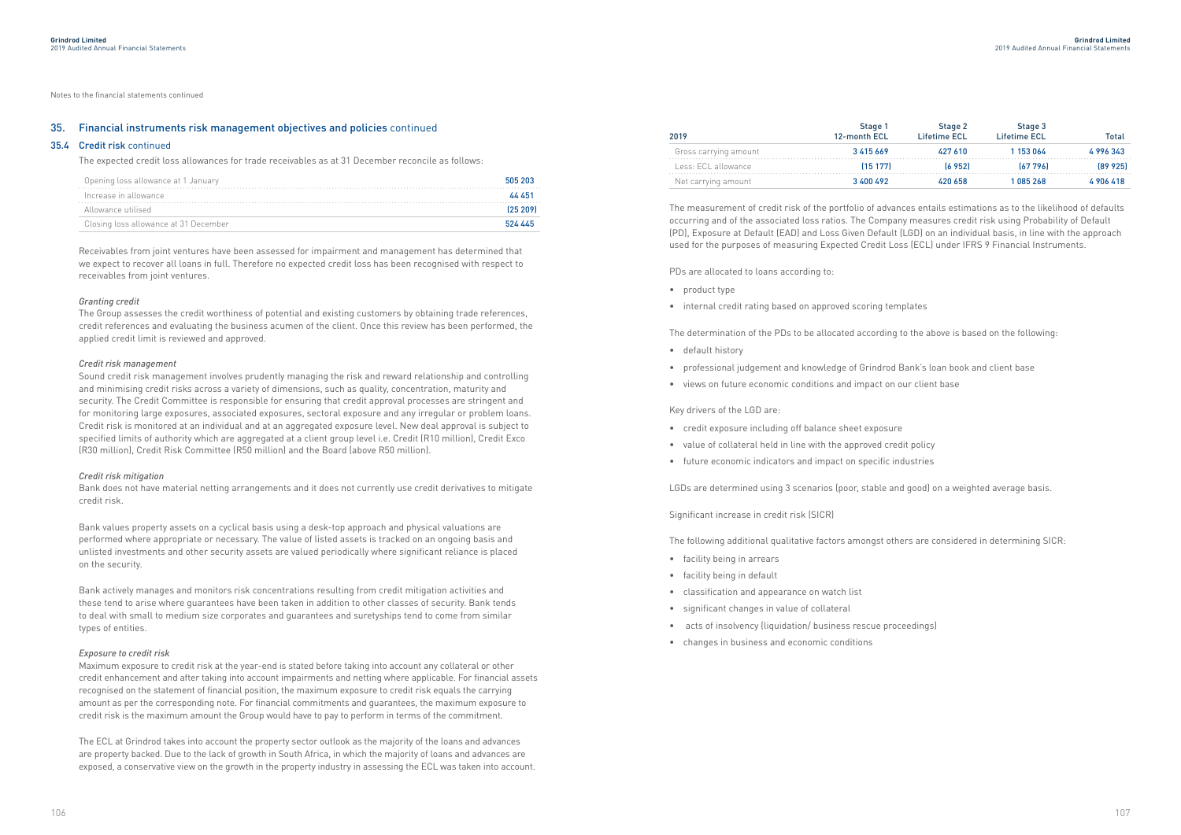Notes to the financial statements continued

## 35. Financial instruments risk management objectives and policies continued

### 35.4 Credit risk continued

The expected credit loss allowances for trade receivables as at 31 December reconcile as follows:

| | |
|---|---|
| Opening loss allowance at 1 January | 505 203 |
| Increase in allowance | 44 451 |
| Allowance utilised | (25 209) |
| Closing loss allowance at 31 December | 524 445 |

Receivables from joint ventures have been assessed for impairment and management has determined that we expect to recover all loans in full. Therefore no expected credit loss has been recognised with respect to receivables from joint ventures.

*Granting credit*

The Group assesses the credit worthiness of potential and existing customers by obtaining trade references, credit references and evaluating the business acumen of the client. Once this review has been performed, the applied credit limit is reviewed and approved.

*Credit risk management*

Sound credit risk management involves prudently managing the risk and reward relationship and controlling and minimising credit risks across a variety of dimensions, such as quality, concentration, maturity and security. The Credit Committee is responsible for ensuring that credit approval processes are stringent and for monitoring large exposures, associated exposures, sectoral exposure and any irregular or problem loans. Credit risk is monitored at an individual and at an aggregated exposure level. New deal approval is subject to specified limits of authority which are aggregated at a client group level i.e. Credit (R10 million), Credit Exco (R30 million), Credit Risk Committee (R50 million) and the Board (above R50 million).

*Credit risk mitigation*

Bank does not have material netting arrangements and it does not currently use credit derivatives to mitigate credit risk.

Bank values property assets on a cyclical basis using a desk-top approach and physical valuations are performed where appropriate or necessary. The value of listed assets is tracked on an ongoing basis and unlisted investments and other security assets are valued periodically where significant reliance is placed on the security.

Bank actively manages and monitors risk concentrations resulting from credit mitigation activities and these tend to arise where guarantees have been taken in addition to other classes of security. Bank tends to deal with small to medium size corporates and guarantees and suretyships tend to come from similar types of entities.

*Exposure to credit risk*

Maximum exposure to credit risk at the year-end is stated before taking into account any collateral or other credit enhancement and after taking into account impairments and netting where applicable. For financial assets recognised on the statement of financial position, the maximum exposure to credit risk equals the carrying amount as per the corresponding note. For financial commitments and guarantees, the maximum exposure to credit risk is the maximum amount the Group would have to pay to perform in terms of the commitment.

The ECL at Grindrod takes into account the property sector outlook as the majority of the loans and advances are property backed. Due to the lack of growth in South Africa, in which the majority of loans and advances are exposed, a conservative view on the growth in the property industry in assessing the ECL was taken into account.

| 2019 | Stage 1 12-month ECL | Stage 2 Lifetime ECL | Stage 3 Lifetime ECL | Total |
|---|---|---|---|---|
| Gross carrying amount | 3 415 669 | 427 610 | 1 153 064 | 4 996 343 |
| Less: ECL allowance | (15 177) | (6 952) | (67 796) | (89 925) |
| Net carrying amount | 3 400 492 | 420 658 | 1 085 268 | 4 906 418 |

The measurement of credit risk of the portfolio of advances entails estimations as to the likelihood of defaults occurring and of the associated loss ratios. The Company measures credit risk using Probability of Default (PD), Exposure at Default (EAD) and Loss Given Default (LGD) on an individual basis, in line with the approach used for the purposes of measuring Expected Credit Loss (ECL) under IFRS 9 Financial Instruments.

PDs are allocated to loans according to:

- product type
- internal credit rating based on approved scoring templates

The determination of the PDs to be allocated according to the above is based on the following:

- default history
- professional judgement and knowledge of Grindrod Bank's loan book and client base
- views on future economic conditions and impact on our client base

Key drivers of the LGD are:

- credit exposure including off balance sheet exposure
- value of collateral held in line with the approved credit policy
- future economic indicators and impact on specific industries

LGDs are determined using 3 scenarios (poor, stable and good) on a weighted average basis.

Significant increase in credit risk (SICR)

The following additional qualitative factors amongst others are considered in determining SICR:

- facility being in arrears
- facility being in default
- classification and appearance on watch list
- significant changes in value of collateral
- acts of insolvency (liquidation/ business rescue proceedings)
- changes in business and economic conditions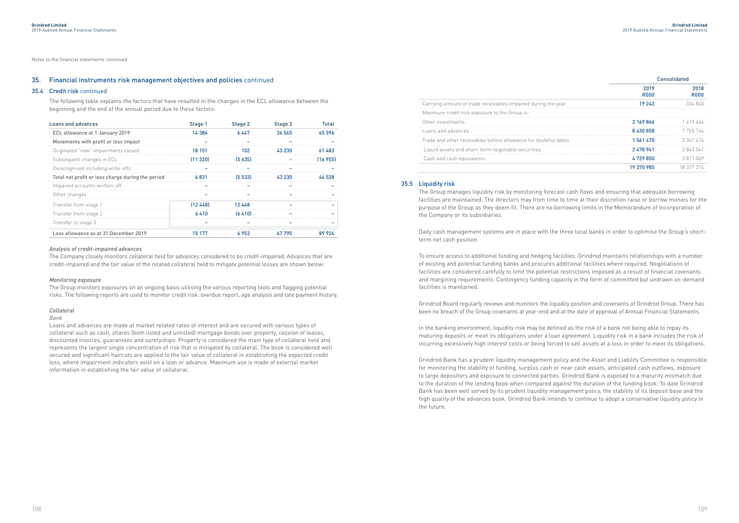Notes to the financial statements continued

## 35. Financial instruments risk management objectives and policies continued

### 35.4 Credit risk continued

The following table explains the factors that have resulted in the changes in the ECL allowance between the beginning and the end of the annual period due to these factors:

| Loans and advances | Stage 1 | Stage 2 | Stage 3 | Total |
|---|---|---|---|---|
| ECL allowance at 1 January 2019 | 14 384 | 6 447 | 24 565 | 45 396 |
| Movements with profit or loss impact | – | – | – | – |
| Originated "new" impairments raised | 18 151 | 102 | 43 230 | 61 483 |
| Subsequent changes in ECL | (11 320) | (5 635) | – | (16 955) |
| Derecognised including write-offs | – | – | – | – |
| Total net profit or loss charge during the period | 6 831 | (5 533) | 43 230 | 44 528 |
| Impaired accounts written-off | – | – | – | – |
| Other changes | – | – | – | – |
| Transfer from stage 1 | (12 448) | 12 448 | – | – |
| Transfer from stage 2 | 6 410 | (6 410) | – | – |
| Transfer to stage 3 | – | – | – | – |
| Loss allowance as at 31 December 2019 | 15 177 | 6 952 | 67 795 | 89 924 |

*Analysis of credit-impaired advances*

The Company closely monitors collateral held for advances considered to be credit-impaired. Advances that are credit-impaired and the fair value of the related collateral held to mitigate potential losses are shown below:

*Monitoring exposure*

The Group monitors exposures on an ongoing basis utilising the various reporting tools and flagging potential risks. The following reports are used to monitor credit risk: overdue report, age analysis and late payment history.

*Collateral*

*Bank*

Loans and advances are made at market related rates of interest and are secured with various types of collateral such as cash, shares (both listed and unlisted) mortgage bonds over property, cession of leases, discounted invoices, guarantees and suretyships. Property is considered the main type of collateral held and represents the largest single concentration of risk that is mitigated by collateral. The book is considered well secured and significant haircuts are applied to the fair value of collateral in establishing the expected credit loss, where impairment indicators exist on a loan or advance. Maximum use is made of external market information in establishing the fair value of collateral.

| | Consolidated | |
|---|---|---|
| | 2019 R000 | 2018 R000 |
| Carrying amount of trade receivables impaired during the year | 19 242 | 334 840 |
| Maximum credit risk exposure to the Group is: | | |
| Other investments | 2 169 866 | 1 619 444 |
| Loans and advances | 8 430 858 | 7 755 744 |
| Trade and other receivables before allowance for doubtful debts | 1 561 470 | 2 341 476 |
| Liquid assets and short-term negotiable securities | 2 478 941 | 2 843 541 |
| Cash and cash equivalents | 4 729 850 | 3 817 069 |
| | 19 370 985 | 18 377 274 |

### 35.5 Liquidity risk

The Group manages liquidity risk by monitoring forecast cash flows and ensuring that adequate borrowing facilities are maintained. The directors may from time to time at their discretion raise or borrow monies for the purpose of the Group as they deem fit. There are no borrowing limits in the Memorandum of Incorporation of the Company or its subsidiaries.

Daily cash management systems are in place with the three local banks in order to optimise the Group's short-term net cash position.

To ensure access to additional funding and hedging facilities, Grindrod maintains relationships with a number of existing and potential funding banks and procures additional facilities where required. Negotiations of facilities are considered carefully to limit the potential restrictions imposed as a result of financial covenants and margining requirements. Contingency funding capacity in the form of committed but undrawn on-demand facilities is maintained.

Grindrod Board regularly reviews and monitors the liquidity position and covenants of Grindrod Group. There has been no breach of the Group covenants at year-end and at the date of approval of Annual Financial Statements.

In the banking environment, liquidity risk may be defined as the risk of a bank not being able to repay its maturing deposits or meet its obligations under a loan agreement. Liquidity risk in a bank includes the risk of incurring excessively high interest costs or being forced to sell assets at a loss in order to meet its obligations.

Grindrod Bank has a prudent liquidity management policy and the Asset and Liability Committee is responsible for monitoring the stability of funding, surplus cash or near cash assets, anticipated cash outflows, exposure to large depositors and exposure to connected parties. Grindrod Bank is exposed to a maturity mismatch due to the duration of the lending book when compared against the duration of the funding book. To date Grindrod Bank has been well served by its prudent liquidity management policy, the stability of its deposit base and the high quality of the advances book. Grindrod Bank intends to continue to adopt a conservative liquidity policy in the future.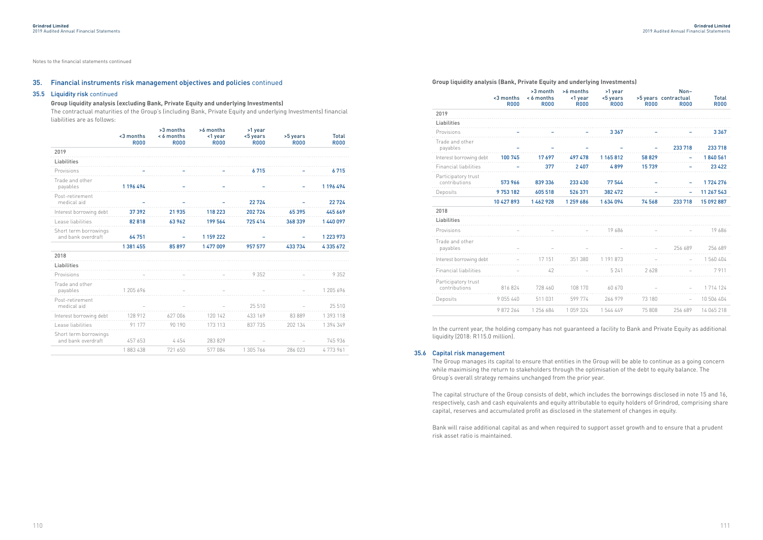Notes to the financial statements continued

## 35. Financial instruments risk management objectives and policies continued

### 35.5 Liquidity risk continued

**Group liquidity analysis (excluding Bank, Private Equity and underlying Investments)**

The contractual maturities of the Group's (including Bank, Private Equity and underlying Investments) financial liabilities are as follows:

| | <3 months R000 | >3 months < 6 months R000 | >6 months <1 year R000 | >1 year <5 years R000 | >5 years R000 | Total R000 |
|---|---|---|---|---|---|---|
| **2019** | | | | | | |
| **Liabilities** | | | | | | |
| Provisions | – | – | – | 6 715 | – | 6 715 |
| Trade and other payables | 1 196 494 | – | – | – | – | 1 196 494 |
| Post-retirement medical aid | – | – | – | 22 724 | – | 22 724 |
| Interest borrowing debt | 37 392 | 21 935 | 118 223 | 202 724 | 65 395 | 445 669 |
| Lease liabilities | 82 818 | 63 962 | 199 564 | 725 414 | 368 339 | 1 440 097 |
| Short term borrowings and bank overdraft | 64 751 | – | 1 159 222 | – | – | 1 223 973 |
| | 1 381 455 | 85 897 | 1 477 009 | 957 577 | 433 734 | 4 335 672 |
| **2018** | | | | | | |
| **Liabilities** | | | | | | |
| Provisions | – | – | – | 9 352 | – | 9 352 |
| Trade and other payables | 1 205 696 | – | – | – | – | 1 205 696 |
| Post-retirement medical aid | – | – | – | 25 510 | – | 25 510 |
| Interest borrowing debt | 128 912 | 627 006 | 120 142 | 433 169 | 83 889 | 1 393 118 |
| Lease liabilities | 91 177 | 90 190 | 173 113 | 837 735 | 202 134 | 1 394 349 |
| Short term borrowings and bank overdraft | 457 653 | 4 454 | 283 829 | – | – | 745 936 |
| | 1 883 438 | 721 650 | 577 084 | 1 305 766 | 286 023 | 4 773 961 |

**Group liquidity analysis (Bank, Private Equity and underlying Investments)**

| | <3 months R000 | >3 month < 6 months R000 | >6 months <1 year R000 | >1 year <5 years R000 | >5 years R000 | Non-contractual R000 | Total R000 |
|---|---|---|---|---|---|---|---|
| **2019** | | | | | | | |
| **Liabilities** | | | | | | | |
| Provisions | – | – | – | 3 367 | – | – | 3 367 |
| Trade and other payables | – | – | – | – | – | 233 718 | 233 718 |
| Interest borrowing debt | 100 745 | 17 697 | 497 478 | 1 165 812 | 58 829 | – | 1 840 561 |
| Financial liabilities | – | 377 | 2 407 | 4 899 | 15 739 | – | 23 422 |
| Participatory trust contributions | 573 966 | 839 336 | 233 430 | 77 544 | – | – | 1 724 276 |
| Deposits | 9 753 182 | 605 518 | 526 371 | 382 472 | – | – | 11 267 543 |
| | 10 427 893 | 1 462 928 | 1 259 686 | 1 634 094 | 74 568 | 233 718 | 15 092 887 |
| **2018** | | | | | | | |
| **Liabilities** | | | | | | | |
| Provisions | – | – | – | 19 686 | – | – | 19 686 |
| Trade and other payables | – | – | – | – | – | 256 689 | 256 689 |
| Interest borrowing debt | – | 17 151 | 351 380 | 1 191 873 | – | – | 1 560 404 |
| Financial liabilities | – | 42 | – | 5 241 | 2 628 | – | 7 911 |
| Participatory trust contributions | 816 824 | 728 460 | 108 170 | 60 670 | – | – | 1 714 124 |
| Deposits | 9 055 440 | 511 031 | 599 774 | 266 979 | 73 180 | – | 10 506 404 |
| | 9 872 264 | 1 256 684 | 1 059 324 | 1 544 449 | 75 808 | 256 689 | 14 065 218 |

In the current year, the holding company has not guaranteed a facility to Bank and Private Equity as additional liquidity (2018: R115.0 million).

### 35.6 Capital risk management

The Group manages its capital to ensure that entities in the Group will be able to continue as a going concern while maximising the return to stakeholders through the optimisation of the debt to equity balance. The Group's overall strategy remains unchanged from the prior year.

The capital structure of the Group consists of debt, which includes the borrowings disclosed in note 15 and 16, respectively, cash and cash equivalents and equity attributable to equity holders of Grindrod, comprising share capital, reserves and accumulated profit as disclosed in the statement of changes in equity.

Bank will raise additional capital as and when required to support asset growth and to ensure that a prudent risk asset ratio is maintained.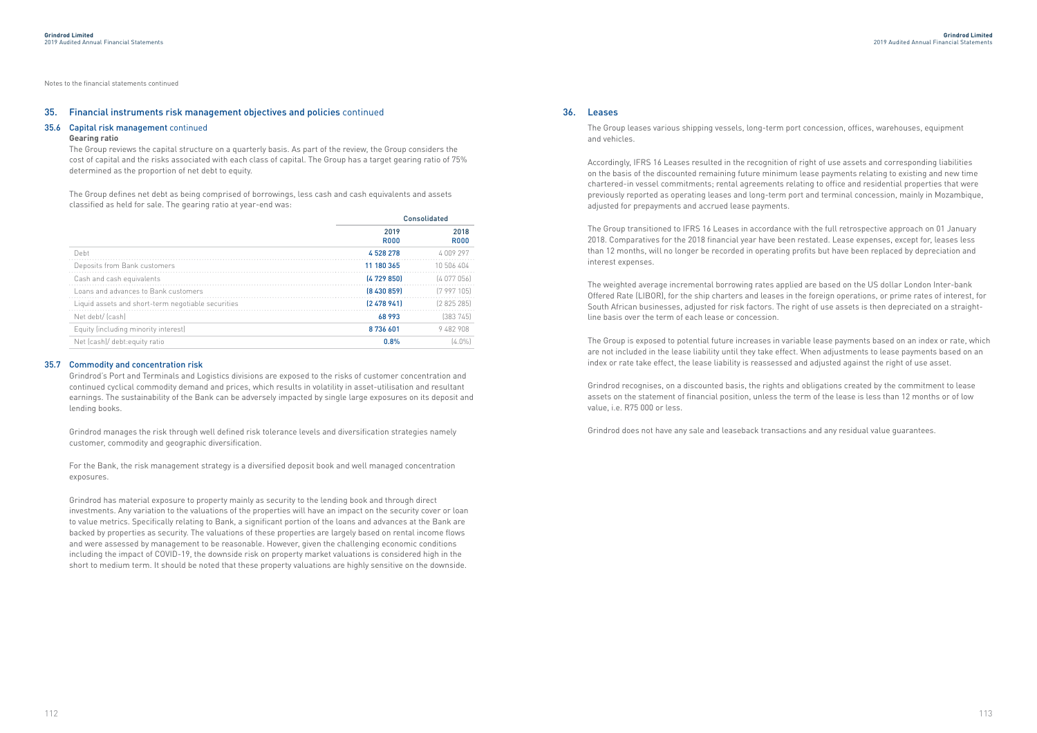Notes to the financial statements continued

## 35. Financial instruments risk management objectives and policies continued

### 35.6 Capital risk management continued

**Gearing ratio**

The Group reviews the capital structure on a quarterly basis. As part of the review, the Group considers the cost of capital and the risks associated with each class of capital. The Group has a target gearing ratio of 75% determined as the proportion of net debt to equity.

The Group defines net debt as being comprised of borrowings, less cash and cash equivalents and assets classified as held for sale. The gearing ratio at year-end was:

| | Consolidated | |
|---|---|---|
| | 2019 R000 | 2018 R000 |
| Debt | 4 528 278 | 4 009 297 |
| Deposits from Bank customers | 11 180 365 | 10 506 404 |
| Cash and cash equivalents | (4 729 850) | (4 077 056) |
| Loans and advances to Bank customers | (8 430 859) | (7 997 105) |
| Liquid assets and short-term negotiable securities | (2 478 941) | (2 825 285) |
| Net debt/ (cash) | 68 993 | (383 745) |
| Equity (including minority interest) | 8 736 601 | 9 482 908 |
| Net (cash)/ debt:equity ratio | 0.8% | (4.0%) |

### 35.7 Commodity and concentration risk

Grindrod's Port and Terminals and Logistics divisions are exposed to the risks of customer concentration and continued cyclical commodity demand and prices, which results in volatility in asset-utilisation and resultant earnings. The sustainability of the Bank can be adversely impacted by single large exposures on its deposit and lending books.

Grindrod manages the risk through well defined risk tolerance levels and diversification strategies namely customer, commodity and geographic diversification.

For the Bank, the risk management strategy is a diversified deposit book and well managed concentration exposures.

Grindrod has material exposure to property mainly as security to the lending book and through direct investments. Any variation to the valuations of the properties will have an impact on the security cover or loan to value metrics. Specifically relating to Bank, a significant portion of the loans and advances at the Bank are backed by properties as security. The valuations of these properties are largely based on rental income flows and were assessed by management to be reasonable. However, given the challenging economic conditions including the impact of COVID-19, the downside risk on property market valuations is considered high in the short to medium term. It should be noted that these property valuations are highly sensitive on the downside.

## 36. Leases

The Group leases various shipping vessels, long-term port concession, offices, warehouses, equipment and vehicles.

Accordingly, IFRS 16 Leases resulted in the recognition of right of use assets and corresponding liabilities on the basis of the discounted remaining future minimum lease payments relating to existing and new time chartered-in vessel commitments; rental agreements relating to office and residential properties that were previously reported as operating leases and long-term port and terminal concession, mainly in Mozambique, adjusted for prepayments and accrued lease payments.

The Group transitioned to IFRS 16 Leases in accordance with the full retrospective approach on 01 January 2018. Comparatives for the 2018 financial year have been restated. Lease expenses, except for, leases less than 12 months, will no longer be recorded in operating profits but have been replaced by depreciation and interest expenses.

The weighted average incremental borrowing rates applied are based on the US dollar London Inter-bank Offered Rate (LIBOR), for the ship charters and leases in the foreign operations, or prime rates of interest, for South African businesses, adjusted for risk factors. The right of use assets is then depreciated on a straight-line basis over the term of each lease or concession.

The Group is exposed to potential future increases in variable lease payments based on an index or rate, which are not included in the lease liability until they take effect. When adjustments to lease payments based on an index or rate take effect, the lease liability is reassessed and adjusted against the right of use asset.

Grindrod recognises, on a discounted basis, the rights and obligations created by the commitment to lease assets on the statement of financial position, unless the term of the lease is less than 12 months or of low value, i.e. R75 000 or less.

Grindrod does not have any sale and leaseback transactions and any residual value guarantees.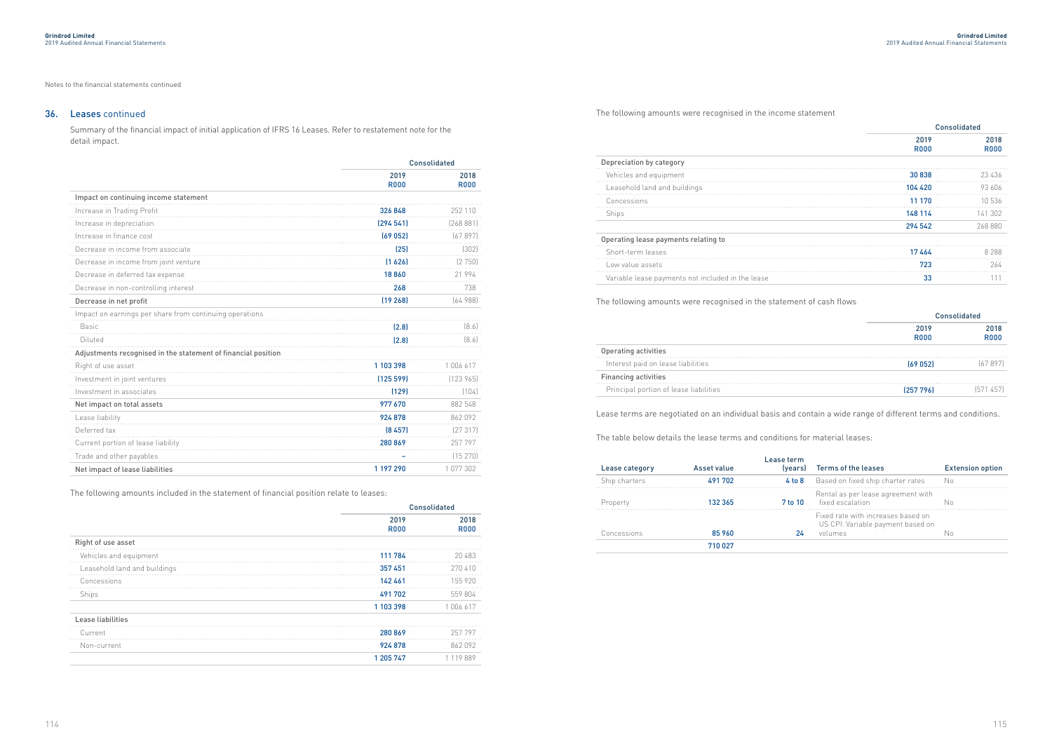Notes to the financial statements continued

## 36. Leases continued

Summary of the financial impact of initial application of IFRS 16 Leases. Refer to restatement note for the detail impact.

| | Consolidated | |
|---|---|---|
| | 2019 R000 | 2018 R000 |
| **Impact on continuing income statement** | | |
| Increase in Trading Profit | 326 848 | 252 110 |
| Increase in depreciation | (294 541) | (268 881) |
| Increase in finance cost | (69 052) | (67 897) |
| Decrease in income from associate | (25) | (302) |
| Decrease in income from joint venture | (1 626) | (2 750) |
| Decrease in deferred tax expense | 18 860 | 21 994 |
| Decrease in non-controlling interest | 268 | 738 |
| **Decrease in net profit** | (19 268) | (64 988) |
| Impact on earnings per share from continuing operations | | |
| Basic | (2.8) | (8.6) |
| Diluted | (2.8) | (8.6) |
| **Adjustments recognised in the statement of financial position** | | |
| Right of use asset | 1 103 398 | 1 006 617 |
| Investment in joint ventures | (125 599) | (123 965) |
| Investment in associates | (129) | (104) |
| **Net impact on total assets** | 977 670 | 882 548 |
| Lease liability | 924 878 | 862 092 |
| Deferred tax | (8 457) | (27 317) |
| Current portion of lease liability | 280 869 | 257 797 |
| Trade and other payables | – | (15 270) |
| **Net impact of lease liabilities** | 1 197 290 | 1 077 302 |

The following amounts included in the statement of financial position relate to leases:

| | Consolidated | |
|---|---|---|
| | 2019 R000 | 2018 R000 |
| **Right of use asset** | | |
| Vehicles and equipment | 111 784 | 20 483 |
| Leasehold land and buildings | 357 451 | 270 410 |
| Concessions | 142 461 | 155 920 |
| Ships | 491 702 | 559 804 |
| | 1 103 398 | 1 006 617 |
| **Lease liabilities** | | |
| Current | 280 869 | 257 797 |
| Non-current | 924 878 | 862 092 |
| | 1 205 747 | 1 119 889 |

The following amounts were recognised in the income statement

| | Consolidated | |
|---|---|---|
| | 2019 R000 | 2018 R000 |
| **Depreciation by category** | | |
| Vehicles and equipment | 30 838 | 23 436 |
| Leasehold land and buildings | 104 420 | 93 606 |
| Concessions | 11 170 | 10 536 |
| Ships | 148 114 | 141 302 |
| | 294 542 | 268 880 |
| **Operating lease payments relating to** | | |
| Short-term leases | 17 464 | 8 288 |
| Low value assets | 723 | 264 |
| Variable lease payments not included in the lease | 33 | 111 |

The following amounts were recognised in the statement of cash flows

| | Consolidated | |
|---|---|---|
| | 2019 R000 | 2018 R000 |
| **Operating activities** | | |
| Interest paid on lease liabilities | (69 052) | (67 897) |
| **Financing activities** | | |
| Principal portion of lease liabilities | (257 796) | (571 457) |

Lease terms are negotiated on an individual basis and contain a wide range of different terms and conditions.

The table below details the lease terms and conditions for material leases:

| Lease category | Asset value | Lease term (years) | Terms of the leases | Extension option |
|---|---|---|---|---|
| Ship charters | 491 702 | 4 to 8 | Based on fixed ship charter rates | No |
| Property | 132 365 | 7 to 10 | Rental as per lease agreement with fixed escalation | No |
| Concessions | 85 960 | 24 | Fixed rate with increases based on US CPI. Variable payment based on volumes | No |
| | 710 027 | | | |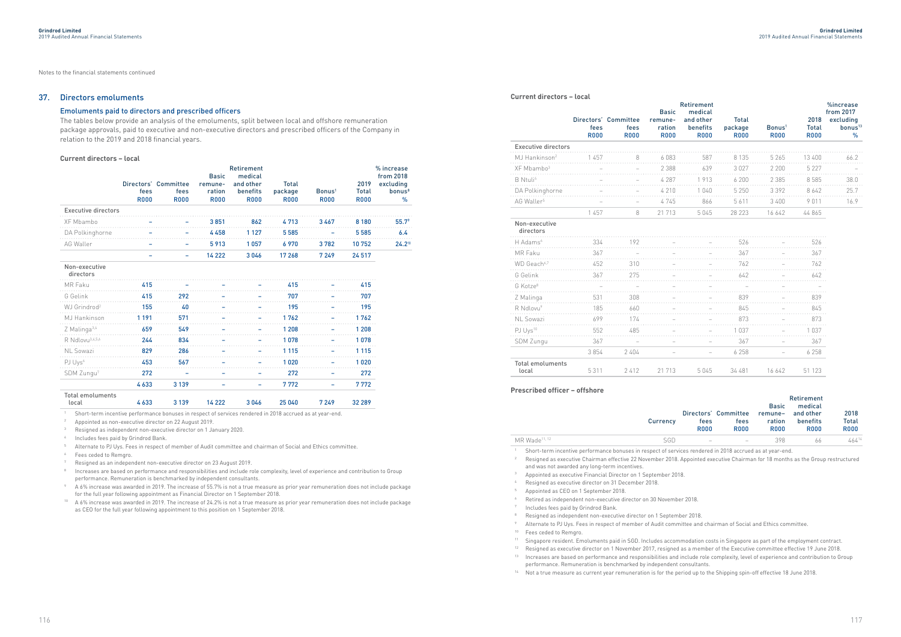Notes to the financial statements continued

## 37. Directors emoluments

### Emoluments paid to directors and prescribed officers

The tables below provide an analysis of the emoluments, split between local and offshore remuneration package approvals, paid to executive and non-executive directors and prescribed officers of the Company in relation to the 2019 and 2018 financial years.

**Current directors – local**

| | Directors' fees R000 | Committee fees R000 | Basic remune-ration R000 | Retirement medical and other benefits R000 | Total package R000 | Bonus[1] R000 | 2019 Total R000 | % increase from 2018 excluding bonus[8] % |
|---|---|---|---|---|---|---|---|---|
| **Executive directors** | | | | | | | | |
| XF Mbambo | – | – | 3 851 | 862 | 4 713 | 3 467 | 8 180 | 55.7[9] |
| DA Polkinghorne | – | – | 4 458 | 1 127 | 5 585 | – | 5 585 | 6.4 |
| AG Waller | – | – | 5 913 | 1 057 | 6 970 | 3 782 | 10 752 | 24.2[10] |
| | – | – | 14 222 | 3 046 | 17 268 | 7 249 | 24 517 | |
| **Non-executive directors** | | | | | | | | |
| MR Faku | 415 | – | – | – | 415 | – | 415 | |
| G Gelink | 415 | 292 | – | – | 707 | – | 707 | |
| WJ Grindrod[2] | 155 | 40 | – | – | 195 | – | 195 | |
| MJ Hankinson | 1 191 | 571 | – | – | 1 762 | – | 1 762 | |
| Z Malinga[3,6] | 659 | 549 | – | – | 1 208 | – | 1 208 | |
| R Ndlovu[3,4,5,6] | 244 | 834 | – | – | 1 078 | – | 1 078 | |
| NL Sowazi | 829 | 286 | – | – | 1 115 | – | 1 115 | |
| PJ Uys[6] | 453 | 567 | – | – | 1 020 | – | 1 020 | |
| SDM Zungu[7] | 272 | – | – | – | 272 | – | 272 | |
| | 4 633 | 3 139 | – | – | 7 772 | – | 7 772 | |
| **Total emoluments local** | 4 633 | 3 139 | 14 222 | 3 046 | 25 040 | 7 249 | 32 289 | |

1 Short-term incentive performance bonuses in respect of services rendered in 2018 accrued as at year-end.
2 Appointed as non-executive director on 22 August 2019.
3 Resigned as independent non-executive director on 1 January 2020.
4 Includes fees paid by Grindrod Bank.
5 Alternate to PJ Uys. Fees in respect of member of Audit committee and chairman of Social and Ethics committee.
6 Fees ceded to Remgro.
7 Resigned as an independent non-executive director on 23 August 2019.
8 Increases are based on performance and responsibilities and include role complexity, level of experience and contribution to Group performance. Remuneration is benchmarked by independent consultants.
9 A 6% increase was awarded in 2019. The increase of 55.7% is not a true measure as prior year remuneration does not include package for the full year following appointment as Financial Director on 1 September 2018.
10 A 6% increase was awarded in 2019. The increase of 24.2% is not a true measure as prior year remuneration does not include package as CEO for the full year following appointment to this position on 1 September 2018.

**Current directors – local**

| | Directors' fees R000 | Committee fees R000 | Basic remune-ration R000 | Retirement medical and other benefits R000 | Total package R000 | Bonus[1] R000 | 2018 Total R000 | %increase from 2017 excluding bonus[13] % |
|---|---|---|---|---|---|---|---|---|
| **Executive directors** | | | | | | | | |
| MJ Hankinson[2] | 1 457 | 8 | 6 083 | 587 | 8 135 | 5 265 | 13 400 | 66.2 |
| XF Mbambo[3] | – | – | 2 388 | 639 | 3 027 | 2 200 | 5 227 | – |
| B Ntuli[4] | – | – | 4 287 | 1 913 | 6 200 | 2 385 | 8 585 | 38.0 |
| DA Polkinghorne | – | – | 4 210 | 1 040 | 5 250 | 3 392 | 8 642 | 25.7 |
| AG Waller[5] | – | – | 4 745 | 866 | 5 611 | 3 400 | 9 011 | 16.9 |
| | 1 457 | 8 | 21 713 | 5 045 | 28 223 | 16 642 | 44 865 | |
| **Non-executive directors** | | | | | | | | |
| H Adams[6] | 334 | 192 | – | – | 526 | – | 526 | |
| MR Faku | 367 | – | – | – | 367 | – | 367 | |
| WD Geach[6,7] | 452 | 310 | – | – | 762 | – | 762 | |
| G Gelink | 367 | 275 | – | – | 642 | – | 642 | |
| G Kotze[8] | – | – | – | – | – | – | – | |
| Z Malinga | 531 | 308 | – | – | 839 | – | 839 | |
| R Ndlovu[9] | 185 | 660 | – | – | 845 | – | 845 | |
| NL Sowazi | 699 | 174 | – | – | 873 | – | 873 | |
| PJ Uys[10] | 552 | 485 | – | – | 1 037 | – | 1 037 | |
| SDM Zungu | 367 | – | – | – | 367 | – | 367 | |
| | 3 854 | 2 404 | – | – | 6 258 | – | 6 258 | |
| **Total emoluments local** | 5 311 | 2 412 | 21 713 | 5 045 | 34 481 | 16 642 | 51 123 | |

**Prescribed officer – offshore**

| | Currency | Directors' fees R000 | Committee fees R000 | Basic remune–ration R000 | Retirement medical and other benefits R000 | 2018 Total R000 |
|---|---|---|---|---|---|---|
| MR Wade[11, 12] | SGD | – | – | 398 | 66 | 464[14] |

1 Short-term incentive performance bonuses in respect of services rendered in 2018 accrued as at year-end.
2 Resigned as executive Chairman effective 22 November 2018. Appointed executive Chairman for 18 months as the Group restructured and was not awarded any long-term incentives.
3 Appointed as executive Financial Director on 1 September 2018.
4 Resigned as executive director on 31 December 2018.
5 Appointed as CEO on 1 September 2018.
6 Retired as independent non-executive director on 30 November 2018.
7 Includes fees paid by Grindrod Bank.
8 Resigned as independent non-executive director on 1 September 2018.
9 Alternate to PJ Uys. Fees in respect of member of Audit committee and chairman of Social and Ethics committee.
10 Fees ceded to Remgro.
11 Singapore resident. Emoluments paid in SGD. Includes accommodation costs in Singapore as part of the employment contract.
12 Resigned as executive director on 1 November 2017, resigned as a member of the Executive committee effective 19 June 2018.
13 Increases are based on performance and responsibilities and include role complexity, level of experience and contribution to Group performance. Remuneration is benchmarked by independent consultants.
14 Not a true measure as current year remuneration is for the period up to the Shipping spin-off effective 18 June 2018.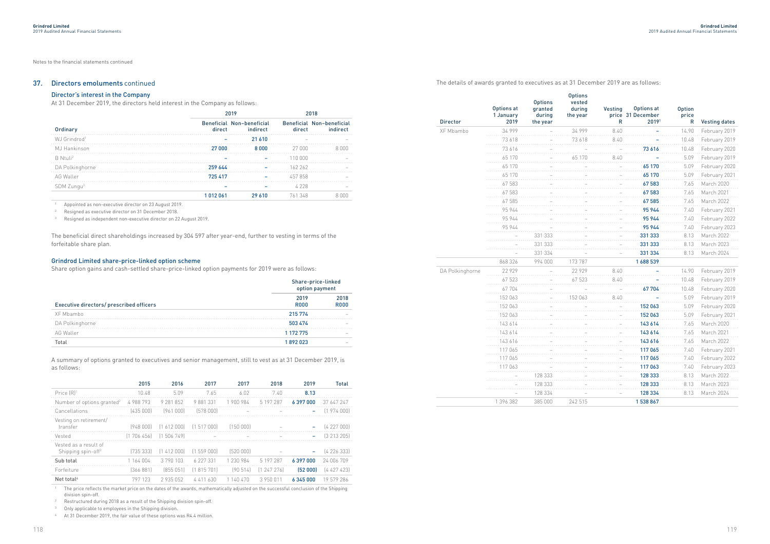Notes to the financial statements continued

## 37. Directors emoluments continued

### Director's interest in the Company

At 31 December 2019, the directors held interest in the Company as follows:

| Ordinary | 2019 Beneficial direct | 2019 Non-beneficial indirect | 2018 Beneficial direct | 2018 Non-beneficial indirect |
|---|---|---|---|---|
| WJ Grindrod[1] | – | 21 610 | – | – |
| MJ Hankinson | 27 000 | 8 000 | 27 000 | 8 000 |
| B Ntuli[2] | – | – | 110 000 | – |
| DA Polkinghorne | 259 644 | – | 162 262 | – |
| AG Waller | 725 417 | – | 457 858 | – |
| SDM Zungu[3] | – | – | 4 228 | – |
| | 1 012 061 | 29 610 | 761 348 | 8 000 |

[1] Appointed as non-executive director on 23 August 2019.
[2] Resigned as executive director on 31 December 2018.
[3] Resigned as independent non-executive director on 22 August 2019.

The beneficial direct shareholdings increased by 304 597 after year-end, further to vesting in terms of the forfeitable share plan.

### Grindrod Limited share-price-linked option scheme

Share option gains and cash-settled share-price-linked option payments for 2019 were as follows:

| Executive directors/ prescribed officers | Share-price-linked option payment 2019 R000 | Share-price-linked option payment 2018 R000 |
|---|---|---|
| XF Mbambo | 215 774 | – |
| DA Polkinghorne | 503 474 | – |
| AG Waller | 1 172 775 | – |
| Total | 1 892 023 | – |

A summary of options granted to executives and senior management, still to vest as at 31 December 2019, is as follows:

| | 2015 | 2016 | 2017 | 2017 | 2018 | 2019 | Total |
|---|---|---|---|---|---|---|---|
| Price (R)[1] | 10.48 | 5.09 | 7.65 | 6.02 | 7.40 | 8.13 | |
| Number of options granted[2] | 4 988 793 | 9 281 852 | 9 881 331 | 1 900 984 | 5 197 287 | 6 397 000 | 37 647 247 |
| Cancellations | (435 000) | (961 000) | (578 000) | – | – | – | (1 974 000) |
| Vesting on retirement/ transfer | (948 000) | (1 612 000) | (1 517 000) | (150 000) | – | – | (4 227 000) |
| Vested | (1 706 456) | (1 506 749) | – | – | – | – | (3 213 205) |
| Vested as a result of Shipping spin-off[3] | (735 333) | (1 412 000) | (1 559 000) | (520 000) | – | – | (4 226 333) |
| Sub total | 1 164 004 | 3 790 103 | 6 227 331 | 1 230 984 | 5 197 287 | 6 397 000 | 24 006 709 |
| Forfeiture | (366 881) | (855 051) | (1 815 701) | (90 514) | (1 247 276) | (52 000) | (4 427 423) |
| Net total[4] | 797 123 | 2 935 052 | 4 411 630 | 1 140 470 | 3 950 011 | 6 345 000 | 19 579 286 |

[1] The price reflects the market price on the dates of the awards, mathematically adjusted on the successful conclusion of the Shipping division spin-off.
[2] Restructured during 2018 as a result of the Shipping division spin-off.
[3] Only applicable to employees in the Shipping division.
[4] At 31 December 2019, the fair value of these options was R4.4 million.

The details of awards granted to executives as at 31 December 2019 are as follows:

| Director | Options at 1 January 2019 | Options granted during the year | Options vested during the year | Vesting price R | Options at 31 December 2019[1] | Option price R | Vesting dates |
|---|---|---|---|---|---|---|---|
| XF Mbambo | 34 999 | – | 34 999 | 8.40 | – | 14.90 | February 2019 |
| | 73 618 | – | 73 618 | 8.40 | – | 10.48 | February 2019 |
| | 73 616 | – | – | – | 73 616 | 10.48 | February 2020 |
| | 65 170 | – | 65 170 | 8.40 | – | 5.09 | February 2019 |
| | 65 170 | – | – | – | 65 170 | 5.09 | February 2020 |
| | 65 170 | – | – | – | 65 170 | 5.09 | February 2021 |
| | 67 583 | – | – | – | 67 583 | 7.65 | March 2020 |
| | 67 583 | – | – | – | 67 583 | 7.65 | March 2021 |
| | 67 585 | – | – | – | 67 585 | 7.65 | March 2022 |
| | 95 944 | – | – | – | 95 944 | 7.40 | February 2021 |
| | 95 944 | – | – | – | 95 944 | 7.40 | February 2022 |
| | 95 944 | – | – | – | 95 944 | 7.40 | February 2023 |
| | – | 331 333 | – | – | 331 333 | 8.13 | March 2022 |
| | – | 331 333 | – | – | 331 333 | 8.13 | March 2023 |
| | – | 331 334 | – | – | 331 334 | 8.13 | March 2024 |
| | 868 326 | 994 000 | 173 787 | | 1 688 539 | | |
| DA Polkinghorne | 22 929 | – | 22 929 | 8.40 | – | 14.90 | February 2019 |
| | 67 523 | – | 67 523 | 8.40 | – | 10.48 | February 2019 |
| | 67 704 | – | – | – | 67 704 | 10.48 | February 2020 |
| | 152 063 | – | 152 063 | 8.40 | – | 5.09 | February 2019 |
| | 152 063 | – | – | – | 152 063 | 5.09 | February 2020 |
| | 152 063 | – | – | – | 152 063 | 5.09 | February 2021 |
| | 143 614 | – | – | – | 143 614 | 7.65 | March 2020 |
| | 143 614 | – | – | – | 143 614 | 7.65 | March 2021 |
| | 143 616 | – | – | – | 143 616 | 7.65 | March 2022 |
| | 117 065 | – | – | – | 117 065 | 7.40 | February 2021 |
| | 117 065 | – | – | – | 117 065 | 7.40 | February 2022 |
| | 117 063 | – | – | – | 117 063 | 7.40 | February 2023 |
| | – | 128 333 | – | – | 128 333 | 8.13 | March 2022 |
| | – | 128 333 | – | – | 128 333 | 8.13 | March 2023 |
| | – | 128 334 | – | – | 128 334 | 8.13 | March 2024 |
| | 1 396 382 | 385 000 | 242 515 | | 1 538 867 | | |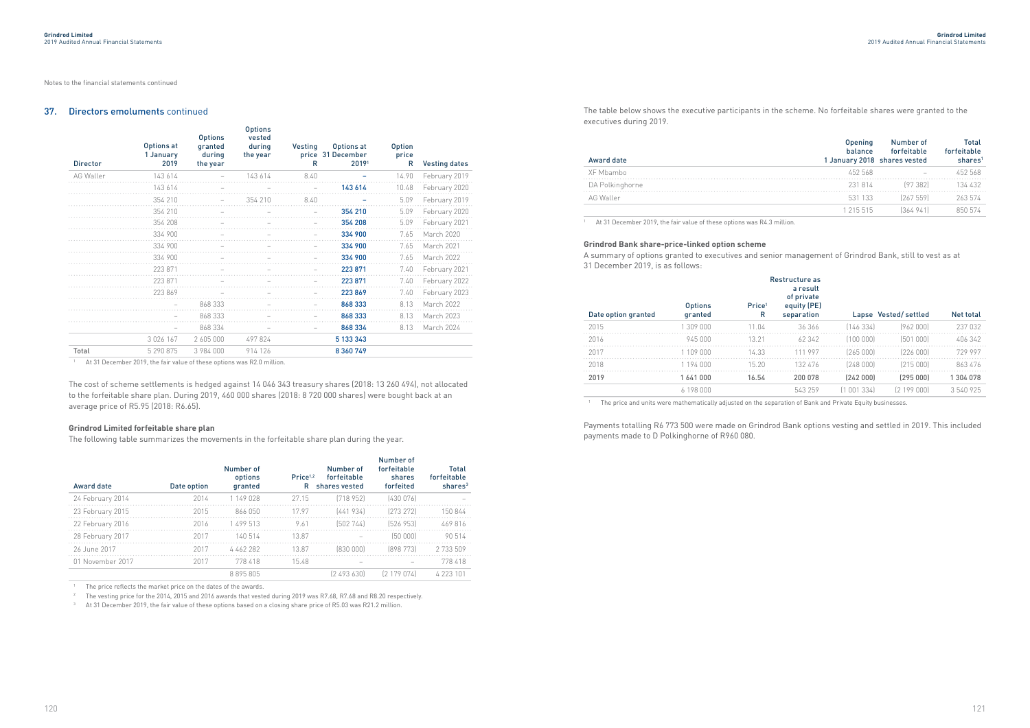Notes to the financial statements continued

## 37. Directors emoluments continued

| Director | Options at 1 January 2019 | Options granted during the year | Options vested during the year | Vesting price R | Options at 31 December 2019[1] | Option price R | Vesting dates |
|---|---|---|---|---|---|---|---|
| AG Waller | 143 614 | – | 143 614 | 8.40 | **–** | 14.90 | February 2019 |
| | 143 614 | – | – | – | **143 614** | 10.48 | February 2020 |
| | 354 210 | – | 354 210 | 8.40 | **–** | 5.09 | February 2019 |
| | 354 210 | – | – | – | **354 210** | 5.09 | February 2020 |
| | 354 208 | – | – | – | **354 208** | 5.09 | February 2021 |
| | 334 900 | – | – | – | **334 900** | 7.65 | March 2020 |
| | 334 900 | – | – | – | **334 900** | 7.65 | March 2021 |
| | 334 900 | – | – | – | **334 900** | 7.65 | March 2022 |
| | 223 871 | – | – | – | **223 871** | 7.40 | February 2021 |
| | 223 871 | – | – | – | **223 871** | 7.40 | February 2022 |
| | 223 869 | – | – | – | **223 869** | 7.40 | February 2023 |
| | – | 868 333 | – | – | **868 333** | 8.13 | March 2022 |
| | – | 868 333 | – | – | **868 333** | 8.13 | March 2023 |
| | – | 868 334 | – | – | **868 334** | 8.13 | March 2024 |
| | 3 026 167 | 2 605 000 | 497 824 | | **5 133 343** | | |
| **Total** | 5 290 875 | 3 984 000 | 914 126 | | **8 360 749** | | |

[1] At 31 December 2019, the fair value of these options was R2.0 million.

The cost of scheme settlements is hedged against 14 046 343 treasury shares (2018: 13 260 494), not allocated to the forfeitable share plan. During 2019, 460 000 shares (2018: 8 720 000 shares) were bought back at an average price of R5.95 (2018: R6.65).

### Grindrod Limited forfeitable share plan

The following table summarizes the movements in the forfeitable share plan during the year.

| Award date | Date option | Number of options granted | Price[1,2] R | Number of forfeitable shares vested | Number of forfeitable shares forfeited | Total forfeitable shares[3] |
|---|---|---|---|---|---|---|
| 24 February 2014 | 2014 | 1 149 028 | 27.15 | (718 952) | (430 076) | – |
| 23 February 2015 | 2015 | 866 050 | 17.97 | (441 934) | (273 272) | 150 844 |
| 22 February 2016 | 2016 | 1 499 513 | 9.61 | (502 744) | (526 953) | 469 816 |
| 28 February 2017 | 2017 | 140 514 | 13.87 | – | (50 000) | 90 514 |
| 26 June 2017 | 2017 | 4 462 282 | 13.87 | (830 000) | (898 773) | 2 733 509 |
| 01 November 2017 | 2017 | 778 418 | 15.48 | – | – | 778 418 |
| | | 8 895 805 | | (2 493 630) | (2 179 074) | 4 223 101 |

[1] The price reflects the market price on the dates of the awards.

[2] The vesting price for the 2014, 2015 and 2016 awards that vested during 2019 was R7.68, R7.68 and R8.20 respectively.

[3] At 31 December 2019, the fair value of these options based on a closing share price of R5.03 was R21.2 million.

The table below shows the executive participants in the scheme. No forfeitable shares were granted to the executives during 2019.

| Award date | Opening balance 1 January 2018 | Number of forfeitable shares vested | Total forfeitable shares[1] |
|---|---|---|---|
| XF Mbambo | 452 568 | – | 452 568 |
| DA Polkinghorne | 231 814 | (97 382) | 134 432 |
| AG Waller | 531 133 | (267 559) | 263 574 |
| | 1 215 515 | (364 941) | 850 574 |

[1] At 31 December 2019, the fair value of these options was R4.3 million.

### Grindrod Bank share-price-linked option scheme

A summary of options granted to executives and senior management of Grindrod Bank, still to vest as at 31 December 2019, is as follows:

| Date option granted | Options granted | Price[1] R | Restructure as a result of private equity (PE) separation | Lapse | Vested/settled | Net total |
|---|---|---|---|---|---|---|
| 2015 | 1 309 000 | 11.04 | 36 366 | (146 334) | (962 000) | 237 032 |
| 2016 | 945 000 | 13.21 | 62 342 | (100 000) | (501 000) | 406 342 |
| 2017 | 1 109 000 | 14.33 | 111 997 | (265 000) | (226 000) | 729 997 |
| 2018 | 1 194 000 | 15.20 | 132 476 | (248 000) | (215 000) | 863 476 |
| **2019** | **1 641 000** | **16.54** | **200 078** | **(242 000)** | **(295 000)** | **1 304 078** |
| | 6 198 000 | | 543 259 | (1 001 334) | (2 199 000) | 3 540 925 |

[1] The price and units were mathematically adjusted on the separation of Bank and Private Equity businesses.

Payments totalling R6 773 500 were made on Grindrod Bank options vesting and settled in 2019. This included payments made to D Polkinghorne of R960 080.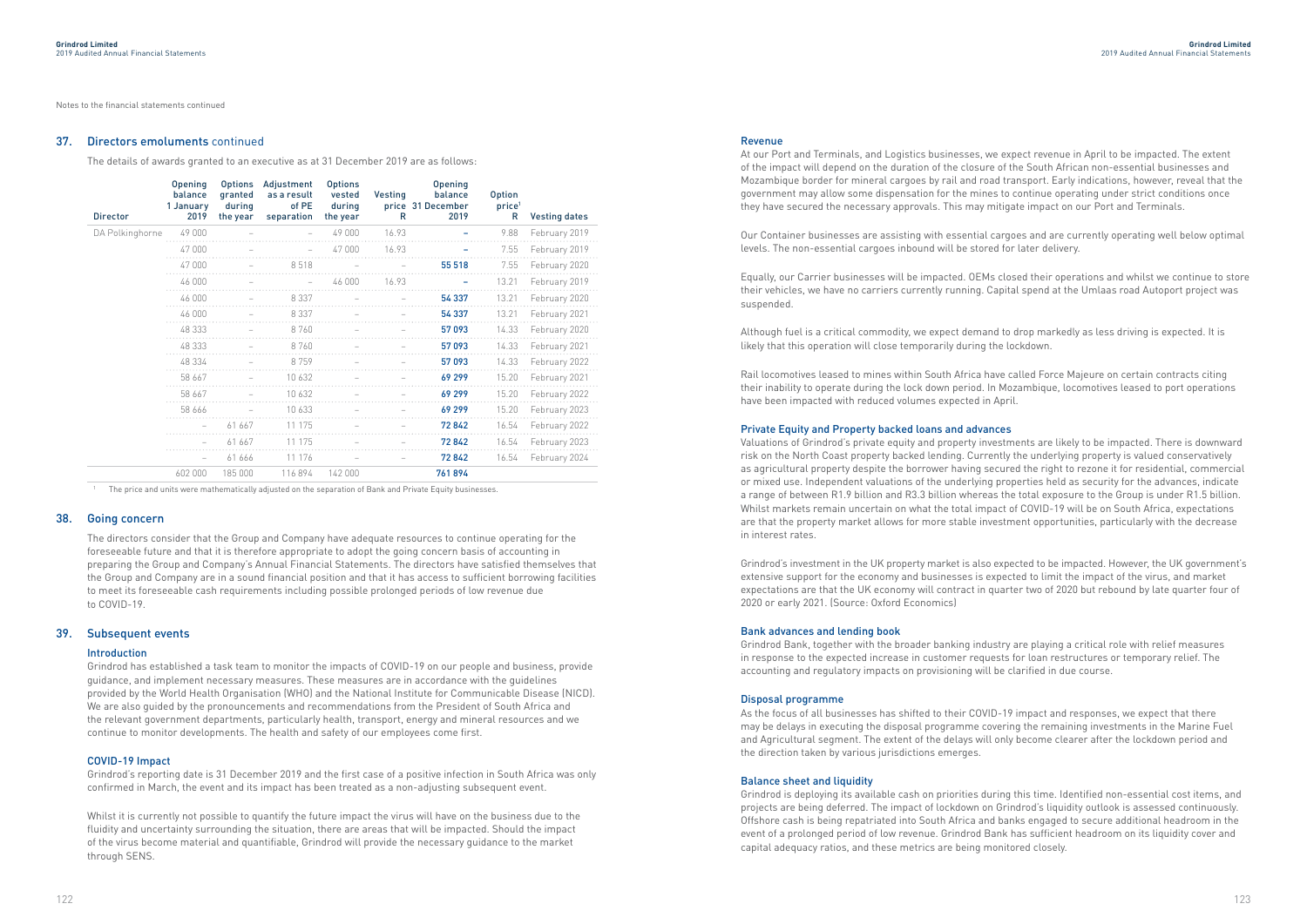Notes to the financial statements continued

## 37. Directors emoluments continued

The details of awards granted to an executive as at 31 December 2019 are as follows:

| Director | Opening balance 1 January 2019 | Options granted during the year | Adjustment as a result of PE separation | Options vested during the year | Vesting price R | Opening balance 31 December 2019 | Option price[1] R | Vesting dates |
|---|---|---|---|---|---|---|---|---|
| DA Polkinghorne | 49 000 | – | – | 49 000 | 16.93 | – | 9.88 | February 2019 |
| | 47 000 | – | – | 47 000 | 16.93 | – | 7.55 | February 2019 |
| | 47 000 | – | 8 518 | – | – | 55 518 | 7.55 | February 2020 |
| | 46 000 | – | – | 46 000 | 16.93 | – | 13.21 | February 2019 |
| | 46 000 | – | 8 337 | – | – | 54 337 | 13.21 | February 2020 |
| | 46 000 | – | 8 337 | – | – | 54 337 | 13.21 | February 2021 |
| | 48 333 | – | 8 760 | – | – | 57 093 | 14.33 | February 2020 |
| | 48 333 | – | 8 760 | – | – | 57 093 | 14.33 | February 2021 |
| | 48 334 | – | 8 759 | – | – | 57 093 | 14.33 | February 2022 |
| | 58 667 | – | 10 632 | – | – | 69 299 | 15.20 | February 2021 |
| | 58 667 | – | 10 632 | – | – | 69 299 | 15.20 | February 2022 |
| | 58 666 | – | 10 633 | – | – | 69 299 | 15.20 | February 2023 |
| | – | 61 667 | 11 175 | – | – | 72 842 | 16.54 | February 2022 |
| | – | 61 667 | 11 175 | – | – | 72 842 | 16.54 | February 2023 |
| | – | 61 666 | 11 176 | – | – | 72 842 | 16.54 | February 2024 |
| | 602 000 | 185 000 | 116 894 | 142 000 | | 761 894 | | |

[1] The price and units were mathematically adjusted on the separation of Bank and Private Equity businesses.

## 38. Going concern

The directors consider that the Group and Company have adequate resources to continue operating for the foreseeable future and that it is therefore appropriate to adopt the going concern basis of accounting in preparing the Group and Company's Annual Financial Statements. The directors have satisfied themselves that the Group and Company are in a sound financial position and that it has access to sufficient borrowing facilities to meet its foreseeable cash requirements including possible prolonged periods of low revenue due to COVID-19.

## 39. Subsequent events

### Introduction

Grindrod has established a task team to monitor the impacts of COVID-19 on our people and business, provide guidance, and implement necessary measures. These measures are in accordance with the guidelines provided by the World Health Organisation (WHO) and the National Institute for Communicable Disease (NICD). We are also guided by the pronouncements and recommendations from the President of South Africa and the relevant government departments, particularly health, transport, energy and mineral resources and we continue to monitor developments. The health and safety of our employees come first.

### COVID-19 Impact

Grindrod's reporting date is 31 December 2019 and the first case of a positive infection in South Africa was only confirmed in March, the event and its impact has been treated as a non-adjusting subsequent event.

Whilst it is currently not possible to quantify the future impact the virus will have on the business due to the fluidity and uncertainty surrounding the situation, there are areas that will be impacted. Should the impact of the virus become material and quantifiable, Grindrod will provide the necessary guidance to the market through SENS.

### Revenue

At our Port and Terminals, and Logistics businesses, we expect revenue in April to be impacted. The extent of the impact will depend on the duration of the closure of the South African non-essential businesses and Mozambique border for mineral cargoes by rail and road transport. Early indications, however, reveal that the government may allow some dispensation for the mines to continue operating under strict conditions once they have secured the necessary approvals. This may mitigate impact on our Port and Terminals.

Our Container businesses are assisting with essential cargoes and are currently operating well below optimal levels. The non-essential cargoes inbound will be stored for later delivery.

Equally, our Carrier businesses will be impacted. OEMs closed their operations and whilst we continue to store their vehicles, we have no carriers currently running. Capital spend at the Umlaas road Autoport project was suspended.

Although fuel is a critical commodity, we expect demand to drop markedly as less driving is expected. It is likely that this operation will close temporarily during the lockdown.

Rail locomotives leased to mines within South Africa have called Force Majeure on certain contracts citing their inability to operate during the lock down period. In Mozambique, locomotives leased to port operations have been impacted with reduced volumes expected in April.

### Private Equity and Property backed loans and advances

Valuations of Grindrod's private equity and property investments are likely to be impacted. There is downward risk on the North Coast property backed lending. Currently the underlying property is valued conservatively as agricultural property despite the borrower having secured the right to rezone it for residential, commercial or mixed use. Independent valuations of the underlying properties held as security for the advances, indicate a range of between R1.9 billion and R3.3 billion whereas the total exposure to the Group is under R1.5 billion. Whilst markets remain uncertain on what the total impact of COVID-19 will be on South Africa, expectations are that the property market allows for more stable investment opportunities, particularly with the decrease in interest rates.

Grindrod's investment in the UK property market is also expected to be impacted. However, the UK government's extensive support for the economy and businesses is expected to limit the impact of the virus, and market expectations are that the UK economy will contract in quarter two of 2020 but rebound by late quarter four of 2020 or early 2021. (Source: Oxford Economics)

### Bank advances and lending book

Grindrod Bank, together with the broader banking industry are playing a critical role with relief measures in response to the expected increase in customer requests for loan restructures or temporary relief. The accounting and regulatory impacts on provisioning will be clarified in due course.

### Disposal programme

As the focus of all businesses has shifted to their COVID-19 impact and responses, we expect that there may be delays in executing the disposal programme covering the remaining investments in the Marine Fuel and Agricultural segment. The extent of the delays will only become clearer after the lockdown period and the direction taken by various jurisdictions emerges.

### Balance sheet and liquidity

Grindrod is deploying its available cash on priorities during this time. Identified non-essential cost items, and projects are being deferred. The impact of lockdown on Grindrod's liquidity outlook is assessed continuously. Offshore cash is being repatriated into South Africa and banks engaged to secure additional headroom in the event of a prolonged period of low revenue. Grindrod Bank has sufficient headroom on its liquidity cover and capital adequacy ratios, and these metrics are being monitored closely.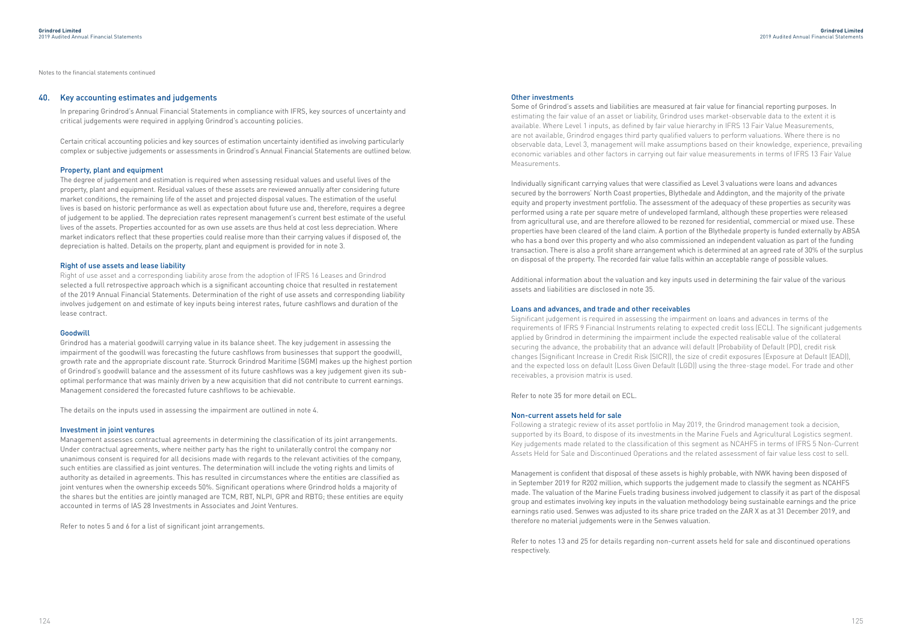Notes to the financial statements continued

## 40. Key accounting estimates and judgements

In preparing Grindrod's Annual Financial Statements in compliance with IFRS, key sources of uncertainty and critical judgements were required in applying Grindrod's accounting policies.

Certain critical accounting policies and key sources of estimation uncertainty identified as involving particularly complex or subjective judgements or assessments in Grindrod's Annual Financial Statements are outlined below.

### Property, plant and equipment

The degree of judgement and estimation is required when assessing residual values and useful lives of the property, plant and equipment. Residual values of these assets are reviewed annually after considering future market conditions, the remaining life of the asset and projected disposal values. The estimation of the useful lives is based on historic performance as well as expectation about future use and, therefore, requires a degree of judgement to be applied. The depreciation rates represent management's current best estimate of the useful lives of the assets. Properties accounted for as own use assets are thus held at cost less depreciation. Where market indicators reflect that these properties could realise more than their carrying values if disposed of, the depreciation is halted. Details on the property, plant and equipment is provided for in note 3.

### Right of use assets and lease liability

Right of use asset and a corresponding liability arose from the adoption of IFRS 16 Leases and Grindrod selected a full retrospective approach which is a significant accounting choice that resulted in restatement of the 2019 Annual Financial Statements. Determination of the right of use assets and corresponding liability involves judgement on and estimate of key inputs being interest rates, future cashflows and duration of the lease contract.

### Goodwill

Grindrod has a material goodwill carrying value in its balance sheet. The key judgement in assessing the impairment of the goodwill was forecasting the future cashflows from businesses that support the goodwill, growth rate and the appropriate discount rate. Sturrock Grindrod Maritime (SGM) makes up the highest portion of Grindrod's goodwill balance and the assessment of its future cashflows was a key judgement given its sub-optimal performance that was mainly driven by a new acquisition that did not contribute to current earnings. Management considered the forecasted future cashflows to be achievable.

The details on the inputs used in assessing the impairment are outlined in note 4.

### Investment in joint ventures

Management assesses contractual agreements in determining the classification of its joint arrangements. Under contractual agreements, where neither party has the right to unilaterally control the company nor unanimous consent is required for all decisions made with regards to the relevant activities of the company, such entities are classified as joint ventures. The determination will include the voting rights and limits of authority as detailed in agreements. This has resulted in circumstances where the entities are classified as joint ventures when the ownership exceeds 50%. Significant operations where Grindrod holds a majority of the shares but the entities are jointly managed are TCM, RBT, NLPI, GPR and RBTG; these entities are equity accounted in terms of IAS 28 Investments in Associates and Joint Ventures.

Refer to notes 5 and 6 for a list of significant joint arrangements.

### Other investments

Some of Grindrod's assets and liabilities are measured at fair value for financial reporting purposes. In estimating the fair value of an asset or liability, Grindrod uses market-observable data to the extent it is available. Where Level 1 inputs, as defined by fair value hierarchy in IFRS 13 Fair Value Measurements, are not available, Grindrod engages third party qualified valuers to perform valuations. Where there is no observable data, Level 3, management will make assumptions based on their knowledge, experience, prevailing economic variables and other factors in carrying out fair value measurements in terms of IFRS 13 Fair Value Measurements.

Individually significant carrying values that were classified as Level 3 valuations were loans and advances secured by the borrowers' North Coast properties, Blythedale and Addington, and the majority of the private equity and property investment portfolio. The assessment of the adequacy of these properties as security was performed using a rate per square metre of undeveloped farmland, although these properties were released from agricultural use, and are therefore allowed to be rezoned for residential, commercial or mixed use. These properties have been cleared of the land claim. A portion of the Blythedale property is funded externally by ABSA who has a bond over this property and who also commissioned an independent valuation as part of the funding transaction. There is also a profit share arrangement which is determined at an agreed rate of 30% of the surplus on disposal of the property. The recorded fair value falls within an acceptable range of possible values.

Additional information about the valuation and key inputs used in determining the fair value of the various assets and liabilities are disclosed in note 35.

### Loans and advances, and trade and other receivables

Significant judgement is required in assessing the impairment on loans and advances in terms of the requirements of IFRS 9 Financial Instruments relating to expected credit loss (ECL). The significant judgements applied by Grindrod in determining the impairment include the expected realisable value of the collateral securing the advance, the probability that an advance will default (Probability of Default (PD), credit risk changes (Significant Increase in Credit Risk (SICR)), the size of credit exposures (Exposure at Default (EAD)), and the expected loss on default (Loss Given Default (LGD)) using the three-stage model. For trade and other receivables, a provision matrix is used.

Refer to note 35 for more detail on ECL.

### Non-current assets held for sale

Following a strategic review of its asset portfolio in May 2019, the Grindrod management took a decision, supported by its Board, to dispose of its investments in the Marine Fuels and Agricultural Logistics segment. Key judgements made related to the classification of this segment as NCAHFS in terms of IFRS 5 Non-Current Assets Held for Sale and Discontinued Operations and the related assessment of fair value less cost to sell.

Management is confident that disposal of these assets is highly probable, with NWK having been disposed of in September 2019 for R202 million, which supports the judgement made to classify the segment as NCAHFS made. The valuation of the Marine Fuels trading business involved judgement to classify it as part of the disposal group and estimates involving key inputs in the valuation methodology being sustainable earnings and the price earnings ratio used. Senwes was adjusted to its share price traded on the ZAR X as at 31 December 2019, and therefore no material judgements were in the Senwes valuation.

Refer to notes 13 and 25 for details regarding non-current assets held for sale and discontinued operations respectively.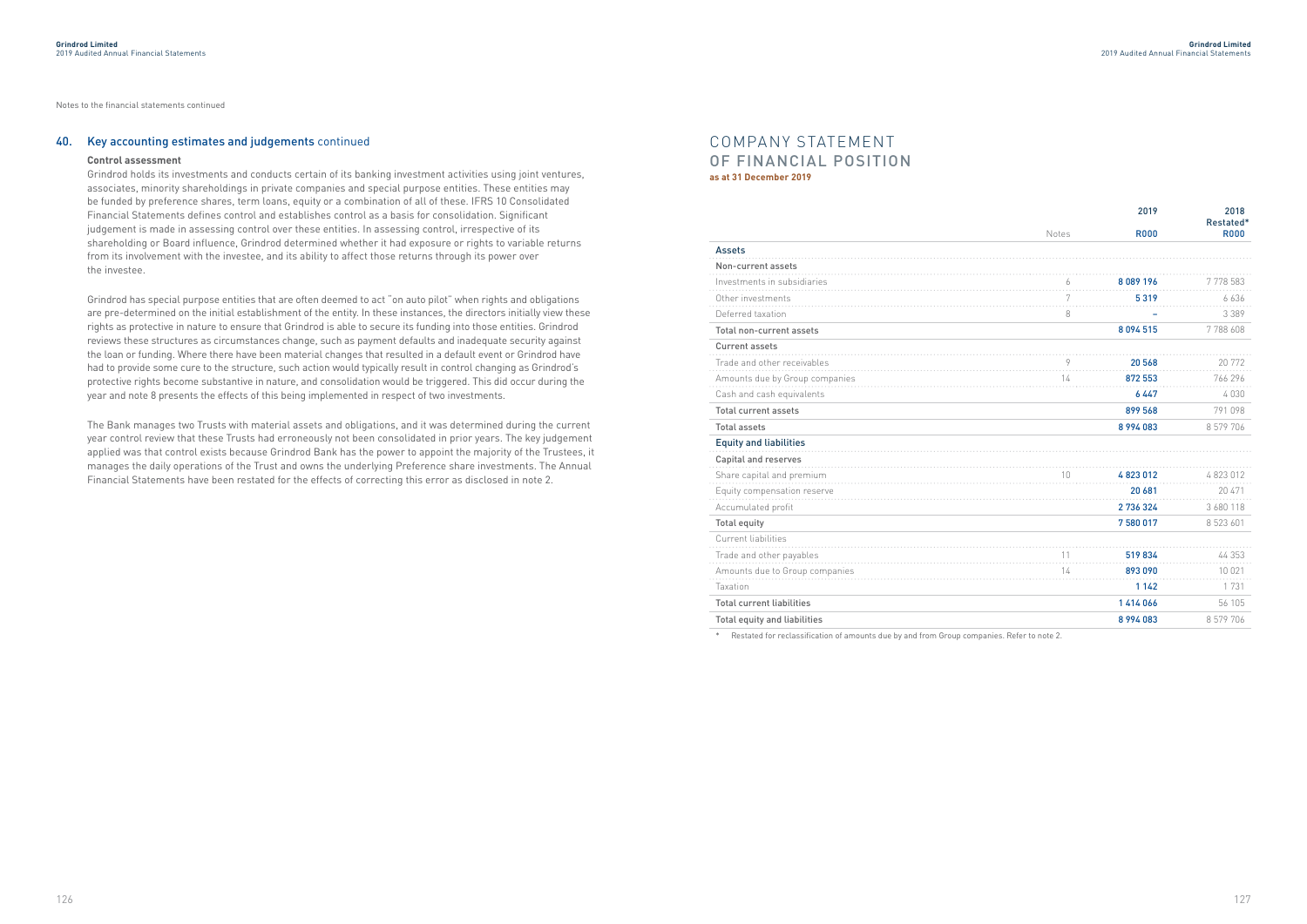Notes to the financial statements continued

## 40. Key accounting estimates and judgements continued

**Control assessment**

Grindrod holds its investments and conducts certain of its banking investment activities using joint ventures, associates, minority shareholdings in private companies and special purpose entities. These entities may be funded by preference shares, term loans, equity or a combination of all of these. IFRS 10 Consolidated Financial Statements defines control and establishes control as a basis for consolidation. Significant judgement is made in assessing control over these entities. In assessing control, irrespective of its shareholding or Board influence, Grindrod determined whether it had exposure or rights to variable returns from its involvement with the investee, and its ability to affect those returns through its power over the investee.

Grindrod has special purpose entities that are often deemed to act "on auto pilot" when rights and obligations are pre-determined on the initial establishment of the entity. In these instances, the directors initially view these rights as protective in nature to ensure that Grindrod is able to secure its funding into those entities. Grindrod reviews these structures as circumstances change, such as payment defaults and inadequate security against the loan or funding. Where there have been material changes that resulted in a default event or Grindrod have had to provide some cure to the structure, such action would typically result in control changing as Grindrod's protective rights become substantive in nature, and consolidation would be triggered. This did occur during the year and note 8 presents the effects of this being implemented in respect of two investments.

The Bank manages two Trusts with material assets and obligations, and it was determined during the current year control review that these Trusts had erroneously not been consolidated in prior years. The key judgement applied was that control exists because Grindrod Bank has the power to appoint the majority of the Trustees, it manages the daily operations of the Trust and owns the underlying Preference share investments. The Annual Financial Statements have been restated for the effects of correcting this error as disclosed in note 2.

# COMPANY STATEMENT OF FINANCIAL POSITION

**as at 31 December 2019**

| | Notes | 2019 R000 | 2018 Restated* R000 |
|---|---|---|---|
| **Assets** | | | |
| **Non-current assets** | | | |
| Investments in subsidiaries | 6 | 8 089 196 | 7 778 583 |
| Other investments | 7 | 5 319 | 6 636 |
| Deferred taxation | 8 | – | 3 389 |
| **Total non-current assets** | | 8 094 515 | 7 788 608 |
| **Current assets** | | | |
| Trade and other receivables | 9 | 20 568 | 20 772 |
| Amounts due by Group companies | 14 | 872 553 | 766 296 |
| Cash and cash equivalents | | 6 447 | 4 030 |
| **Total current assets** | | 899 568 | 791 098 |
| **Total assets** | | 8 994 083 | 8 579 706 |
| **Equity and liabilities** | | | |
| **Capital and reserves** | | | |
| Share capital and premium | 10 | 4 823 012 | 4 823 012 |
| Equity compensation reserve | | 20 681 | 20 471 |
| Accumulated profit | | 2 736 324 | 3 680 118 |
| **Total equity** | | 7 580 017 | 8 523 601 |
| Current liabilities | | | |
| Trade and other payables | 11 | 519 834 | 44 353 |
| Amounts due to Group companies | 14 | 893 090 | 10 021 |
| Taxation | | 1 142 | 1 731 |
| **Total current liabilities** | | 1 414 066 | 56 105 |
| **Total equity and liabilities** | | 8 994 083 | 8 579 706 |

\* Restated for reclassification of amounts due by and from Group companies. Refer to note 2.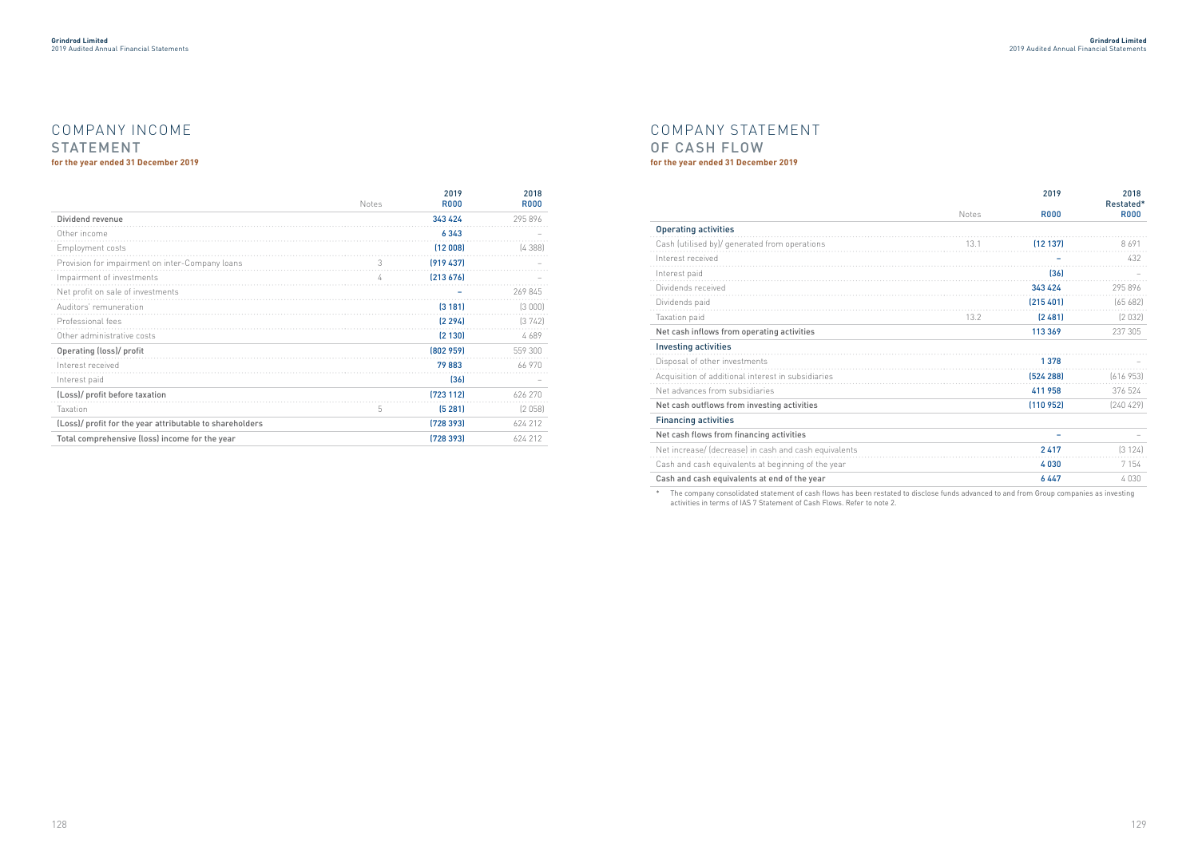# COMPANY INCOME STATEMENT

**for the year ended 31 December 2019**

| | Notes | 2019 R000 | 2018 R000 |
|---|---|---|---|
| Dividend revenue | | 343 424 | 295 896 |
| Other income | | 6 343 | – |
| Employment costs | | (12 008) | (4 388) |
| Provision for impairment on inter-Company loans | 3 | (919 437) | – |
| Impairment of investments | 4 | (213 676) | – |
| Net profit on sale of investments | | – | 269 845 |
| Auditors' remuneration | | (3 181) | (3 000) |
| Professional fees | | (2 294) | (3 742) |
| Other administrative costs | | (2 130) | 4 689 |
| **Operating (loss)/ profit** | | (802 959) | 559 300 |
| Interest received | | 79 883 | 66 970 |
| Interest paid | | (36) | – |
| **(Loss)/ profit before taxation** | | (723 112) | 626 270 |
| Taxation | 5 | (5 281) | (2 058) |
| **(Loss)/ profit for the year attributable to shareholders** | | (728 393) | 624 212 |
| **Total comprehensive (loss) income for the year** | | (728 393) | 624 212 |

# COMPANY STATEMENT OF CASH FLOW

**for the year ended 31 December 2019**

| | Notes | 2019 R000 | 2018 Restated* R000 |
|---|---|---|---|
| **Operating activities** | | | |
| Cash (utilised by)/ generated from operations | 13.1 | (12 137) | 8 691 |
| Interest received | | – | 432 |
| Interest paid | | (36) | – |
| Dividends received | | 343 424 | 295 896 |
| Dividends paid | | (215 401) | (65 682) |
| Taxation paid | 13.2 | (2 481) | (2 032) |
| **Net cash inflows from operating activities** | | 113 369 | 237 305 |
| **Investing activities** | | | |
| Disposal of other investments | | 1 378 | – |
| Acquisition of additional interest in subsidiaries | | (524 288) | (616 953) |
| Net advances from subsidiaries | | 411 958 | 376 524 |
| **Net cash outflows from investing activities** | | (110 952) | (240 429) |
| **Financing activities** | | | |
| **Net cash flows from financing activities** | | – | – |
| Net increase/ (decrease) in cash and cash equivalents | | 2 417 | (3 124) |
| Cash and cash equivalents at beginning of the year | | 4 030 | 7 154 |
| **Cash and cash equivalents at end of the year** | | 6 447 | 4 030 |

\* The company consolidated statement of cash flows has been restated to disclose funds advanced to and from Group companies as investing activities in terms of IAS 7 Statement of Cash Flows. Refer to note 2.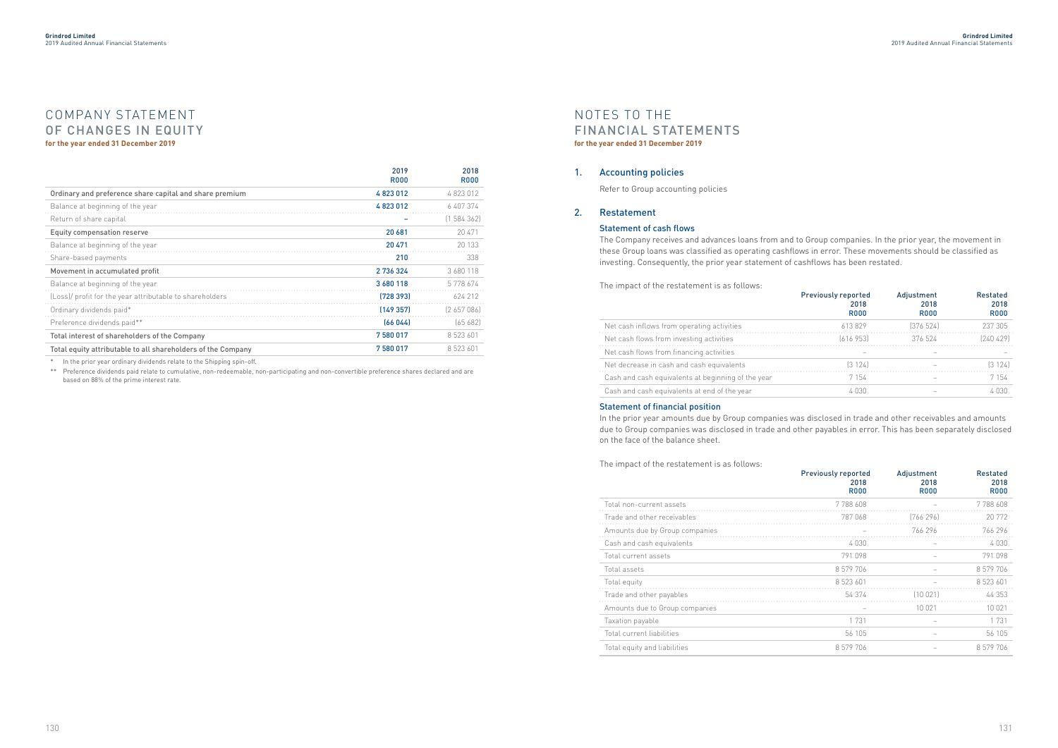# COMPANY STATEMENT OF CHANGES IN EQUITY

**for the year ended 31 December 2019**

| | 2019 R000 | 2018 R000 |
|---|---|---|
| **Ordinary and preference share capital and share premium** | **4 823 012** | 4 823 012 |
| Balance at beginning of the year | **4 823 012** | 6 407 374 |
| Return of share capital | **–** | (1 584 362) |
| **Equity compensation reserve** | **20 681** | 20 471 |
| Balance at beginning of the year | **20 471** | 20 133 |
| Share-based payments | **210** | 338 |
| **Movement in accumulated profit** | **2 736 324** | 3 680 118 |
| Balance at beginning of the year | **3 680 118** | 5 778 674 |
| (Loss)/ profit for the year attributable to shareholders | **(728 393)** | 624 212 |
| Ordinary dividends paid* | **(149 357)** | (2 657 086) |
| Preference dividends paid** | **(66 044)** | (65 682) |
| **Total interest of shareholders of the Company** | **7 580 017** | 8 523 601 |
| **Total equity attributable to all shareholders of the Company** | **7 580 017** | 8 523 601 |

\* In the prior year ordinary dividends relate to the Shipping spin-off.

\*\* Preference dividends paid relate to cumulative, non-redeemable, non-participating and non-convertible preference shares declared and are based on 88% of the prime interest rate.

# NOTES TO THE FINANCIAL STATEMENTS

**for the year ended 31 December 2019**

## 1. Accounting policies

Refer to Group accounting policies

## 2. Restatement

### Statement of cash flows

The Company receives and advances loans from and to Group companies. In the prior year, the movement in these Group loans was classified as operating cashflows in error. These movements should be classified as investing. Consequently, the prior year statement of cashflows has been restated.

The impact of the restatement is as follows:

| | Previously reported 2018 R000 | Adjustment 2018 R000 | Restated 2018 R000 |
|---|---|---|---|
| Net cash inflows from operating activities | 613 829 | (376 524) | 237 305 |
| Net cash flows from investing activities | (616 953) | 376 524 | (240 429) |
| Net cash flows from financing activities | – | – | – |
| Net decrease in cash and cash equivalents | (3 124) | – | (3 124) |
| Cash and cash equivalents at beginning of the year | 7 154 | – | 7 154 |
| Cash and cash equivalents at end of the year | 4 030 | – | 4 030 |

### Statement of financial position

In the prior year amounts due by Group companies was disclosed in trade and other receivables and amounts due to Group companies was disclosed in trade and other payables in error. This has been separately disclosed on the face of the balance sheet.

The impact of the restatement is as follows:

| | Previously reported 2018 R000 | Adjustment 2018 R000 | Restated 2018 R000 |
|---|---|---|---|
| Total non-current assets | 7 788 608 | – | 7 788 608 |
| Trade and other receivables | 787 068 | (766 296) | 20 772 |
| Amounts due by Group companies | – | 766 296 | 766 296 |
| Cash and cash equivalents | 4 030 | – | 4 030 |
| Total current assets | 791 098 | – | 791 098 |
| Total assets | 8 579 706 | – | 8 579 706 |
| Total equity | 8 523 601 | – | 8 523 601 |
| Trade and other payables | 54 374 | (10 021) | 44 353 |
| Amounts due to Group companies | – | 10 021 | 10 021 |
| Taxation payable | 1 731 | – | 1 731 |
| Total current liabilities | 56 105 | – | 56 105 |
| Total equity and liabilities | 8 579 706 | – | 8 579 706 |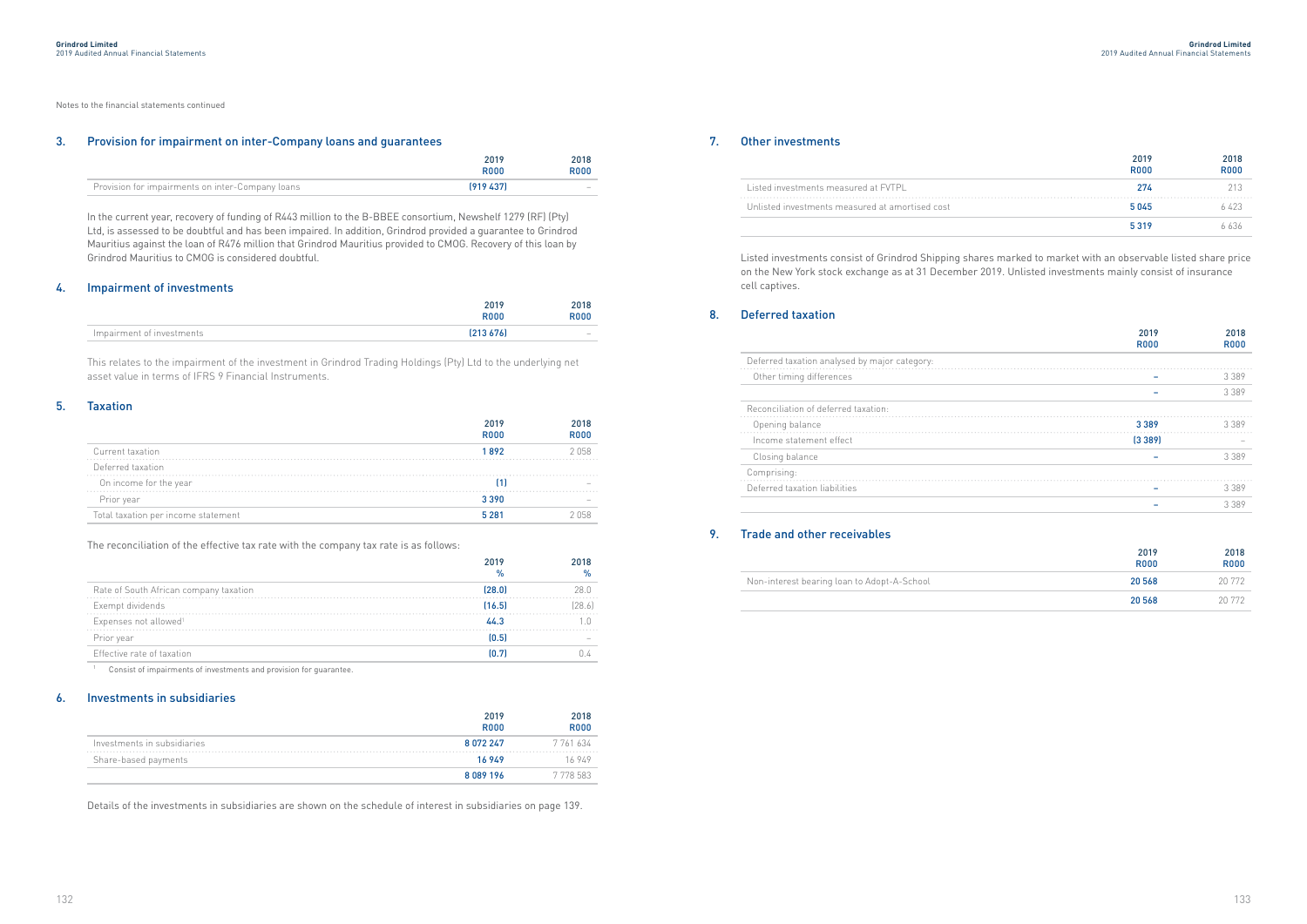Notes to the financial statements continued

## 3. Provision for impairment on inter-Company loans and guarantees

| | 2019 R000 | 2018 R000 |
|---|---|---|
| Provision for impairments on inter-Company loans | (919 437) | – |

In the current year, recovery of funding of R443 million to the B-BBEE consortium, Newshelf 1279 (RF) (Pty) Ltd, is assessed to be doubtful and has been impaired. In addition, Grindrod provided a guarantee to Grindrod Mauritius against the loan of R476 million that Grindrod Mauritius provided to CMOG. Recovery of this loan by Grindrod Mauritius to CMOG is considered doubtful.

## 4. Impairment of investments

| | 2019 R000 | 2018 R000 |
|---|---|---|
| Impairment of investments | (213 676) | – |

This relates to the impairment of the investment in Grindrod Trading Holdings (Pty) Ltd to the underlying net asset value in terms of IFRS 9 Financial Instruments.

## 5. Taxation

| | 2019 R000 | 2018 R000 |
|---|---|---|
| Current taxation | 1 892 | 2 058 |
| Deferred taxation | | |
| On income for the year | (1) | – |
| Prior year | 3 390 | – |
| Total taxation per income statement | 5 281 | 2 058 |

The reconciliation of the effective tax rate with the company tax rate is as follows:

| | 2019 % | 2018 % |
|---|---|---|
| Rate of South African company taxation | (28.0) | 28.0 |
| Exempt dividends | (16.5) | (28.6) |
| Expenses not allowed[1] | 44.3 | 1.0 |
| Prior year | (0.5) | – |
| Effective rate of taxation | (0.7) | 0.4 |

[1] Consist of impairments of investments and provision for guarantee.

## 6. Investments in subsidiaries

| | 2019 R000 | 2018 R000 |
|---|---|---|
| Investments in subsidiaries | 8 072 247 | 7 761 634 |
| Share-based payments | 16 949 | 16 949 |
| | 8 089 196 | 7 778 583 |

Details of the investments in subsidiaries are shown on the schedule of interest in subsidiaries on page 139.

## 7. Other investments

| | 2019 R000 | 2018 R000 |
|---|---|---|
| Listed investments measured at FVTPL | 274 | 213 |
| Unlisted investments measured at amortised cost | 5 045 | 6 423 |
| | 5 319 | 6 636 |

Listed investments consist of Grindrod Shipping shares marked to market with an observable listed share price on the New York stock exchange as at 31 December 2019. Unlisted investments mainly consist of insurance cell captives.

## 8. Deferred taxation

| | 2019 R000 | 2018 R000 |
|---|---|---|
| Deferred taxation analysed by major category: | | |
| Other timing differences | – | 3 389 |
| | – | 3 389 |
| Reconciliation of deferred taxation: | | |
| Opening balance | 3 389 | 3 389 |
| Income statement effect | (3 389) | – |
| Closing balance | – | 3 389 |
| Comprising: | | |
| Deferred taxation liabilities | – | 3 389 |
| | – | 3 389 |

## 9. Trade and other receivables

| | 2019 R000 | 2018 R000 |
|---|---|---|
| Non-interest bearing loan to Adopt-A-School | 20 568 | 20 772 |
| | 20 568 | 20 772 |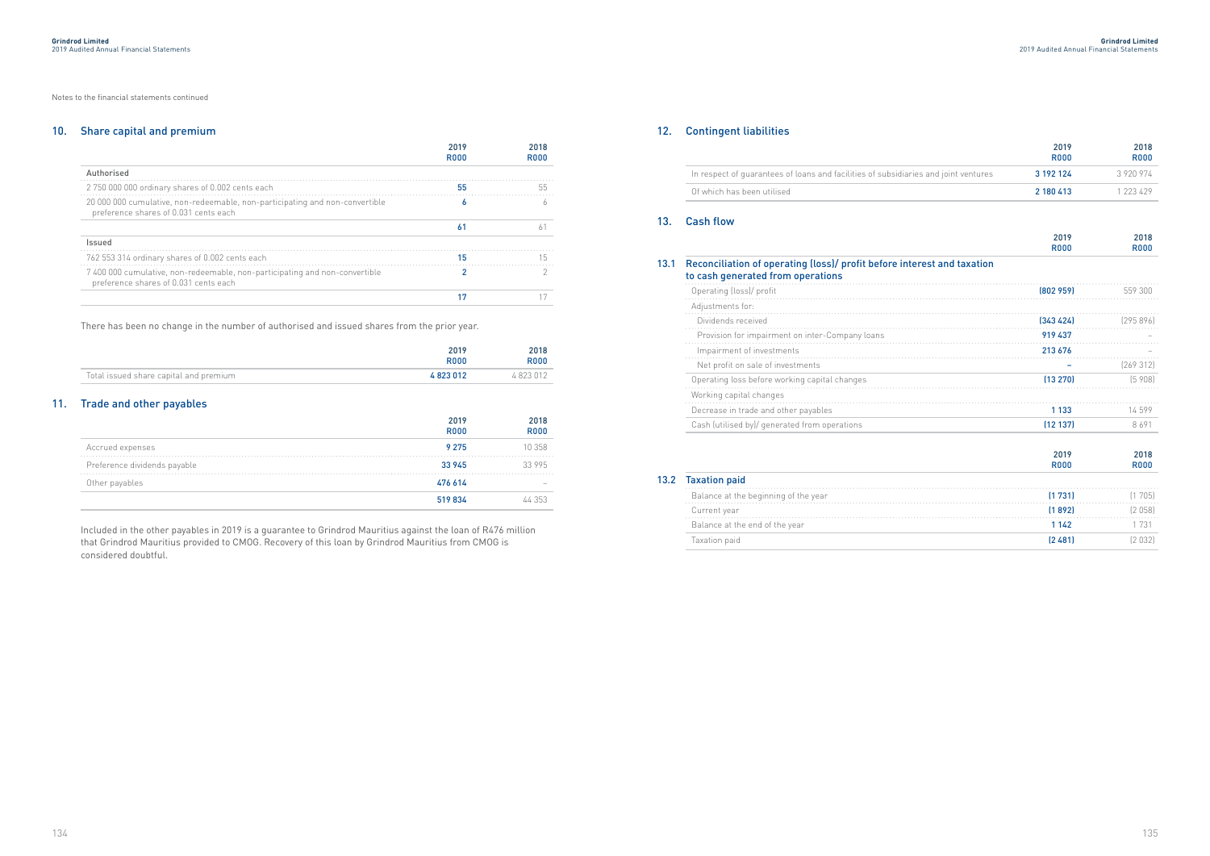Notes to the financial statements continued

## 10. Share capital and premium

| | 2019 R000 | 2018 R000 |
|---|---|---|
| **Authorised** | | |
| 2 750 000 000 ordinary shares of 0.002 cents each | 55 | 55 |
| 20 000 000 cumulative, non-redeemable, non-participating and non-convertible preference shares of 0.031 cents each | 6 | 6 |
| | 61 | 61 |
| **Issued** | | |
| 762 553 314 ordinary shares of 0.002 cents each | 15 | 15 |
| 7 400 000 cumulative, non-redeemable, non-participating and non-convertible preference shares of 0.031 cents each | 2 | 2 |
| | 17 | 17 |

There has been no change in the number of authorised and issued shares from the prior year.

| | 2019 R000 | 2018 R000 |
|---|---|---|
| Total issued share capital and premium | 4 823 012 | 4 823 012 |

## 11. Trade and other payables

| | 2019 R000 | 2018 R000 |
|---|---|---|
| Accrued expenses | 9 275 | 10 358 |
| Preference dividends payable | 33 945 | 33 995 |
| Other payables | 476 614 | – |
| | 519 834 | 44 353 |

Included in the other payables in 2019 is a guarantee to Grindrod Mauritius against the loan of R476 million that Grindrod Mauritius provided to CMOG. Recovery of this loan by Grindrod Mauritius from CMOG is considered doubtful.

## 12. Contingent liabilities

| | 2019 R000 | 2018 R000 |
|---|---|---|
| In respect of guarantees of loans and facilities of subsidiaries and joint ventures | 3 192 124 | 3 920 974 |
| Of which has been utilised | 2 180 413 | 1 223 429 |

## 13. Cash flow

### 13.1 Reconciliation of operating (loss)/ profit before interest and taxation to cash generated from operations

| | 2019 R000 | 2018 R000 |
|---|---|---|
| Operating (loss)/ profit | (802 959) | 559 300 |
| Adjustments for: | | |
| Dividends received | (343 424) | (295 896) |
| Provision for impairment on inter-Company loans | 919 437 | – |
| Impairment of investments | 213 676 | – |
| Net profit on sale of investments | – | (269 312) |
| Operating loss before working capital changes | (13 270) | (5 908) |
| Working capital changes | | |
| Decrease in trade and other payables | 1 133 | 14 599 |
| Cash (utilised by)/ generated from operations | (12 137) | 8 691 |

### 13.2 Taxation paid

| | 2019 R000 | 2018 R000 |
|---|---|---|
| Balance at the beginning of the year | (1 731) | (1 705) |
| Current year | (1 892) | (2 058) |
| Balance at the end of the year | 1 142 | 1 731 |
| Taxation paid | (2 481) | (2 032) |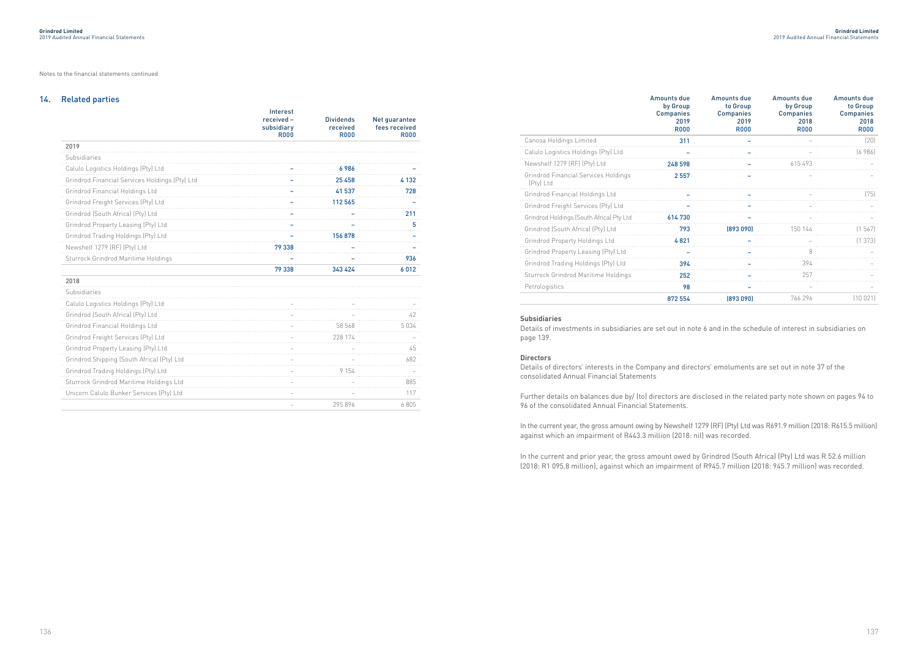Notes to the financial statements continued

## 14. Related parties

| | Interest received – subsidiary R000 | Dividends received R000 | Net guarantee fees received R000 |
|---|---|---|---|
| **2019** | | | |
| Subsidiaries | | | |
| Calulo Logistics Holdings (Pty) Ltd | – | 6 986 | – |
| Grindrod Financial Services Holdings (Pty) Ltd | – | 25 458 | 4 132 |
| Grindrod Financial Holdings Ltd | – | 41 537 | 728 |
| Grindrod Freight Services (Pty) Ltd | – | 112 565 | – |
| Grindrod (South Africa) (Pty) Ltd | – | – | 211 |
| Grindrod Property Leasing (Pty) Ltd | – | – | 5 |
| Grindrod Trading Holdings (Pty) Ltd | – | 156 878 | – |
| Newshelf 1279 (RF) (Pty) Ltd | 79 338 | – | – |
| Sturrock Grindrod Maritime Holdings | – | – | 936 |
| | 79 338 | 343 424 | 6 012 |
| **2018** | | | |
| Subsidiaries | | | |
| Calulo Logistics Holdings (Pty) Ltd | – | – | – |
| Grindrod (South Africa) (Pty) Ltd | – | – | 42 |
| Grindrod Financial Holdings Ltd | – | 58 568 | 5 034 |
| Grindrod Freight Services (Pty) Ltd | – | 228 174 | – |
| Grindrod Property Leasing (Pty) Ltd | – | – | 45 |
| Grindrod Shipping (South Africa) (Pty) Ltd | – | – | 682 |
| Grindrod Trading Holdings (Pty) Ltd | – | 9 154 | – |
| Sturrock Grindrod Maritime Holdings Ltd | – | – | 885 |
| Unicorn Calulo Bunker Services (Pty) Ltd | – | – | 117 |
| | – | 295 896 | 6 805 |

| | Amounts due by Group Companies 2019 R000 | Amounts due to Group Companies 2019 R000 | Amounts due by Group Companies 2018 R000 | Amounts due to Group Companies 2018 R000 |
|---|---|---|---|---|
| Canosa Holdings Limited | 311 | – | – | (20) |
| Calulo Logistics Holdings (Pty) Ltd | – | – | – | (6 986) |
| Newshelf 1279 (RF) (Pty) Ltd | 248 598 | – | 615 493 | – |
| Grindrod Financial Services Holdings (Pty) Ltd | 2 557 | – | – | – |
| Grindrod Financial Holdings Ltd | – | – | – | (75) |
| Grindrod Freight Services (Pty) Ltd | – | – | – | – |
| Grindrod Holdings (South Africa) Pty Ltd | 614 730 | – | – | – |
| Grindrod (South Africa) (Pty) Ltd | 793 | (893 090) | 150 144 | (1 567) |
| Grindrod Property Holdings Ltd | 4 821 | – | – | (1 373) |
| Grindrod Property Leasing (Pty) Ltd | – | – | 8 | – |
| Grindrod Trading Holdings (Pty) Ltd | 394 | – | 394 | – |
| Sturrock Grindrod Maritime Holdings | 252 | – | 257 | – |
| Petrologistics | 98 | – | – | – |
| | 872 554 | (893 090) | 766 296 | (10 021) |

**Subsidiaries**

Details of investments in subsidiaries are set out in note 6 and in the schedule of interest in subsidiaries on page 139.

**Directors**

Details of directors' interests in the Company and directors' emoluments are set out in note 37 of the consolidated Annual Financial Statements

Further details on balances due by/ (to) directors are disclosed in the related party note shown on pages 94 to 96 of the consolidated Annual Financial Statements.

In the current year, the gross amount owing by Newshelf 1279 (RF) (Pty) Ltd was R691.9 million (2018: R615.5 million) against which an impairment of R443.3 million (2018: nil) was recorded.

In the current and prior year, the gross amount owed by Grindrod (South Africa) (Pty) Ltd was R 52.6 million (2018: R1 095.8 million), against which an impairment of R945.7 million (2018: 945.7 million) was recorded.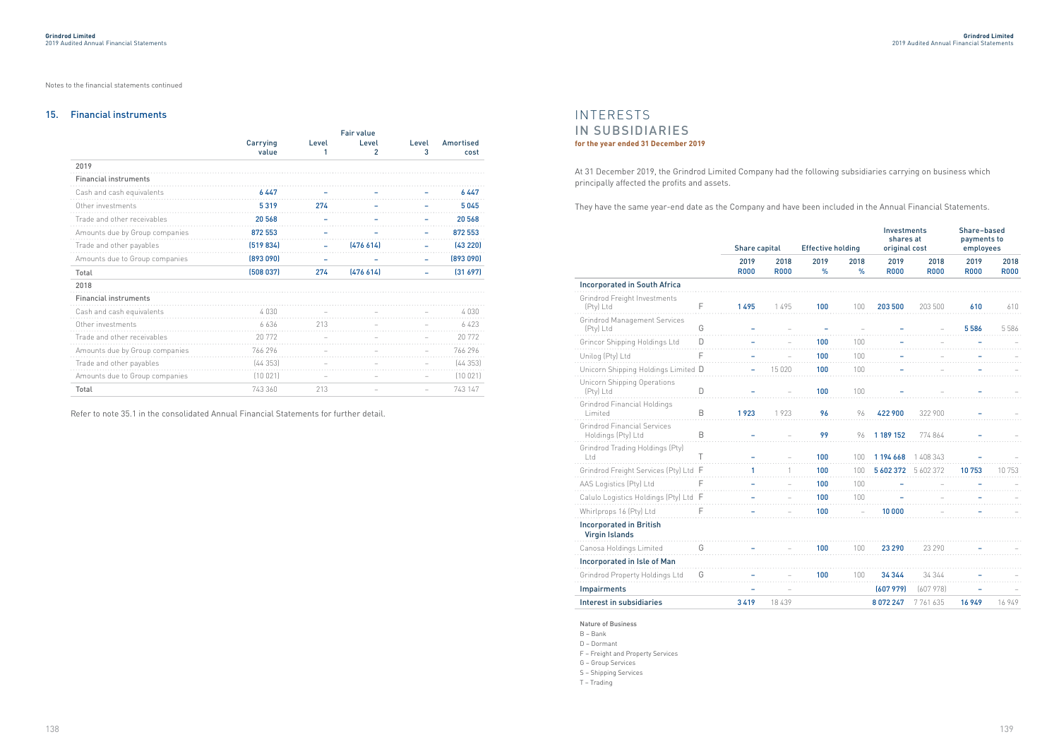Notes to the financial statements continued

## 15. Financial instruments

| | Carrying value | Fair value Level 1 | Level 2 | Level 3 | Amortised cost |
|---|---|---|---|---|---|
| **2019** | | | | | |
| **Financial instruments** | | | | | |
| Cash and cash equivalents | 6 447 | – | – | – | 6 447 |
| Other investments | 5 319 | 274 | – | – | 5 045 |
| Trade and other receivables | 20 568 | – | – | – | 20 568 |
| Amounts due by Group companies | 872 553 | – | – | – | 872 553 |
| Trade and other payables | (519 834) | – | (476 614) | – | (43 220) |
| Amounts due to Group companies | (893 090) | – | – | – | (893 090) |
| **Total** | (508 037) | 274 | (476 614) | – | (31 697) |
| **2018** | | | | | |
| **Financial instruments** | | | | | |
| Cash and cash equivalents | 4 030 | – | – | – | 4 030 |
| Other investments | 6 636 | 213 | – | – | 6 423 |
| Trade and other receivables | 20 772 | – | – | – | 20 772 |
| Amounts due by Group companies | 766 296 | – | – | – | 766 296 |
| Trade and other payables | (44 353) | – | – | – | (44 353) |
| Amounts due to Group companies | (10 021) | – | – | – | (10 021) |
| **Total** | 743 360 | 213 | – | – | 743 147 |

Refer to note 35.1 in the consolidated Annual Financial Statements for further detail.

# INTERESTS IN SUBSIDIARIES

**for the year ended 31 December 2019**

At 31 December 2019, the Grindrod Limited Company had the following subsidiaries carrying on business which principally affected the profits and assets.

They have the same year-end date as the Company and have been included in the Annual Financial Statements.

| | | Share capital | | Effective holding | | Investments shares at original cost | | Share-based payments to employees | |
|---|---|---|---|---|---|---|---|---|---|
| | | 2019 R000 | 2018 R000 | 2019 % | 2018 % | 2019 R000 | 2018 R000 | 2019 R000 | 2018 R000 |
| **Incorporated in South Africa** | | | | | | | | | |
| Grindrod Freight Investments (Pty) Ltd | F | 1 495 | 1 495 | 100 | 100 | 203 500 | 203 500 | 610 | 610 |
| Grindrod Management Services (Pty) Ltd | G | – | – | – | – | – | – | 5 586 | 5 586 |
| Grincor Shipping Holdings Ltd | D | – | – | 100 | 100 | – | – | – | – |
| Unilog (Pty) Ltd | F | – | – | 100 | 100 | – | – | – | – |
| Unicorn Shipping Holdings Limited | D | – | 15 020 | 100 | 100 | – | – | – | – |
| Unicorn Shipping Operations (Pty) Ltd | D | – | – | 100 | 100 | – | – | – | – |
| Grindrod Financial Holdings Limited | B | 1 923 | 1 923 | 96 | 96 | 422 900 | 322 900 | – | – |
| Grindrod Financial Services Holdings (Pty) Ltd | B | – | – | 99 | 96 | 1 189 152 | 774 864 | – | – |
| Grindrod Trading Holdings (Pty) Ltd | T | – | – | 100 | 100 | 1 194 668 | 1 408 343 | – | – |
| Grindrod Freight Services (Pty) Ltd | F | 1 | 1 | 100 | 100 | 5 602 372 | 5 602 372 | 10 753 | 10 753 |
| AAS Logistics (Pty) Ltd | F | – | – | 100 | 100 | – | – | – | – |
| Calulo Logistics Holdings (Pty) Ltd | F | – | – | 100 | 100 | – | – | – | – |
| Whirlprops 16 (Pty) Ltd | F | – | – | 100 | – | 10 000 | – | – | – |
| **Incorporated in British Virgin Islands** | | | | | | | | | |
| Canosa Holdings Limited | G | – | – | 100 | 100 | 23 290 | 23 290 | – | – |
| **Incorporated in Isle of Man** | | | | | | | | | |
| Grindrod Property Holdings Ltd | G | – | – | 100 | 100 | 34 344 | 34 344 | – | – |
| **Impairments** | | – | – | | | (607 979) | (607 978) | – | – |
| **Interest in subsidiaries** | | 3 419 | 18 439 | | | 8 072 247 | 7 761 635 | 16 949 | 16 949 |

Nature of Business

B – Bank
D – Dormant
F – Freight and Property Services
G – Group Services
S – Shipping Services
T – Trading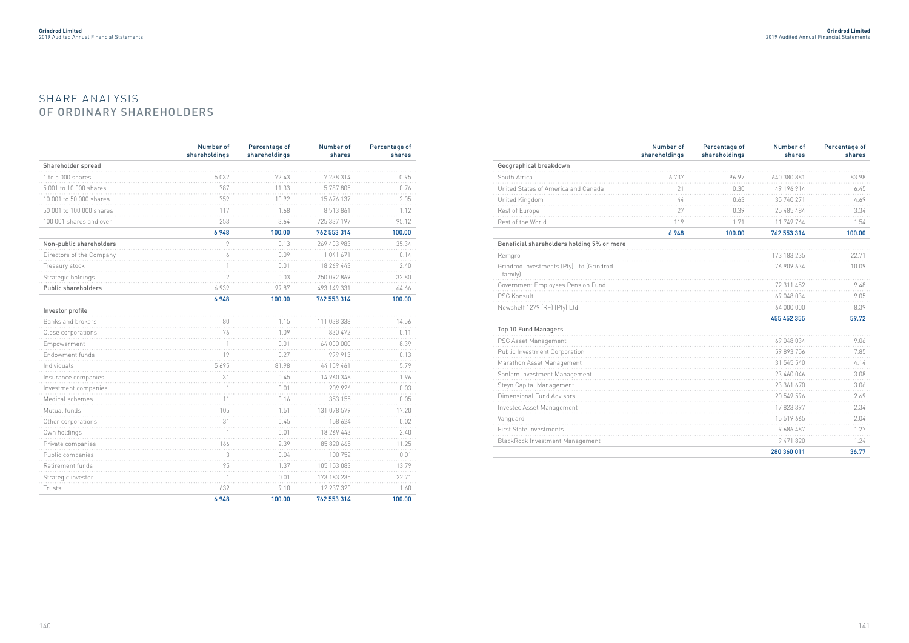# SHARE ANALYSIS
## OF ORDINARY SHAREHOLDERS

| | Number of shareholdings | Percentage of shareholdings | Number of shares | Percentage of shares |
|---|---|---|---|---|
| **Shareholder spread** | | | | |
| 1 to 5 000 shares | 5 032 | 72.43 | 7 238 314 | 0.95 |
| 5 001 to 10 000 shares | 787 | 11.33 | 5 787 805 | 0.76 |
| 10 001 to 50 000 shares | 759 | 10.92 | 15 676 137 | 2.05 |
| 50 001 to 100 000 shares | 117 | 1.68 | 8 513 861 | 1.12 |
| 100 001 shares and over | 253 | 3.64 | 725 337 197 | 95.12 |
| | **6 948** | **100.00** | **762 553 314** | **100.00** |
| **Non-public shareholders** | 9 | 0.13 | 269 403 983 | 35.34 |
| Directors of the Company | 6 | 0.09 | 1 041 671 | 0.14 |
| Treasury stock | 1 | 0.01 | 18 269 443 | 2.40 |
| Strategic holdings | 2 | 0.03 | 250 092 869 | 32.80 |
| **Public shareholders** | 6 939 | 99.87 | 493 149 331 | 64.66 |
| | **6 948** | **100.00** | **762 553 314** | **100.00** |
| **Investor profile** | | | | |
| Banks and brokers | 80 | 1.15 | 111 038 338 | 14.56 |
| Close corporations | 76 | 1.09 | 830 472 | 0.11 |
| Empowerment | 1 | 0.01 | 64 000 000 | 8.39 |
| Endowment funds | 19 | 0.27 | 999 913 | 0.13 |
| Individuals | 5 695 | 81.98 | 44 159 461 | 5.79 |
| Insurance companies | 31 | 0.45 | 14 960 348 | 1.96 |
| Investment companies | 1 | 0.01 | 209 926 | 0.03 |
| Medical schemes | 11 | 0.16 | 353 155 | 0.05 |
| Mutual funds | 105 | 1.51 | 131 078 579 | 17.20 |
| Other corporations | 31 | 0.45 | 158 624 | 0.02 |
| Own holdings | 1 | 0.01 | 18 269 443 | 2.40 |
| Private companies | 166 | 2.39 | 85 820 665 | 11.25 |
| Public companies | 3 | 0.04 | 100 752 | 0.01 |
| Retirement funds | 95 | 1.37 | 105 153 083 | 13.79 |
| Strategic investor | 1 | 0.01 | 173 183 235 | 22.71 |
| Trusts | 632 | 9.10 | 12 237 320 | 1.60 |
| | **6 948** | **100.00** | **762 553 314** | **100.00** |

| | Number of shareholdings | Percentage of shareholdings | Number of shares | Percentage of shares |
|---|---|---|---|---|
| **Geographical breakdown** | | | | |
| South Africa | 6 737 | 96.97 | 640 380 881 | 83.98 |
| United States of America and Canada | 21 | 0.30 | 49 196 914 | 6.45 |
| United Kingdom | 44 | 0.63 | 35 740 271 | 4.69 |
| Rest of Europe | 27 | 0.39 | 25 485 484 | 3.34 |
| Rest of the World | 119 | 1.71 | 11 749 764 | 1.54 |
| | **6 948** | **100.00** | **762 553 314** | **100.00** |
| **Beneficial shareholders holding 5% or more** | | | | |
| Remgro | | | 173 183 235 | 22.71 |
| Grindrod Investments (Pty) Ltd (Grindrod family) | | | 76 909 634 | 10.09 |
| Government Employees Pension Fund | | | 72 311 452 | 9.48 |
| PSG Konsult | | | 69 048 034 | 9.05 |
| Newshelf 1279 (RF) (Pty) Ltd | | | 64 000 000 | 8.39 |
| | | | **455 452 355** | **59.72** |
| **Top 10 Fund Managers** | | | | |
| PSG Asset Management | | | 69 048 034 | 9.06 |
| Public Investment Corporation | | | 59 893 756 | 7.85 |
| Marathon Asset Management | | | 31 545 540 | 4.14 |
| Sanlam Investment Management | | | 23 460 046 | 3.08 |
| Steyn Capital Management | | | 23 361 670 | 3.06 |
| Dimensional Fund Advisors | | | 20 549 596 | 2.69 |
| Investec Asset Management | | | 17 823 397 | 2.34 |
| Vanguard | | | 15 519 665 | 2.04 |
| First State Investments | | | 9 686 487 | 1.27 |
| BlackRock Investment Management | | | 9 471 820 | 1.24 |
| | | | **280 360 011** | **36.77** |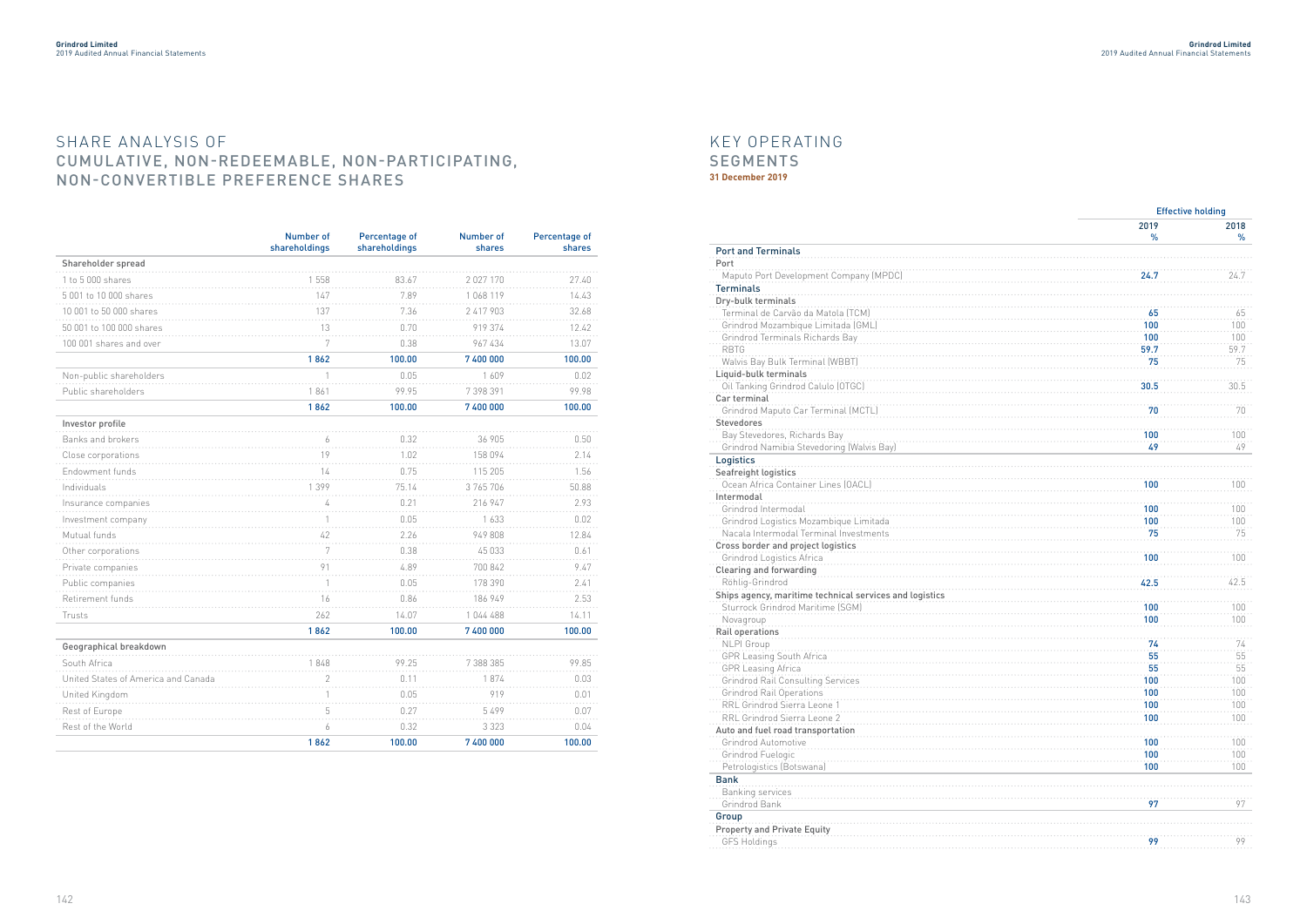# SHARE ANALYSIS OF CUMULATIVE, NON-REDEEMABLE, NON-PARTICIPATING, NON-CONVERTIBLE PREFERENCE SHARES

| | Number of shareholdings | Percentage of shareholdings | Number of shares | Percentage of shares |
|---|---|---|---|---|
| **Shareholder spread** | | | | |
| 1 to 5 000 shares | 1 558 | 83.67 | 2 027 170 | 27.40 |
| 5 001 to 10 000 shares | 147 | 7.89 | 1 068 119 | 14.43 |
| 10 001 to 50 000 shares | 137 | 7.36 | 2 417 903 | 32.68 |
| 50 001 to 100 000 shares | 13 | 0.70 | 919 374 | 12.42 |
| 100 001 shares and over | 7 | 0.38 | 967 434 | 13.07 |
| | **1 862** | **100.00** | **7 400 000** | **100.00** |
| Non-public shareholders | 1 | 0.05 | 1 609 | 0.02 |
| Public shareholders | 1 861 | 99.95 | 7 398 391 | 99.98 |
| | **1 862** | **100.00** | **7 400 000** | **100.00** |
| **Investor profile** | | | | |
| Banks and brokers | 6 | 0.32 | 36 905 | 0.50 |
| Close corporations | 19 | 1.02 | 158 094 | 2.14 |
| Endowment funds | 14 | 0.75 | 115 205 | 1.56 |
| Individuals | 1 399 | 75.14 | 3 765 706 | 50.88 |
| Insurance companies | 4 | 0.21 | 216 947 | 2.93 |
| Investment company | 1 | 0.05 | 1 633 | 0.02 |
| Mutual funds | 42 | 2.26 | 949 808 | 12.84 |
| Other corporations | 7 | 0.38 | 45 033 | 0.61 |
| Private companies | 91 | 4.89 | 700 842 | 9.47 |
| Public companies | 1 | 0.05 | 178 390 | 2.41 |
| Retirement funds | 16 | 0.86 | 186 949 | 2.53 |
| Trusts | 262 | 14.07 | 1 044 488 | 14.11 |
| | **1 862** | **100.00** | **7 400 000** | **100.00** |
| **Geographical breakdown** | | | | |
| South Africa | 1 848 | 99.25 | 7 388 385 | 99.85 |
| United States of America and Canada | 2 | 0.11 | 1 874 | 0.03 |
| United Kingdom | 1 | 0.05 | 919 | 0.01 |
| Rest of Europe | 5 | 0.27 | 5 499 | 0.07 |
| Rest of the World | 6 | 0.32 | 3 323 | 0.04 |
| | **1 862** | **100.00** | **7 400 000** | **100.00** |

# KEY OPERATING SEGMENTS

**31 December 2019**

| | Effective holding | |
|---|---|---|
| | 2019 % | 2018 % |
| **Port and Terminals** | | |
| **Port** | | |
| Maputo Port Development Company (MPDC) | **24.7** | 24.7 |
| **Terminals** | | |
| **Dry-bulk terminals** | | |
| Terminal de Carvão da Matola (TCM) | **65** | 65 |
| Grindrod Mozambique Limitada (GML) | **100** | 100 |
| Grindrod Terminals Richards Bay | **100** | 100 |
| RBTG | **59.7** | 59.7 |
| Walvis Bay Bulk Terminal (WBBT) | **75** | 75 |
| **Liquid-bulk terminals** | | |
| Oil Tanking Grindrod Calulo (OTGC) | **30.5** | 30.5 |
| **Car terminal** | | |
| Grindrod Maputo Car Terminal (MCTL) | **70** | 70 |
| **Stevedores** | | |
| Bay Stevedores, Richards Bay | **100** | 100 |
| Grindrod Namibia Stevedoring (Walvis Bay) | **49** | 49 |
| **Logistics** | | |
| **Seafreight logistics** | | |
| Ocean Africa Container Lines (OACL) | **100** | 100 |
| **Intermodal** | | |
| Grindrod Intermodal | **100** | 100 |
| Grindrod Logistics Mozambique Limitada | **100** | 100 |
| Nacala Intermodal Terminal Investments | **75** | 75 |
| **Cross border and project logistics** | | |
| Grindrod Logistics Africa | **100** | 100 |
| **Clearing and forwarding** | | |
| Röhlig-Grindrod | **42.5** | 42.5 |
| **Ships agency, maritime technical services and logistics** | | |
| Sturrock Grindrod Maritime (SGM) | **100** | 100 |
| Novagroup | **100** | 100 |
| **Rail operations** | | |
| NLPI Group | **74** | 74 |
| GPR Leasing South Africa | **55** | 55 |
| GPR Leasing Africa | **55** | 55 |
| Grindrod Rail Consulting Services | **100** | 100 |
| Grindrod Rail Operations | **100** | 100 |
| RRL Grindrod Sierra Leone 1 | **100** | 100 |
| RRL Grindrod Sierra Leone 2 | **100** | 100 |
| **Auto and fuel road transportation** | | |
| Grindrod Automotive | **100** | 100 |
| Grindrod Fuelogic | **100** | 100 |
| Petrologistics (Botswana) | **100** | 100 |
| **Bank** | | |
| Banking services | | |
| Grindrod Bank | **97** | 97 |
| **Group** | | |
| **Property and Private Equity** | | |
| GFS Holdings | **99** | 99 |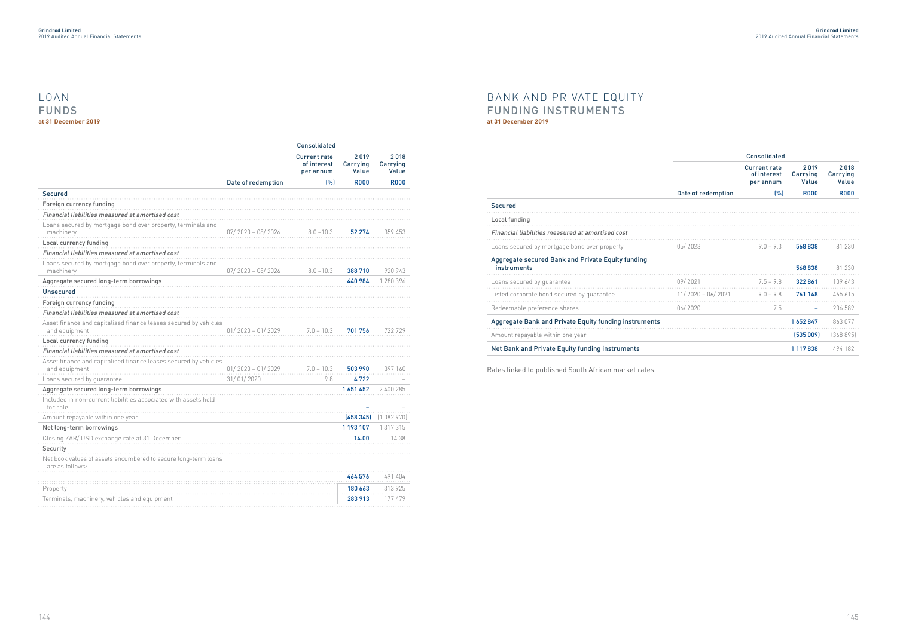# LOAN FUNDS

**at 31 December 2019**

| | Consolidated | | | |
|---|---|---|---|---|
| | Date of redemption | Current rate of interest per annum (%) | 2019 Carrying Value R000 | 2018 Carrying Value R000 |
| **Secured** | | | | |
| Foreign currency funding | | | | |
| *Financial liabilities measured at amortised cost* | | | | |
| Loans secured by mortgage bond over property, terminals and machinery | 07/ 2020 – 08/ 2026 | 8.0 –10.3 | **52 274** | 359 453 |
| Local currency funding | | | | |
| *Financial liabilities measured at amortised cost* | | | | |
| Loans secured by mortgage bond over property, terminals and machinery | 07/ 2020 – 08/ 2026 | 8.0 –10.3 | **388 710** | 920 943 |
| Aggregate secured long-term borrowings | | | **440 984** | 1 280 396 |
| **Unsecured** | | | | |
| Foreign currency funding | | | | |
| *Financial liabilities measured at amortised cost* | | | | |
| Asset finance and capitalised finance leases secured by vehicles and equipment | 01/ 2020 – 01/ 2029 | 7.0 – 10.3 | **701 756** | 722 729 |
| Local currency funding | | | | |
| *Financial liabilities measured at amortised cost* | | | | |
| Asset finance and capitalised finance leases secured by vehicles and equipment | 01/ 2020 – 01/ 2029 | 7.0 – 10.3 | **503 990** | 397 160 |
| Loans secured by guarantee | 31/ 01/ 2020 | 9.8 | **4 722** | – |
| Aggregate secured long-term borrowings | | | **1 651 452** | 2 400 285 |
| Included in non-current liabilities associated with assets held for sale | | | **–** | – |
| Amount repayable within one year | | | **(458 345)** | (1 082 970) |
| Net long-term borrowings | | | **1 193 107** | 1 317 315 |
| Closing ZAR/ USD exchange rate at 31 December | | | **14.00** | 14.38 |
| **Security** | | | | |
| Net book values of assets encumbered to secure long-term loans are as follows: | | | **464 576** | 491 404 |
| Property | | | **180 663** | 313 925 |
| Terminals, machinery, vehicles and equipment | | | **283 913** | 177 479 |

# BANK AND PRIVATE EQUITY FUNDING INSTRUMENTS

**at 31 December 2019**

| | Consolidated | | | |
|---|---|---|---|---|
| | Date of redemption | Current rate of interest per annum (%) | 2019 Carrying Value R000 | 2018 Carrying Value R000 |
| **Secured** | | | | |
| Local funding | | | | |
| *Financial liabilities measured at amortised cost* | | | | |
| Loans secured by mortgage bond over property | 05/ 2023 | 9.0 – 9.3 | **568 838** | 81 230 |
| Aggregate secured Bank and Private Equity funding instruments | | | **568 838** | 81 230 |
| Loans secured by guarantee | 09/ 2021 | 7.5 – 9.8 | **322 861** | 109 643 |
| Listed corporate bond secured by guarantee | 11/ 2020 – 06/ 2021 | 9.0 – 9.8 | **761 148** | 465 615 |
| Redeemable preference shares | 06/ 2020 | 7.5 | **–** | 206 589 |
| Aggregate Bank and Private Equity funding instruments | | | **1 652 847** | 863 077 |
| Amount repayable within one year | | | **(535 009)** | (368 895) |
| Net Bank and Private Equity funding instruments | | | **1 117 838** | 494 182 |

Rates linked to published South African market rates.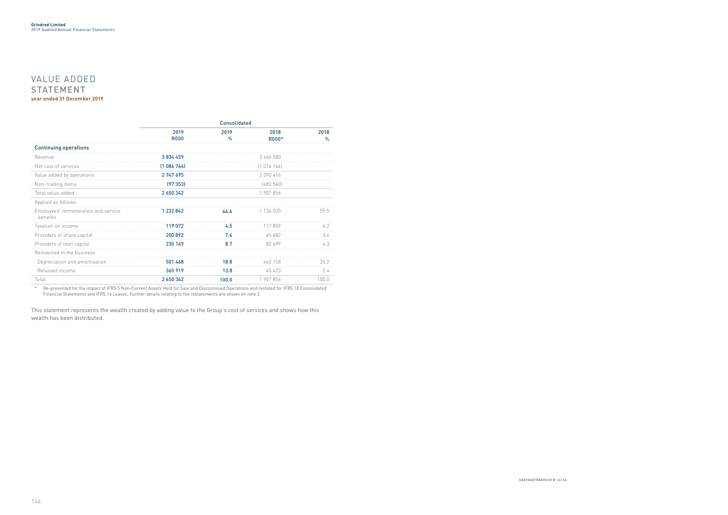# VALUE ADDED STATEMENT

**year ended 31 December 2019**

| | Consolidated | | | |
|---|---|---|---|---|
| | 2019 R000 | 2019 % | 2018 R000* | 2018 % |
| **Continuing operations** | | | | |
| Revenue | 3 834 459 | | 3 466 580 | |
| Net cost of services | (1 086 764) | | (1 076 164) | |
| Value added by operations | 2 747 695 | | 2 390 416 | |
| Non-trading items | (97 353) | | (482 560) | |
| Total value added | 2 650 342 | | 1 907 856 | |
| Applied as follows: | | | | |
| Employees' remuneration and service benefits | 1 232 842 | 46.6 | 1 134 035 | 59.5 |
| Taxation on income | 119 072 | 4.5 | 117 859 | 6.2 |
| Providers of share capital | 200 892 | 7.6 | 65 682 | 3.4 |
| Providers of loan capital | 230 149 | 8.7 | 82 699 | 4.3 |
| Reinvested in the business | | | | |
| Depreciation and amortisation | 501 468 | 18.8 | 462 158 | 24.2 |
| Retained income | 365 919 | 13.8 | 45 423 | 2.4 |
| Total | 2 650 342 | 100.0 | 1 907 856 | 100.0 |

\* Re-presented for the impact of IFRS 5 Non-Current Assets Held for Sale and Discontinued Operations and restated for IFRS 10 Consolidated Financial Statements and IFRS 16 Leases. Further details relating to the restatements are shown on note 2.

This statement represents the wealth created by adding value to the Group's cost of services and shows how this wealth has been distributed.